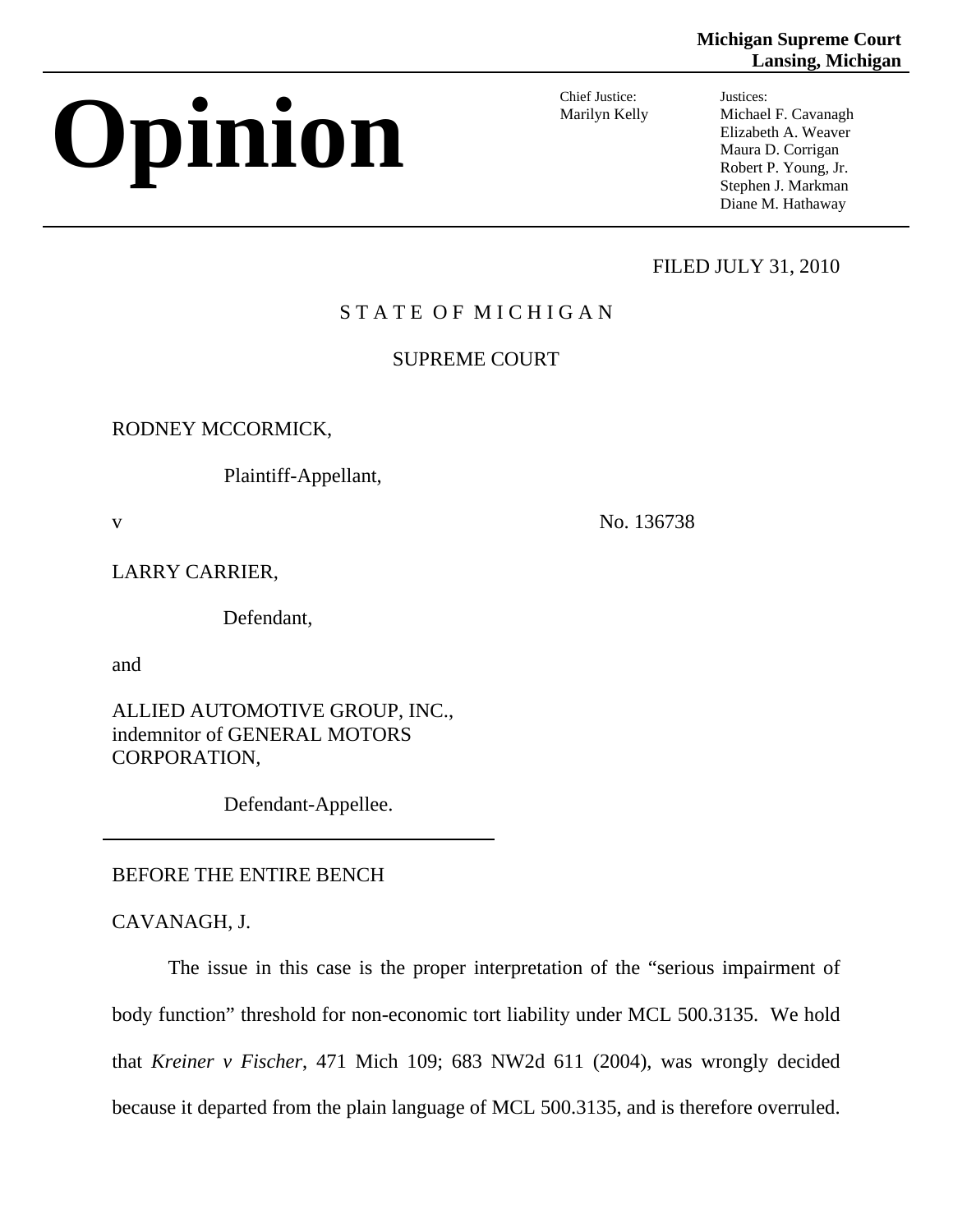**Michigan Supreme Court**
**Lansing, Michigan**

# Opinion

Chief Justice:
Marilyn Kelly

Justices:
Michael F. Cavanagh
Elizabeth A. Weaver
Maura D. Corrigan
Robert P. Young, Jr.
Stephen J. Markman
Diane M. Hathaway

FILED JULY 31, 2010

S T A T E O F M I C H I G A N

SUPREME COURT

RODNEY MCCORMICK,

Plaintiff-Appellant,

v No. 136738

LARRY CARRIER,

Defendant,

and

ALLIED AUTOMOTIVE GROUP, INC., indemnitor of GENERAL MOTORS CORPORATION,

Defendant-Appellee.

---

BEFORE THE ENTIRE BENCH

CAVANAGH, J.

The issue in this case is the proper interpretation of the "serious impairment of body function" threshold for non-economic tort liability under MCL 500.3135. We hold that *Kreiner v Fischer*, 471 Mich 109; 683 NW2d 611 (2004), was wrongly decided because it departed from the plain language of MCL 500.3135, and is therefore overruled.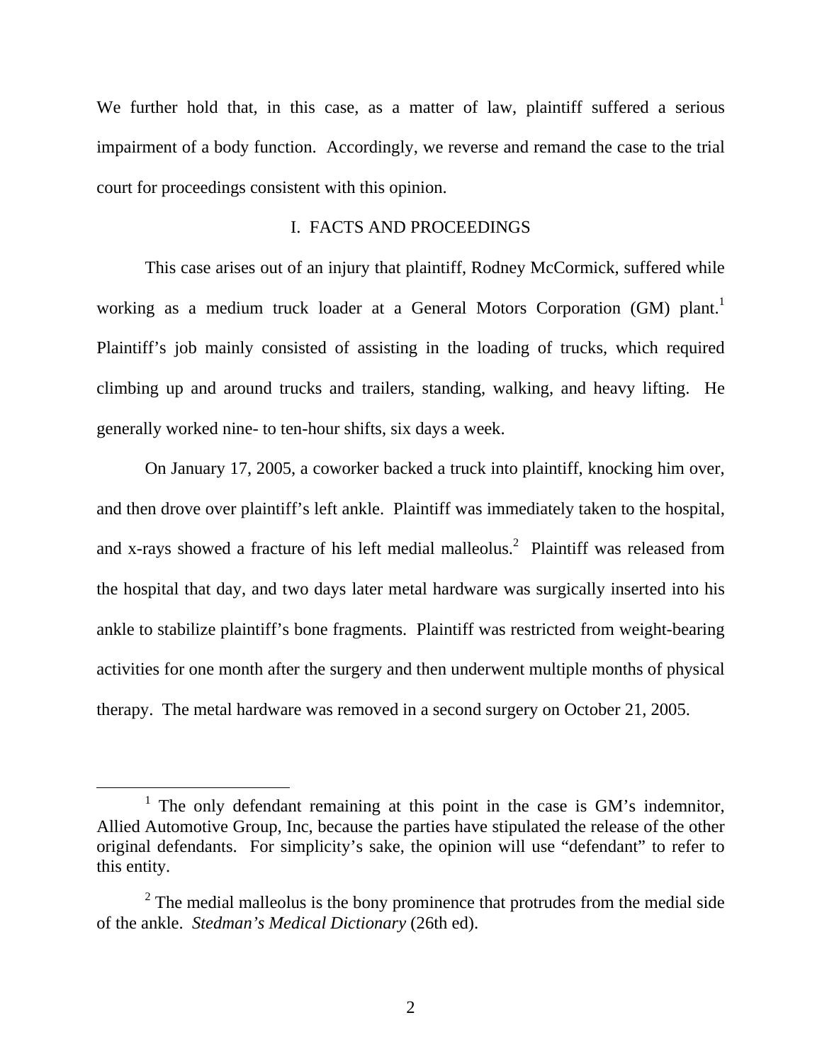We further hold that, in this case, as a matter of law, plaintiff suffered a serious impairment of a body function. Accordingly, we reverse and remand the case to the trial court for proceedings consistent with this opinion.

## I. FACTS AND PROCEEDINGS

This case arises out of an injury that plaintiff, Rodney McCormick, suffered while working as a medium truck loader at a General Motors Corporation (GM) plant.[1] Plaintiff's job mainly consisted of assisting in the loading of trucks, which required climbing up and around trucks and trailers, standing, walking, and heavy lifting. He generally worked nine- to ten-hour shifts, six days a week.

On January 17, 2005, a coworker backed a truck into plaintiff, knocking him over, and then drove over plaintiff's left ankle. Plaintiff was immediately taken to the hospital, and x-rays showed a fracture of his left medial malleolus.[2] Plaintiff was released from the hospital that day, and two days later metal hardware was surgically inserted into his ankle to stabilize plaintiff's bone fragments. Plaintiff was restricted from weight-bearing activities for one month after the surgery and then underwent multiple months of physical therapy. The metal hardware was removed in a second surgery on October 21, 2005.

---

[1] The only defendant remaining at this point in the case is GM's indemnitor, Allied Automotive Group, Inc, because the parties have stipulated the release of the other original defendants. For simplicity's sake, the opinion will use "defendant" to refer to this entity.

[2] The medial malleolus is the bony prominence that protrudes from the medial side of the ankle. *Stedman's Medical Dictionary* (26th ed).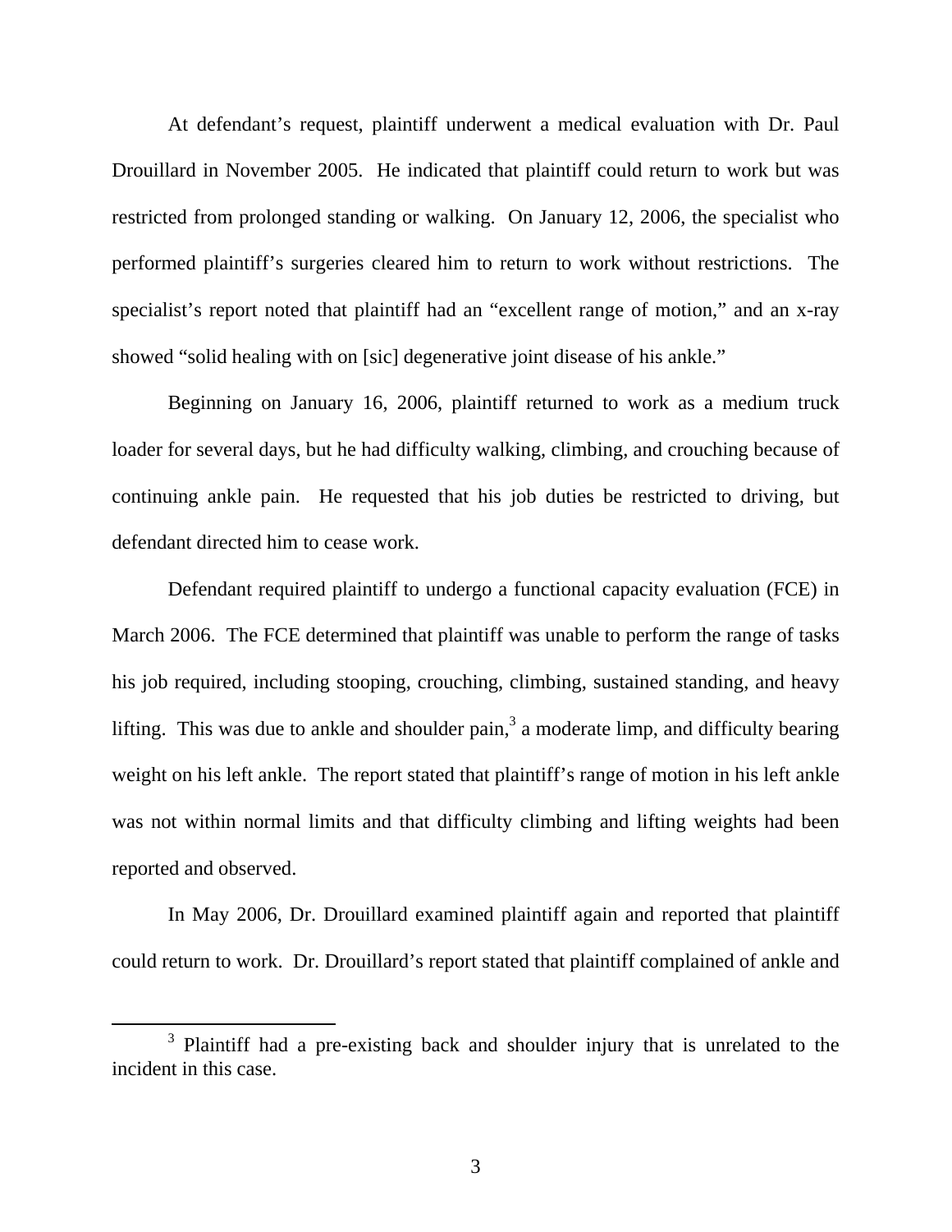At defendant's request, plaintiff underwent a medical evaluation with Dr. Paul Drouillard in November 2005. He indicated that plaintiff could return to work but was restricted from prolonged standing or walking. On January 12, 2006, the specialist who performed plaintiff's surgeries cleared him to return to work without restrictions. The specialist's report noted that plaintiff had an "excellent range of motion," and an x-ray showed "solid healing with on [sic] degenerative joint disease of his ankle."

Beginning on January 16, 2006, plaintiff returned to work as a medium truck loader for several days, but he had difficulty walking, climbing, and crouching because of continuing ankle pain. He requested that his job duties be restricted to driving, but defendant directed him to cease work.

Defendant required plaintiff to undergo a functional capacity evaluation (FCE) in March 2006. The FCE determined that plaintiff was unable to perform the range of tasks his job required, including stooping, crouching, climbing, sustained standing, and heavy lifting. This was due to ankle and shoulder pain,[3] a moderate limp, and difficulty bearing weight on his left ankle. The report stated that plaintiff's range of motion in his left ankle was not within normal limits and that difficulty climbing and lifting weights had been reported and observed.

In May 2006, Dr. Drouillard examined plaintiff again and reported that plaintiff could return to work. Dr. Drouillard's report stated that plaintiff complained of ankle and

---

[3] Plaintiff had a pre-existing back and shoulder injury that is unrelated to the incident in this case.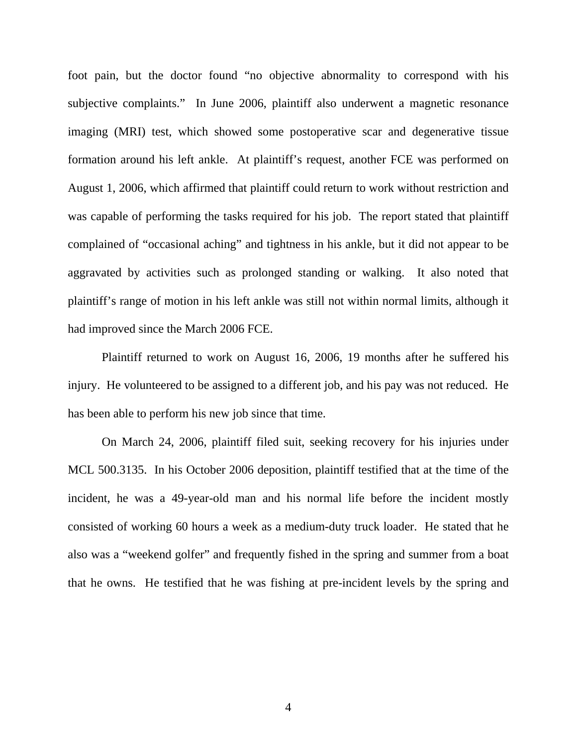foot pain, but the doctor found "no objective abnormality to correspond with his subjective complaints." In June 2006, plaintiff also underwent a magnetic resonance imaging (MRI) test, which showed some postoperative scar and degenerative tissue formation around his left ankle. At plaintiff's request, another FCE was performed on August 1, 2006, which affirmed that plaintiff could return to work without restriction and was capable of performing the tasks required for his job. The report stated that plaintiff complained of "occasional aching" and tightness in his ankle, but it did not appear to be aggravated by activities such as prolonged standing or walking. It also noted that plaintiff's range of motion in his left ankle was still not within normal limits, although it had improved since the March 2006 FCE.

Plaintiff returned to work on August 16, 2006, 19 months after he suffered his injury. He volunteered to be assigned to a different job, and his pay was not reduced. He has been able to perform his new job since that time.

On March 24, 2006, plaintiff filed suit, seeking recovery for his injuries under MCL 500.3135. In his October 2006 deposition, plaintiff testified that at the time of the incident, he was a 49-year-old man and his normal life before the incident mostly consisted of working 60 hours a week as a medium-duty truck loader. He stated that he also was a "weekend golfer" and frequently fished in the spring and summer from a boat that he owns. He testified that he was fishing at pre-incident levels by the spring and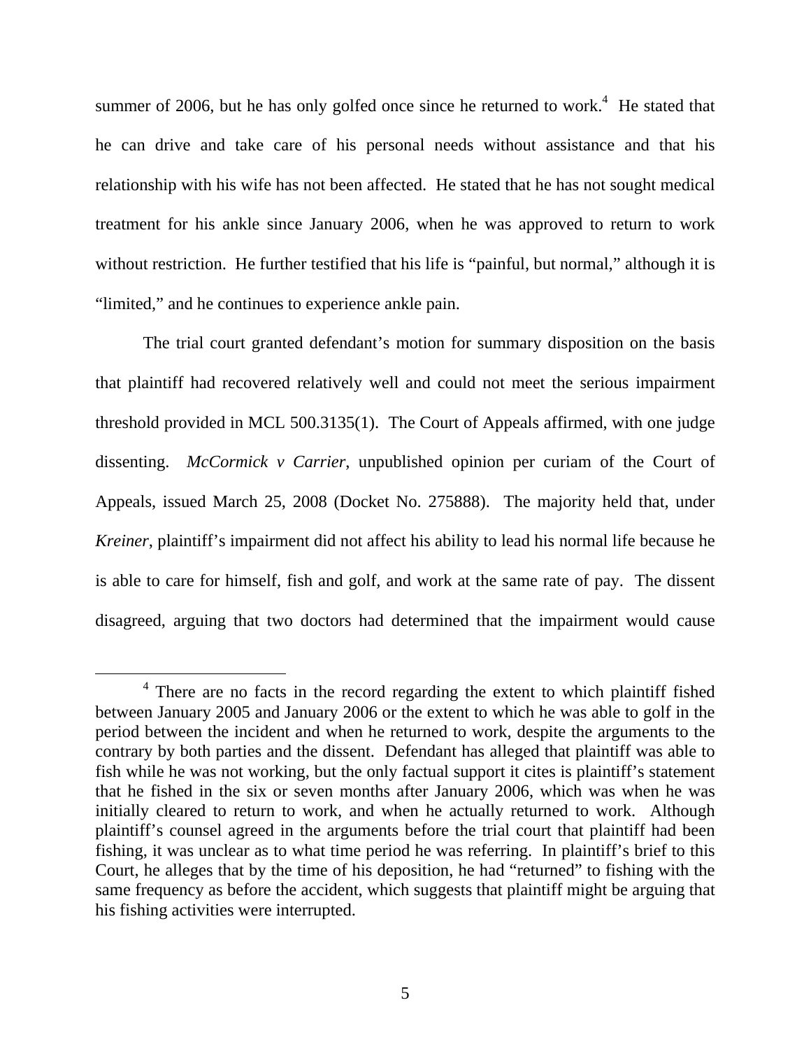summer of 2006, but he has only golfed once since he returned to work.[4] He stated that he can drive and take care of his personal needs without assistance and that his relationship with his wife has not been affected. He stated that he has not sought medical treatment for his ankle since January 2006, when he was approved to return to work without restriction. He further testified that his life is "painful, but normal," although it is "limited," and he continues to experience ankle pain.

The trial court granted defendant's motion for summary disposition on the basis that plaintiff had recovered relatively well and could not meet the serious impairment threshold provided in MCL 500.3135(1). The Court of Appeals affirmed, with one judge dissenting. *McCormick v Carrier*, unpublished opinion per curiam of the Court of Appeals, issued March 25, 2008 (Docket No. 275888). The majority held that, under *Kreiner*, plaintiff's impairment did not affect his ability to lead his normal life because he is able to care for himself, fish and golf, and work at the same rate of pay. The dissent disagreed, arguing that two doctors had determined that the impairment would cause

[4] There are no facts in the record regarding the extent to which plaintiff fished between January 2005 and January 2006 or the extent to which he was able to golf in the period between the incident and when he returned to work, despite the arguments to the contrary by both parties and the dissent. Defendant has alleged that plaintiff was able to fish while he was not working, but the only factual support it cites is plaintiff's statement that he fished in the six or seven months after January 2006, which was when he was initially cleared to return to work, and when he actually returned to work. Although plaintiff's counsel agreed in the arguments before the trial court that plaintiff had been fishing, it was unclear as to what time period he was referring. In plaintiff's brief to this Court, he alleges that by the time of his deposition, he had "returned" to fishing with the same frequency as before the accident, which suggests that plaintiff might be arguing that his fishing activities were interrupted.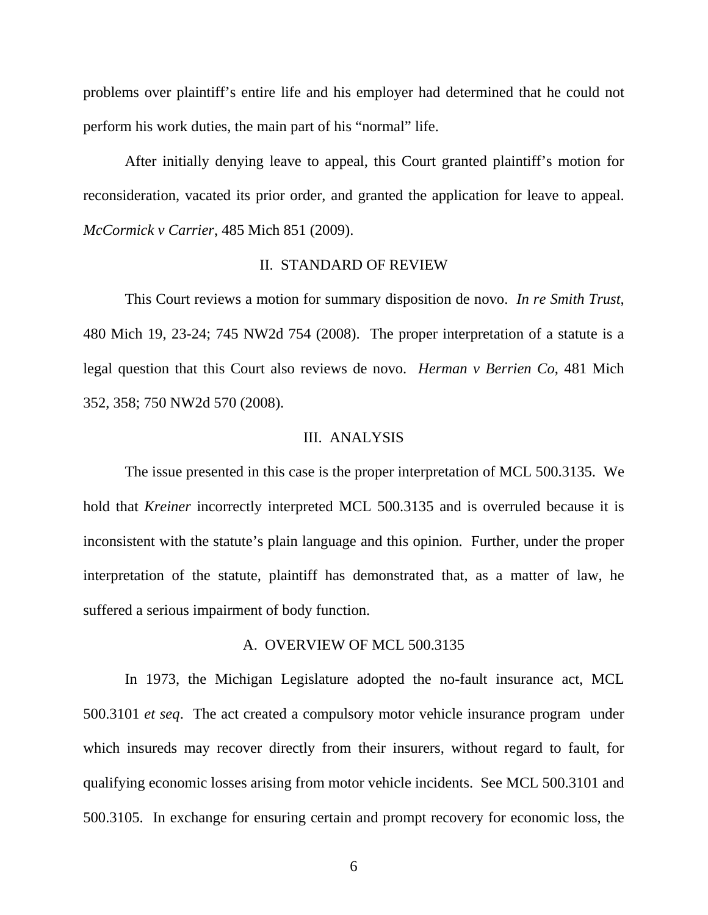problems over plaintiff's entire life and his employer had determined that he could not perform his work duties, the main part of his "normal" life.

After initially denying leave to appeal, this Court granted plaintiff's motion for reconsideration, vacated its prior order, and granted the application for leave to appeal. *McCormick v Carrier*, 485 Mich 851 (2009).

## II. STANDARD OF REVIEW

This Court reviews a motion for summary disposition de novo. *In re Smith Trust*, 480 Mich 19, 23-24; 745 NW2d 754 (2008). The proper interpretation of a statute is a legal question that this Court also reviews de novo. *Herman v Berrien Co*, 481 Mich 352, 358; 750 NW2d 570 (2008).

## III. ANALYSIS

The issue presented in this case is the proper interpretation of MCL 500.3135. We hold that *Kreiner* incorrectly interpreted MCL 500.3135 and is overruled because it is inconsistent with the statute's plain language and this opinion. Further, under the proper interpretation of the statute, plaintiff has demonstrated that, as a matter of law, he suffered a serious impairment of body function.

### A. OVERVIEW OF MCL 500.3135

In 1973, the Michigan Legislature adopted the no-fault insurance act, MCL 500.3101 *et seq*. The act created a compulsory motor vehicle insurance program under which insureds may recover directly from their insurers, without regard to fault, for qualifying economic losses arising from motor vehicle incidents. See MCL 500.3101 and 500.3105. In exchange for ensuring certain and prompt recovery for economic loss, the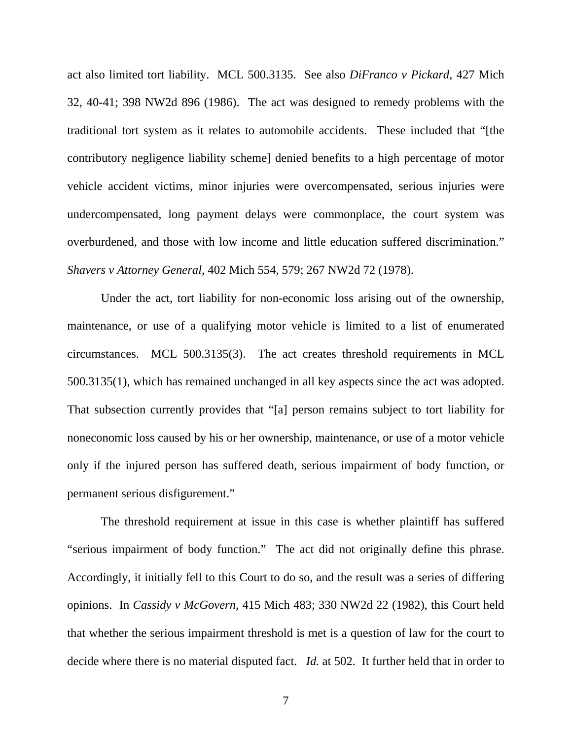act also limited tort liability. MCL 500.3135. See also *DiFranco v Pickard*, 427 Mich 32, 40-41; 398 NW2d 896 (1986). The act was designed to remedy problems with the traditional tort system as it relates to automobile accidents. These included that "[the contributory negligence liability scheme] denied benefits to a high percentage of motor vehicle accident victims, minor injuries were overcompensated, serious injuries were undercompensated, long payment delays were commonplace, the court system was overburdened, and those with low income and little education suffered discrimination." *Shavers v Attorney General*, 402 Mich 554, 579; 267 NW2d 72 (1978).

Under the act, tort liability for non-economic loss arising out of the ownership, maintenance, or use of a qualifying motor vehicle is limited to a list of enumerated circumstances. MCL 500.3135(3). The act creates threshold requirements in MCL 500.3135(1), which has remained unchanged in all key aspects since the act was adopted. That subsection currently provides that "[a] person remains subject to tort liability for noneconomic loss caused by his or her ownership, maintenance, or use of a motor vehicle only if the injured person has suffered death, serious impairment of body function, or permanent serious disfigurement."

The threshold requirement at issue in this case is whether plaintiff has suffered "serious impairment of body function." The act did not originally define this phrase. Accordingly, it initially fell to this Court to do so, and the result was a series of differing opinions. In *Cassidy v McGovern*, 415 Mich 483; 330 NW2d 22 (1982), this Court held that whether the serious impairment threshold is met is a question of law for the court to decide where there is no material disputed fact. *Id.* at 502. It further held that in order to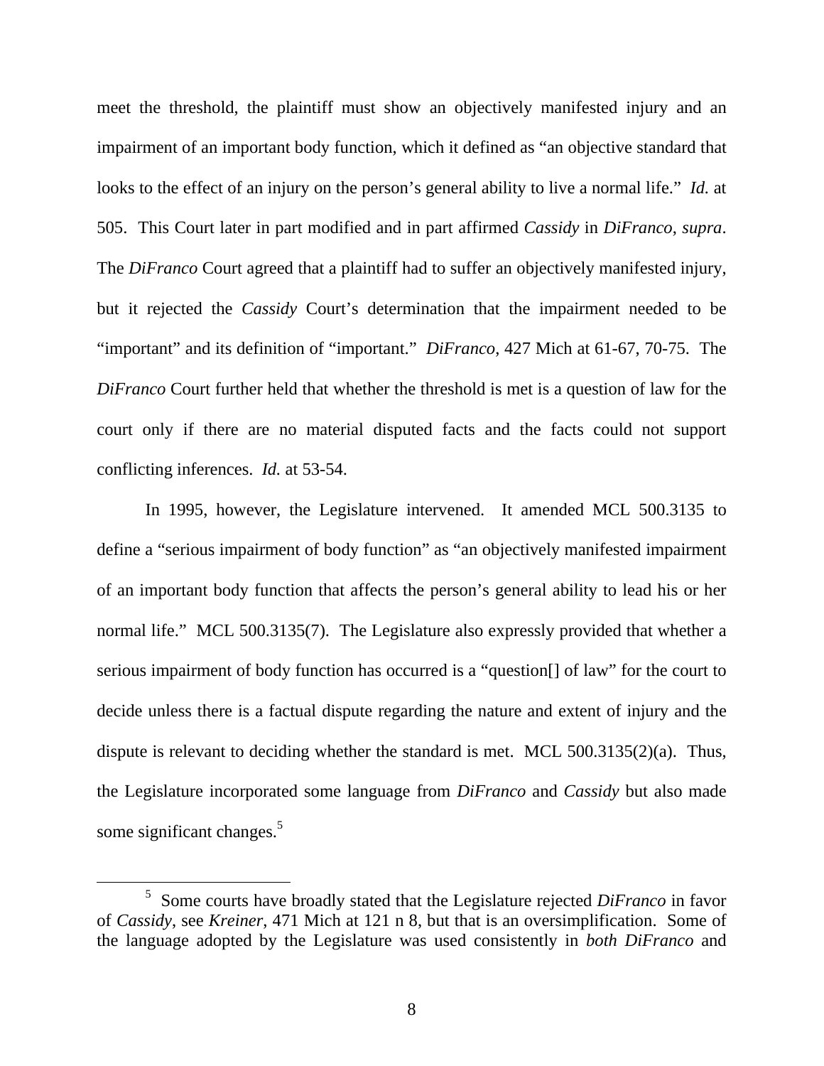meet the threshold, the plaintiff must show an objectively manifested injury and an impairment of an important body function, which it defined as "an objective standard that looks to the effect of an injury on the person's general ability to live a normal life." *Id.* at 505. This Court later in part modified and in part affirmed *Cassidy* in *DiFranco*, *supra*. The *DiFranco* Court agreed that a plaintiff had to suffer an objectively manifested injury, but it rejected the *Cassidy* Court's determination that the impairment needed to be "important" and its definition of "important." *DiFranco*, 427 Mich at 61-67, 70-75. The *DiFranco* Court further held that whether the threshold is met is a question of law for the court only if there are no material disputed facts and the facts could not support conflicting inferences. *Id.* at 53-54.

In 1995, however, the Legislature intervened. It amended MCL 500.3135 to define a "serious impairment of body function" as "an objectively manifested impairment of an important body function that affects the person's general ability to lead his or her normal life." MCL 500.3135(7). The Legislature also expressly provided that whether a serious impairment of body function has occurred is a "question[] of law" for the court to decide unless there is a factual dispute regarding the nature and extent of injury and the dispute is relevant to deciding whether the standard is met. MCL 500.3135(2)(a). Thus, the Legislature incorporated some language from *DiFranco* and *Cassidy* but also made some significant changes.[5]

[5] Some courts have broadly stated that the Legislature rejected *DiFranco* in favor of *Cassidy*, see *Kreiner*, 471 Mich at 121 n 8, but that is an oversimplification. Some of the language adopted by the Legislature was used consistently in *both DiFranco* and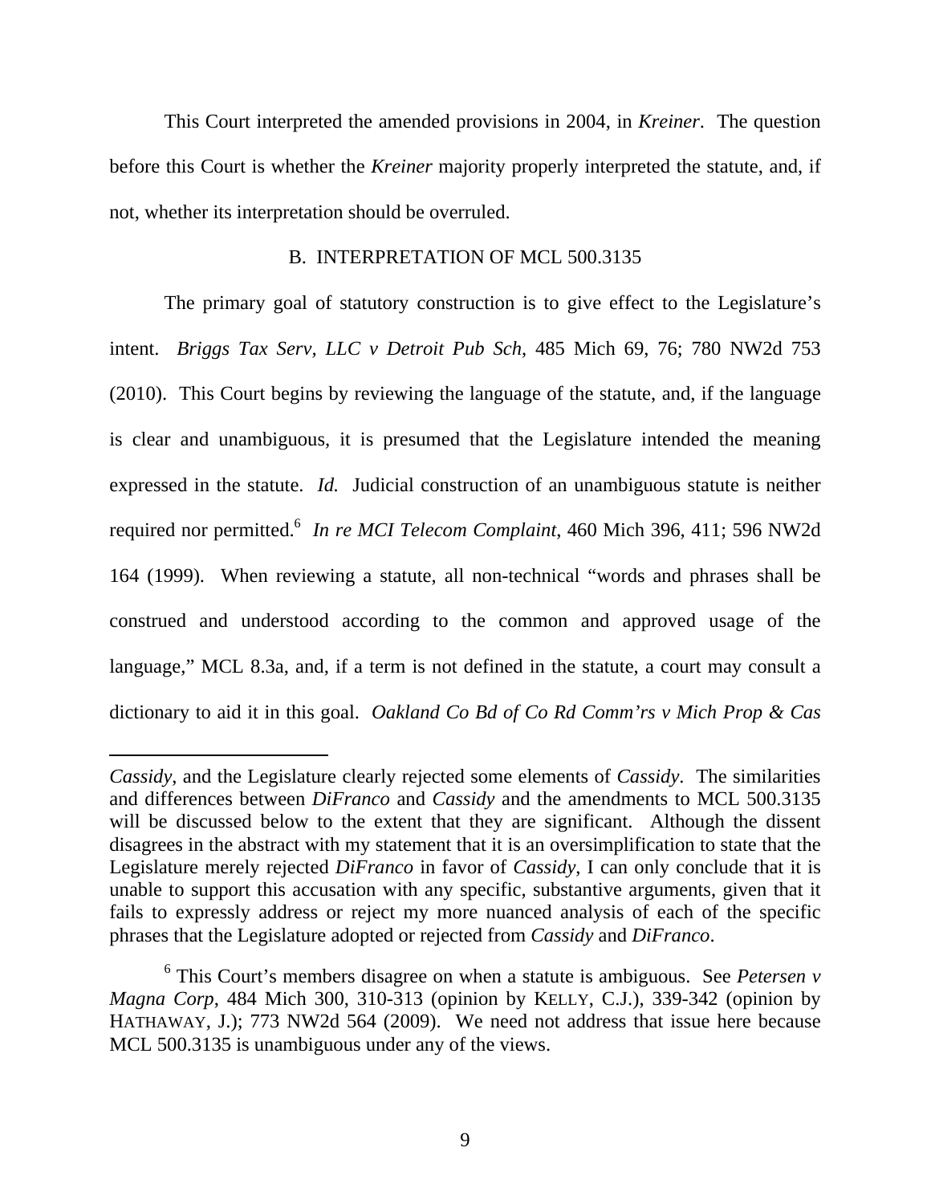This Court interpreted the amended provisions in 2004, in *Kreiner*. The question before this Court is whether the *Kreiner* majority properly interpreted the statute, and, if not, whether its interpretation should be overruled.

### B. INTERPRETATION OF MCL 500.3135

The primary goal of statutory construction is to give effect to the Legislature's intent. *Briggs Tax Serv, LLC v Detroit Pub Sch*, 485 Mich 69, 76; 780 NW2d 753 (2010). This Court begins by reviewing the language of the statute, and, if the language is clear and unambiguous, it is presumed that the Legislature intended the meaning expressed in the statute. *Id.* Judicial construction of an unambiguous statute is neither required nor permitted.[6] *In re MCI Telecom Complaint*, 460 Mich 396, 411; 596 NW2d 164 (1999). When reviewing a statute, all non-technical "words and phrases shall be construed and understood according to the common and approved usage of the language," MCL 8.3a, and, if a term is not defined in the statute, a court may consult a dictionary to aid it in this goal. *Oakland Co Bd of Co Rd Comm'rs v Mich Prop & Cas*

---

*Cassidy*, and the Legislature clearly rejected some elements of *Cassidy*. The similarities and differences between *DiFranco* and *Cassidy* and the amendments to MCL 500.3135 will be discussed below to the extent that they are significant. Although the dissent disagrees in the abstract with my statement that it is an oversimplification to state that the Legislature merely rejected *DiFranco* in favor of *Cassidy*, I can only conclude that it is unable to support this accusation with any specific, substantive arguments, given that it fails to expressly address or reject my more nuanced analysis of each of the specific phrases that the Legislature adopted or rejected from *Cassidy* and *DiFranco*.

[6] This Court's members disagree on when a statute is ambiguous. See *Petersen v Magna Corp*, 484 Mich 300, 310-313 (opinion by KELLY, C.J.), 339-342 (opinion by HATHAWAY, J.); 773 NW2d 564 (2009). We need not address that issue here because MCL 500.3135 is unambiguous under any of the views.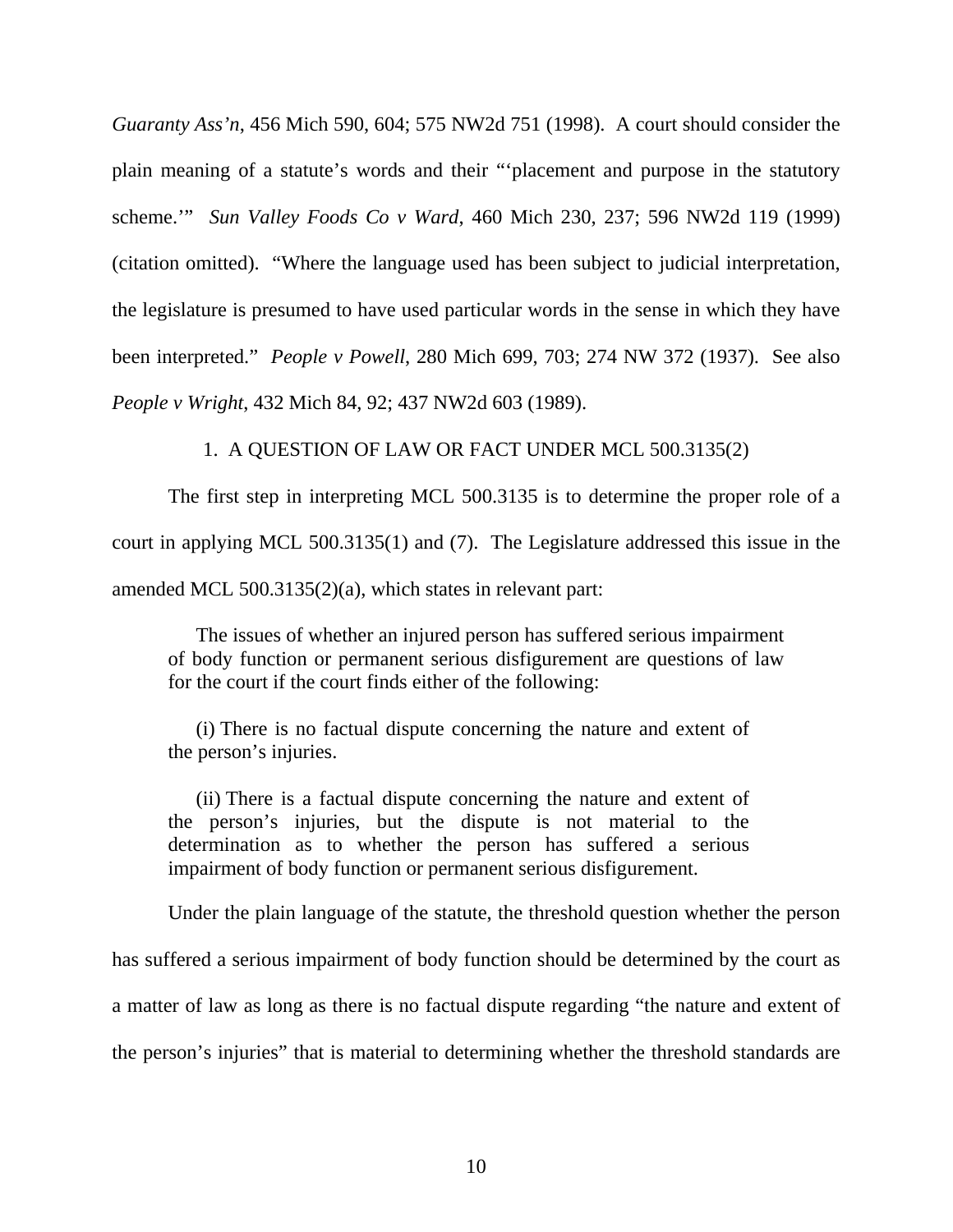*Guaranty Ass'n*, 456 Mich 590, 604; 575 NW2d 751 (1998). A court should consider the plain meaning of a statute's words and their "'placement and purpose in the statutory scheme.'" *Sun Valley Foods Co v Ward*, 460 Mich 230, 237; 596 NW2d 119 (1999) (citation omitted). "Where the language used has been subject to judicial interpretation, the legislature is presumed to have used particular words in the sense in which they have been interpreted." *People v Powell*, 280 Mich 699, 703; 274 NW 372 (1937). See also *People v Wright*, 432 Mich 84, 92; 437 NW2d 603 (1989).

### 1. A QUESTION OF LAW OR FACT UNDER MCL 500.3135(2)

The first step in interpreting MCL 500.3135 is to determine the proper role of a court in applying MCL 500.3135(1) and (7). The Legislature addressed this issue in the amended MCL 500.3135(2)(a), which states in relevant part:

> The issues of whether an injured person has suffered serious impairment of body function or permanent serious disfigurement are questions of law for the court if the court finds either of the following:
>
> (i) There is no factual dispute concerning the nature and extent of the person's injuries.
>
> (ii) There is a factual dispute concerning the nature and extent of the person's injuries, but the dispute is not material to the determination as to whether the person has suffered a serious impairment of body function or permanent serious disfigurement.

Under the plain language of the statute, the threshold question whether the person has suffered a serious impairment of body function should be determined by the court as a matter of law as long as there is no factual dispute regarding "the nature and extent of the person's injuries" that is material to determining whether the threshold standards are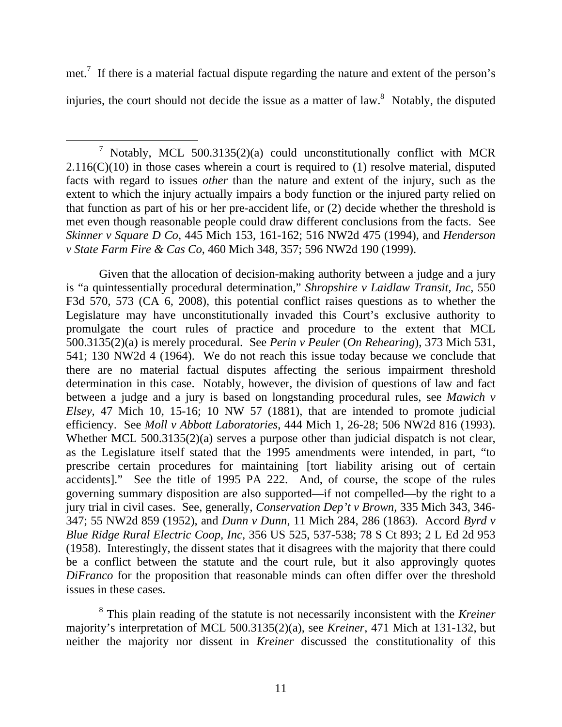met.[7] If there is a material factual dispute regarding the nature and extent of the person's injuries, the court should not decide the issue as a matter of law.[8] Notably, the disputed

---

[7] Notably, MCL 500.3135(2)(a) could unconstitutionally conflict with MCR 2.116(C)(10) in those cases wherein a court is required to (1) resolve material, disputed facts with regard to issues *other* than the nature and extent of the injury, such as the extent to which the injury actually impairs a body function or the injured party relied on that function as part of his or her pre-accident life, or (2) decide whether the threshold is met even though reasonable people could draw different conclusions from the facts. See *Skinner v Square D Co*, 445 Mich 153, 161-162; 516 NW2d 475 (1994), and *Henderson v State Farm Fire & Cas Co*, 460 Mich 348, 357; 596 NW2d 190 (1999).

Given that the allocation of decision-making authority between a judge and a jury is "a quintessentially procedural determination," *Shropshire v Laidlaw Transit, Inc*, 550 F3d 570, 573 (CA 6, 2008), this potential conflict raises questions as to whether the Legislature may have unconstitutionally invaded this Court's exclusive authority to promulgate the court rules of practice and procedure to the extent that MCL 500.3135(2)(a) is merely procedural. See *Perin v Peuler* (*On Rehearing*), 373 Mich 531, 541; 130 NW2d 4 (1964). We do not reach this issue today because we conclude that there are no material factual disputes affecting the serious impairment threshold determination in this case. Notably, however, the division of questions of law and fact between a judge and a jury is based on longstanding procedural rules, see *Mawich v Elsey*, 47 Mich 10, 15-16; 10 NW 57 (1881), that are intended to promote judicial efficiency. See *Moll v Abbott Laboratories*, 444 Mich 1, 26-28; 506 NW2d 816 (1993). Whether MCL 500.3135(2)(a) serves a purpose other than judicial dispatch is not clear, as the Legislature itself stated that the 1995 amendments were intended, in part, "to prescribe certain procedures for maintaining [tort liability arising out of certain accidents]." See the title of 1995 PA 222. And, of course, the scope of the rules governing summary disposition are also supported—if not compelled—by the right to a jury trial in civil cases. See, generally, *Conservation Dep't v Brown*, 335 Mich 343, 346-347; 55 NW2d 859 (1952), and *Dunn v Dunn*, 11 Mich 284, 286 (1863). Accord *Byrd v Blue Ridge Rural Electric Coop, Inc*, 356 US 525, 537-538; 78 S Ct 893; 2 L Ed 2d 953 (1958). Interestingly, the dissent states that it disagrees with the majority that there could be a conflict between the statute and the court rule, but it also approvingly quotes *DiFranco* for the proposition that reasonable minds can often differ over the threshold issues in these cases.

[8] This plain reading of the statute is not necessarily inconsistent with the *Kreiner* majority's interpretation of MCL 500.3135(2)(a), see *Kreiner*, 471 Mich at 131-132, but neither the majority nor dissent in *Kreiner* discussed the constitutionality of this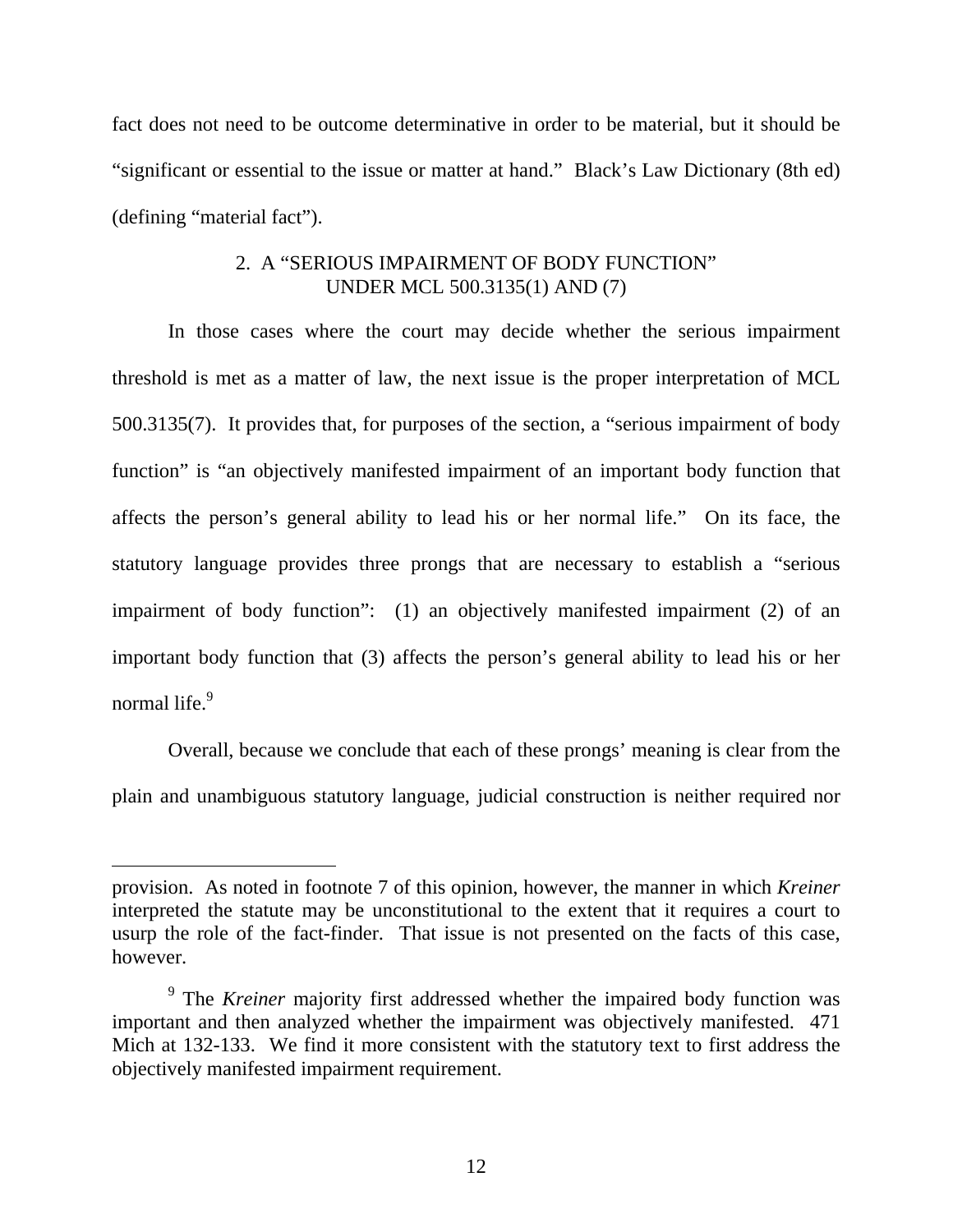fact does not need to be outcome determinative in order to be material, but it should be "significant or essential to the issue or matter at hand." Black's Law Dictionary (8th ed) (defining "material fact").

### 2. A "SERIOUS IMPAIRMENT OF BODY FUNCTION" UNDER MCL 500.3135(1) AND (7)

In those cases where the court may decide whether the serious impairment threshold is met as a matter of law, the next issue is the proper interpretation of MCL 500.3135(7). It provides that, for purposes of the section, a "serious impairment of body function" is "an objectively manifested impairment of an important body function that affects the person's general ability to lead his or her normal life." On its face, the statutory language provides three prongs that are necessary to establish a "serious impairment of body function": (1) an objectively manifested impairment (2) of an important body function that (3) affects the person's general ability to lead his or her normal life.[9]

Overall, because we conclude that each of these prongs' meaning is clear from the plain and unambiguous statutory language, judicial construction is neither required nor

---

provision. As noted in footnote 7 of this opinion, however, the manner in which *Kreiner* interpreted the statute may be unconstitutional to the extent that it requires a court to usurp the role of the fact-finder. That issue is not presented on the facts of this case, however.

[9] The *Kreiner* majority first addressed whether the impaired body function was important and then analyzed whether the impairment was objectively manifested. 471 Mich at 132-133. We find it more consistent with the statutory text to first address the objectively manifested impairment requirement.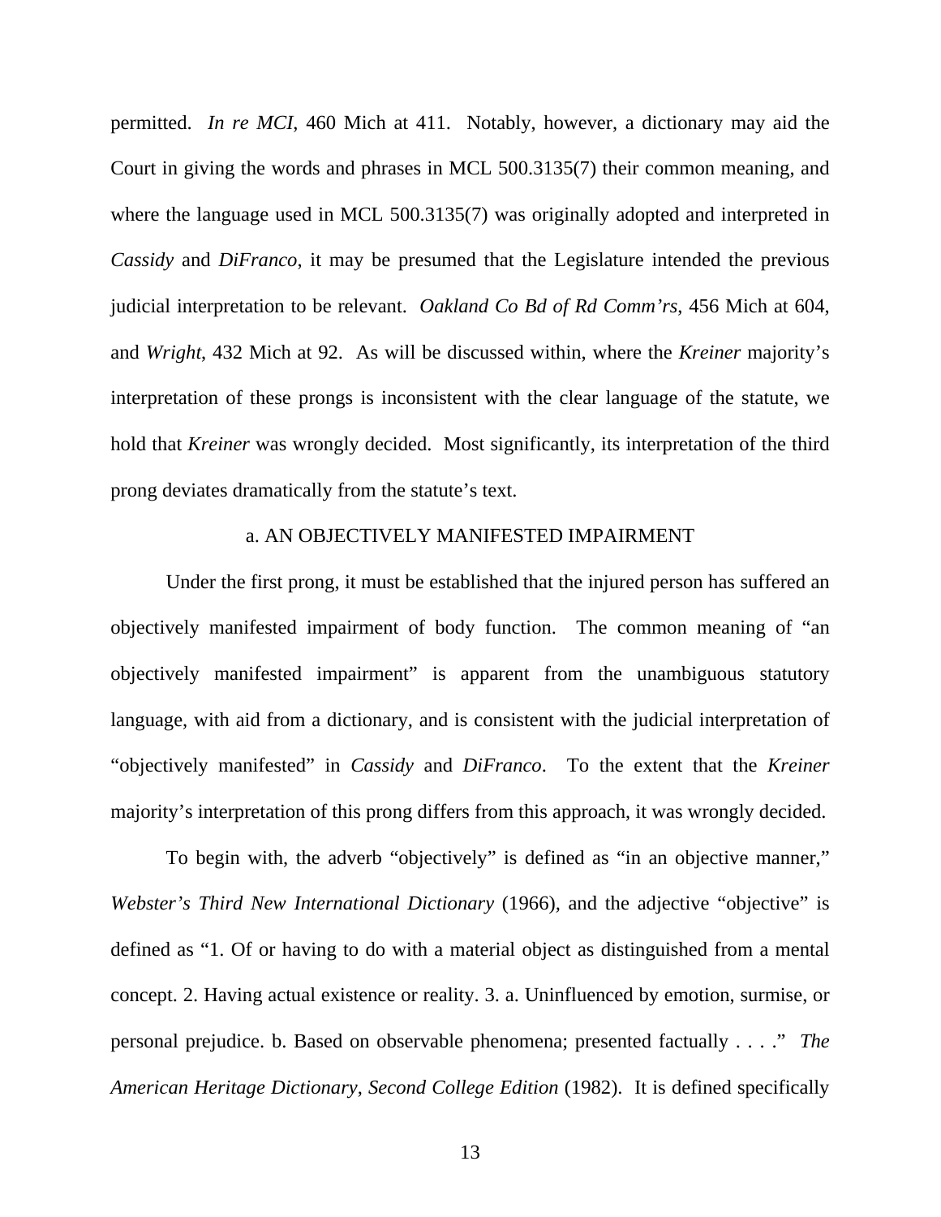permitted. *In re MCI*, 460 Mich at 411. Notably, however, a dictionary may aid the Court in giving the words and phrases in MCL 500.3135(7) their common meaning, and where the language used in MCL 500.3135(7) was originally adopted and interpreted in *Cassidy* and *DiFranco*, it may be presumed that the Legislature intended the previous judicial interpretation to be relevant. *Oakland Co Bd of Rd Comm'rs*, 456 Mich at 604, and *Wright*, 432 Mich at 92. As will be discussed within, where the *Kreiner* majority's interpretation of these prongs is inconsistent with the clear language of the statute, we hold that *Kreiner* was wrongly decided. Most significantly, its interpretation of the third prong deviates dramatically from the statute's text.

### a. AN OBJECTIVELY MANIFESTED IMPAIRMENT

Under the first prong, it must be established that the injured person has suffered an objectively manifested impairment of body function. The common meaning of "an objectively manifested impairment" is apparent from the unambiguous statutory language, with aid from a dictionary, and is consistent with the judicial interpretation of "objectively manifested" in *Cassidy* and *DiFranco*. To the extent that the *Kreiner* majority's interpretation of this prong differs from this approach, it was wrongly decided.

To begin with, the adverb "objectively" is defined as "in an objective manner," *Webster's Third New International Dictionary* (1966), and the adjective "objective" is defined as "1. Of or having to do with a material object as distinguished from a mental concept. 2. Having actual existence or reality. 3. a. Uninfluenced by emotion, surmise, or personal prejudice. b. Based on observable phenomena; presented factually . . . ." *The American Heritage Dictionary, Second College Edition* (1982). It is defined specifically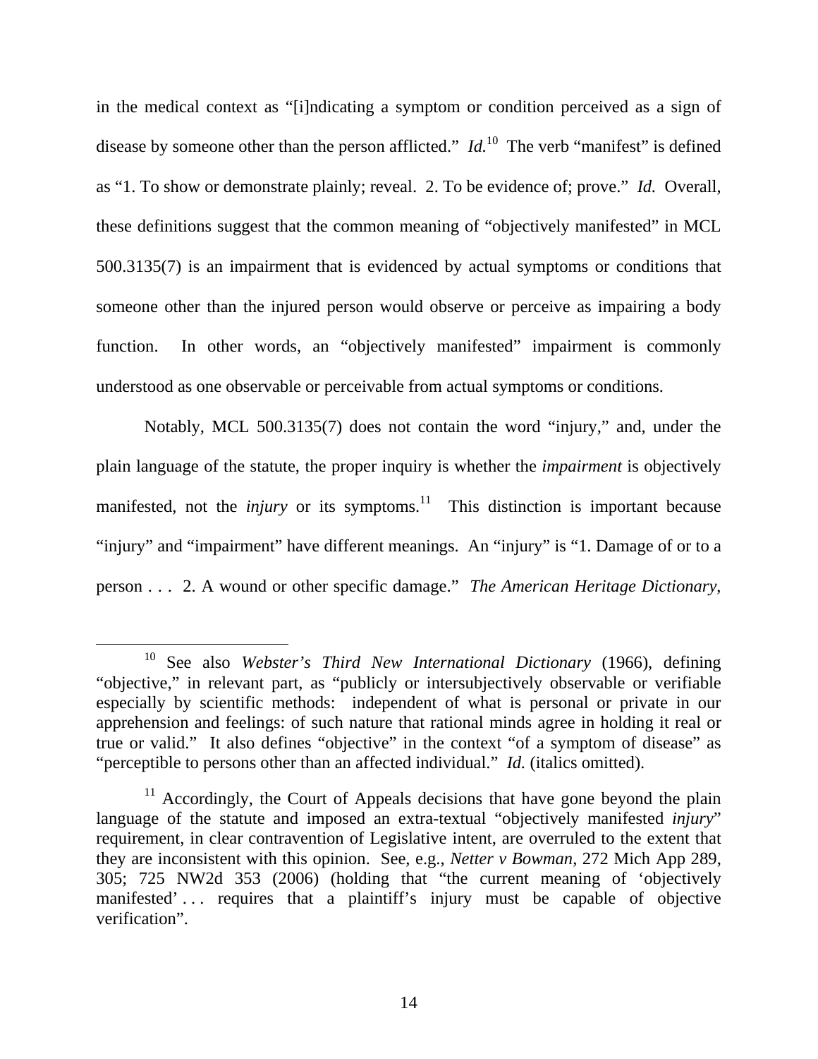in the medical context as "[i]ndicating a symptom or condition perceived as a sign of disease by someone other than the person afflicted." *Id.*[10] The verb "manifest" is defined as "1. To show or demonstrate plainly; reveal. 2. To be evidence of; prove." *Id.* Overall, these definitions suggest that the common meaning of "objectively manifested" in MCL 500.3135(7) is an impairment that is evidenced by actual symptoms or conditions that someone other than the injured person would observe or perceive as impairing a body function. In other words, an "objectively manifested" impairment is commonly understood as one observable or perceivable from actual symptoms or conditions.

Notably, MCL 500.3135(7) does not contain the word "injury," and, under the plain language of the statute, the proper inquiry is whether the *impairment* is objectively manifested, not the *injury* or its symptoms.[11] This distinction is important because "injury" and "impairment" have different meanings. An "injury" is "1. Damage of or to a person . . . 2. A wound or other specific damage." *The American Heritage Dictionary*,

---

[10] See also *Webster's Third New International Dictionary* (1966), defining "objective," in relevant part, as "publicly or intersubjectively observable or verifiable especially by scientific methods: independent of what is personal or private in our apprehension and feelings: of such nature that rational minds agree in holding it real or true or valid." It also defines "objective" in the context "of a symptom of disease" as "perceptible to persons other than an affected individual." *Id.* (italics omitted).

[11] Accordingly, the Court of Appeals decisions that have gone beyond the plain language of the statute and imposed an extra-textual "objectively manifested *injury*" requirement, in clear contravention of Legislative intent, are overruled to the extent that they are inconsistent with this opinion. See, e.g., *Netter v Bowman*, 272 Mich App 289, 305; 725 NW2d 353 (2006) (holding that "the current meaning of 'objectively manifested' . . . requires that a plaintiff's injury must be capable of objective verification".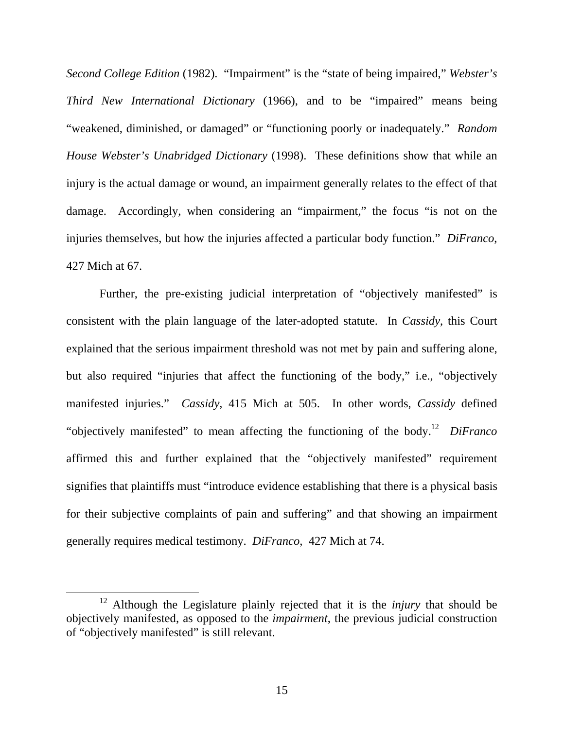*Second College Edition* (1982). "Impairment" is the "state of being impaired," *Webster's Third New International Dictionary* (1966), and to be "impaired" means being "weakened, diminished, or damaged" or "functioning poorly or inadequately." *Random House Webster's Unabridged Dictionary* (1998). These definitions show that while an injury is the actual damage or wound, an impairment generally relates to the effect of that damage. Accordingly, when considering an "impairment," the focus "is not on the injuries themselves, but how the injuries affected a particular body function." *DiFranco*, 427 Mich at 67.

Further, the pre-existing judicial interpretation of "objectively manifested" is consistent with the plain language of the later-adopted statute. In *Cassidy*, this Court explained that the serious impairment threshold was not met by pain and suffering alone, but also required "injuries that affect the functioning of the body," i.e., "objectively manifested injuries." *Cassidy*, 415 Mich at 505. In other words, *Cassidy* defined "objectively manifested" to mean affecting the functioning of the body.[12] *DiFranco* affirmed this and further explained that the "objectively manifested" requirement signifies that plaintiffs must "introduce evidence establishing that there is a physical basis for their subjective complaints of pain and suffering" and that showing an impairment generally requires medical testimony. *DiFranco*, 427 Mich at 74.

[12] Although the Legislature plainly rejected that it is the *injury* that should be objectively manifested, as opposed to the *impairment*, the previous judicial construction of "objectively manifested" is still relevant.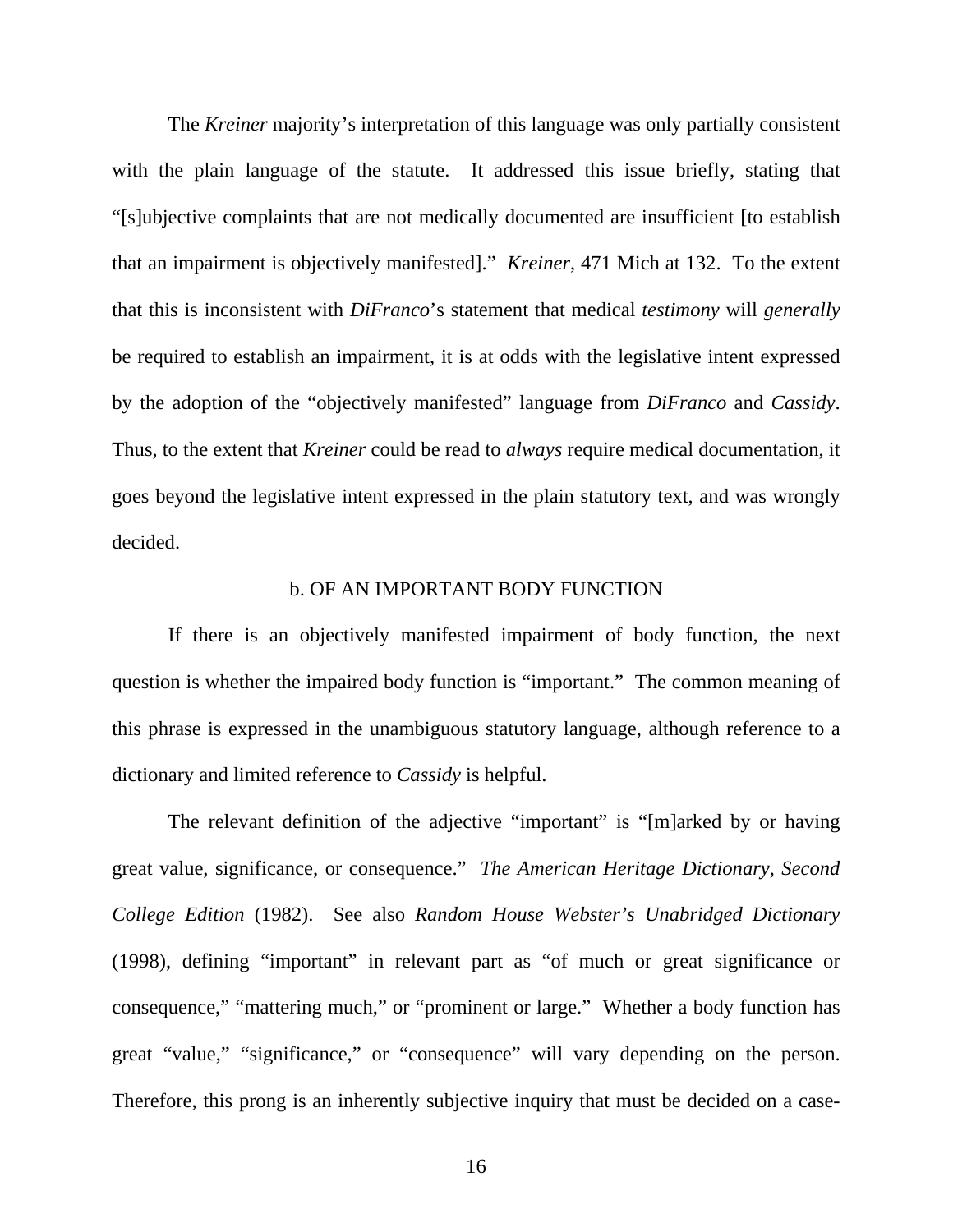The *Kreiner* majority's interpretation of this language was only partially consistent with the plain language of the statute. It addressed this issue briefly, stating that "[s]ubjective complaints that are not medically documented are insufficient [to establish that an impairment is objectively manifested]." *Kreiner*, 471 Mich at 132. To the extent that this is inconsistent with *DiFranco*'s statement that medical *testimony* will *generally* be required to establish an impairment, it is at odds with the legislative intent expressed by the adoption of the "objectively manifested" language from *DiFranco* and *Cassidy*. Thus, to the extent that *Kreiner* could be read to *always* require medical documentation, it goes beyond the legislative intent expressed in the plain statutory text, and was wrongly decided.

b. OF AN IMPORTANT BODY FUNCTION

If there is an objectively manifested impairment of body function, the next question is whether the impaired body function is "important." The common meaning of this phrase is expressed in the unambiguous statutory language, although reference to a dictionary and limited reference to *Cassidy* is helpful.

The relevant definition of the adjective "important" is "[m]arked by or having great value, significance, or consequence." *The American Heritage Dictionary*, *Second College Edition* (1982). See also *Random House Webster's Unabridged Dictionary* (1998), defining "important" in relevant part as "of much or great significance or consequence," "mattering much," or "prominent or large." Whether a body function has great "value," "significance," or "consequence" will vary depending on the person. Therefore, this prong is an inherently subjective inquiry that must be decided on a case-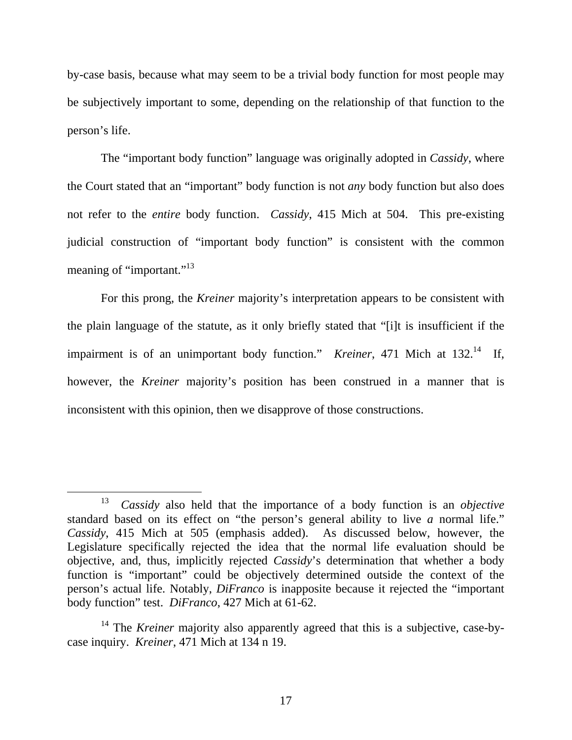by-case basis, because what may seem to be a trivial body function for most people may be subjectively important to some, depending on the relationship of that function to the person's life.

The "important body function" language was originally adopted in *Cassidy*, where the Court stated that an "important" body function is not *any* body function but also does not refer to the *entire* body function. *Cassidy*, 415 Mich at 504. This pre-existing judicial construction of "important body function" is consistent with the common meaning of "important."[13]

For this prong, the *Kreiner* majority's interpretation appears to be consistent with the plain language of the statute, as it only briefly stated that "[i]t is insufficient if the impairment is of an unimportant body function." *Kreiner*, 471 Mich at 132.[14] If, however, the *Kreiner* majority's position has been construed in a manner that is inconsistent with this opinion, then we disapprove of those constructions.

---

[13] *Cassidy* also held that the importance of a body function is an *objective* standard based on its effect on "the person's general ability to live *a* normal life." *Cassidy*, 415 Mich at 505 (emphasis added). As discussed below, however, the Legislature specifically rejected the idea that the normal life evaluation should be objective, and, thus, implicitly rejected *Cassidy*'s determination that whether a body function is "important" could be objectively determined outside the context of the person's actual life. Notably, *DiFranco* is inapposite because it rejected the "important body function" test. *DiFranco*, 427 Mich at 61-62.

[14] The *Kreiner* majority also apparently agreed that this is a subjective, case-by-case inquiry. *Kreiner*, 471 Mich at 134 n 19.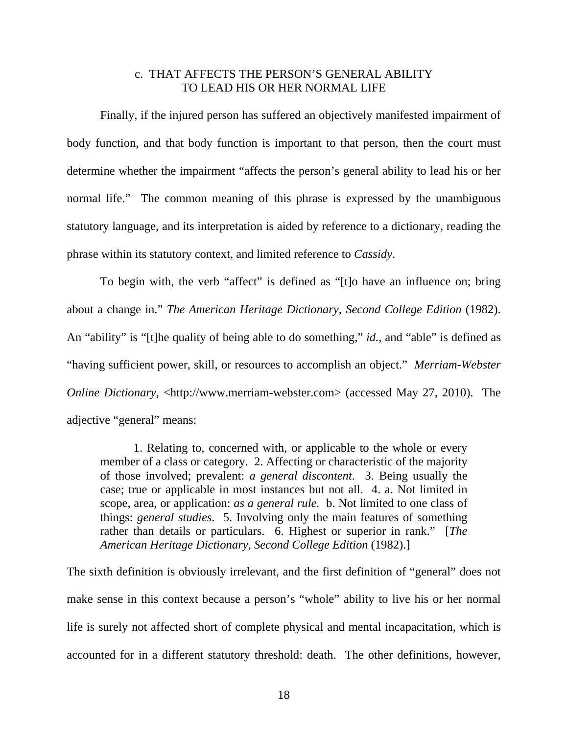### c. THAT AFFECTS THE PERSON'S GENERAL ABILITY TO LEAD HIS OR HER NORMAL LIFE

Finally, if the injured person has suffered an objectively manifested impairment of body function, and that body function is important to that person, then the court must determine whether the impairment "affects the person's general ability to lead his or her normal life." The common meaning of this phrase is expressed by the unambiguous statutory language, and its interpretation is aided by reference to a dictionary, reading the phrase within its statutory context, and limited reference to *Cassidy*.

To begin with, the verb "affect" is defined as "[t]o have an influence on; bring about a change in." *The American Heritage Dictionary*, *Second College Edition* (1982). An "ability" is "[t]he quality of being able to do something," *id.*, and "able" is defined as "having sufficient power, skill, or resources to accomplish an object." *Merriam-Webster Online Dictionary*, <http://www.merriam-webster.com> (accessed May 27, 2010). The adjective "general" means:

> 1. Relating to, concerned with, or applicable to the whole or every member of a class or category. 2. Affecting or characteristic of the majority of those involved; prevalent: *a general discontent*. 3. Being usually the case; true or applicable in most instances but not all. 4. a. Not limited in scope, area, or application: *as a general rule.* b. Not limited to one class of things: *general studies*. 5. Involving only the main features of something rather than details or particulars. 6. Highest or superior in rank." [*The American Heritage Dictionary*, *Second College Edition* (1982).]

The sixth definition is obviously irrelevant, and the first definition of "general" does not make sense in this context because a person's "whole" ability to live his or her normal life is surely not affected short of complete physical and mental incapacitation, which is accounted for in a different statutory threshold: death. The other definitions, however,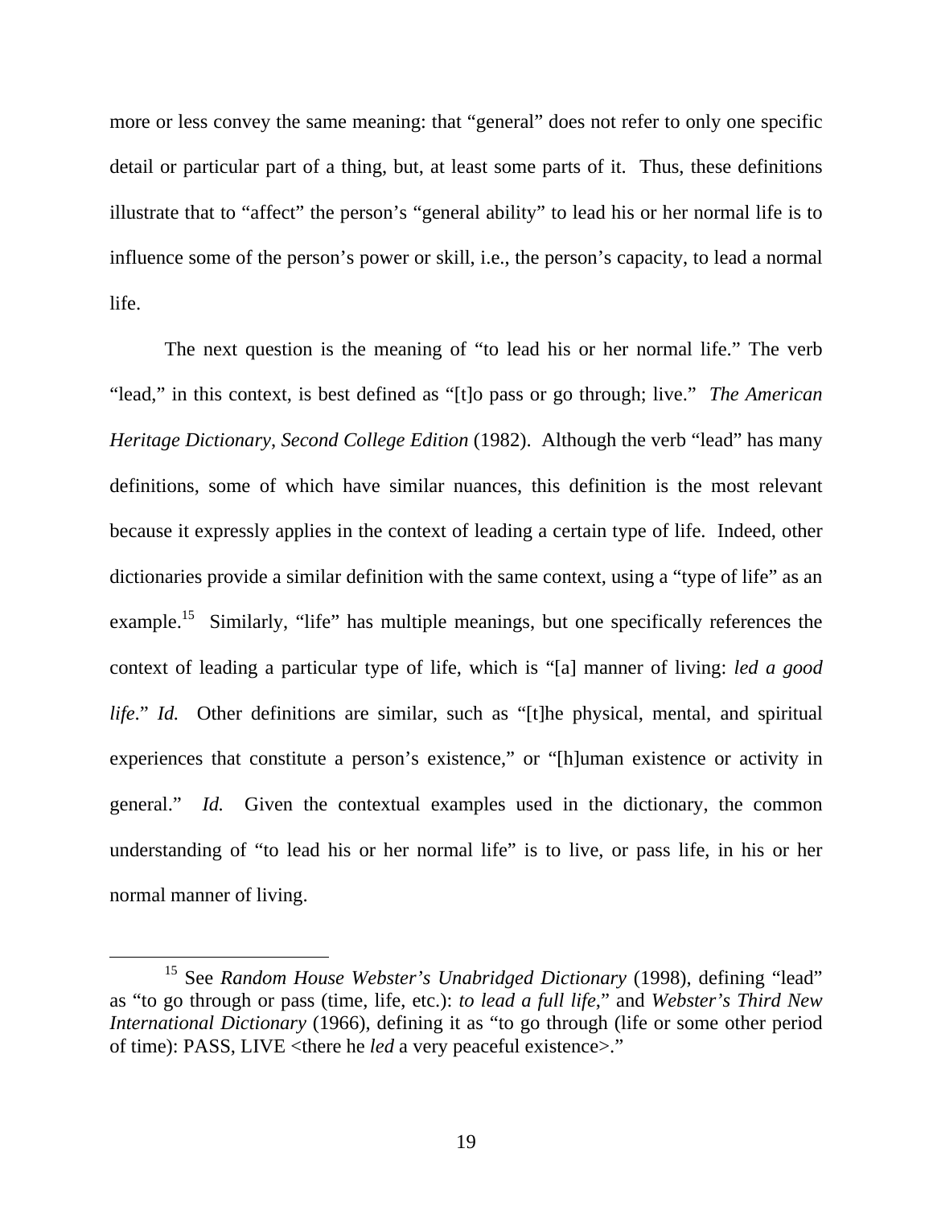more or less convey the same meaning: that "general" does not refer to only one specific detail or particular part of a thing, but, at least some parts of it. Thus, these definitions illustrate that to "affect" the person's "general ability" to lead his or her normal life is to influence some of the person's power or skill, i.e., the person's capacity, to lead a normal life.

The next question is the meaning of "to lead his or her normal life." The verb "lead," in this context, is best defined as "[t]o pass or go through; live." *The American Heritage Dictionary*, *Second College Edition* (1982). Although the verb "lead" has many definitions, some of which have similar nuances, this definition is the most relevant because it expressly applies in the context of leading a certain type of life. Indeed, other dictionaries provide a similar definition with the same context, using a "type of life" as an example.[15] Similarly, "life" has multiple meanings, but one specifically references the context of leading a particular type of life, which is "[a] manner of living: *led a good life*." *Id.* Other definitions are similar, such as "[t]he physical, mental, and spiritual experiences that constitute a person's existence," or "[h]uman existence or activity in general." *Id.* Given the contextual examples used in the dictionary, the common understanding of "to lead his or her normal life" is to live, or pass life, in his or her normal manner of living.

---

[15] See *Random House Webster's Unabridged Dictionary* (1998), defining "lead" as "to go through or pass (time, life, etc.): *to lead a full life*," and *Webster's Third New International Dictionary* (1966), defining it as "to go through (life or some other period of time): PASS, LIVE <there he *led* a very peaceful existence>."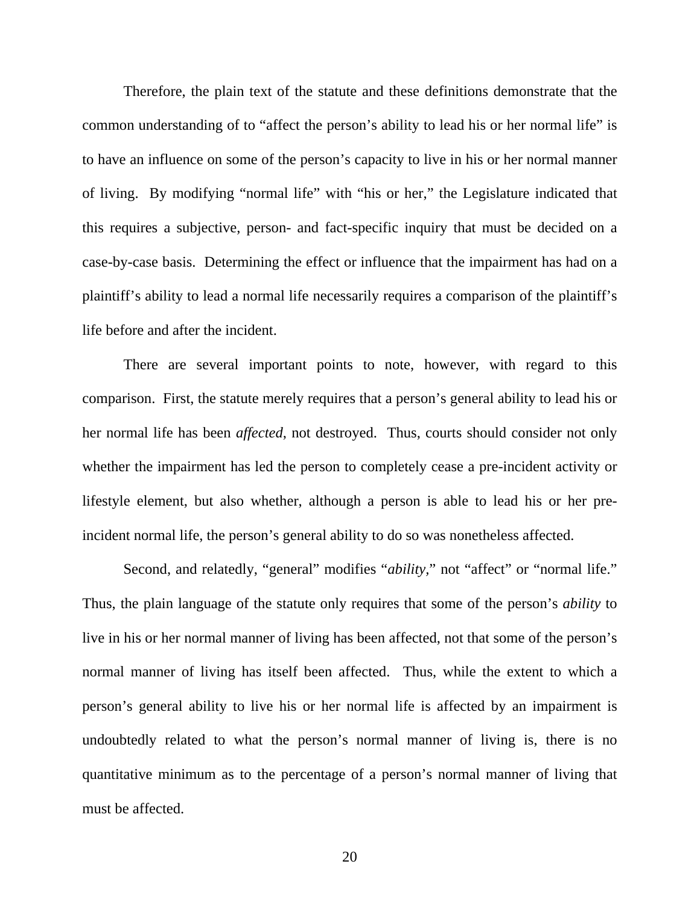Therefore, the plain text of the statute and these definitions demonstrate that the common understanding of to "affect the person's ability to lead his or her normal life" is to have an influence on some of the person's capacity to live in his or her normal manner of living. By modifying "normal life" with "his or her," the Legislature indicated that this requires a subjective, person- and fact-specific inquiry that must be decided on a case-by-case basis. Determining the effect or influence that the impairment has had on a plaintiff's ability to lead a normal life necessarily requires a comparison of the plaintiff's life before and after the incident.

There are several important points to note, however, with regard to this comparison. First, the statute merely requires that a person's general ability to lead his or her normal life has been *affected*, not destroyed. Thus, courts should consider not only whether the impairment has led the person to completely cease a pre-incident activity or lifestyle element, but also whether, although a person is able to lead his or her pre-incident normal life, the person's general ability to do so was nonetheless affected.

Second, and relatedly, "general" modifies "*ability*," not "affect" or "normal life." Thus, the plain language of the statute only requires that some of the person's *ability* to live in his or her normal manner of living has been affected, not that some of the person's normal manner of living has itself been affected. Thus, while the extent to which a person's general ability to live his or her normal life is affected by an impairment is undoubtedly related to what the person's normal manner of living is, there is no quantitative minimum as to the percentage of a person's normal manner of living that must be affected.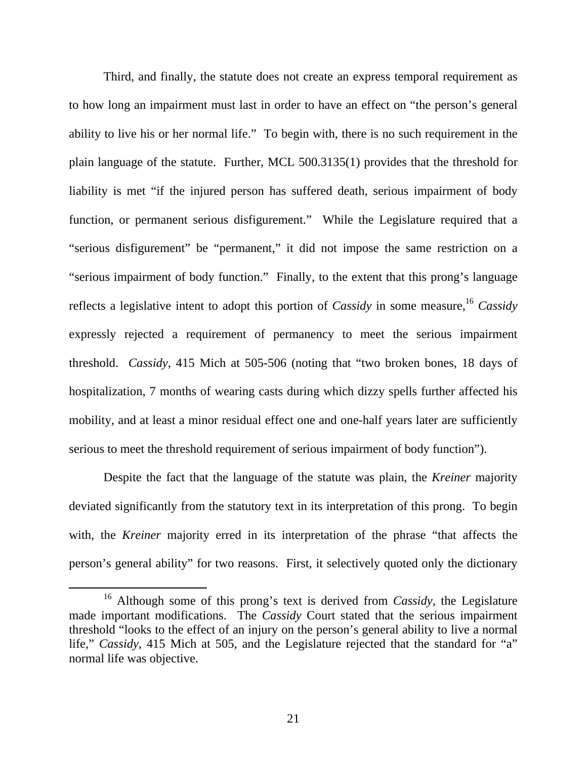Third, and finally, the statute does not create an express temporal requirement as to how long an impairment must last in order to have an effect on "the person's general ability to live his or her normal life." To begin with, there is no such requirement in the plain language of the statute. Further, MCL 500.3135(1) provides that the threshold for liability is met "if the injured person has suffered death, serious impairment of body function, or permanent serious disfigurement." While the Legislature required that a "serious disfigurement" be "permanent," it did not impose the same restriction on a "serious impairment of body function." Finally, to the extent that this prong's language reflects a legislative intent to adopt this portion of *Cassidy* in some measure,[16] *Cassidy* expressly rejected a requirement of permanency to meet the serious impairment threshold. *Cassidy*, 415 Mich at 505-506 (noting that "two broken bones, 18 days of hospitalization, 7 months of wearing casts during which dizzy spells further affected his mobility, and at least a minor residual effect one and one-half years later are sufficiently serious to meet the threshold requirement of serious impairment of body function").

Despite the fact that the language of the statute was plain, the *Kreiner* majority deviated significantly from the statutory text in its interpretation of this prong. To begin with, the *Kreiner* majority erred in its interpretation of the phrase "that affects the person's general ability" for two reasons. First, it selectively quoted only the dictionary

[16] Although some of this prong's text is derived from *Cassidy*, the Legislature made important modifications. The *Cassidy* Court stated that the serious impairment threshold "looks to the effect of an injury on the person's general ability to live a normal life," *Cassidy*, 415 Mich at 505, and the Legislature rejected that the standard for "a" normal life was objective.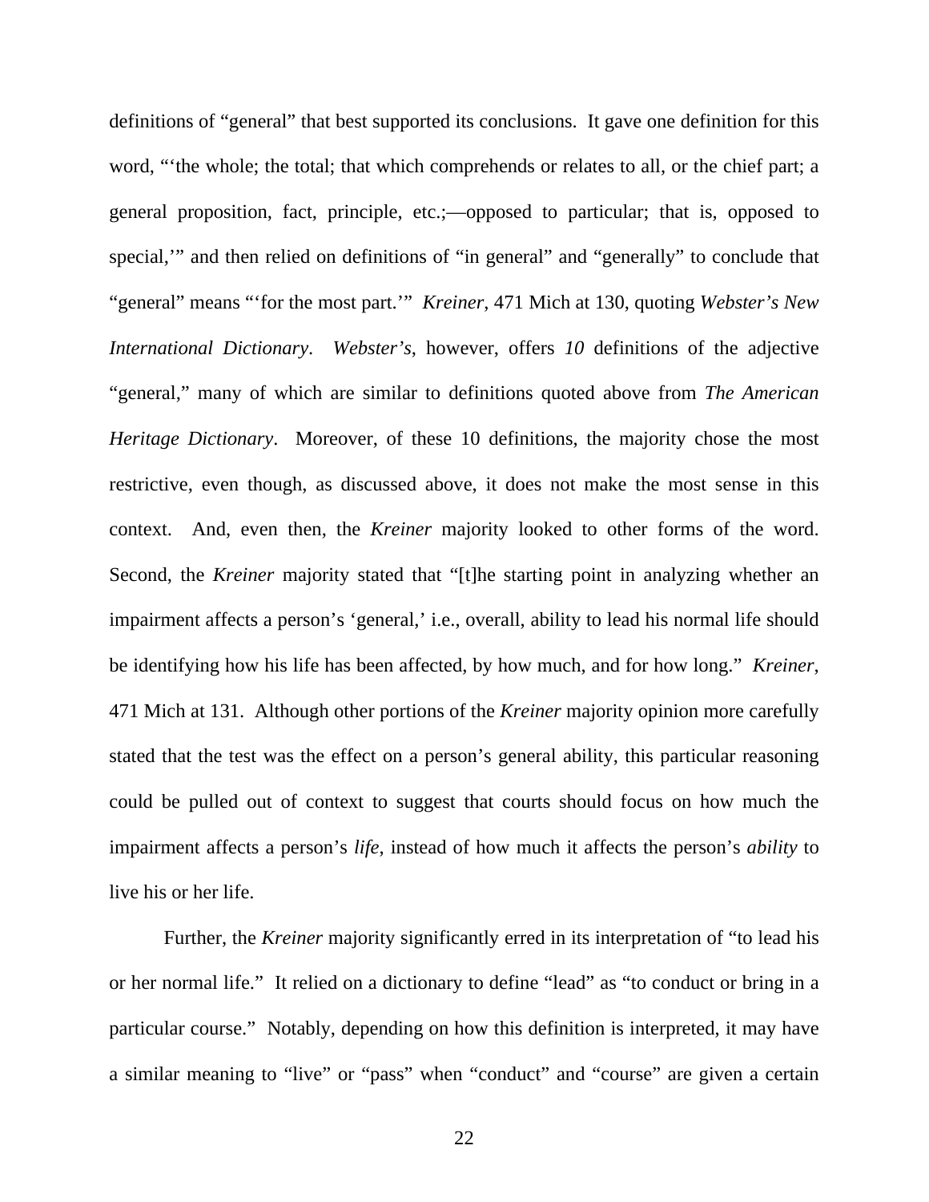definitions of “general” that best supported its conclusions. It gave one definition for this word, “‘the whole; the total; that which comprehends or relates to all, or the chief part; a general proposition, fact, principle, etc.;—opposed to particular; that is, opposed to special,’” and then relied on definitions of “in general” and “generally” to conclude that “general” means “‘for the most part.’” *Kreiner*, 471 Mich at 130, quoting *Webster’s New International Dictionary*. *Webster’s*, however, offers *10* definitions of the adjective “general,” many of which are similar to definitions quoted above from *The American Heritage Dictionary*. Moreover, of these 10 definitions, the majority chose the most restrictive, even though, as discussed above, it does not make the most sense in this context. And, even then, the *Kreiner* majority looked to other forms of the word. Second, the *Kreiner* majority stated that “[t]he starting point in analyzing whether an impairment affects a person’s ‘general,’ i.e., overall, ability to lead his normal life should be identifying how his life has been affected, by how much, and for how long.” *Kreiner*, 471 Mich at 131. Although other portions of the *Kreiner* majority opinion more carefully stated that the test was the effect on a person’s general ability, this particular reasoning could be pulled out of context to suggest that courts should focus on how much the impairment affects a person’s *life*, instead of how much it affects the person’s *ability* to live his or her life.

Further, the *Kreiner* majority significantly erred in its interpretation of “to lead his or her normal life.” It relied on a dictionary to define “lead” as “to conduct or bring in a particular course.” Notably, depending on how this definition is interpreted, it may have a similar meaning to “live” or “pass” when “conduct” and “course” are given a certain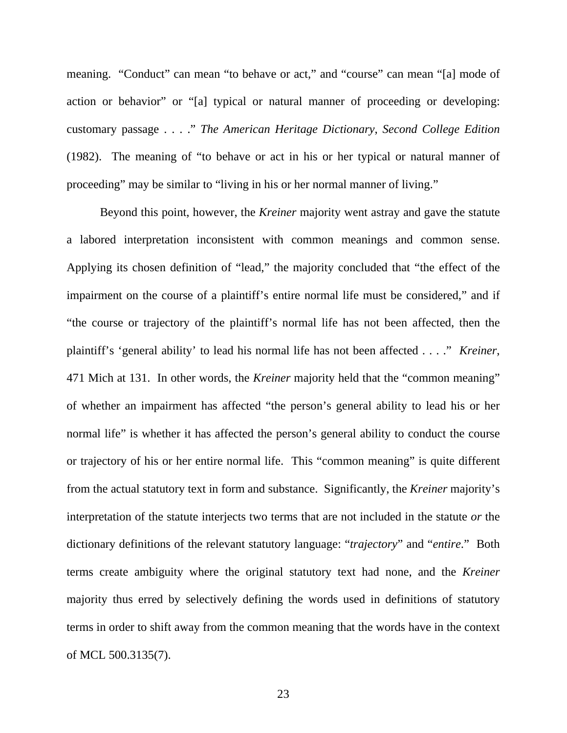meaning. "Conduct" can mean "to behave or act," and "course" can mean "[a] mode of action or behavior" or "[a] typical or natural manner of proceeding or developing: customary passage . . . ." *The American Heritage Dictionary, Second College Edition* (1982). The meaning of "to behave or act in his or her typical or natural manner of proceeding" may be similar to "living in his or her normal manner of living."

Beyond this point, however, the *Kreiner* majority went astray and gave the statute a labored interpretation inconsistent with common meanings and common sense. Applying its chosen definition of "lead," the majority concluded that "the effect of the impairment on the course of a plaintiff's entire normal life must be considered," and if "the course or trajectory of the plaintiff's normal life has not been affected, then the plaintiff's 'general ability' to lead his normal life has not been affected . . . ." *Kreiner*, 471 Mich at 131. In other words, the *Kreiner* majority held that the "common meaning" of whether an impairment has affected "the person's general ability to lead his or her normal life" is whether it has affected the person's general ability to conduct the course or trajectory of his or her entire normal life. This "common meaning" is quite different from the actual statutory text in form and substance. Significantly, the *Kreiner* majority's interpretation of the statute interjects two terms that are not included in the statute *or* the dictionary definitions of the relevant statutory language: "*trajectory*" and "*entire*." Both terms create ambiguity where the original statutory text had none, and the *Kreiner* majority thus erred by selectively defining the words used in definitions of statutory terms in order to shift away from the common meaning that the words have in the context of MCL 500.3135(7).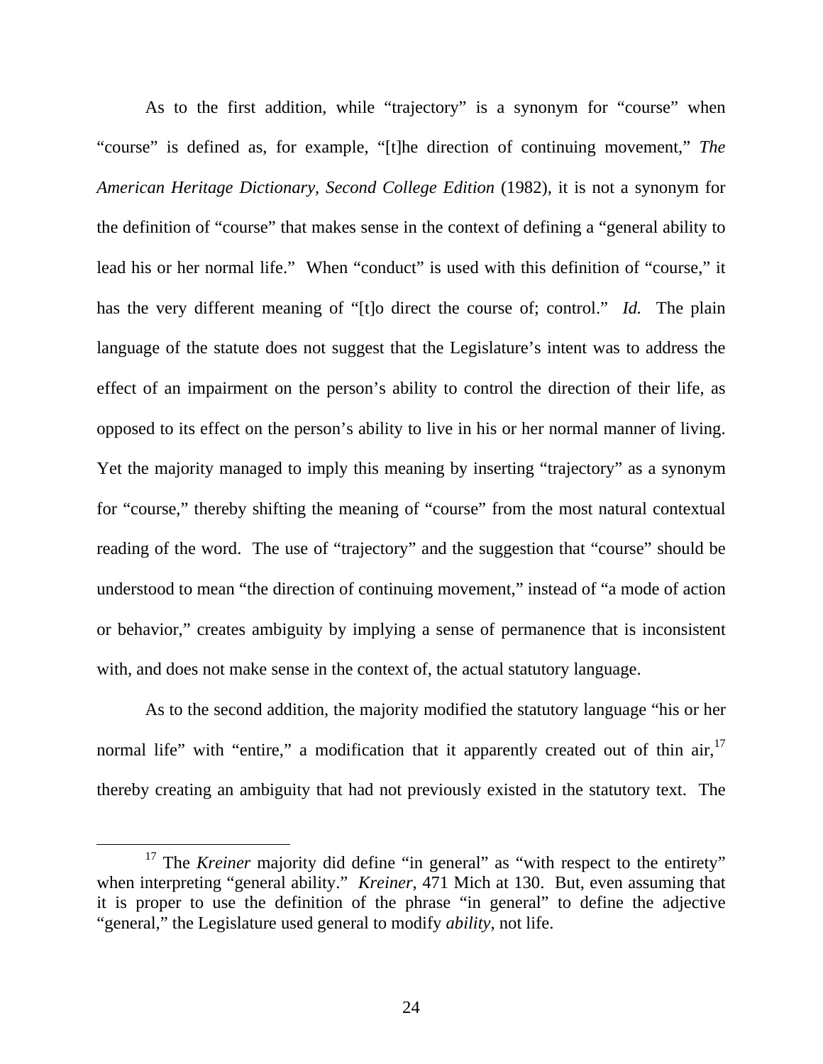As to the first addition, while "trajectory" is a synonym for "course" when "course" is defined as, for example, "[t]he direction of continuing movement," *The American Heritage Dictionary, Second College Edition* (1982), it is not a synonym for the definition of "course" that makes sense in the context of defining a "general ability to lead his or her normal life." When "conduct" is used with this definition of "course," it has the very different meaning of "[t]o direct the course of; control." *Id.* The plain language of the statute does not suggest that the Legislature's intent was to address the effect of an impairment on the person's ability to control the direction of their life, as opposed to its effect on the person's ability to live in his or her normal manner of living. Yet the majority managed to imply this meaning by inserting "trajectory" as a synonym for "course," thereby shifting the meaning of "course" from the most natural contextual reading of the word. The use of "trajectory" and the suggestion that "course" should be understood to mean "the direction of continuing movement," instead of "a mode of action or behavior," creates ambiguity by implying a sense of permanence that is inconsistent with, and does not make sense in the context of, the actual statutory language.

As to the second addition, the majority modified the statutory language "his or her normal life" with "entire," a modification that it apparently created out of thin air,[17] thereby creating an ambiguity that had not previously existed in the statutory text. The

[17] The *Kreiner* majority did define "in general" as "with respect to the entirety" when interpreting "general ability." *Kreiner*, 471 Mich at 130. But, even assuming that it is proper to use the definition of the phrase "in general" to define the adjective "general," the Legislature used general to modify *ability*, not life.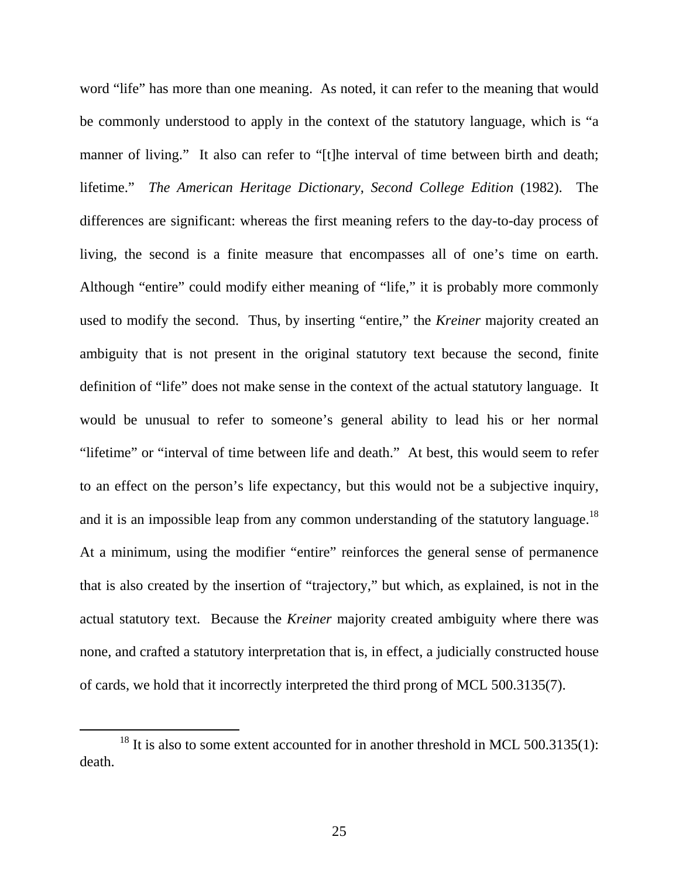word "life" has more than one meaning. As noted, it can refer to the meaning that would be commonly understood to apply in the context of the statutory language, which is "a manner of living." It also can refer to "[t]he interval of time between birth and death; lifetime." *The American Heritage Dictionary*, *Second College Edition* (1982). The differences are significant: whereas the first meaning refers to the day-to-day process of living, the second is a finite measure that encompasses all of one's time on earth. Although "entire" could modify either meaning of "life," it is probably more commonly used to modify the second. Thus, by inserting "entire," the *Kreiner* majority created an ambiguity that is not present in the original statutory text because the second, finite definition of "life" does not make sense in the context of the actual statutory language. It would be unusual to refer to someone's general ability to lead his or her normal "lifetime" or "interval of time between life and death." At best, this would seem to refer to an effect on the person's life expectancy, but this would not be a subjective inquiry, and it is an impossible leap from any common understanding of the statutory language.[18] At a minimum, using the modifier "entire" reinforces the general sense of permanence that is also created by the insertion of "trajectory," but which, as explained, is not in the actual statutory text. Because the *Kreiner* majority created ambiguity where there was none, and crafted a statutory interpretation that is, in effect, a judicially constructed house of cards, we hold that it incorrectly interpreted the third prong of MCL 500.3135(7).

[18] It is also to some extent accounted for in another threshold in MCL 500.3135(1): death.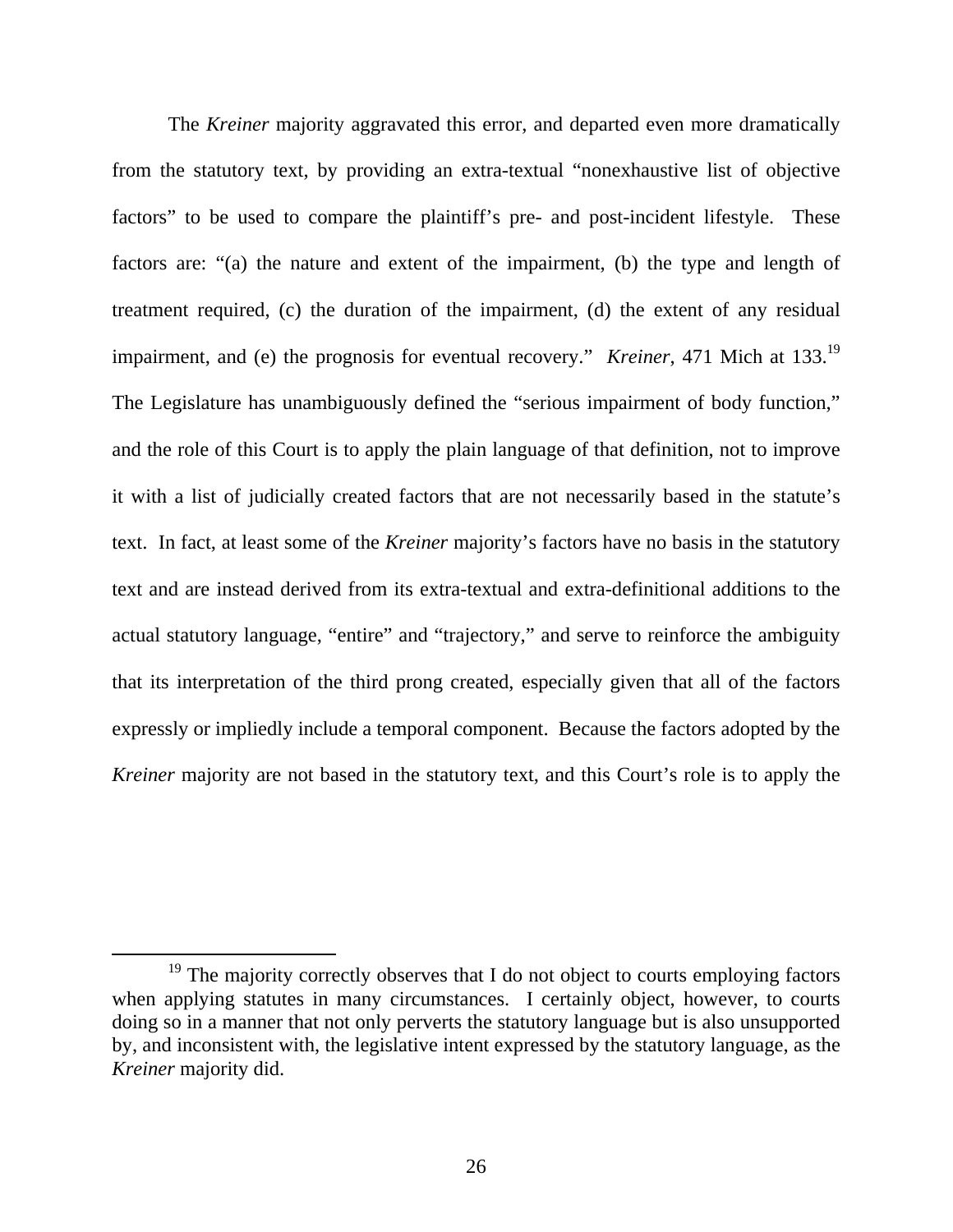The *Kreiner* majority aggravated this error, and departed even more dramatically from the statutory text, by providing an extra-textual "nonexhaustive list of objective factors" to be used to compare the plaintiff's pre- and post-incident lifestyle. These factors are: "(a) the nature and extent of the impairment, (b) the type and length of treatment required, (c) the duration of the impairment, (d) the extent of any residual impairment, and (e) the prognosis for eventual recovery." *Kreiner*, 471 Mich at 133.[19] The Legislature has unambiguously defined the "serious impairment of body function," and the role of this Court is to apply the plain language of that definition, not to improve it with a list of judicially created factors that are not necessarily based in the statute's text. In fact, at least some of the *Kreiner* majority's factors have no basis in the statutory text and are instead derived from its extra-textual and extra-definitional additions to the actual statutory language, "entire" and "trajectory," and serve to reinforce the ambiguity that its interpretation of the third prong created, especially given that all of the factors expressly or impliedly include a temporal component. Because the factors adopted by the *Kreiner* majority are not based in the statutory text, and this Court's role is to apply the

[19] The majority correctly observes that I do not object to courts employing factors when applying statutes in many circumstances. I certainly object, however, to courts doing so in a manner that not only perverts the statutory language but is also unsupported by, and inconsistent with, the legislative intent expressed by the statutory language, as the *Kreiner* majority did.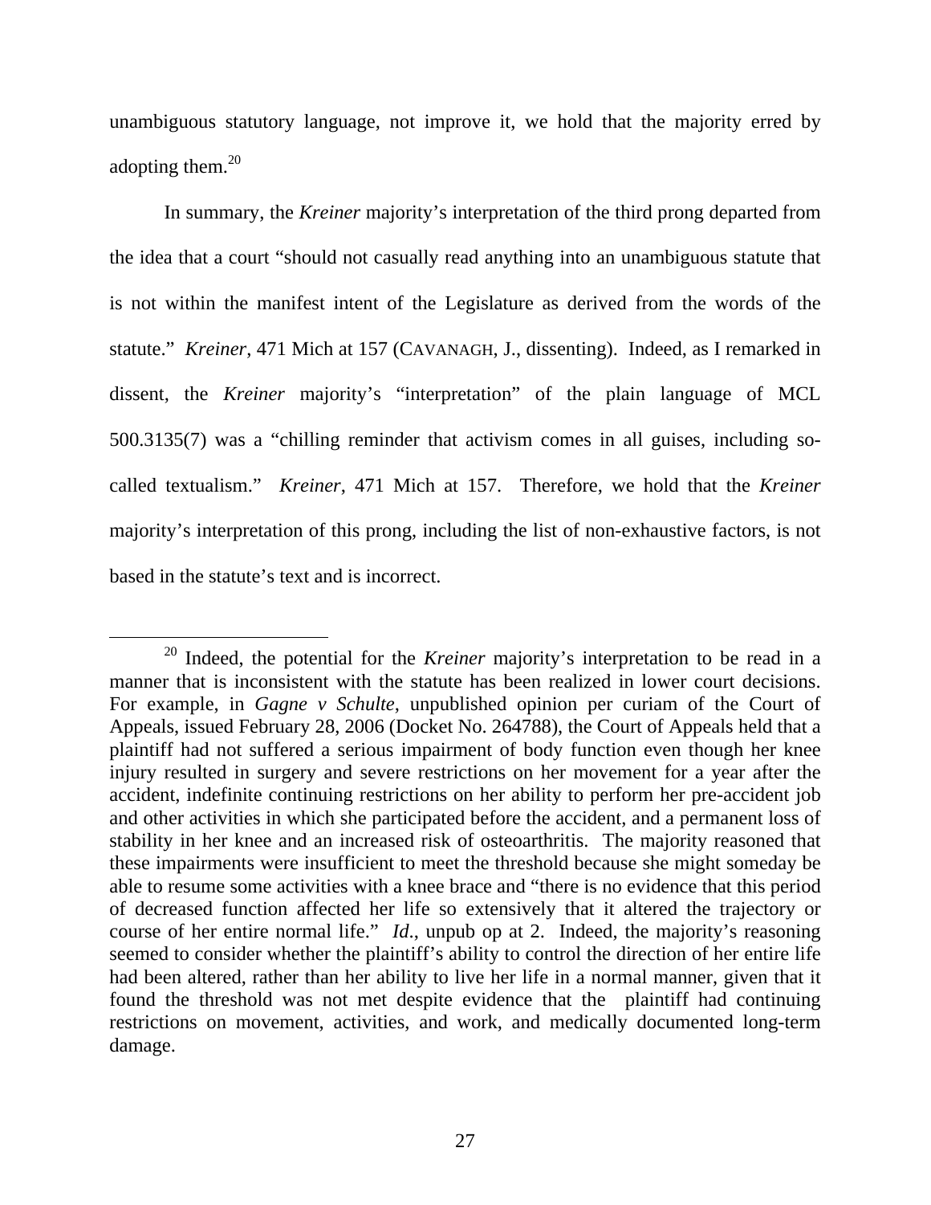unambiguous statutory language, not improve it, we hold that the majority erred by adopting them.[20]

In summary, the *Kreiner* majority's interpretation of the third prong departed from the idea that a court "should not casually read anything into an unambiguous statute that is not within the manifest intent of the Legislature as derived from the words of the statute." *Kreiner*, 471 Mich at 157 (CAVANAGH, J., dissenting). Indeed, as I remarked in dissent, the *Kreiner* majority's "interpretation" of the plain language of MCL 500.3135(7) was a "chilling reminder that activism comes in all guises, including so-called textualism." *Kreiner*, 471 Mich at 157. Therefore, we hold that the *Kreiner* majority's interpretation of this prong, including the list of non-exhaustive factors, is not based in the statute's text and is incorrect.

---

[20] Indeed, the potential for the *Kreiner* majority's interpretation to be read in a manner that is inconsistent with the statute has been realized in lower court decisions. For example, in *Gagne v Schulte*, unpublished opinion per curiam of the Court of Appeals, issued February 28, 2006 (Docket No. 264788), the Court of Appeals held that a plaintiff had not suffered a serious impairment of body function even though her knee injury resulted in surgery and severe restrictions on her movement for a year after the accident, indefinite continuing restrictions on her ability to perform her pre-accident job and other activities in which she participated before the accident, and a permanent loss of stability in her knee and an increased risk of osteoarthritis. The majority reasoned that these impairments were insufficient to meet the threshold because she might someday be able to resume some activities with a knee brace and "there is no evidence that this period of decreased function affected her life so extensively that it altered the trajectory or course of her entire normal life." *Id.*, unpub op at 2. Indeed, the majority's reasoning seemed to consider whether the plaintiff's ability to control the direction of her entire life had been altered, rather than her ability to live her life in a normal manner, given that it found the threshold was not met despite evidence that the plaintiff had continuing restrictions on movement, activities, and work, and medically documented long-term damage.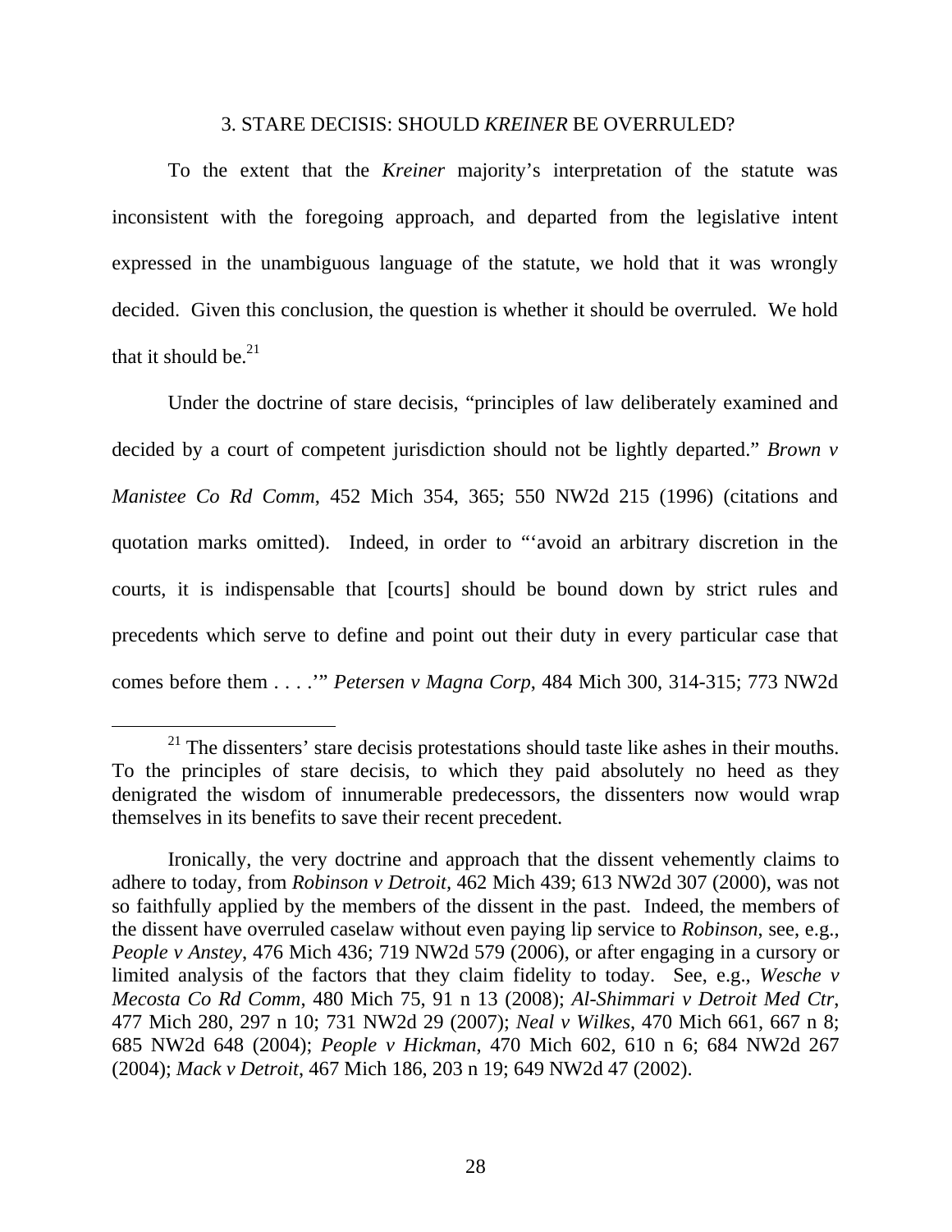### 3. STARE DECISIS: SHOULD *KREINER* BE OVERRULED?

To the extent that the *Kreiner* majority's interpretation of the statute was inconsistent with the foregoing approach, and departed from the legislative intent expressed in the unambiguous language of the statute, we hold that it was wrongly decided. Given this conclusion, the question is whether it should be overruled. We hold that it should be.[21]

Under the doctrine of stare decisis, "principles of law deliberately examined and decided by a court of competent jurisdiction should not be lightly departed." *Brown v Manistee Co Rd Comm*, 452 Mich 354, 365; 550 NW2d 215 (1996) (citations and quotation marks omitted). Indeed, in order to "'avoid an arbitrary discretion in the courts, it is indispensable that [courts] should be bound down by strict rules and precedents which serve to define and point out their duty in every particular case that comes before them . . . .'" *Petersen v Magna Corp*, 484 Mich 300, 314-315; 773 NW2d

---

[21] The dissenters' stare decisis protestations should taste like ashes in their mouths. To the principles of stare decisis, to which they paid absolutely no heed as they denigrated the wisdom of innumerable predecessors, the dissenters now would wrap themselves in its benefits to save their recent precedent.

Ironically, the very doctrine and approach that the dissent vehemently claims to adhere to today, from *Robinson v Detroit*, 462 Mich 439; 613 NW2d 307 (2000), was not so faithfully applied by the members of the dissent in the past. Indeed, the members of the dissent have overruled caselaw without even paying lip service to *Robinson*, see, e.g., *People v Anstey*, 476 Mich 436; 719 NW2d 579 (2006), or after engaging in a cursory or limited analysis of the factors that they claim fidelity to today. See, e.g., *Wesche v Mecosta Co Rd Comm*, 480 Mich 75, 91 n 13 (2008); *Al-Shimmari v Detroit Med Ctr*, 477 Mich 280, 297 n 10; 731 NW2d 29 (2007); *Neal v Wilkes*, 470 Mich 661, 667 n 8; 685 NW2d 648 (2004); *People v Hickman*, 470 Mich 602, 610 n 6; 684 NW2d 267 (2004); *Mack v Detroit*, 467 Mich 186, 203 n 19; 649 NW2d 47 (2002).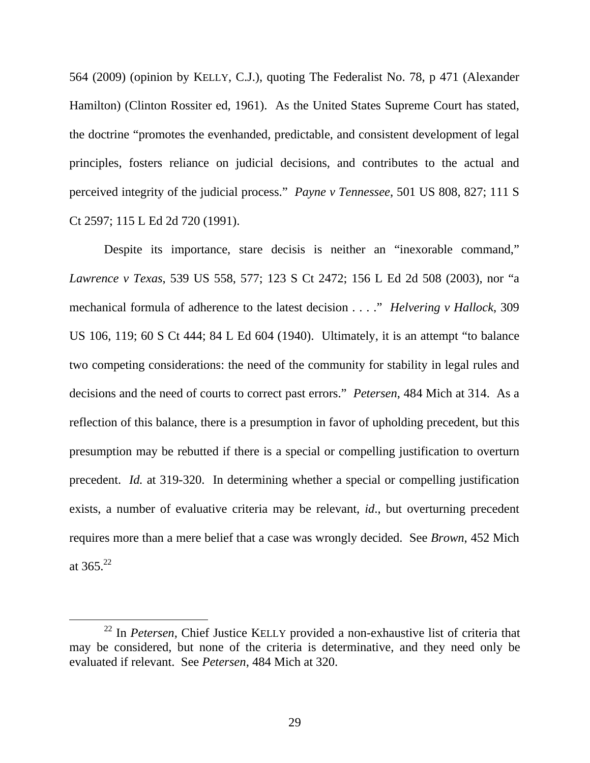564 (2009) (opinion by KELLY, C.J.), quoting The Federalist No. 78, p 471 (Alexander Hamilton) (Clinton Rossiter ed, 1961). As the United States Supreme Court has stated, the doctrine "promotes the evenhanded, predictable, and consistent development of legal principles, fosters reliance on judicial decisions, and contributes to the actual and perceived integrity of the judicial process." *Payne v Tennessee*, 501 US 808, 827; 111 S Ct 2597; 115 L Ed 2d 720 (1991).

Despite its importance, stare decisis is neither an "inexorable command," *Lawrence v Texas*, 539 US 558, 577; 123 S Ct 2472; 156 L Ed 2d 508 (2003), nor "a mechanical formula of adherence to the latest decision . . . ." *Helvering v Hallock*, 309 US 106, 119; 60 S Ct 444; 84 L Ed 604 (1940). Ultimately, it is an attempt "to balance two competing considerations: the need of the community for stability in legal rules and decisions and the need of courts to correct past errors." *Petersen*, 484 Mich at 314. As a reflection of this balance, there is a presumption in favor of upholding precedent, but this presumption may be rebutted if there is a special or compelling justification to overturn precedent. *Id.* at 319-320. In determining whether a special or compelling justification exists, a number of evaluative criteria may be relevant, *id*., but overturning precedent requires more than a mere belief that a case was wrongly decided. See *Brown*, 452 Mich at 365.[22]

---

[22] In *Petersen*, Chief Justice KELLY provided a non-exhaustive list of criteria that may be considered, but none of the criteria is determinative, and they need only be evaluated if relevant. See *Petersen*, 484 Mich at 320.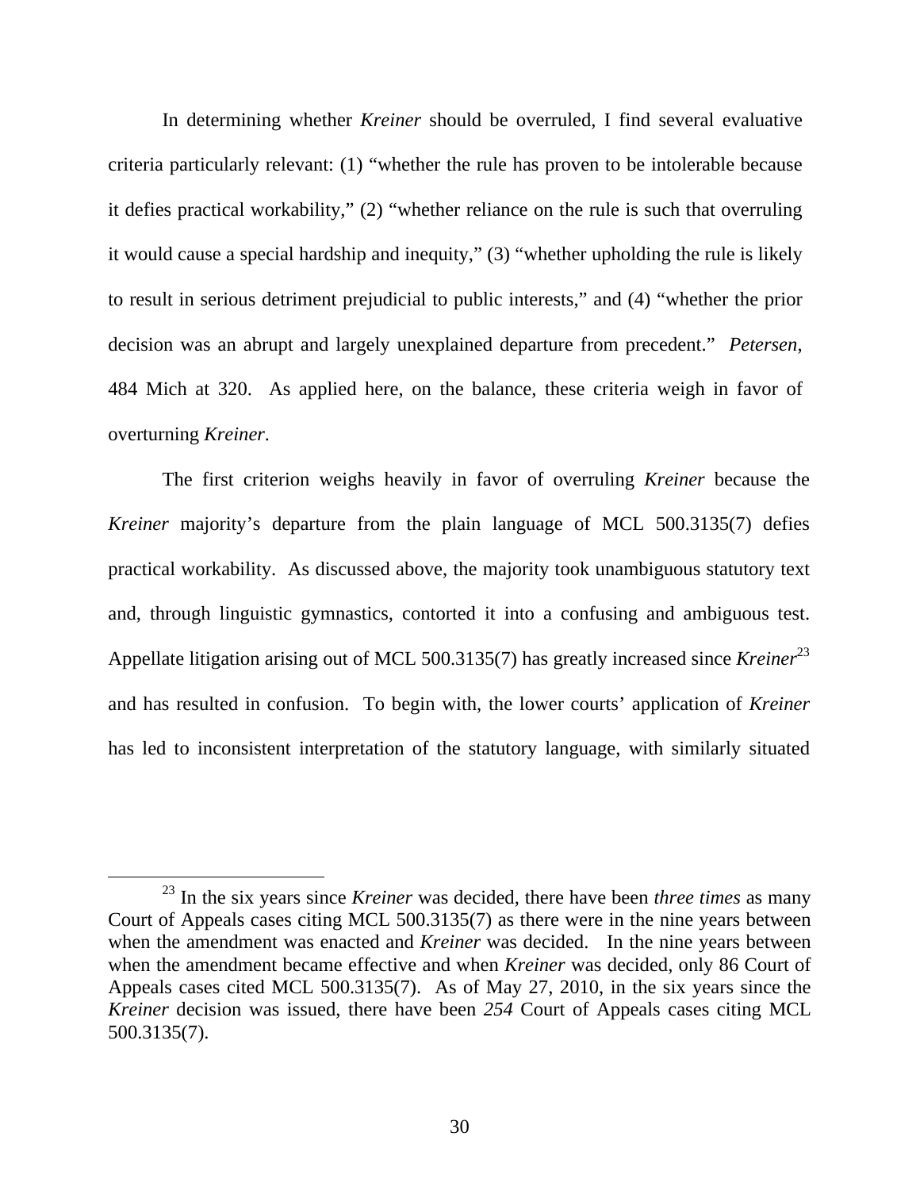In determining whether *Kreiner* should be overruled, I find several evaluative criteria particularly relevant: (1) "whether the rule has proven to be intolerable because it defies practical workability," (2) "whether reliance on the rule is such that overruling it would cause a special hardship and inequity," (3) "whether upholding the rule is likely to result in serious detriment prejudicial to public interests," and (4) "whether the prior decision was an abrupt and largely unexplained departure from precedent." *Petersen*, 484 Mich at 320. As applied here, on the balance, these criteria weigh in favor of overturning *Kreiner*.

The first criterion weighs heavily in favor of overruling *Kreiner* because the *Kreiner* majority's departure from the plain language of MCL 500.3135(7) defies practical workability. As discussed above, the majority took unambiguous statutory text and, through linguistic gymnastics, contorted it into a confusing and ambiguous test. Appellate litigation arising out of MCL 500.3135(7) has greatly increased since *Kreiner*[23] and has resulted in confusion. To begin with, the lower courts' application of *Kreiner* has led to inconsistent interpretation of the statutory language, with similarly situated

[23] In the six years since *Kreiner* was decided, there have been *three times* as many Court of Appeals cases citing MCL 500.3135(7) as there were in the nine years between when the amendment was enacted and *Kreiner* was decided. In the nine years between when the amendment became effective and when *Kreiner* was decided, only 86 Court of Appeals cases cited MCL 500.3135(7). As of May 27, 2010, in the six years since the *Kreiner* decision was issued, there have been *254* Court of Appeals cases citing MCL 500.3135(7).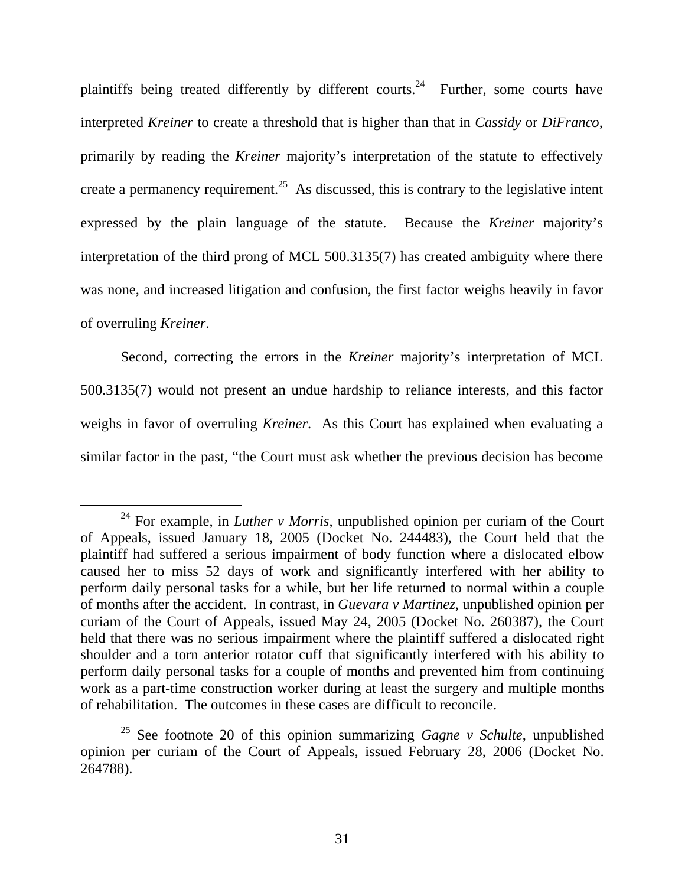plaintiffs being treated differently by different courts.[24] Further, some courts have interpreted *Kreiner* to create a threshold that is higher than that in *Cassidy* or *DiFranco*, primarily by reading the *Kreiner* majority's interpretation of the statute to effectively create a permanency requirement.[25] As discussed, this is contrary to the legislative intent expressed by the plain language of the statute. Because the *Kreiner* majority's interpretation of the third prong of MCL 500.3135(7) has created ambiguity where there was none, and increased litigation and confusion, the first factor weighs heavily in favor of overruling *Kreiner*.

Second, correcting the errors in the *Kreiner* majority's interpretation of MCL 500.3135(7) would not present an undue hardship to reliance interests, and this factor weighs in favor of overruling *Kreiner*. As this Court has explained when evaluating a similar factor in the past, "the Court must ask whether the previous decision has become

---

[24] For example, in *Luther v Morris*, unpublished opinion per curiam of the Court of Appeals, issued January 18, 2005 (Docket No. 244483), the Court held that the plaintiff had suffered a serious impairment of body function where a dislocated elbow caused her to miss 52 days of work and significantly interfered with her ability to perform daily personal tasks for a while, but her life returned to normal within a couple of months after the accident. In contrast, in *Guevara v Martinez*, unpublished opinion per curiam of the Court of Appeals, issued May 24, 2005 (Docket No. 260387), the Court held that there was no serious impairment where the plaintiff suffered a dislocated right shoulder and a torn anterior rotator cuff that significantly interfered with his ability to perform daily personal tasks for a couple of months and prevented him from continuing work as a part-time construction worker during at least the surgery and multiple months of rehabilitation. The outcomes in these cases are difficult to reconcile.

[25] See footnote 20 of this opinion summarizing *Gagne v Schulte*, unpublished opinion per curiam of the Court of Appeals, issued February 28, 2006 (Docket No. 264788).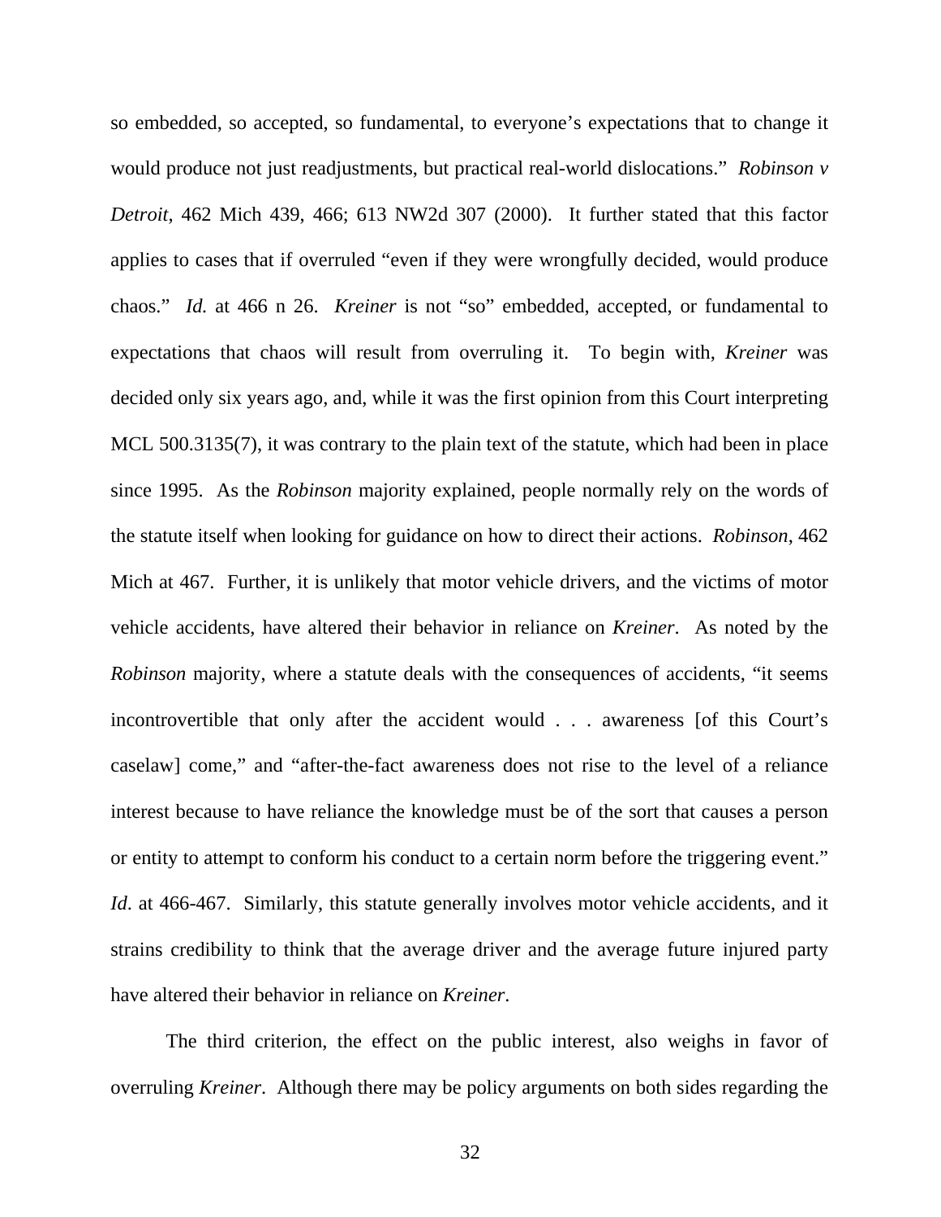so embedded, so accepted, so fundamental, to everyone's expectations that to change it would produce not just readjustments, but practical real-world dislocations." *Robinson v Detroit*, 462 Mich 439, 466; 613 NW2d 307 (2000). It further stated that this factor applies to cases that if overruled "even if they were wrongfully decided, would produce chaos." *Id.* at 466 n 26. *Kreiner* is not "so" embedded, accepted, or fundamental to expectations that chaos will result from overruling it. To begin with, *Kreiner* was decided only six years ago, and, while it was the first opinion from this Court interpreting MCL 500.3135(7), it was contrary to the plain text of the statute, which had been in place since 1995. As the *Robinson* majority explained, people normally rely on the words of the statute itself when looking for guidance on how to direct their actions. *Robinson*, 462 Mich at 467. Further, it is unlikely that motor vehicle drivers, and the victims of motor vehicle accidents, have altered their behavior in reliance on *Kreiner*. As noted by the *Robinson* majority, where a statute deals with the consequences of accidents, "it seems incontrovertible that only after the accident would . . . awareness [of this Court's caselaw] come," and "after-the-fact awareness does not rise to the level of a reliance interest because to have reliance the knowledge must be of the sort that causes a person or entity to attempt to conform his conduct to a certain norm before the triggering event." *Id*. at 466-467. Similarly, this statute generally involves motor vehicle accidents, and it strains credibility to think that the average driver and the average future injured party have altered their behavior in reliance on *Kreiner*.

The third criterion, the effect on the public interest, also weighs in favor of overruling *Kreiner*. Although there may be policy arguments on both sides regarding the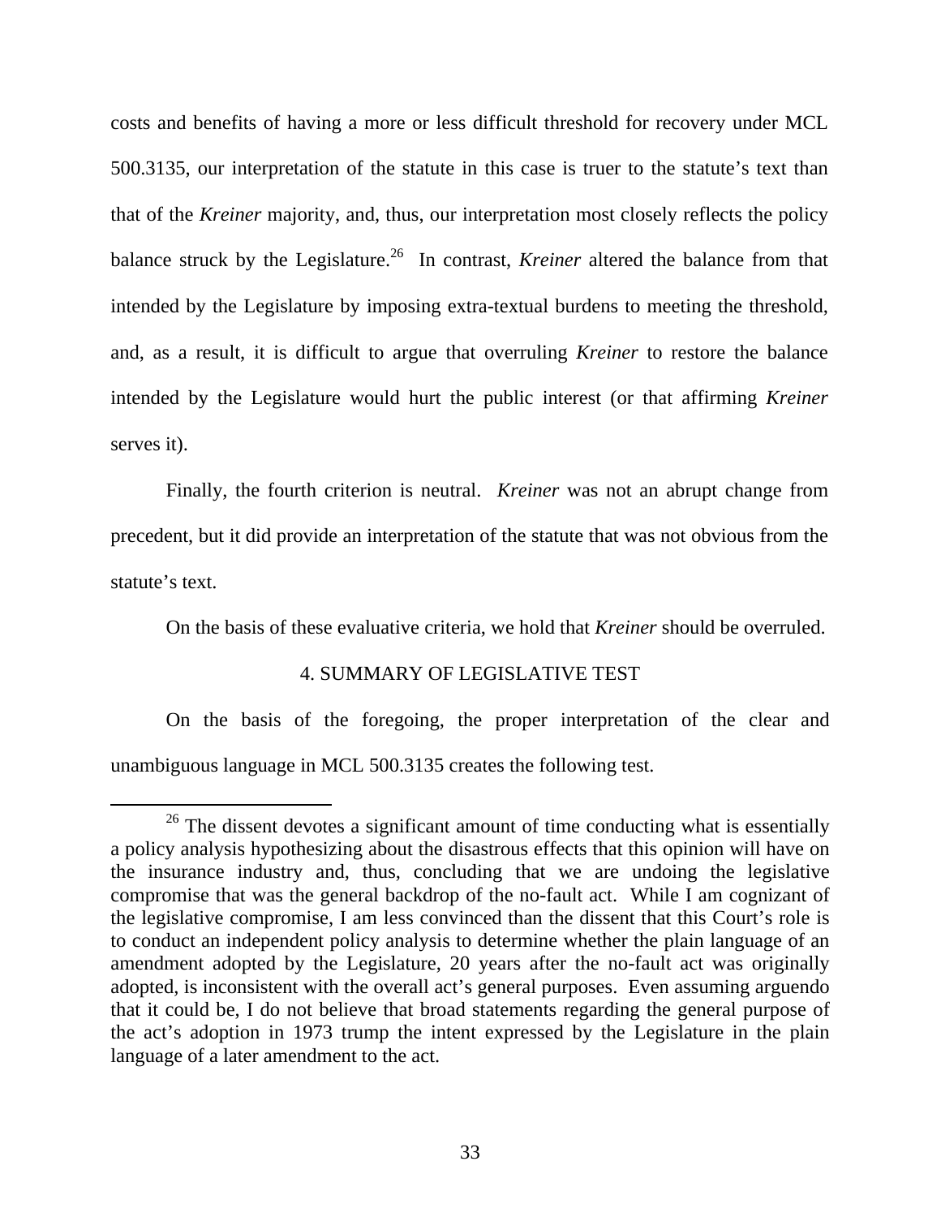costs and benefits of having a more or less difficult threshold for recovery under MCL 500.3135, our interpretation of the statute in this case is truer to the statute's text than that of the *Kreiner* majority, and, thus, our interpretation most closely reflects the policy balance struck by the Legislature.[26] In contrast, *Kreiner* altered the balance from that intended by the Legislature by imposing extra-textual burdens to meeting the threshold, and, as a result, it is difficult to argue that overruling *Kreiner* to restore the balance intended by the Legislature would hurt the public interest (or that affirming *Kreiner* serves it).

Finally, the fourth criterion is neutral. *Kreiner* was not an abrupt change from precedent, but it did provide an interpretation of the statute that was not obvious from the statute's text.

On the basis of these evaluative criteria, we hold that *Kreiner* should be overruled.

### 4. SUMMARY OF LEGISLATIVE TEST

On the basis of the foregoing, the proper interpretation of the clear and unambiguous language in MCL 500.3135 creates the following test.

---

[26] The dissent devotes a significant amount of time conducting what is essentially a policy analysis hypothesizing about the disastrous effects that this opinion will have on the insurance industry and, thus, concluding that we are undoing the legislative compromise that was the general backdrop of the no-fault act. While I am cognizant of the legislative compromise, I am less convinced than the dissent that this Court's role is to conduct an independent policy analysis to determine whether the plain language of an amendment adopted by the Legislature, 20 years after the no-fault act was originally adopted, is inconsistent with the overall act's general purposes. Even assuming arguendo that it could be, I do not believe that broad statements regarding the general purpose of the act's adoption in 1973 trump the intent expressed by the Legislature in the plain language of a later amendment to the act.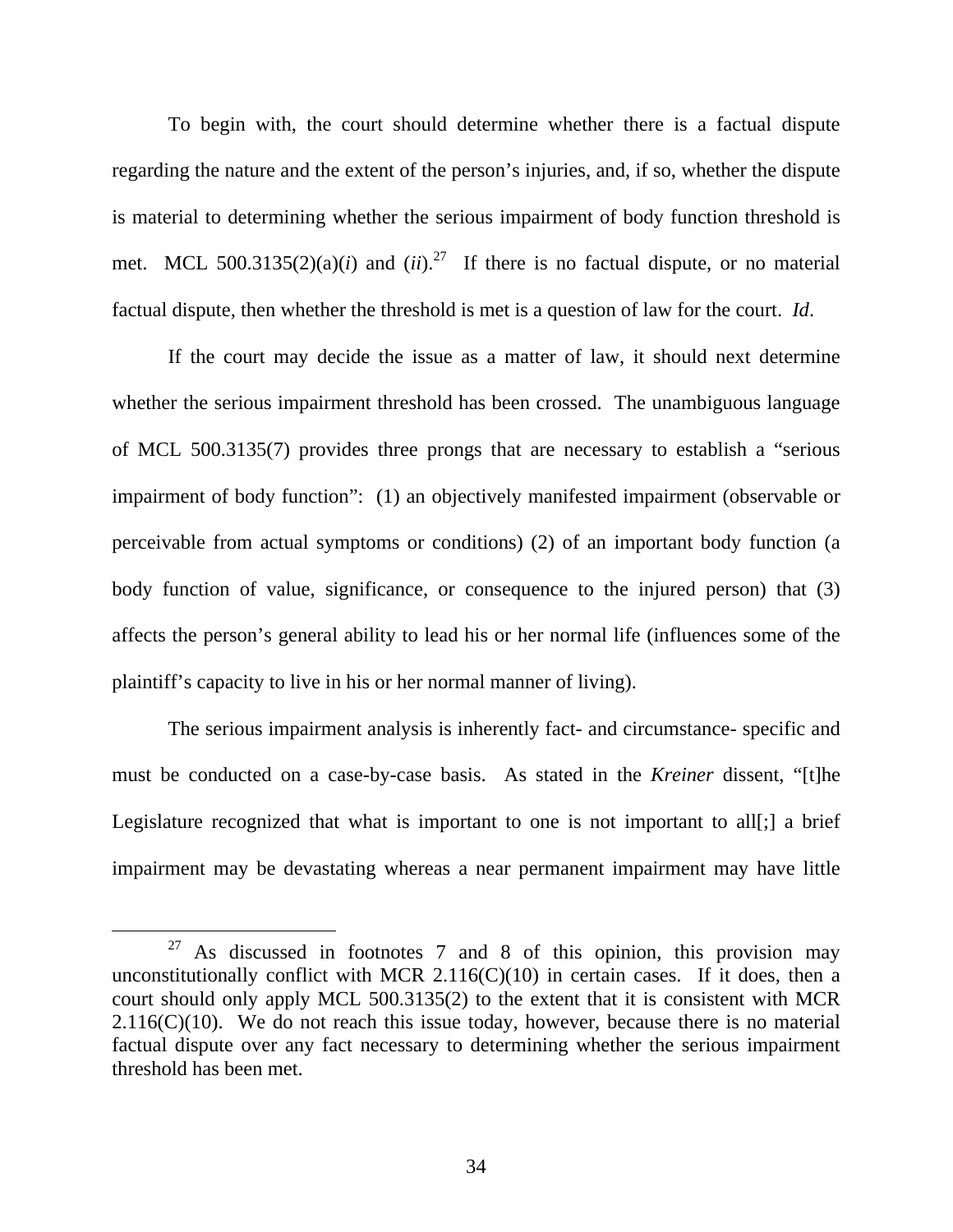To begin with, the court should determine whether there is a factual dispute regarding the nature and the extent of the person's injuries, and, if so, whether the dispute is material to determining whether the serious impairment of body function threshold is met. MCL 500.3135(2)(a)(*i*) and (*ii*).[27] If there is no factual dispute, or no material factual dispute, then whether the threshold is met is a question of law for the court. *Id*.

If the court may decide the issue as a matter of law, it should next determine whether the serious impairment threshold has been crossed. The unambiguous language of MCL 500.3135(7) provides three prongs that are necessary to establish a "serious impairment of body function": (1) an objectively manifested impairment (observable or perceivable from actual symptoms or conditions) (2) of an important body function (a body function of value, significance, or consequence to the injured person) that (3) affects the person's general ability to lead his or her normal life (influences some of the plaintiff's capacity to live in his or her normal manner of living).

The serious impairment analysis is inherently fact- and circumstance- specific and must be conducted on a case-by-case basis. As stated in the *Kreiner* dissent, "[t]he Legislature recognized that what is important to one is not important to all[;] a brief impairment may be devastating whereas a near permanent impairment may have little

[27] As discussed in footnotes 7 and 8 of this opinion, this provision may unconstitutionally conflict with MCR 2.116(C)(10) in certain cases. If it does, then a court should only apply MCL 500.3135(2) to the extent that it is consistent with MCR 2.116(C)(10). We do not reach this issue today, however, because there is no material factual dispute over any fact necessary to determining whether the serious impairment threshold has been met.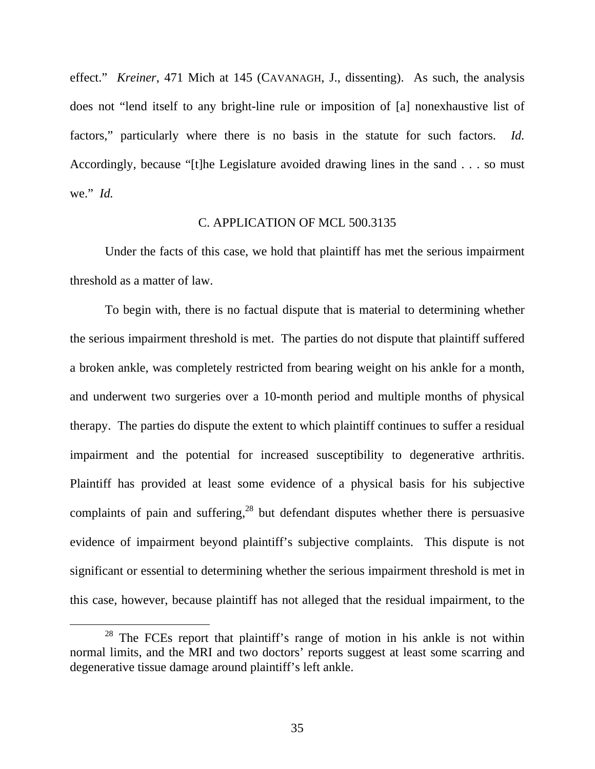effect." *Kreiner*, 471 Mich at 145 (CAVANAGH, J., dissenting). As such, the analysis does not "lend itself to any bright-line rule or imposition of [a] nonexhaustive list of factors," particularly where there is no basis in the statute for such factors. *Id.* Accordingly, because "[t]he Legislature avoided drawing lines in the sand . . . so must we." *Id.*

### C. APPLICATION OF MCL 500.3135

Under the facts of this case, we hold that plaintiff has met the serious impairment threshold as a matter of law.

To begin with, there is no factual dispute that is material to determining whether the serious impairment threshold is met. The parties do not dispute that plaintiff suffered a broken ankle, was completely restricted from bearing weight on his ankle for a month, and underwent two surgeries over a 10-month period and multiple months of physical therapy. The parties do dispute the extent to which plaintiff continues to suffer a residual impairment and the potential for increased susceptibility to degenerative arthritis. Plaintiff has provided at least some evidence of a physical basis for his subjective complaints of pain and suffering,[28] but defendant disputes whether there is persuasive evidence of impairment beyond plaintiff's subjective complaints. This dispute is not significant or essential to determining whether the serious impairment threshold is met in this case, however, because plaintiff has not alleged that the residual impairment, to the

---

[28] The FCEs report that plaintiff's range of motion in his ankle is not within normal limits, and the MRI and two doctors' reports suggest at least some scarring and degenerative tissue damage around plaintiff's left ankle.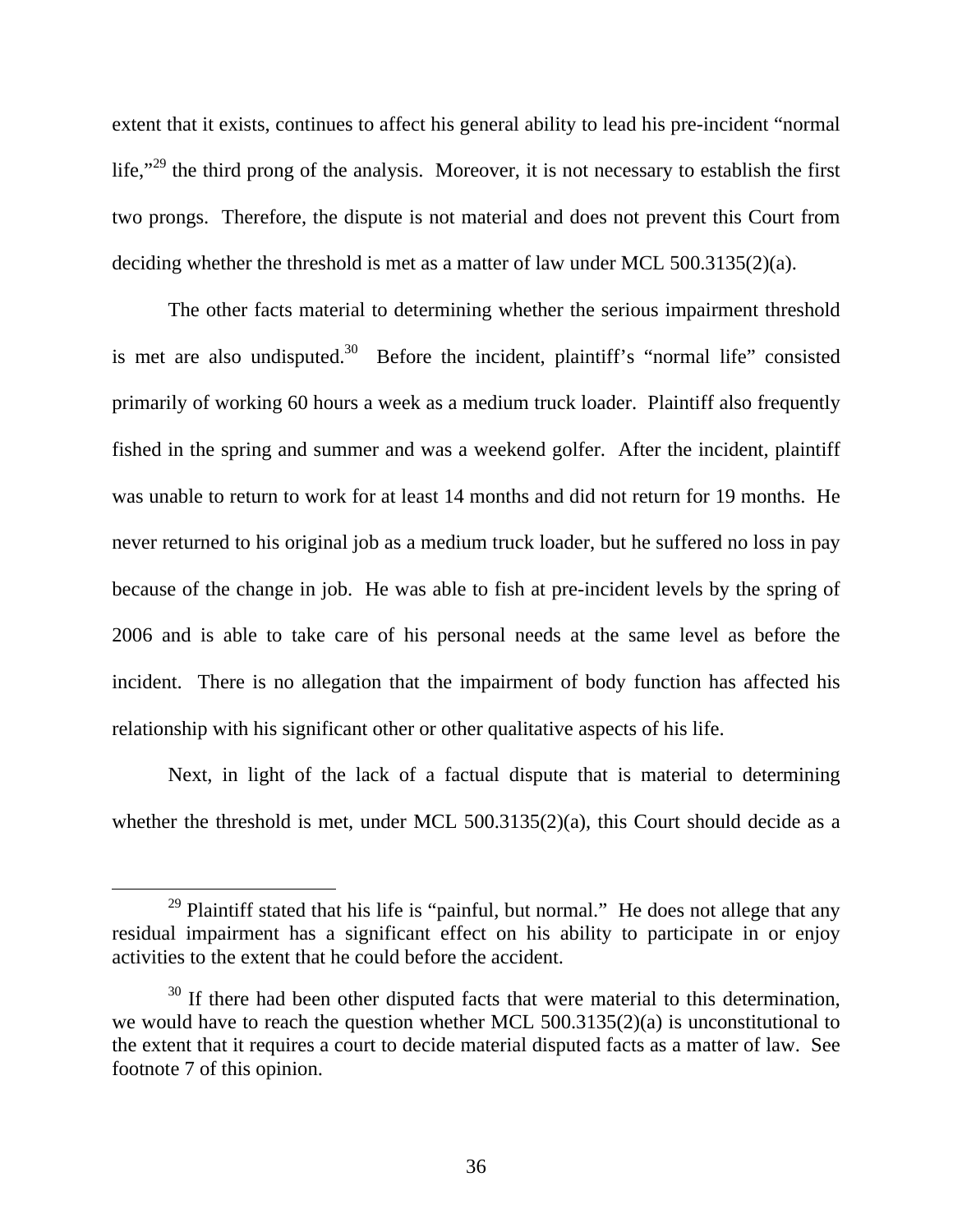extent that it exists, continues to affect his general ability to lead his pre-incident "normal life,"[29] the third prong of the analysis. Moreover, it is not necessary to establish the first two prongs. Therefore, the dispute is not material and does not prevent this Court from deciding whether the threshold is met as a matter of law under MCL 500.3135(2)(a).

The other facts material to determining whether the serious impairment threshold is met are also undisputed.[30] Before the incident, plaintiff's "normal life" consisted primarily of working 60 hours a week as a medium truck loader. Plaintiff also frequently fished in the spring and summer and was a weekend golfer. After the incident, plaintiff was unable to return to work for at least 14 months and did not return for 19 months. He never returned to his original job as a medium truck loader, but he suffered no loss in pay because of the change in job. He was able to fish at pre-incident levels by the spring of 2006 and is able to take care of his personal needs at the same level as before the incident. There is no allegation that the impairment of body function has affected his relationship with his significant other or other qualitative aspects of his life.

Next, in light of the lack of a factual dispute that is material to determining whether the threshold is met, under MCL 500.3135(2)(a), this Court should decide as a

---

[29] Plaintiff stated that his life is "painful, but normal." He does not allege that any residual impairment has a significant effect on his ability to participate in or enjoy activities to the extent that he could before the accident.

[30] If there had been other disputed facts that were material to this determination, we would have to reach the question whether MCL 500.3135(2)(a) is unconstitutional to the extent that it requires a court to decide material disputed facts as a matter of law. See footnote 7 of this opinion.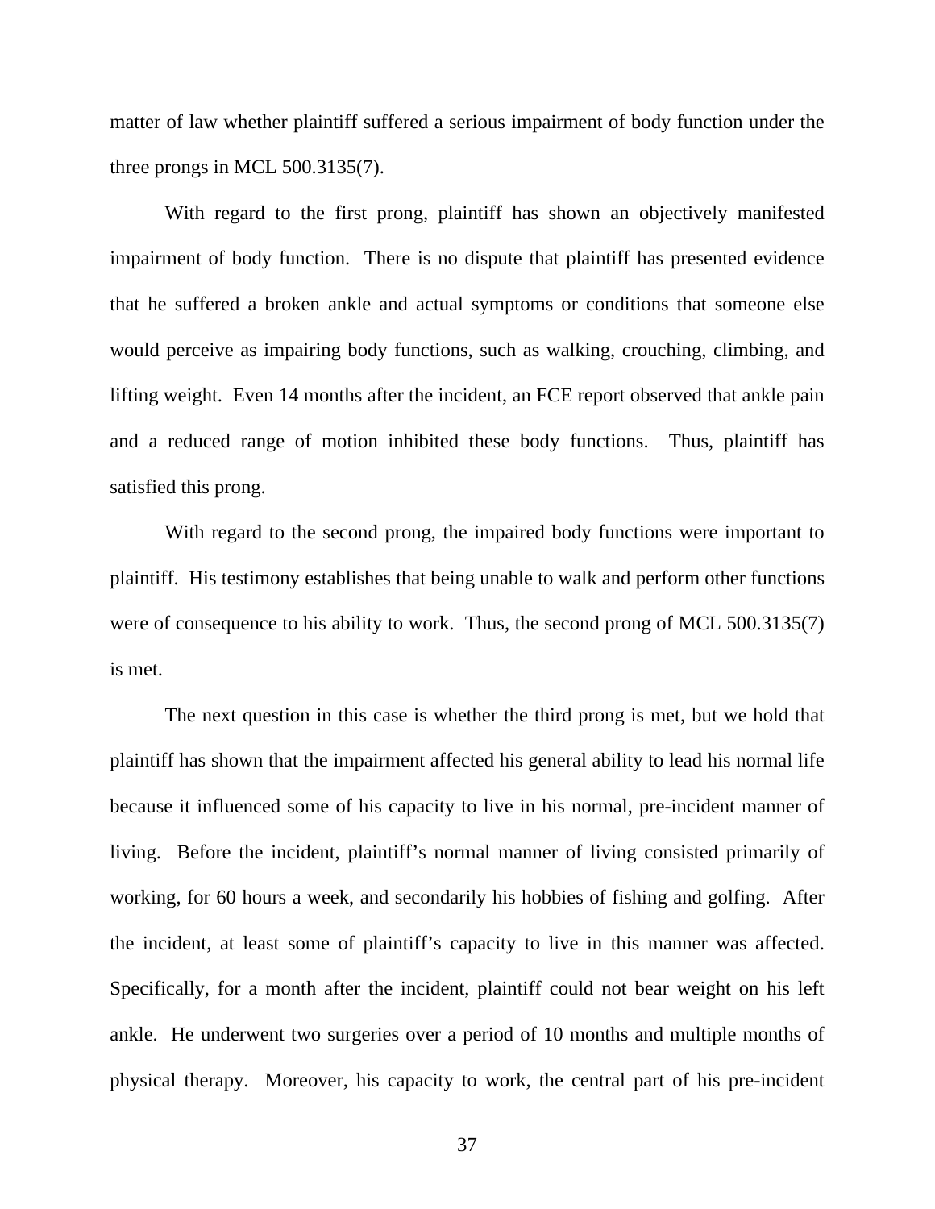matter of law whether plaintiff suffered a serious impairment of body function under the three prongs in MCL 500.3135(7).

With regard to the first prong, plaintiff has shown an objectively manifested impairment of body function. There is no dispute that plaintiff has presented evidence that he suffered a broken ankle and actual symptoms or conditions that someone else would perceive as impairing body functions, such as walking, crouching, climbing, and lifting weight. Even 14 months after the incident, an FCE report observed that ankle pain and a reduced range of motion inhibited these body functions. Thus, plaintiff has satisfied this prong.

With regard to the second prong, the impaired body functions were important to plaintiff. His testimony establishes that being unable to walk and perform other functions were of consequence to his ability to work. Thus, the second prong of MCL 500.3135(7) is met.

The next question in this case is whether the third prong is met, but we hold that plaintiff has shown that the impairment affected his general ability to lead his normal life because it influenced some of his capacity to live in his normal, pre-incident manner of living. Before the incident, plaintiff's normal manner of living consisted primarily of working, for 60 hours a week, and secondarily his hobbies of fishing and golfing. After the incident, at least some of plaintiff's capacity to live in this manner was affected. Specifically, for a month after the incident, plaintiff could not bear weight on his left ankle. He underwent two surgeries over a period of 10 months and multiple months of physical therapy. Moreover, his capacity to work, the central part of his pre-incident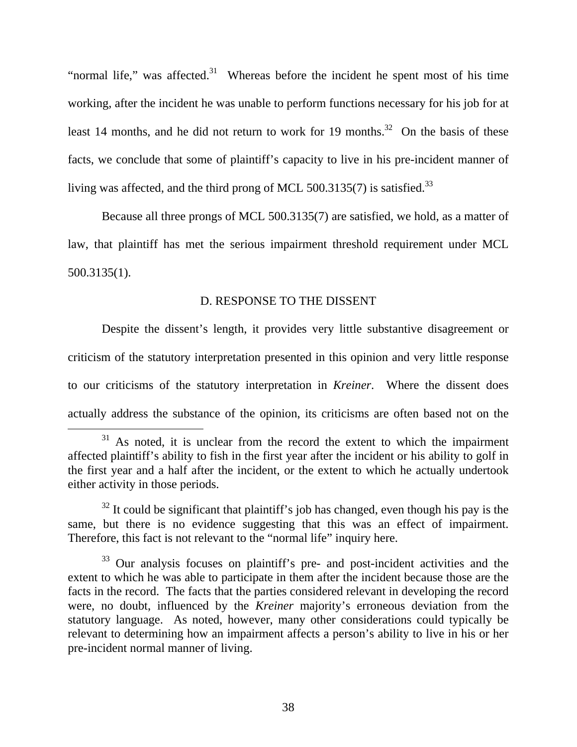"normal life," was affected.[31] Whereas before the incident he spent most of his time working, after the incident he was unable to perform functions necessary for his job for at least 14 months, and he did not return to work for 19 months.[32] On the basis of these facts, we conclude that some of plaintiff's capacity to live in his pre-incident manner of living was affected, and the third prong of MCL 500.3135(7) is satisfied.[33]

Because all three prongs of MCL 500.3135(7) are satisfied, we hold, as a matter of law, that plaintiff has met the serious impairment threshold requirement under MCL 500.3135(1).

### D. RESPONSE TO THE DISSENT

Despite the dissent's length, it provides very little substantive disagreement or criticism of the statutory interpretation presented in this opinion and very little response to our criticisms of the statutory interpretation in *Kreiner*. Where the dissent does actually address the substance of the opinion, its criticisms are often based not on the

[31] As noted, it is unclear from the record the extent to which the impairment affected plaintiff's ability to fish in the first year after the incident or his ability to golf in the first year and a half after the incident, or the extent to which he actually undertook either activity in those periods.

[32] It could be significant that plaintiff's job has changed, even though his pay is the same, but there is no evidence suggesting that this was an effect of impairment. Therefore, this fact is not relevant to the "normal life" inquiry here.

[33] Our analysis focuses on plaintiff's pre- and post-incident activities and the extent to which he was able to participate in them after the incident because those are the facts in the record. The facts that the parties considered relevant in developing the record were, no doubt, influenced by the *Kreiner* majority's erroneous deviation from the statutory language. As noted, however, many other considerations could typically be relevant to determining how an impairment affects a person's ability to live in his or her pre-incident normal manner of living.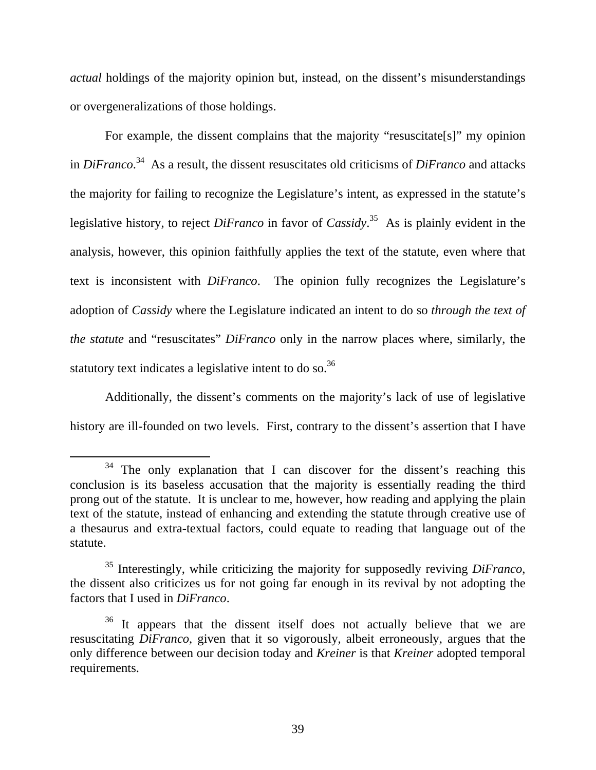*actual* holdings of the majority opinion but, instead, on the dissent's misunderstandings or overgeneralizations of those holdings.

For example, the dissent complains that the majority "resuscitate[s]" my opinion in *DiFranco*.[34] As a result, the dissent resuscitates old criticisms of *DiFranco* and attacks the majority for failing to recognize the Legislature's intent, as expressed in the statute's legislative history, to reject *DiFranco* in favor of *Cassidy*.[35] As is plainly evident in the analysis, however, this opinion faithfully applies the text of the statute, even where that text is inconsistent with *DiFranco*. The opinion fully recognizes the Legislature's adoption of *Cassidy* where the Legislature indicated an intent to do so *through the text of the statute* and "resuscitates" *DiFranco* only in the narrow places where, similarly, the statutory text indicates a legislative intent to do so.[36]

Additionally, the dissent's comments on the majority's lack of use of legislative history are ill-founded on two levels. First, contrary to the dissent's assertion that I have

---

[34] The only explanation that I can discover for the dissent's reaching this conclusion is its baseless accusation that the majority is essentially reading the third prong out of the statute. It is unclear to me, however, how reading and applying the plain text of the statute, instead of enhancing and extending the statute through creative use of a thesaurus and extra-textual factors, could equate to reading that language out of the statute.

[35] Interestingly, while criticizing the majority for supposedly reviving *DiFranco*, the dissent also criticizes us for not going far enough in its revival by not adopting the factors that I used in *DiFranco*.

[36] It appears that the dissent itself does not actually believe that we are resuscitating *DiFranco*, given that it so vigorously, albeit erroneously, argues that the only difference between our decision today and *Kreiner* is that *Kreiner* adopted temporal requirements.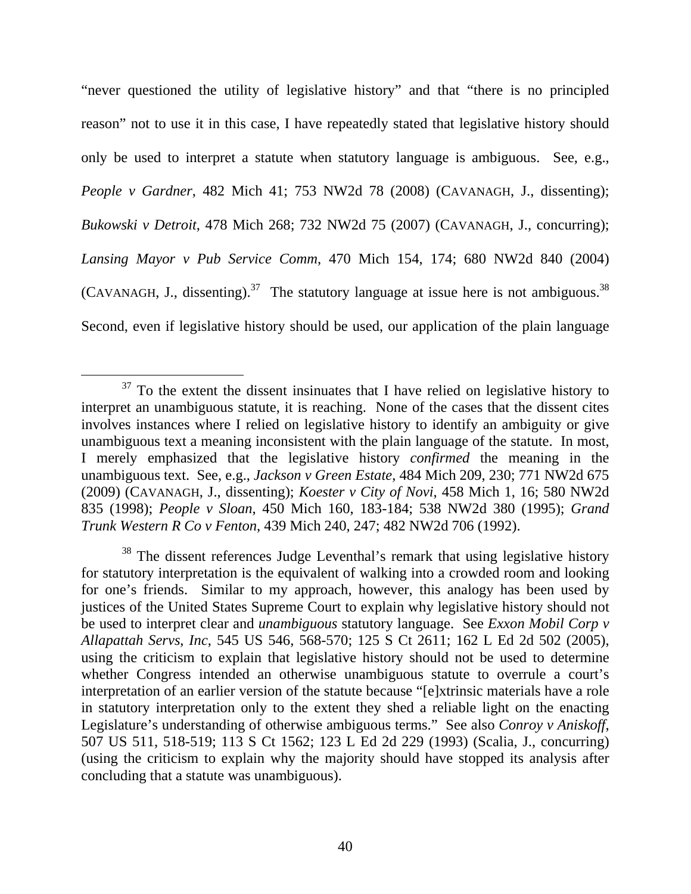"never questioned the utility of legislative history" and that "there is no principled reason" not to use it in this case, I have repeatedly stated that legislative history should only be used to interpret a statute when statutory language is ambiguous. See, e.g., *People v Gardner*, 482 Mich 41; 753 NW2d 78 (2008) (CAVANAGH, J., dissenting); *Bukowski v Detroit*, 478 Mich 268; 732 NW2d 75 (2007) (CAVANAGH, J., concurring); *Lansing Mayor v Pub Service Comm*, 470 Mich 154, 174; 680 NW2d 840 (2004) (CAVANAGH, J., dissenting).[37] The statutory language at issue here is not ambiguous.[38] Second, even if legislative history should be used, our application of the plain language

---

[37] To the extent the dissent insinuates that I have relied on legislative history to interpret an unambiguous statute, it is reaching. None of the cases that the dissent cites involves instances where I relied on legislative history to identify an ambiguity or give unambiguous text a meaning inconsistent with the plain language of the statute. In most, I merely emphasized that the legislative history *confirmed* the meaning in the unambiguous text. See, e.g., *Jackson v Green Estate*, 484 Mich 209, 230; 771 NW2d 675 (2009) (CAVANAGH, J., dissenting); *Koester v City of Novi*, 458 Mich 1, 16; 580 NW2d 835 (1998); *People v Sloan*, 450 Mich 160, 183-184; 538 NW2d 380 (1995); *Grand Trunk Western R Co v Fenton*, 439 Mich 240, 247; 482 NW2d 706 (1992).

[38] The dissent references Judge Leventhal's remark that using legislative history for statutory interpretation is the equivalent of walking into a crowded room and looking for one's friends. Similar to my approach, however, this analogy has been used by justices of the United States Supreme Court to explain why legislative history should not be used to interpret clear and *unambiguous* statutory language. See *Exxon Mobil Corp v Allapattah Servs, Inc*, 545 US 546, 568-570; 125 S Ct 2611; 162 L Ed 2d 502 (2005), using the criticism to explain that legislative history should not be used to determine whether Congress intended an otherwise unambiguous statute to overrule a court's interpretation of an earlier version of the statute because "[e]xtrinsic materials have a role in statutory interpretation only to the extent they shed a reliable light on the enacting Legislature's understanding of otherwise ambiguous terms." See also *Conroy v Aniskoff*, 507 US 511, 518-519; 113 S Ct 1562; 123 L Ed 2d 229 (1993) (Scalia, J., concurring) (using the criticism to explain why the majority should have stopped its analysis after concluding that a statute was unambiguous).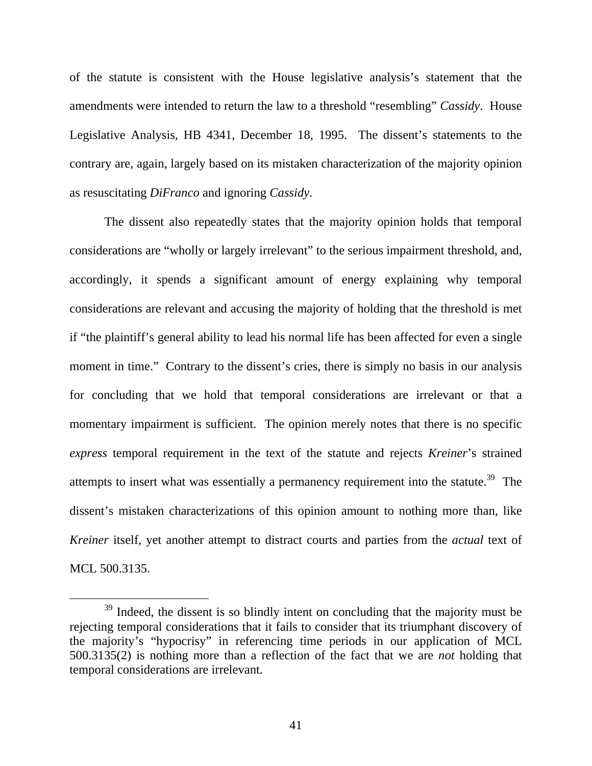of the statute is consistent with the House legislative analysis's statement that the amendments were intended to return the law to a threshold "resembling" *Cassidy*. House Legislative Analysis, HB 4341, December 18, 1995. The dissent's statements to the contrary are, again, largely based on its mistaken characterization of the majority opinion as resuscitating *DiFranco* and ignoring *Cassidy*.

The dissent also repeatedly states that the majority opinion holds that temporal considerations are "wholly or largely irrelevant" to the serious impairment threshold, and, accordingly, it spends a significant amount of energy explaining why temporal considerations are relevant and accusing the majority of holding that the threshold is met if "the plaintiff's general ability to lead his normal life has been affected for even a single moment in time." Contrary to the dissent's cries, there is simply no basis in our analysis for concluding that we hold that temporal considerations are irrelevant or that a momentary impairment is sufficient. The opinion merely notes that there is no specific *express* temporal requirement in the text of the statute and rejects *Kreiner*'s strained attempts to insert what was essentially a permanency requirement into the statute.[39] The dissent's mistaken characterizations of this opinion amount to nothing more than, like *Kreiner* itself, yet another attempt to distract courts and parties from the *actual* text of MCL 500.3135.

---

[39] Indeed, the dissent is so blindly intent on concluding that the majority must be rejecting temporal considerations that it fails to consider that its triumphant discovery of the majority's "hypocrisy" in referencing time periods in our application of MCL 500.3135(2) is nothing more than a reflection of the fact that we are *not* holding that temporal considerations are irrelevant.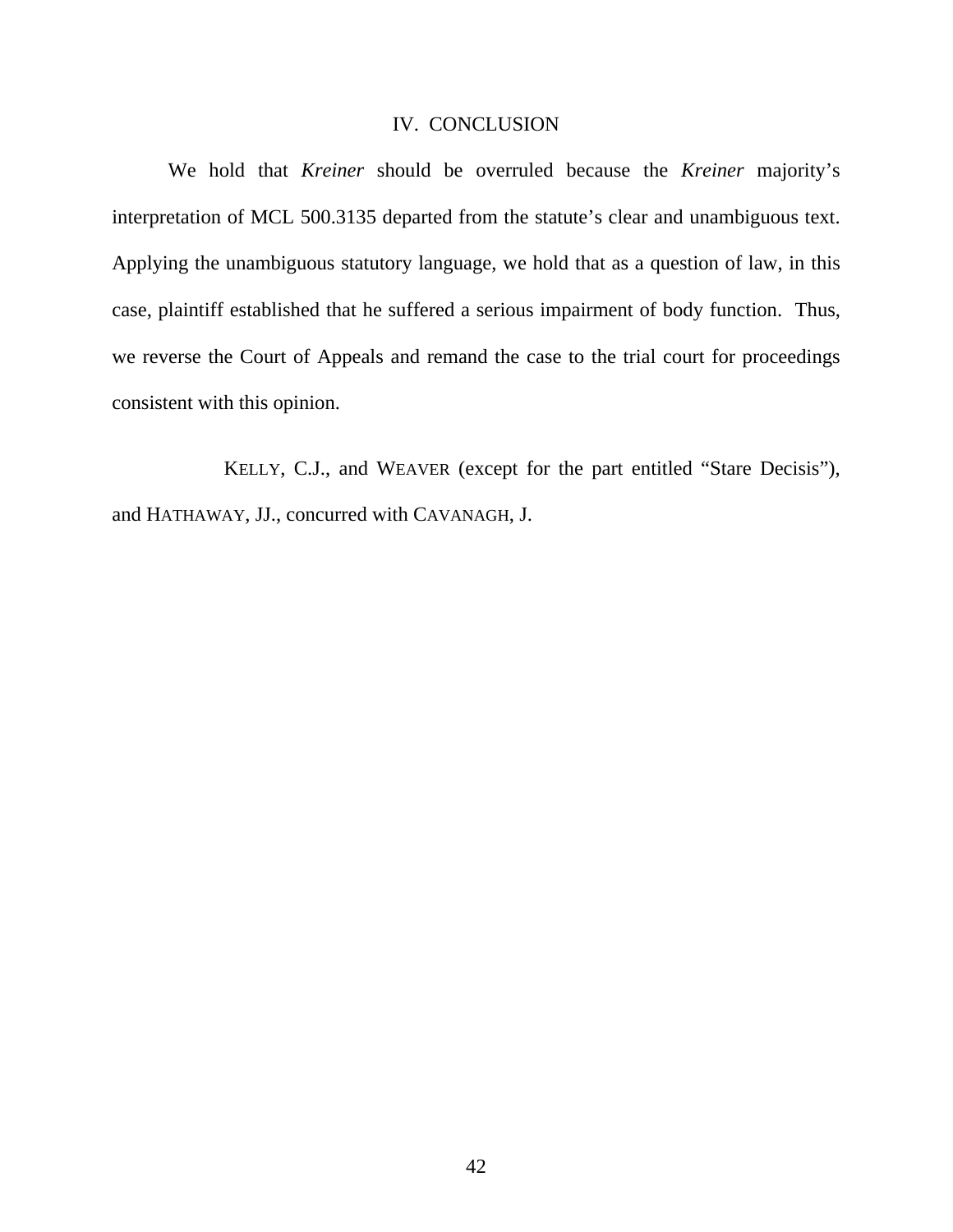## IV. CONCLUSION

We hold that *Kreiner* should be overruled because the *Kreiner* majority's interpretation of MCL 500.3135 departed from the statute's clear and unambiguous text. Applying the unambiguous statutory language, we hold that as a question of law, in this case, plaintiff established that he suffered a serious impairment of body function. Thus, we reverse the Court of Appeals and remand the case to the trial court for proceedings consistent with this opinion.

KELLY, C.J., and WEAVER (except for the part entitled "Stare Decisis"), and HATHAWAY, JJ., concurred with CAVANAGH, J.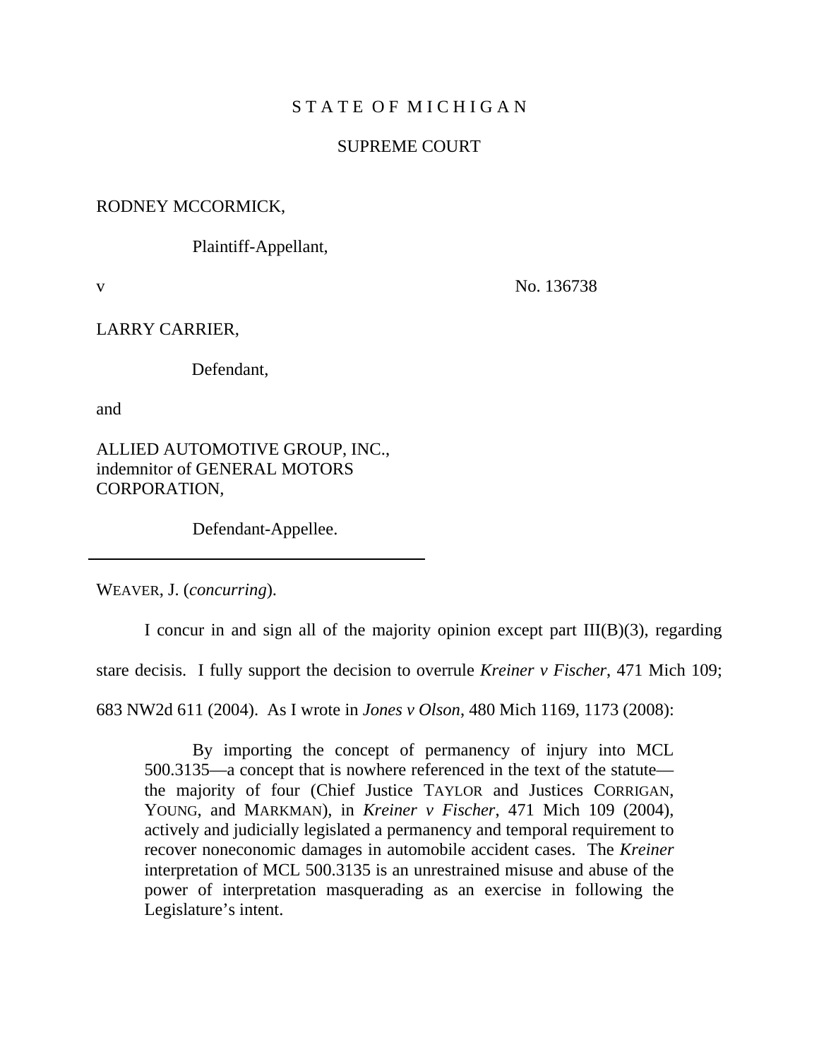STATE OF MICHIGAN

SUPREME COURT

RODNEY MCCORMICK,

Plaintiff-Appellant,

v  No. 136738

LARRY CARRIER,

Defendant,

and

ALLIED AUTOMOTIVE GROUP, INC., indemnitor of GENERAL MOTORS CORPORATION,

Defendant-Appellee.

---

WEAVER, J. (*concurring*).

I concur in and sign all of the majority opinion except part III(B)(3), regarding stare decisis. I fully support the decision to overrule *Kreiner v Fischer*, 471 Mich 109; 683 NW2d 611 (2004). As I wrote in *Jones v Olson*, 480 Mich 1169, 1173 (2008):

> By importing the concept of permanency of injury into MCL 500.3135—a concept that is nowhere referenced in the text of the statute—the majority of four (Chief Justice TAYLOR and Justices CORRIGAN, YOUNG, and MARKMAN), in *Kreiner v Fischer*, 471 Mich 109 (2004), actively and judicially legislated a permanency and temporal requirement to recover noneconomic damages in automobile accident cases. The *Kreiner* interpretation of MCL 500.3135 is an unrestrained misuse and abuse of the power of interpretation masquerading as an exercise in following the Legislature's intent.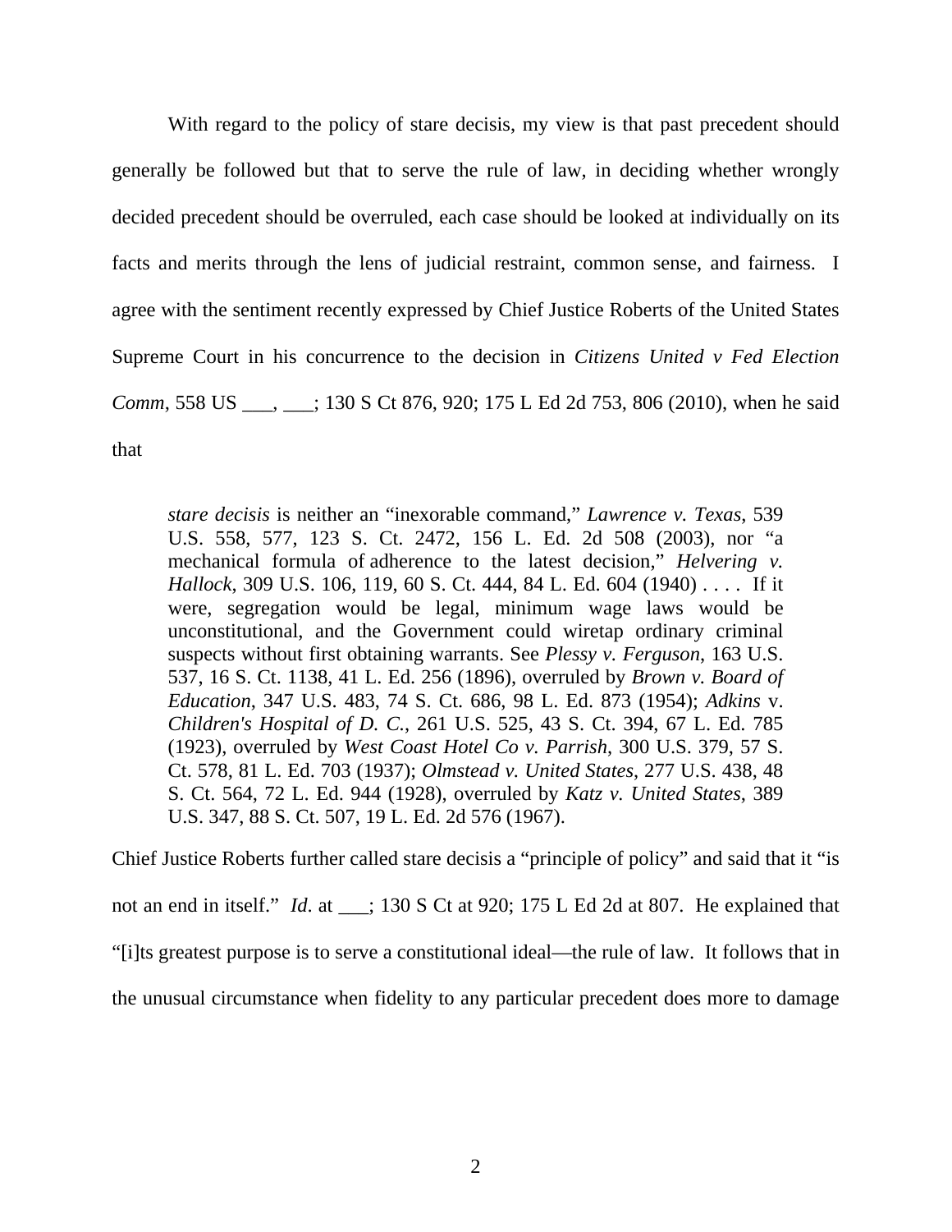With regard to the policy of stare decisis, my view is that past precedent should generally be followed but that to serve the rule of law, in deciding whether wrongly decided precedent should be overruled, each case should be looked at individually on its facts and merits through the lens of judicial restraint, common sense, and fairness. I agree with the sentiment recently expressed by Chief Justice Roberts of the United States Supreme Court in his concurrence to the decision in *Citizens United v Fed Election Comm*, 558 US ___, ___; 130 S Ct 876, 920; 175 L Ed 2d 753, 806 (2010), when he said that

> *stare decisis* is neither an "inexorable command," *Lawrence v. Texas*, 539 U.S. 558, 577, 123 S. Ct. 2472, 156 L. Ed. 2d 508 (2003), nor "a mechanical formula of adherence to the latest decision," *Helvering v. Hallock*, 309 U.S. 106, 119, 60 S. Ct. 444, 84 L. Ed. 604 (1940) . . . . If it were, segregation would be legal, minimum wage laws would be unconstitutional, and the Government could wiretap ordinary criminal suspects without first obtaining warrants. See *Plessy v. Ferguson*, 163 U.S. 537, 16 S. Ct. 1138, 41 L. Ed. 256 (1896), overruled by *Brown v. Board of Education*, 347 U.S. 483, 74 S. Ct. 686, 98 L. Ed. 873 (1954); *Adkins* v. *Children's Hospital of D. C.*, 261 U.S. 525, 43 S. Ct. 394, 67 L. Ed. 785 (1923), overruled by *West Coast Hotel Co v. Parrish*, 300 U.S. 379, 57 S. Ct. 578, 81 L. Ed. 703 (1937); *Olmstead v. United States*, 277 U.S. 438, 48 S. Ct. 564, 72 L. Ed. 944 (1928), overruled by *Katz v. United States*, 389 U.S. 347, 88 S. Ct. 507, 19 L. Ed. 2d 576 (1967).

Chief Justice Roberts further called stare decisis a "principle of policy" and said that it "is not an end in itself." *Id*. at ___; 130 S Ct at 920; 175 L Ed 2d at 807. He explained that "[i]ts greatest purpose is to serve a constitutional ideal—the rule of law. It follows that in the unusual circumstance when fidelity to any particular precedent does more to damage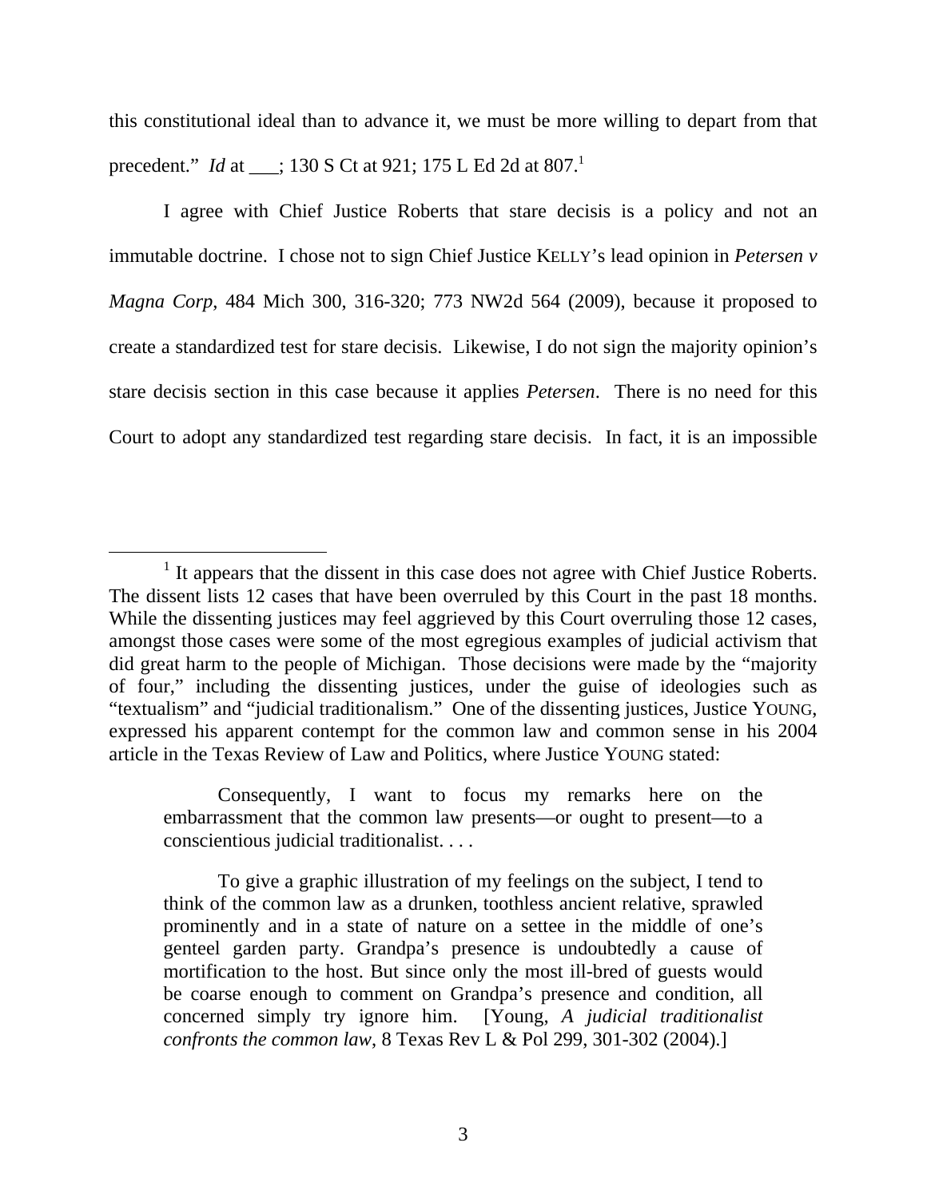this constitutional ideal than to advance it, we must be more willing to depart from that precedent." *Id* at ___; 130 S Ct at 921; 175 L Ed 2d at 807.[1]

I agree with Chief Justice Roberts that stare decisis is a policy and not an immutable doctrine. I chose not to sign Chief Justice KELLY's lead opinion in *Petersen v Magna Corp*, 484 Mich 300, 316-320; 773 NW2d 564 (2009), because it proposed to create a standardized test for stare decisis. Likewise, I do not sign the majority opinion's stare decisis section in this case because it applies *Petersen*. There is no need for this Court to adopt any standardized test regarding stare decisis. In fact, it is an impossible

---

[1] It appears that the dissent in this case does not agree with Chief Justice Roberts. The dissent lists 12 cases that have been overruled by this Court in the past 18 months. While the dissenting justices may feel aggrieved by this Court overruling those 12 cases, amongst those cases were some of the most egregious examples of judicial activism that did great harm to the people of Michigan. Those decisions were made by the "majority of four," including the dissenting justices, under the guise of ideologies such as "textualism" and "judicial traditionalism." One of the dissenting justices, Justice YOUNG, expressed his apparent contempt for the common law and common sense in his 2004 article in the Texas Review of Law and Politics, where Justice YOUNG stated:

> Consequently, I want to focus my remarks here on the embarrassment that the common law presents—or ought to present—to a conscientious judicial traditionalist. . . .
>
> To give a graphic illustration of my feelings on the subject, I tend to think of the common law as a drunken, toothless ancient relative, sprawled prominently and in a state of nature on a settee in the middle of one's genteel garden party. Grandpa's presence is undoubtedly a cause of mortification to the host. But since only the most ill-bred of guests would be coarse enough to comment on Grandpa's presence and condition, all concerned simply try ignore him. [Young, *A judicial traditionalist confronts the common law*, 8 Texas Rev L & Pol 299, 301-302 (2004).]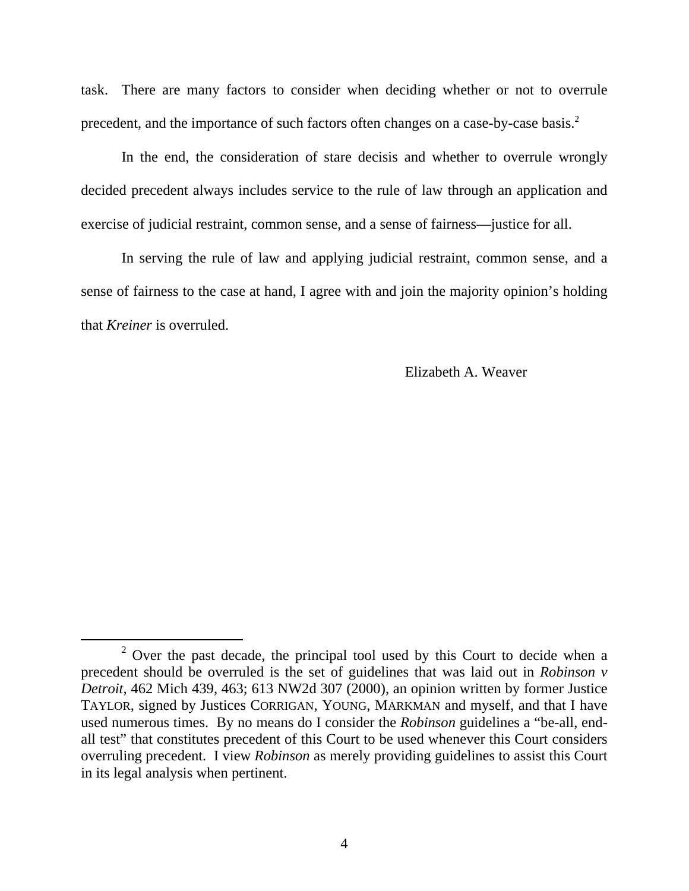task. There are many factors to consider when deciding whether or not to overrule precedent, and the importance of such factors often changes on a case-by-case basis.[2]

In the end, the consideration of stare decisis and whether to overrule wrongly decided precedent always includes service to the rule of law through an application and exercise of judicial restraint, common sense, and a sense of fairness—justice for all.

In serving the rule of law and applying judicial restraint, common sense, and a sense of fairness to the case at hand, I agree with and join the majority opinion's holding that *Kreiner* is overruled.

Elizabeth A. Weaver

---

[2] Over the past decade, the principal tool used by this Court to decide when a precedent should be overruled is the set of guidelines that was laid out in *Robinson v Detroit*, 462 Mich 439, 463; 613 NW2d 307 (2000), an opinion written by former Justice TAYLOR, signed by Justices CORRIGAN, YOUNG, MARKMAN and myself, and that I have used numerous times. By no means do I consider the *Robinson* guidelines a "be-all, end-all test" that constitutes precedent of this Court to be used whenever this Court considers overruling precedent. I view *Robinson* as merely providing guidelines to assist this Court in its legal analysis when pertinent.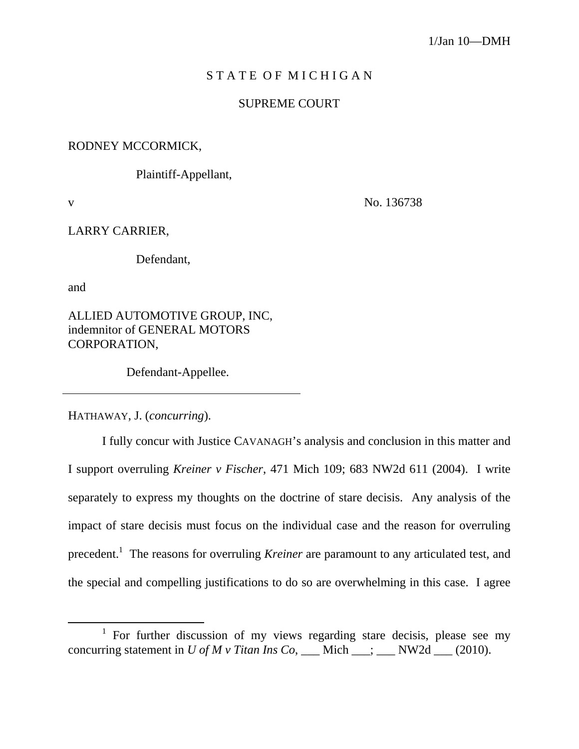1/Jan 10—DMH

STATE OF MICHIGAN

SUPREME COURT

RODNEY MCCORMICK,

Plaintiff-Appellant,

v No. 136738

LARRY CARRIER,

Defendant,

and

ALLIED AUTOMOTIVE GROUP, INC, indemnitor of GENERAL MOTORS CORPORATION,

Defendant-Appellee.

---

HATHAWAY, J. (*concurring*).

I fully concur with Justice CAVANAGH's analysis and conclusion in this matter and I support overruling *Kreiner v Fischer*, 471 Mich 109; 683 NW2d 611 (2004). I write separately to express my thoughts on the doctrine of stare decisis. Any analysis of the impact of stare decisis must focus on the individual case and the reason for overruling precedent.[1] The reasons for overruling *Kreiner* are paramount to any articulated test, and the special and compelling justifications to do so are overwhelming in this case. I agree

[1] For further discussion of my views regarding stare decisis, please see my concurring statement in *U of M v Titan Ins Co*, ___ Mich ___; ___ NW2d ___ (2010).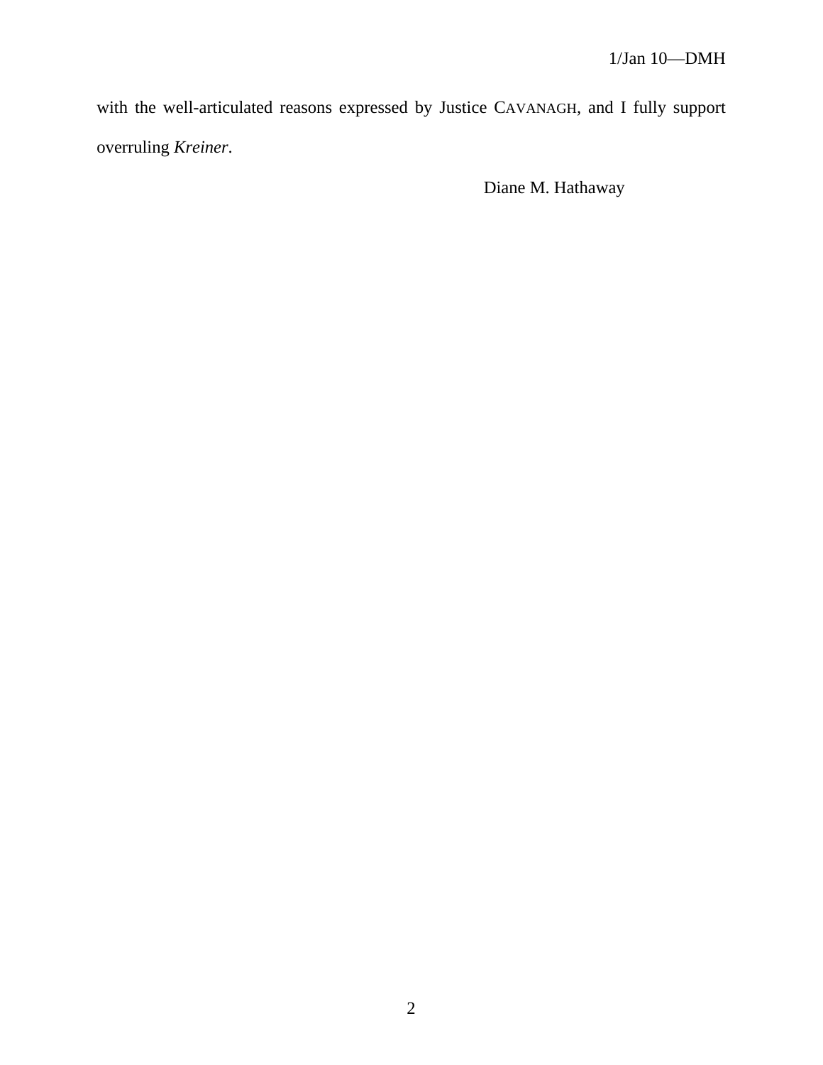with the well-articulated reasons expressed by Justice CAVANAGH, and I fully support overruling *Kreiner*.

Diane M. Hathaway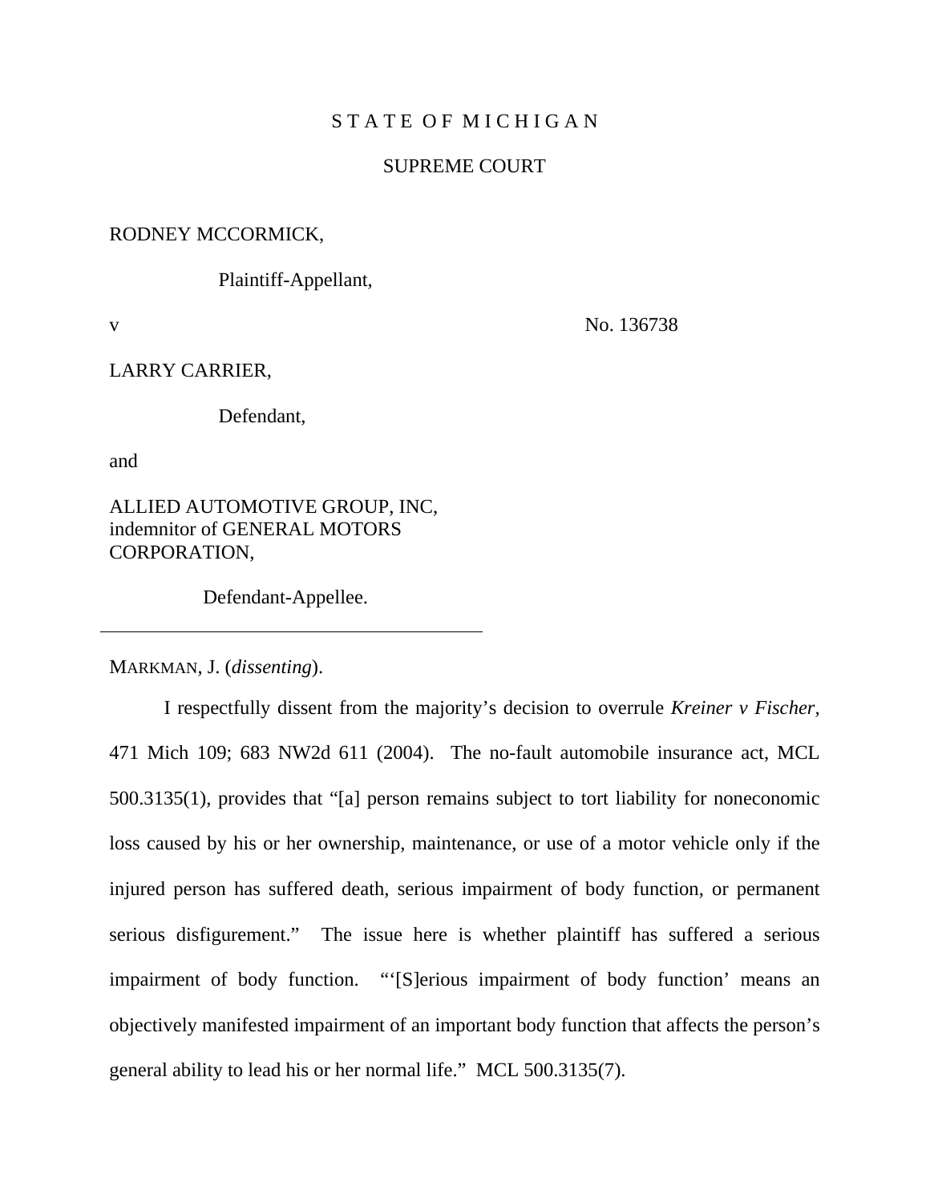S T A T E O F M I C H I G A N

SUPREME COURT

RODNEY MCCORMICK,

Plaintiff-Appellant,

v No. 136738

LARRY CARRIER,

Defendant,

and

ALLIED AUTOMOTIVE GROUP, INC,
indemnitor of GENERAL MOTORS
CORPORATION,

Defendant-Appellee.

---

MARKMAN, J. (*dissenting*).

I respectfully dissent from the majority's decision to overrule *Kreiner v Fischer*, 471 Mich 109; 683 NW2d 611 (2004). The no-fault automobile insurance act, MCL 500.3135(1), provides that "[a] person remains subject to tort liability for noneconomic loss caused by his or her ownership, maintenance, or use of a motor vehicle only if the injured person has suffered death, serious impairment of body function, or permanent serious disfigurement." The issue here is whether plaintiff has suffered a serious impairment of body function. "'[S]erious impairment of body function' means an objectively manifested impairment of an important body function that affects the person's general ability to lead his or her normal life." MCL 500.3135(7).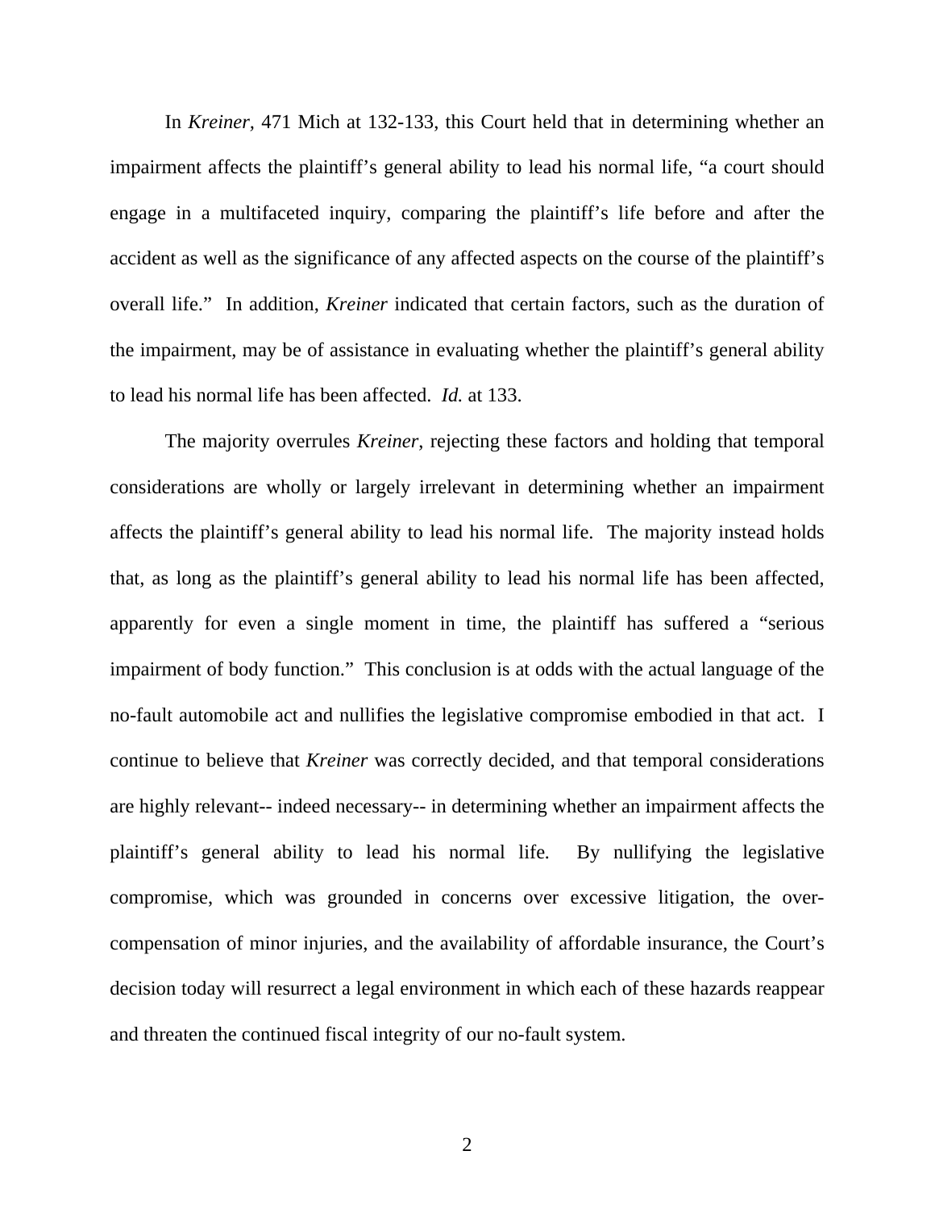In *Kreiner*, 471 Mich at 132-133, this Court held that in determining whether an impairment affects the plaintiff's general ability to lead his normal life, "a court should engage in a multifaceted inquiry, comparing the plaintiff's life before and after the accident as well as the significance of any affected aspects on the course of the plaintiff's overall life." In addition, *Kreiner* indicated that certain factors, such as the duration of the impairment, may be of assistance in evaluating whether the plaintiff's general ability to lead his normal life has been affected. *Id.* at 133.

The majority overrules *Kreiner*, rejecting these factors and holding that temporal considerations are wholly or largely irrelevant in determining whether an impairment affects the plaintiff's general ability to lead his normal life. The majority instead holds that, as long as the plaintiff's general ability to lead his normal life has been affected, apparently for even a single moment in time, the plaintiff has suffered a "serious impairment of body function." This conclusion is at odds with the actual language of the no-fault automobile act and nullifies the legislative compromise embodied in that act. I continue to believe that *Kreiner* was correctly decided, and that temporal considerations are highly relevant-- indeed necessary-- in determining whether an impairment affects the plaintiff's general ability to lead his normal life. By nullifying the legislative compromise, which was grounded in concerns over excessive litigation, the over-compensation of minor injuries, and the availability of affordable insurance, the Court's decision today will resurrect a legal environment in which each of these hazards reappear and threaten the continued fiscal integrity of our no-fault system.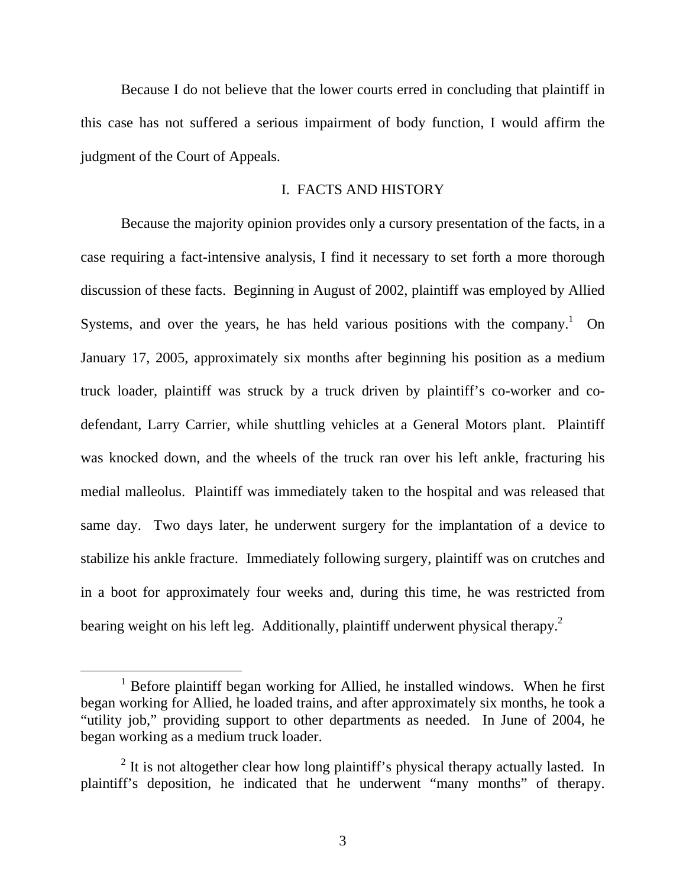Because I do not believe that the lower courts erred in concluding that plaintiff in this case has not suffered a serious impairment of body function, I would affirm the judgment of the Court of Appeals.

## I. FACTS AND HISTORY

Because the majority opinion provides only a cursory presentation of the facts, in a case requiring a fact-intensive analysis, I find it necessary to set forth a more thorough discussion of these facts. Beginning in August of 2002, plaintiff was employed by Allied Systems, and over the years, he has held various positions with the company.[1] On January 17, 2005, approximately six months after beginning his position as a medium truck loader, plaintiff was struck by a truck driven by plaintiff's co-worker and co-defendant, Larry Carrier, while shuttling vehicles at a General Motors plant. Plaintiff was knocked down, and the wheels of the truck ran over his left ankle, fracturing his medial malleolus. Plaintiff was immediately taken to the hospital and was released that same day. Two days later, he underwent surgery for the implantation of a device to stabilize his ankle fracture. Immediately following surgery, plaintiff was on crutches and in a boot for approximately four weeks and, during this time, he was restricted from bearing weight on his left leg. Additionally, plaintiff underwent physical therapy.[2]

---

[1] Before plaintiff began working for Allied, he installed windows. When he first began working for Allied, he loaded trains, and after approximately six months, he took a "utility job," providing support to other departments as needed. In June of 2004, he began working as a medium truck loader.

[2] It is not altogether clear how long plaintiff's physical therapy actually lasted. In plaintiff's deposition, he indicated that he underwent "many months" of therapy.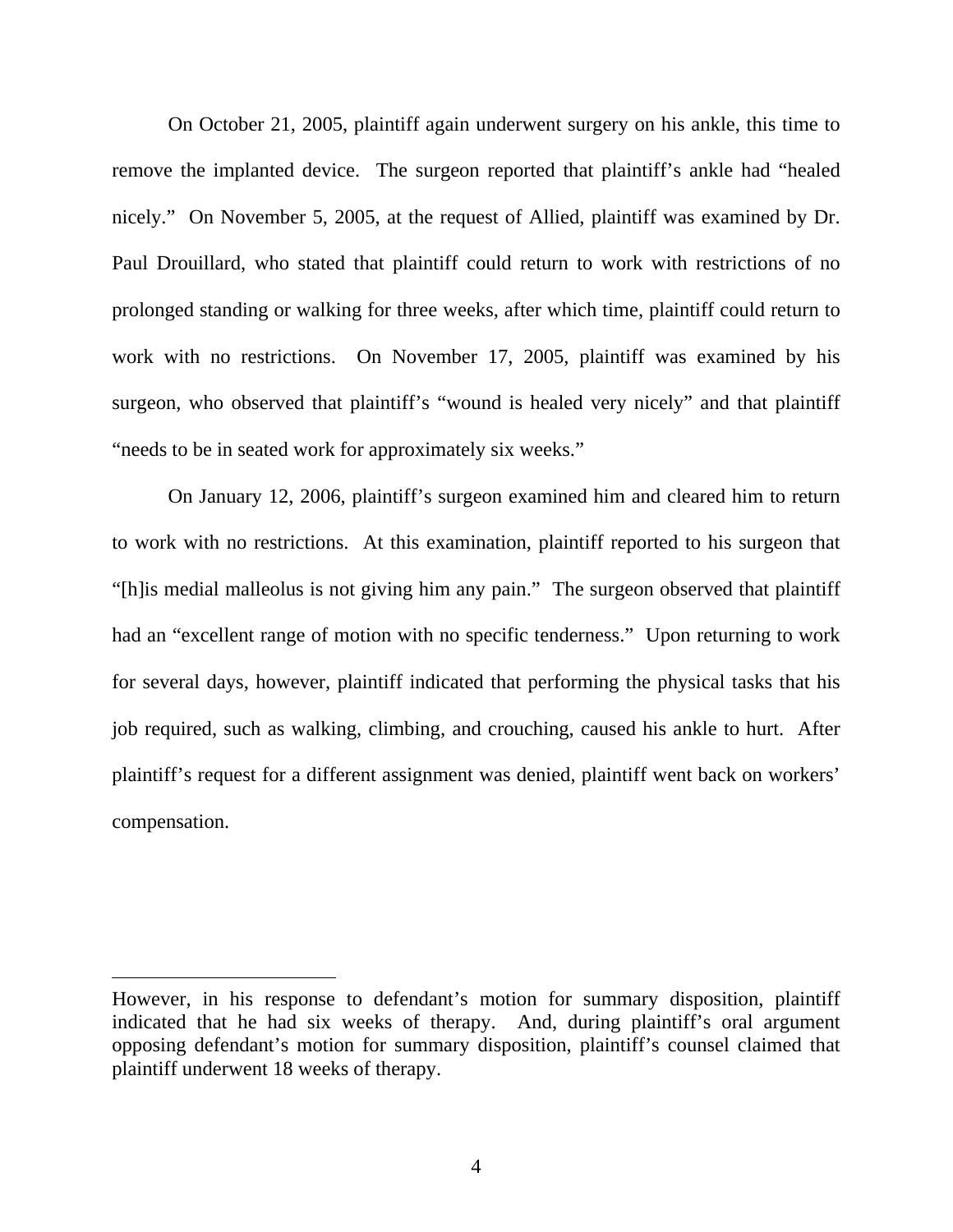On October 21, 2005, plaintiff again underwent surgery on his ankle, this time to remove the implanted device. The surgeon reported that plaintiff's ankle had "healed nicely." On November 5, 2005, at the request of Allied, plaintiff was examined by Dr. Paul Drouillard, who stated that plaintiff could return to work with restrictions of no prolonged standing or walking for three weeks, after which time, plaintiff could return to work with no restrictions. On November 17, 2005, plaintiff was examined by his surgeon, who observed that plaintiff's "wound is healed very nicely" and that plaintiff "needs to be in seated work for approximately six weeks."

On January 12, 2006, plaintiff's surgeon examined him and cleared him to return to work with no restrictions. At this examination, plaintiff reported to his surgeon that "[h]is medial malleolus is not giving him any pain." The surgeon observed that plaintiff had an "excellent range of motion with no specific tenderness." Upon returning to work for several days, however, plaintiff indicated that performing the physical tasks that his job required, such as walking, climbing, and crouching, caused his ankle to hurt. After plaintiff's request for a different assignment was denied, plaintiff went back on workers' compensation.

---

However, in his response to defendant's motion for summary disposition, plaintiff indicated that he had six weeks of therapy. And, during plaintiff's oral argument opposing defendant's motion for summary disposition, plaintiff's counsel claimed that plaintiff underwent 18 weeks of therapy.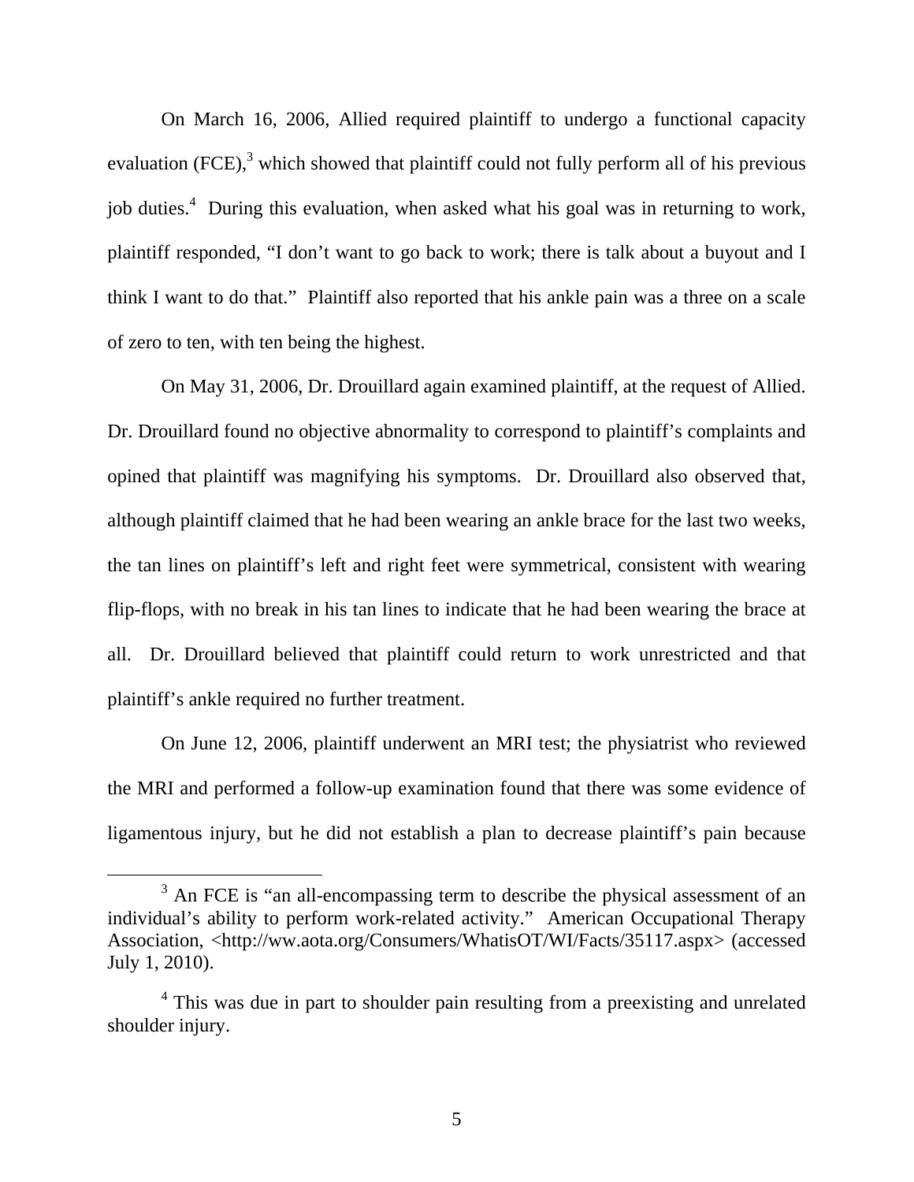On March 16, 2006, Allied required plaintiff to undergo a functional capacity evaluation (FCE),[3] which showed that plaintiff could not fully perform all of his previous job duties.[4] During this evaluation, when asked what his goal was in returning to work, plaintiff responded, "I don't want to go back to work; there is talk about a buyout and I think I want to do that." Plaintiff also reported that his ankle pain was a three on a scale of zero to ten, with ten being the highest.

On May 31, 2006, Dr. Drouillard again examined plaintiff, at the request of Allied. Dr. Drouillard found no objective abnormality to correspond to plaintiff's complaints and opined that plaintiff was magnifying his symptoms. Dr. Drouillard also observed that, although plaintiff claimed that he had been wearing an ankle brace for the last two weeks, the tan lines on plaintiff's left and right feet were symmetrical, consistent with wearing flip-flops, with no break in his tan lines to indicate that he had been wearing the brace at all. Dr. Drouillard believed that plaintiff could return to work unrestricted and that plaintiff's ankle required no further treatment.

On June 12, 2006, plaintiff underwent an MRI test; the physiatrist who reviewed the MRI and performed a follow-up examination found that there was some evidence of ligamentous injury, but he did not establish a plan to decrease plaintiff's pain because

[3] An FCE is "an all-encompassing term to describe the physical assessment of an individual's ability to perform work-related activity." American Occupational Therapy Association, <http://ww.aota.org/Consumers/WhatisOT/WI/Facts/35117.aspx> (accessed July 1, 2010).

[4] This was due in part to shoulder pain resulting from a preexisting and unrelated shoulder injury.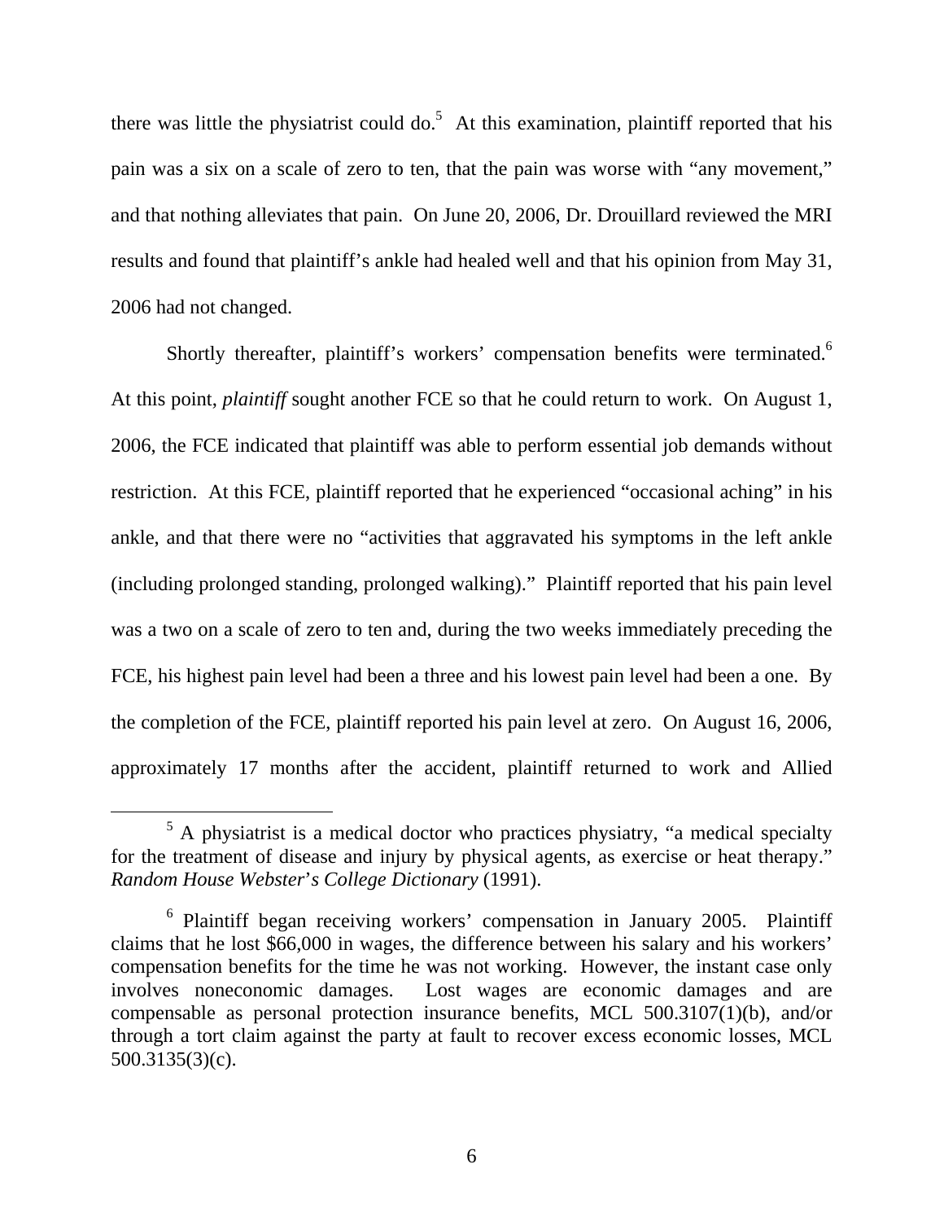there was little the physiatrist could do.[5] At this examination, plaintiff reported that his pain was a six on a scale of zero to ten, that the pain was worse with "any movement," and that nothing alleviates that pain. On June 20, 2006, Dr. Drouillard reviewed the MRI results and found that plaintiff's ankle had healed well and that his opinion from May 31, 2006 had not changed.

Shortly thereafter, plaintiff's workers' compensation benefits were terminated.[6] At this point, *plaintiff* sought another FCE so that he could return to work. On August 1, 2006, the FCE indicated that plaintiff was able to perform essential job demands without restriction. At this FCE, plaintiff reported that he experienced "occasional aching" in his ankle, and that there were no "activities that aggravated his symptoms in the left ankle (including prolonged standing, prolonged walking)." Plaintiff reported that his pain level was a two on a scale of zero to ten and, during the two weeks immediately preceding the FCE, his highest pain level had been a three and his lowest pain level had been a one. By the completion of the FCE, plaintiff reported his pain level at zero. On August 16, 2006, approximately 17 months after the accident, plaintiff returned to work and Allied

---

[5] A physiatrist is a medical doctor who practices physiatry, "a medical specialty for the treatment of disease and injury by physical agents, as exercise or heat therapy." *Random House Webster's College Dictionary* (1991).

[6] Plaintiff began receiving workers' compensation in January 2005. Plaintiff claims that he lost $66,000 in wages, the difference between his salary and his workers' compensation benefits for the time he was not working. However, the instant case only involves noneconomic damages. Lost wages are economic damages and are compensable as personal protection insurance benefits, MCL 500.3107(1)(b), and/or through a tort claim against the party at fault to recover excess economic losses, MCL 500.3135(3)(c).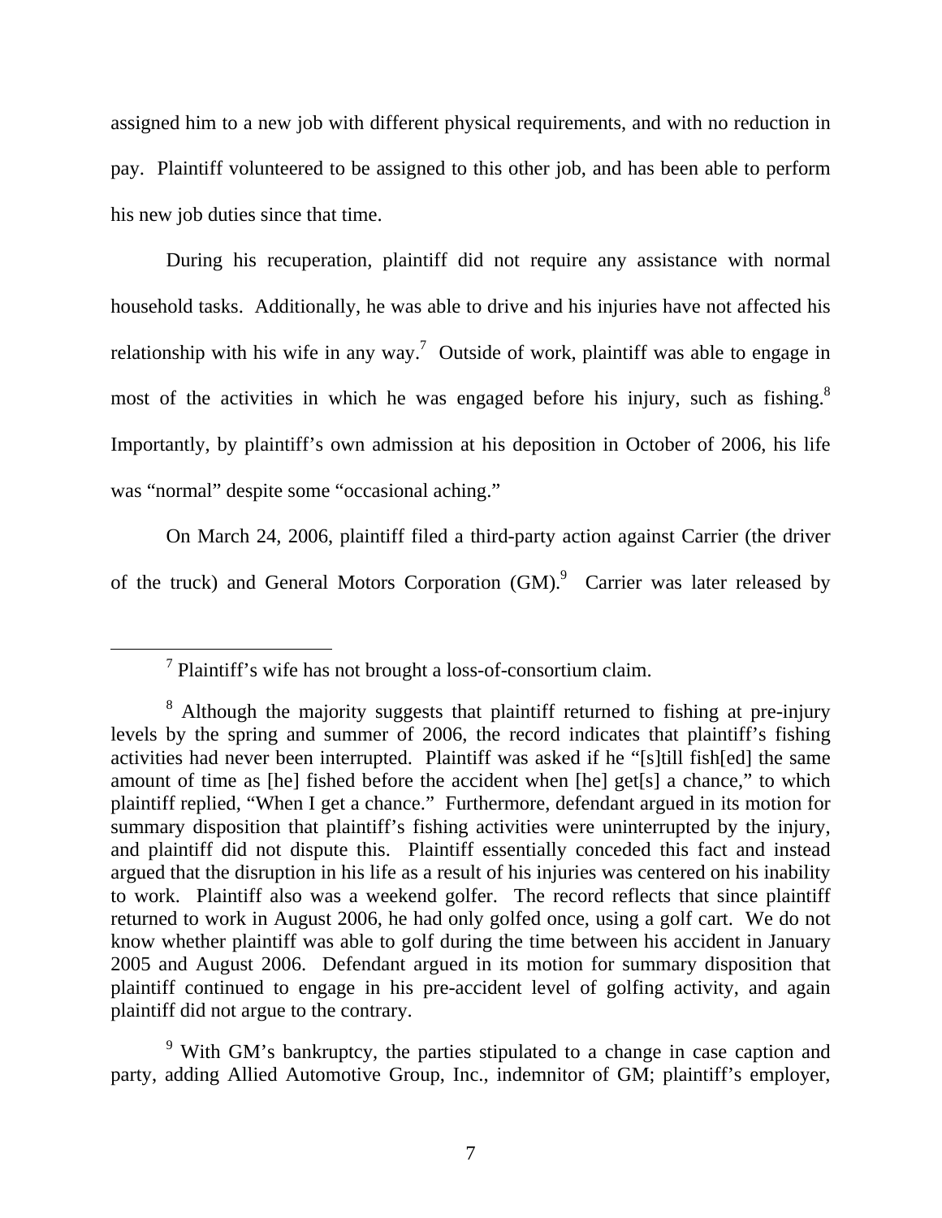assigned him to a new job with different physical requirements, and with no reduction in pay. Plaintiff volunteered to be assigned to this other job, and has been able to perform his new job duties since that time.

During his recuperation, plaintiff did not require any assistance with normal household tasks. Additionally, he was able to drive and his injuries have not affected his relationship with his wife in any way.[7] Outside of work, plaintiff was able to engage in most of the activities in which he was engaged before his injury, such as fishing.[8] Importantly, by plaintiff's own admission at his deposition in October of 2006, his life was "normal" despite some "occasional aching."

On March 24, 2006, plaintiff filed a third-party action against Carrier (the driver of the truck) and General Motors Corporation (GM).[9] Carrier was later released by

---

[7] Plaintiff's wife has not brought a loss-of-consortium claim.

[8] Although the majority suggests that plaintiff returned to fishing at pre-injury levels by the spring and summer of 2006, the record indicates that plaintiff's fishing activities had never been interrupted. Plaintiff was asked if he "[s]till fish[ed] the same amount of time as [he] fished before the accident when [he] get[s] a chance," to which plaintiff replied, "When I get a chance." Furthermore, defendant argued in its motion for summary disposition that plaintiff's fishing activities were uninterrupted by the injury, and plaintiff did not dispute this. Plaintiff essentially conceded this fact and instead argued that the disruption in his life as a result of his injuries was centered on his inability to work. Plaintiff also was a weekend golfer. The record reflects that since plaintiff returned to work in August 2006, he had only golfed once, using a golf cart. We do not know whether plaintiff was able to golf during the time between his accident in January 2005 and August 2006. Defendant argued in its motion for summary disposition that plaintiff continued to engage in his pre-accident level of golfing activity, and again plaintiff did not argue to the contrary.

[9] With GM's bankruptcy, the parties stipulated to a change in case caption and party, adding Allied Automotive Group, Inc., indemnitor of GM; plaintiff's employer,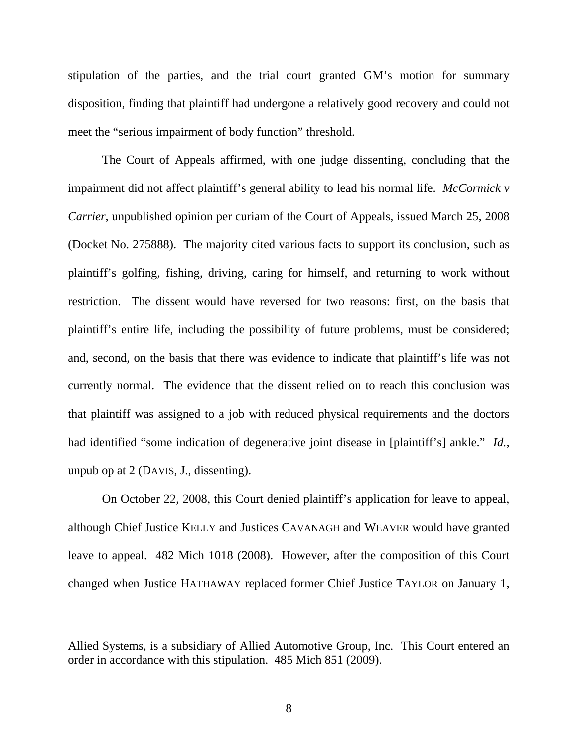stipulation of the parties, and the trial court granted GM's motion for summary disposition, finding that plaintiff had undergone a relatively good recovery and could not meet the "serious impairment of body function" threshold.

The Court of Appeals affirmed, with one judge dissenting, concluding that the impairment did not affect plaintiff's general ability to lead his normal life. *McCormick v Carrier*, unpublished opinion per curiam of the Court of Appeals, issued March 25, 2008 (Docket No. 275888). The majority cited various facts to support its conclusion, such as plaintiff's golfing, fishing, driving, caring for himself, and returning to work without restriction. The dissent would have reversed for two reasons: first, on the basis that plaintiff's entire life, including the possibility of future problems, must be considered; and, second, on the basis that there was evidence to indicate that plaintiff's life was not currently normal. The evidence that the dissent relied on to reach this conclusion was that plaintiff was assigned to a job with reduced physical requirements and the doctors had identified "some indication of degenerative joint disease in [plaintiff's] ankle." *Id.*, unpub op at 2 (DAVIS, J., dissenting).

On October 22, 2008, this Court denied plaintiff's application for leave to appeal, although Chief Justice KELLY and Justices CAVANAGH and WEAVER would have granted leave to appeal. 482 Mich 1018 (2008). However, after the composition of this Court changed when Justice HATHAWAY replaced former Chief Justice TAYLOR on January 1,

---

Allied Systems, is a subsidiary of Allied Automotive Group, Inc. This Court entered an order in accordance with this stipulation. 485 Mich 851 (2009).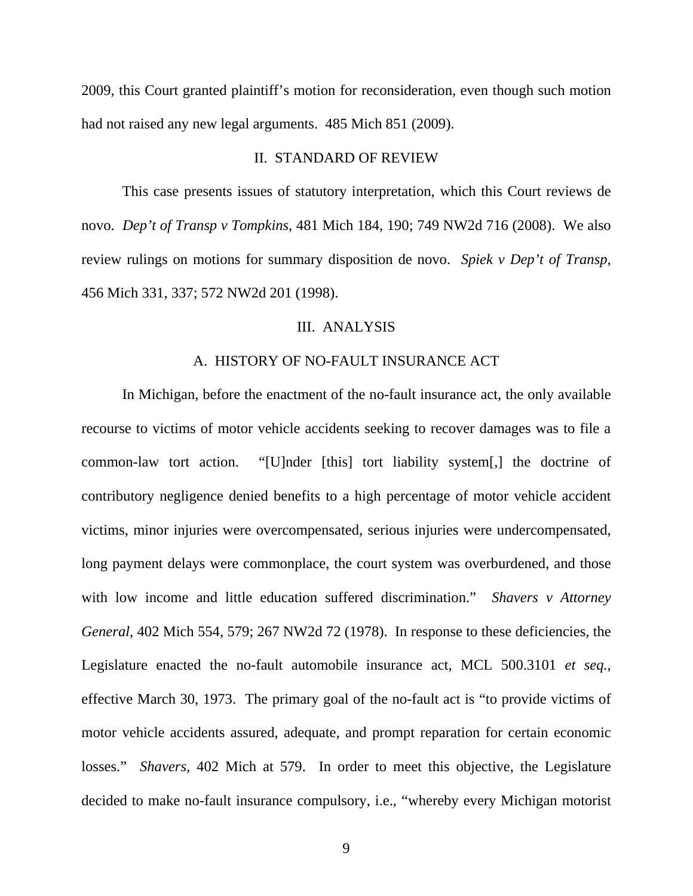2009, this Court granted plaintiff's motion for reconsideration, even though such motion had not raised any new legal arguments. 485 Mich 851 (2009).

## II. STANDARD OF REVIEW

This case presents issues of statutory interpretation, which this Court reviews de novo. *Dep't of Transp v Tompkins*, 481 Mich 184, 190; 749 NW2d 716 (2008). We also review rulings on motions for summary disposition de novo. *Spiek v Dep't of Transp*, 456 Mich 331, 337; 572 NW2d 201 (1998).

## III. ANALYSIS

### A. HISTORY OF NO-FAULT INSURANCE ACT

In Michigan, before the enactment of the no-fault insurance act, the only available recourse to victims of motor vehicle accidents seeking to recover damages was to file a common-law tort action. "[U]nder [this] tort liability system[,] the doctrine of contributory negligence denied benefits to a high percentage of motor vehicle accident victims, minor injuries were overcompensated, serious injuries were undercompensated, long payment delays were commonplace, the court system was overburdened, and those with low income and little education suffered discrimination." *Shavers v Attorney General*, 402 Mich 554, 579; 267 NW2d 72 (1978). In response to these deficiencies, the Legislature enacted the no-fault automobile insurance act, MCL 500.3101 *et seq.*, effective March 30, 1973. The primary goal of the no-fault act is "to provide victims of motor vehicle accidents assured, adequate, and prompt reparation for certain economic losses." *Shavers*, 402 Mich at 579. In order to meet this objective, the Legislature decided to make no-fault insurance compulsory, i.e., "whereby every Michigan motorist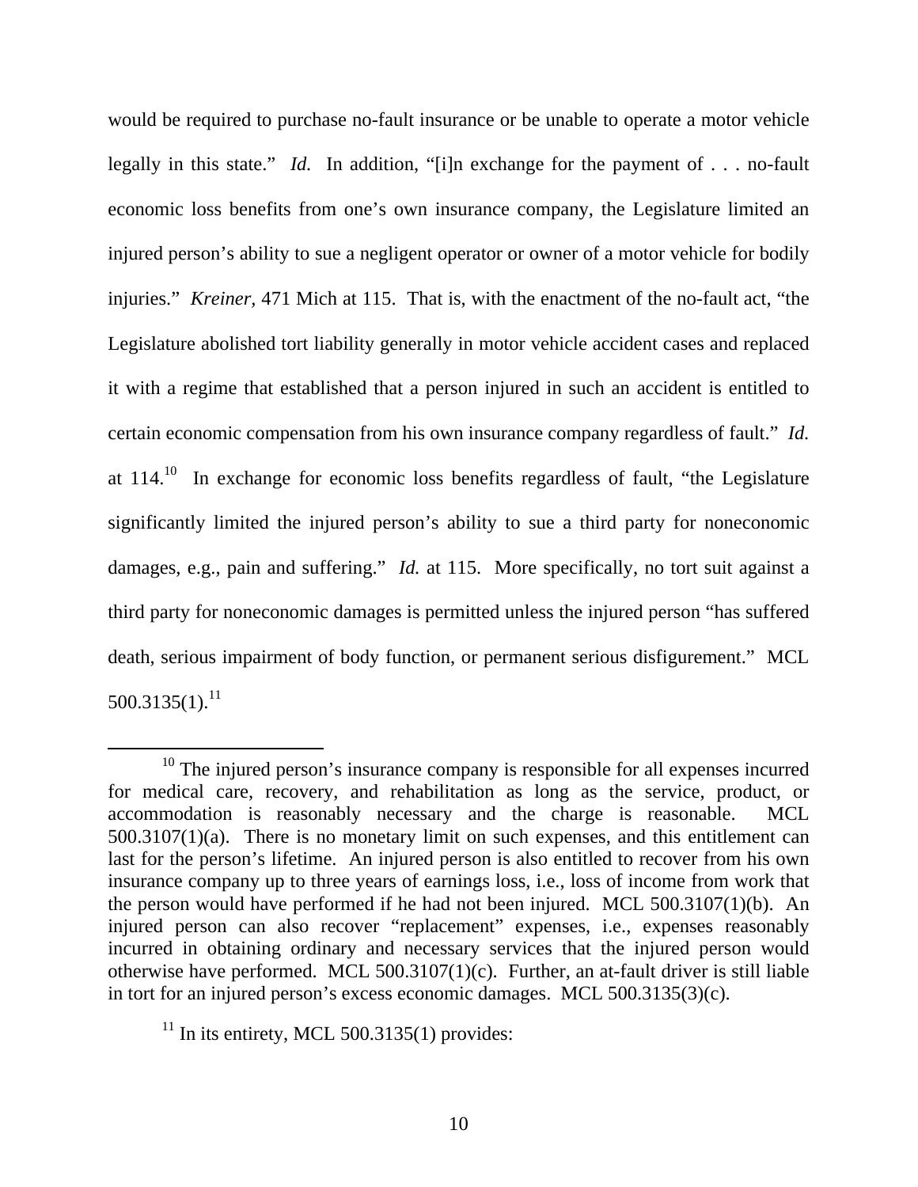would be required to purchase no-fault insurance or be unable to operate a motor vehicle legally in this state." *Id.* In addition, "[i]n exchange for the payment of . . . no-fault economic loss benefits from one's own insurance company, the Legislature limited an injured person's ability to sue a negligent operator or owner of a motor vehicle for bodily injuries." *Kreiner,* 471 Mich at 115. That is, with the enactment of the no-fault act, "the Legislature abolished tort liability generally in motor vehicle accident cases and replaced it with a regime that established that a person injured in such an accident is entitled to certain economic compensation from his own insurance company regardless of fault." *Id.* at 114.[10] In exchange for economic loss benefits regardless of fault, "the Legislature significantly limited the injured person's ability to sue a third party for noneconomic damages, e.g., pain and suffering." *Id.* at 115. More specifically, no tort suit against a third party for noneconomic damages is permitted unless the injured person "has suffered death, serious impairment of body function, or permanent serious disfigurement." MCL 500.3135(1).[11]

---

[10] The injured person's insurance company is responsible for all expenses incurred for medical care, recovery, and rehabilitation as long as the service, product, or accommodation is reasonably necessary and the charge is reasonable. MCL 500.3107(1)(a). There is no monetary limit on such expenses, and this entitlement can last for the person's lifetime. An injured person is also entitled to recover from his own insurance company up to three years of earnings loss, i.e., loss of income from work that the person would have performed if he had not been injured. MCL 500.3107(1)(b). An injured person can also recover "replacement" expenses, i.e., expenses reasonably incurred in obtaining ordinary and necessary services that the injured person would otherwise have performed. MCL 500.3107(1)(c). Further, an at-fault driver is still liable in tort for an injured person's excess economic damages. MCL 500.3135(3)(c).

[11] In its entirety, MCL 500.3135(1) provides: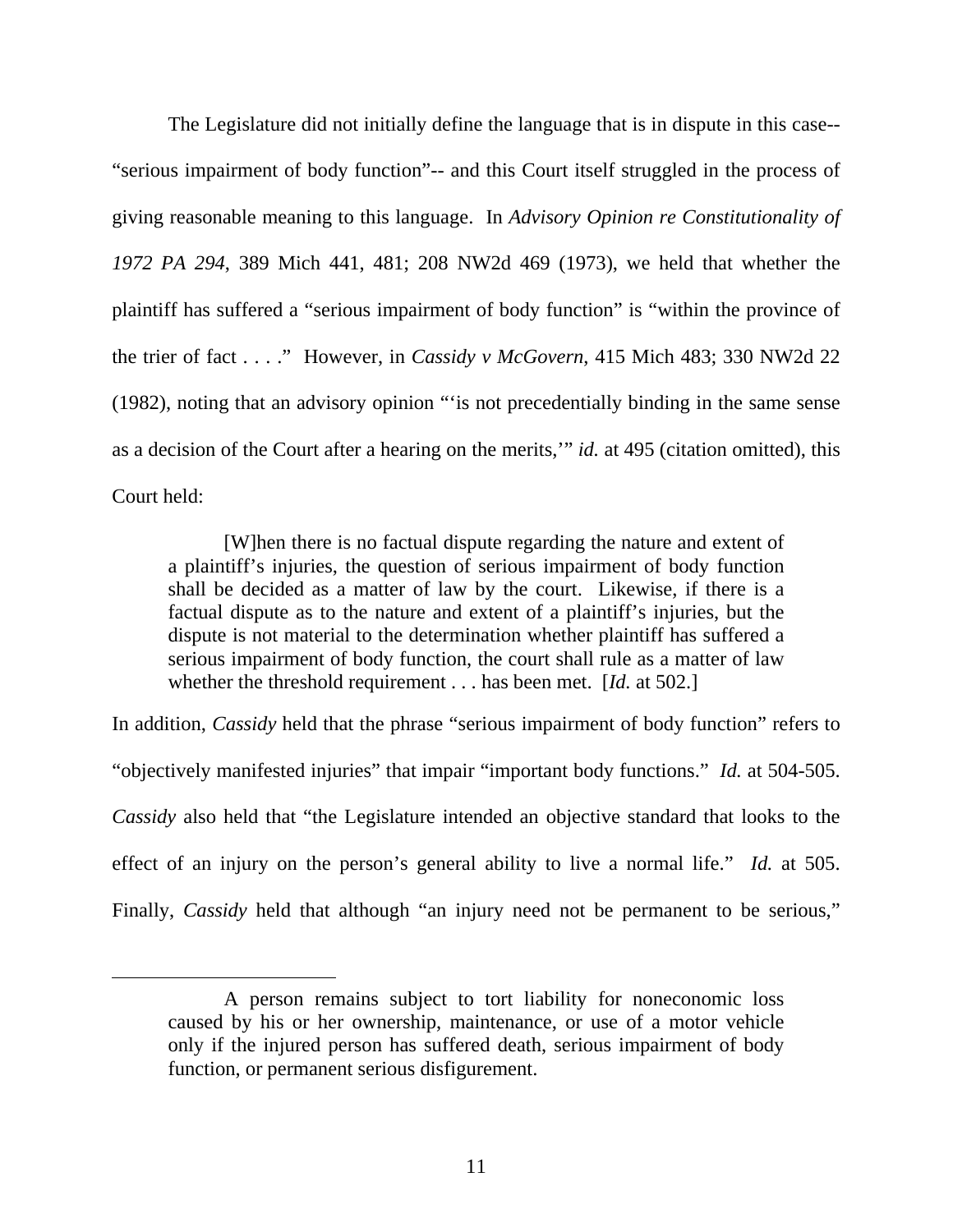The Legislature did not initially define the language that is in dispute in this case-- "serious impairment of body function"-- and this Court itself struggled in the process of giving reasonable meaning to this language. In *Advisory Opinion re Constitutionality of 1972 PA 294*, 389 Mich 441, 481; 208 NW2d 469 (1973), we held that whether the plaintiff has suffered a "serious impairment of body function" is "within the province of the trier of fact . . . ." However, in *Cassidy v McGovern*, 415 Mich 483; 330 NW2d 22 (1982), noting that an advisory opinion "'is not precedentially binding in the same sense as a decision of the Court after a hearing on the merits,'" *id.* at 495 (citation omitted), this Court held:

> [W]hen there is no factual dispute regarding the nature and extent of a plaintiff's injuries, the question of serious impairment of body function shall be decided as a matter of law by the court. Likewise, if there is a factual dispute as to the nature and extent of a plaintiff's injuries, but the dispute is not material to the determination whether plaintiff has suffered a serious impairment of body function, the court shall rule as a matter of law whether the threshold requirement . . . has been met. [*Id.* at 502.]

In addition, *Cassidy* held that the phrase "serious impairment of body function" refers to "objectively manifested injuries" that impair "important body functions." *Id.* at 504-505. *Cassidy* also held that "the Legislature intended an objective standard that looks to the effect of an injury on the person's general ability to live a normal life." *Id.* at 505. Finally, *Cassidy* held that although "an injury need not be permanent to be serious,"

---

> A person remains subject to tort liability for noneconomic loss caused by his or her ownership, maintenance, or use of a motor vehicle only if the injured person has suffered death, serious impairment of body function, or permanent serious disfigurement.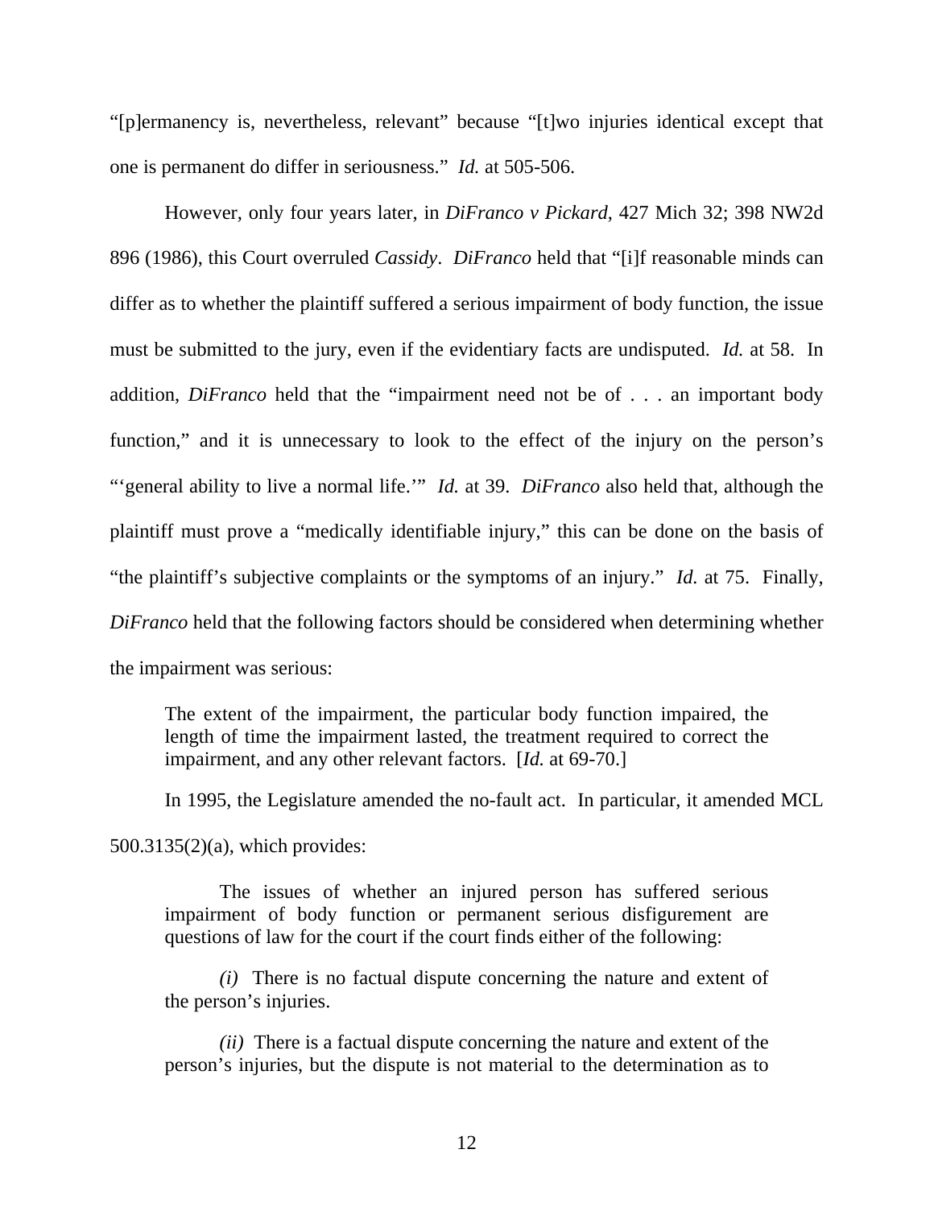"[p]ermanency is, nevertheless, relevant" because "[t]wo injuries identical except that one is permanent do differ in seriousness." *Id.* at 505-506.

However, only four years later, in *DiFranco v Pickard*, 427 Mich 32; 398 NW2d 896 (1986), this Court overruled *Cassidy*. *DiFranco* held that "[i]f reasonable minds can differ as to whether the plaintiff suffered a serious impairment of body function, the issue must be submitted to the jury, even if the evidentiary facts are undisputed. *Id.* at 58. In addition, *DiFranco* held that the "impairment need not be of . . . an important body function," and it is unnecessary to look to the effect of the injury on the person's "'general ability to live a normal life.'" *Id.* at 39. *DiFranco* also held that, although the plaintiff must prove a "medically identifiable injury," this can be done on the basis of "the plaintiff's subjective complaints or the symptoms of an injury." *Id.* at 75. Finally, *DiFranco* held that the following factors should be considered when determining whether the impairment was serious:

> The extent of the impairment, the particular body function impaired, the length of time the impairment lasted, the treatment required to correct the impairment, and any other relevant factors. [*Id.* at 69-70.]

In 1995, the Legislature amended the no-fault act. In particular, it amended MCL 500.3135(2)(a), which provides:

> The issues of whether an injured person has suffered serious impairment of body function or permanent serious disfigurement are questions of law for the court if the court finds either of the following:
>
> *(i)* There is no factual dispute concerning the nature and extent of the person's injuries.
>
> *(ii)* There is a factual dispute concerning the nature and extent of the person's injuries, but the dispute is not material to the determination as to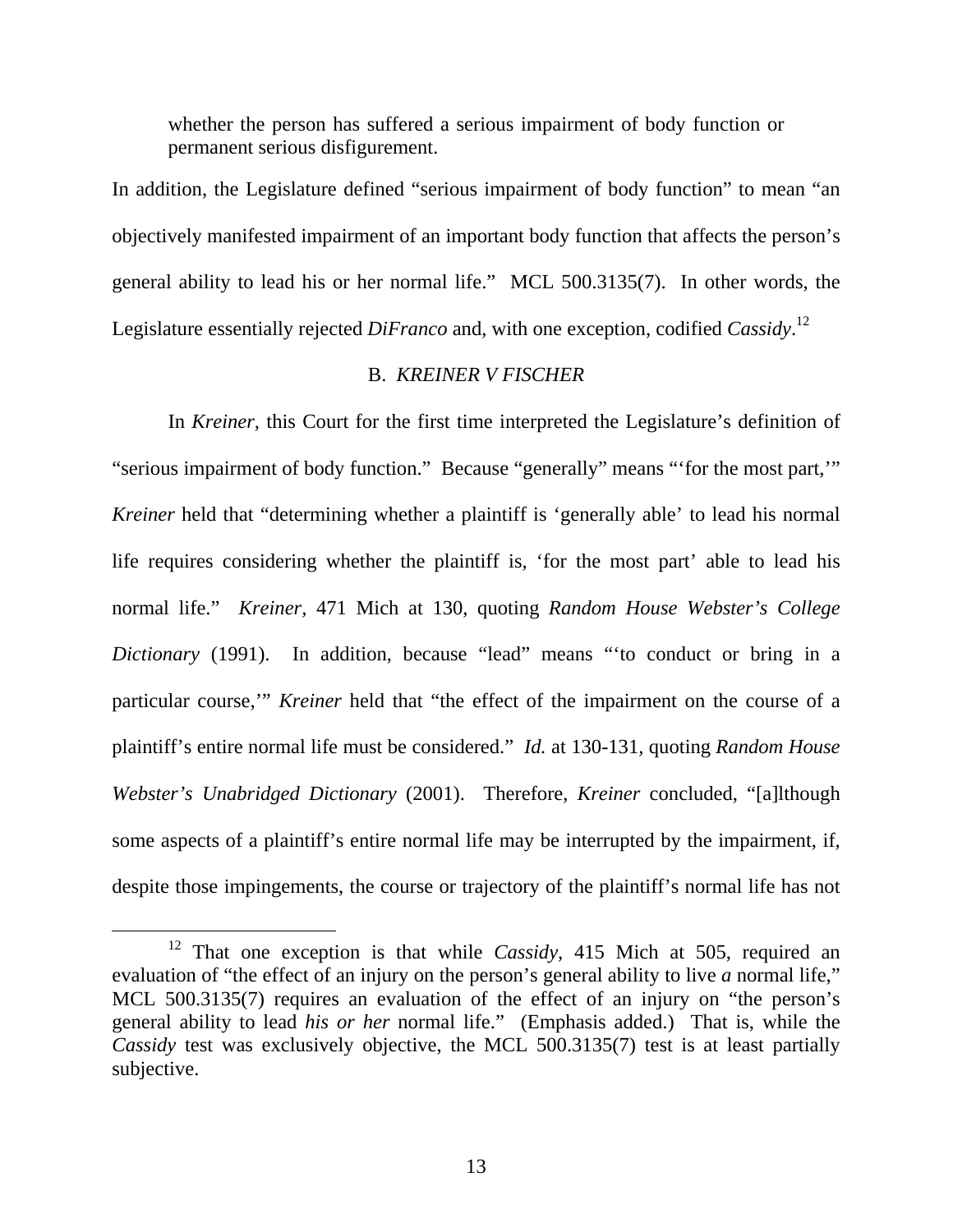whether the person has suffered a serious impairment of body function or permanent serious disfigurement.

In addition, the Legislature defined "serious impairment of body function" to mean "an objectively manifested impairment of an important body function that affects the person's general ability to lead his or her normal life." MCL 500.3135(7). In other words, the Legislature essentially rejected *DiFranco* and, with one exception, codified *Cassidy*.[12]

### B. *KREINER V FISCHER*

In *Kreiner*, this Court for the first time interpreted the Legislature's definition of "serious impairment of body function." Because "generally" means "'for the most part,'" *Kreiner* held that "determining whether a plaintiff is 'generally able' to lead his normal life requires considering whether the plaintiff is, 'for the most part' able to lead his normal life." *Kreiner,* 471 Mich at 130, quoting *Random House Webster's College Dictionary* (1991). In addition, because "lead" means "'to conduct or bring in a particular course,'" *Kreiner* held that "the effect of the impairment on the course of a plaintiff's entire normal life must be considered." *Id.* at 130-131, quoting *Random House Webster's Unabridged Dictionary* (2001). Therefore, *Kreiner* concluded, "[a]lthough some aspects of a plaintiff's entire normal life may be interrupted by the impairment, if, despite those impingements, the course or trajectory of the plaintiff's normal life has not

[12] That one exception is that while *Cassidy,* 415 Mich at 505, required an evaluation of "the effect of an injury on the person's general ability to live *a* normal life," MCL 500.3135(7) requires an evaluation of the effect of an injury on "the person's general ability to lead *his or her* normal life." (Emphasis added.) That is, while the *Cassidy* test was exclusively objective, the MCL 500.3135(7) test is at least partially subjective.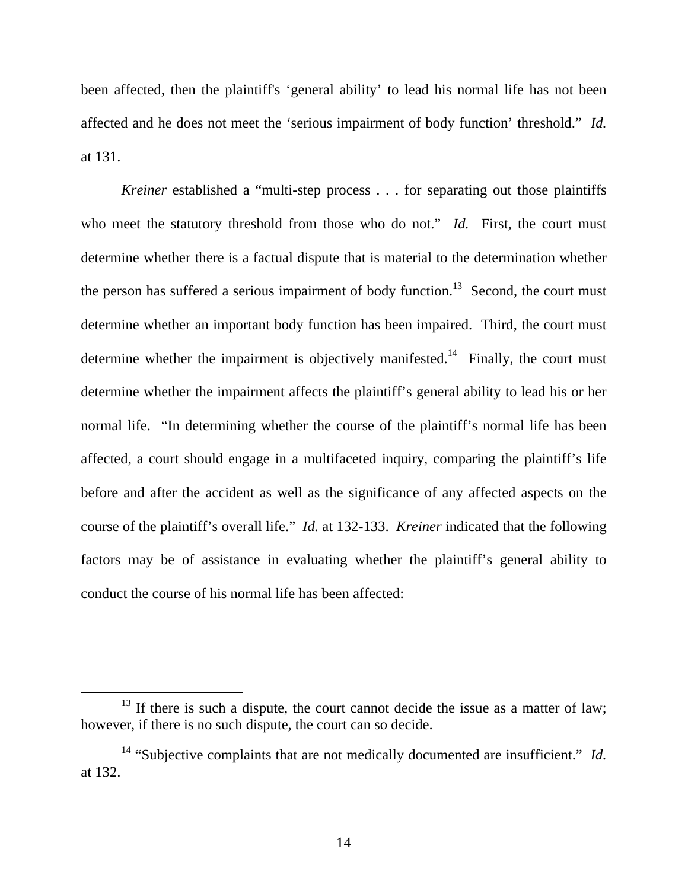been affected, then the plaintiff's 'general ability' to lead his normal life has not been affected and he does not meet the 'serious impairment of body function' threshold." *Id.* at 131.

*Kreiner* established a "multi-step process . . . for separating out those plaintiffs who meet the statutory threshold from those who do not." *Id.* First, the court must determine whether there is a factual dispute that is material to the determination whether the person has suffered a serious impairment of body function.[13] Second, the court must determine whether an important body function has been impaired. Third, the court must determine whether the impairment is objectively manifested.[14] Finally, the court must determine whether the impairment affects the plaintiff's general ability to lead his or her normal life. "In determining whether the course of the plaintiff's normal life has been affected, a court should engage in a multifaceted inquiry, comparing the plaintiff's life before and after the accident as well as the significance of any affected aspects on the course of the plaintiff's overall life." *Id.* at 132-133. *Kreiner* indicated that the following factors may be of assistance in evaluating whether the plaintiff's general ability to conduct the course of his normal life has been affected:

---

[13] If there is such a dispute, the court cannot decide the issue as a matter of law; however, if there is no such dispute, the court can so decide.

[14] "Subjective complaints that are not medically documented are insufficient." *Id.* at 132.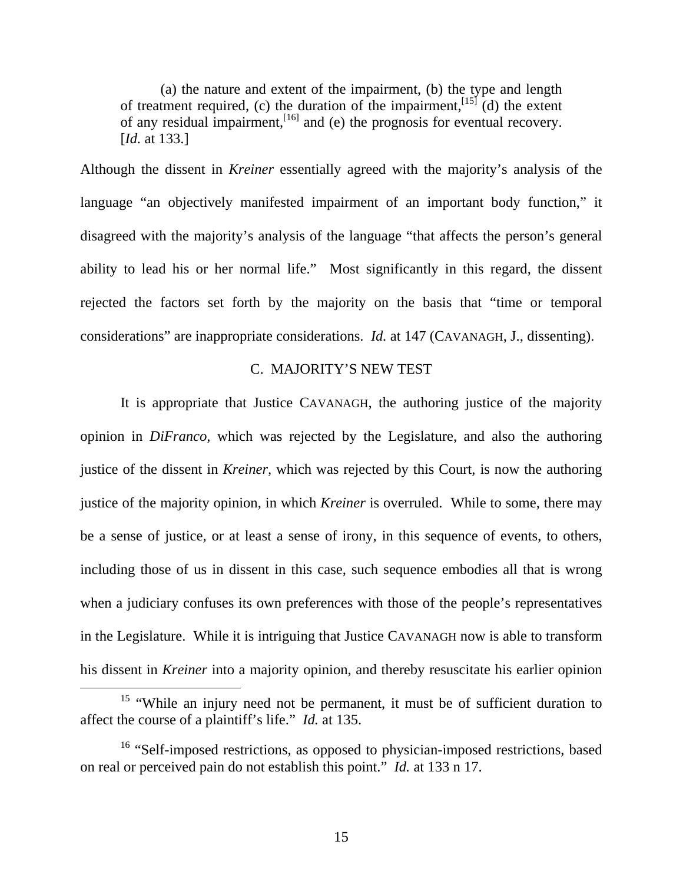> (a) the nature and extent of the impairment, (b) the type and length of treatment required, (c) the duration of the impairment,[15] (d) the extent of any residual impairment,[16] and (e) the prognosis for eventual recovery. [*Id.* at 133.]

Although the dissent in *Kreiner* essentially agreed with the majority's analysis of the language "an objectively manifested impairment of an important body function," it disagreed with the majority's analysis of the language "that affects the person's general ability to lead his or her normal life." Most significantly in this regard, the dissent rejected the factors set forth by the majority on the basis that "time or temporal considerations" are inappropriate considerations. *Id.* at 147 (CAVANAGH, J., dissenting).

### C. MAJORITY'S NEW TEST

It is appropriate that Justice CAVANAGH, the authoring justice of the majority opinion in *DiFranco,* which was rejected by the Legislature, and also the authoring justice of the dissent in *Kreiner,* which was rejected by this Court, is now the authoring justice of the majority opinion, in which *Kreiner* is overruled. While to some, there may be a sense of justice, or at least a sense of irony, in this sequence of events, to others, including those of us in dissent in this case, such sequence embodies all that is wrong when a judiciary confuses its own preferences with those of the people's representatives in the Legislature. While it is intriguing that Justice CAVANAGH now is able to transform his dissent in *Kreiner* into a majority opinion, and thereby resuscitate his earlier opinion

---

[15] "While an injury need not be permanent, it must be of sufficient duration to affect the course of a plaintiff's life." *Id.* at 135.

[16] "Self-imposed restrictions, as opposed to physician-imposed restrictions, based on real or perceived pain do not establish this point." *Id.* at 133 n 17.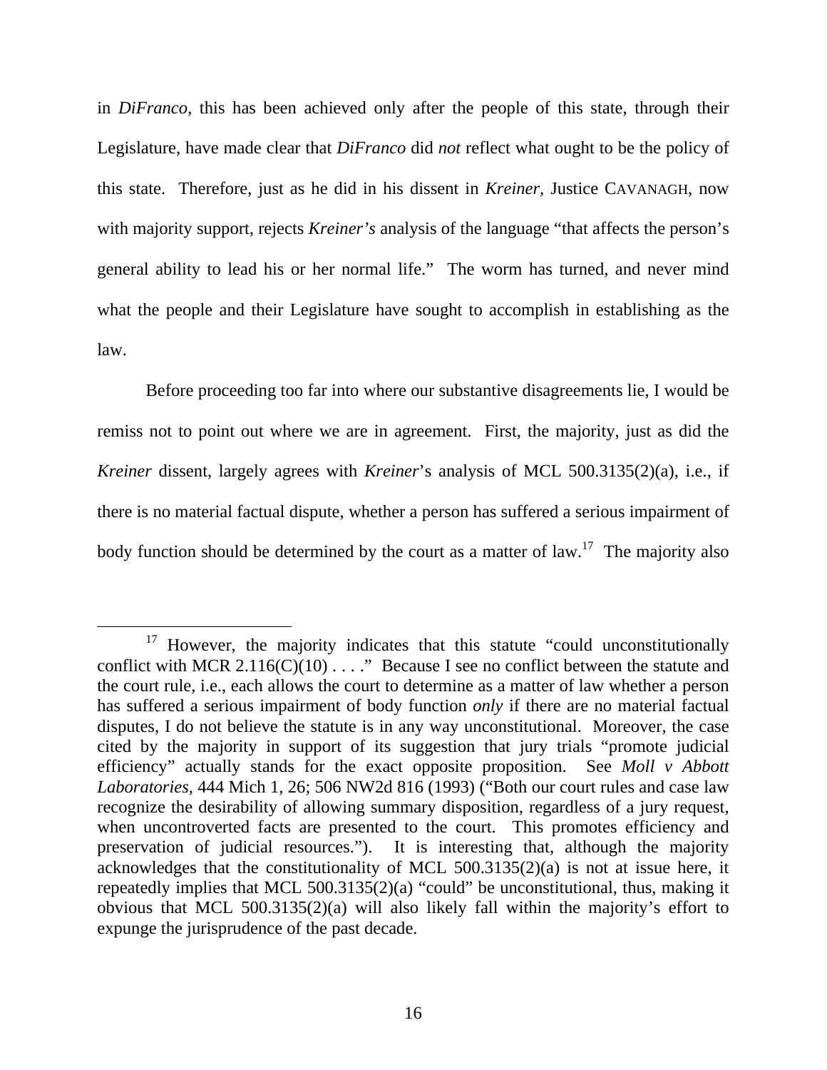in *DiFranco*, this has been achieved only after the people of this state, through their Legislature, have made clear that *DiFranco* did *not* reflect what ought to be the policy of this state. Therefore, just as he did in his dissent in *Kreiner*, Justice CAVANAGH, now with majority support, rejects *Kreiner's* analysis of the language "that affects the person's general ability to lead his or her normal life." The worm has turned, and never mind what the people and their Legislature have sought to accomplish in establishing as the law.

Before proceeding too far into where our substantive disagreements lie, I would be remiss not to point out where we are in agreement. First, the majority, just as did the *Kreiner* dissent, largely agrees with *Kreiner*'s analysis of MCL 500.3135(2)(a), i.e., if there is no material factual dispute, whether a person has suffered a serious impairment of body function should be determined by the court as a matter of law.[17] The majority also

---

[17] However, the majority indicates that this statute "could unconstitutionally conflict with MCR 2.116(C)(10) . . . ." Because I see no conflict between the statute and the court rule, i.e., each allows the court to determine as a matter of law whether a person has suffered a serious impairment of body function *only* if there are no material factual disputes, I do not believe the statute is in any way unconstitutional. Moreover, the case cited by the majority in support of its suggestion that jury trials "promote judicial efficiency" actually stands for the exact opposite proposition. See *Moll v Abbott Laboratories*, 444 Mich 1, 26; 506 NW2d 816 (1993) ("Both our court rules and case law recognize the desirability of allowing summary disposition, regardless of a jury request, when uncontroverted facts are presented to the court. This promotes efficiency and preservation of judicial resources."). It is interesting that, although the majority acknowledges that the constitutionality of MCL 500.3135(2)(a) is not at issue here, it repeatedly implies that MCL 500.3135(2)(a) "could" be unconstitutional, thus, making it obvious that MCL 500.3135(2)(a) will also likely fall within the majority's effort to expunge the jurisprudence of the past decade.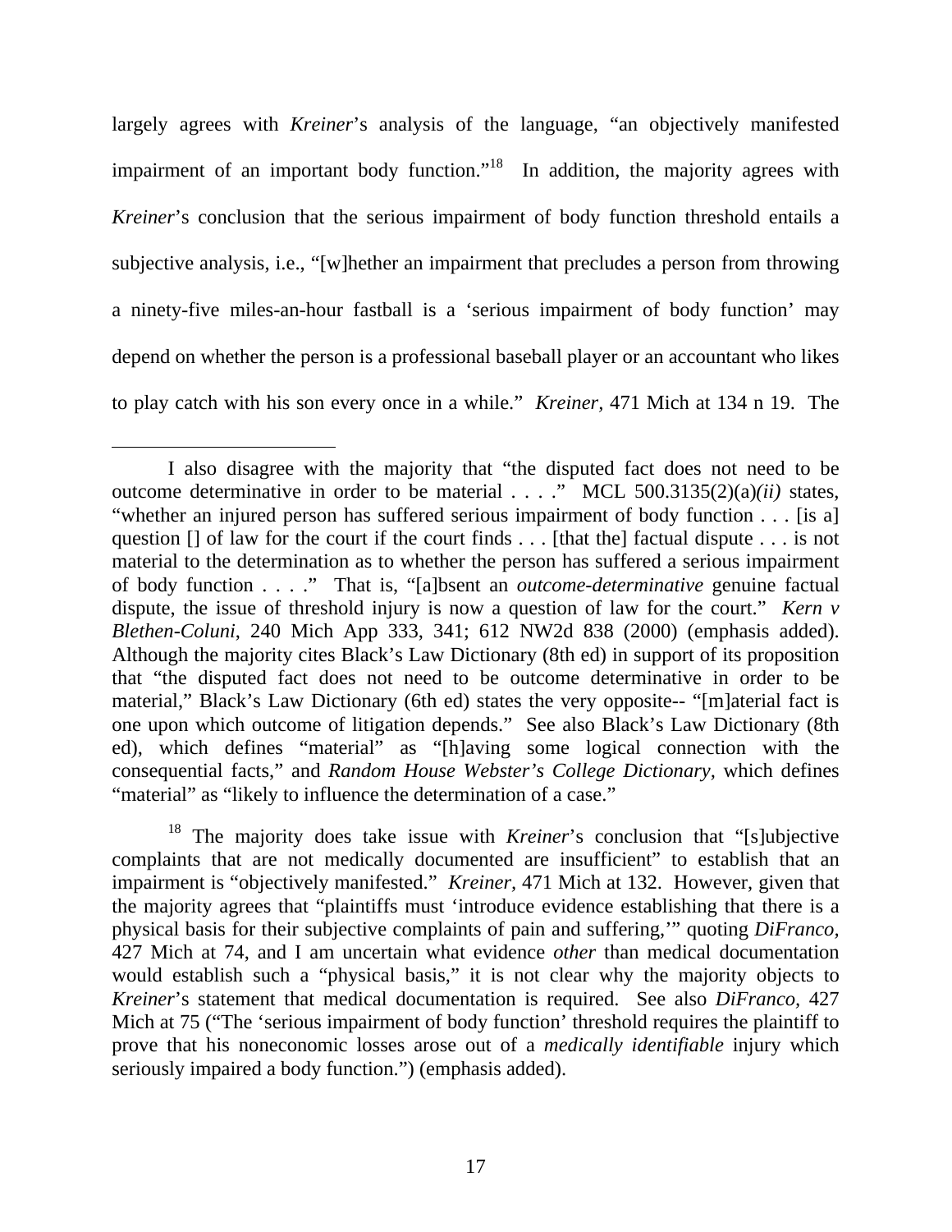largely agrees with *Kreiner*'s analysis of the language, "an objectively manifested impairment of an important body function."[18] In addition, the majority agrees with *Kreiner*'s conclusion that the serious impairment of body function threshold entails a subjective analysis, i.e., "[w]hether an impairment that precludes a person from throwing a ninety-five miles-an-hour fastball is a 'serious impairment of body function' may depend on whether the person is a professional baseball player or an accountant who likes to play catch with his son every once in a while." *Kreiner,* 471 Mich at 134 n 19. The

---

I also disagree with the majority that "the disputed fact does not need to be outcome determinative in order to be material . . . ." MCL 500.3135(2)(a)*(ii)* states, "whether an injured person has suffered serious impairment of body function . . . [is a] question [] of law for the court if the court finds . . . [that the] factual dispute . . . is not material to the determination as to whether the person has suffered a serious impairment of body function . . . ." That is, "[a]bsent an *outcome-determinative* genuine factual dispute, the issue of threshold injury is now a question of law for the court." *Kern v Blethen-Coluni*, 240 Mich App 333, 341; 612 NW2d 838 (2000) (emphasis added). Although the majority cites Black's Law Dictionary (8th ed) in support of its proposition that "the disputed fact does not need to be outcome determinative in order to be material," Black's Law Dictionary (6th ed) states the very opposite-- "[m]aterial fact is one upon which outcome of litigation depends." See also Black's Law Dictionary (8th ed), which defines "material" as "[h]aving some logical connection with the consequential facts," and *Random House Webster's College Dictionary*, which defines "material" as "likely to influence the determination of a case."

[18] The majority does take issue with *Kreiner*'s conclusion that "[s]ubjective complaints that are not medically documented are insufficient" to establish that an impairment is "objectively manifested." *Kreiner,* 471 Mich at 132. However, given that the majority agrees that "plaintiffs must 'introduce evidence establishing that there is a physical basis for their subjective complaints of pain and suffering,'" quoting *DiFranco,* 427 Mich at 74, and I am uncertain what evidence *other* than medical documentation would establish such a "physical basis," it is not clear why the majority objects to *Kreiner*'s statement that medical documentation is required. See also *DiFranco,* 427 Mich at 75 ("The 'serious impairment of body function' threshold requires the plaintiff to prove that his noneconomic losses arose out of a *medically identifiable* injury which seriously impaired a body function.") (emphasis added).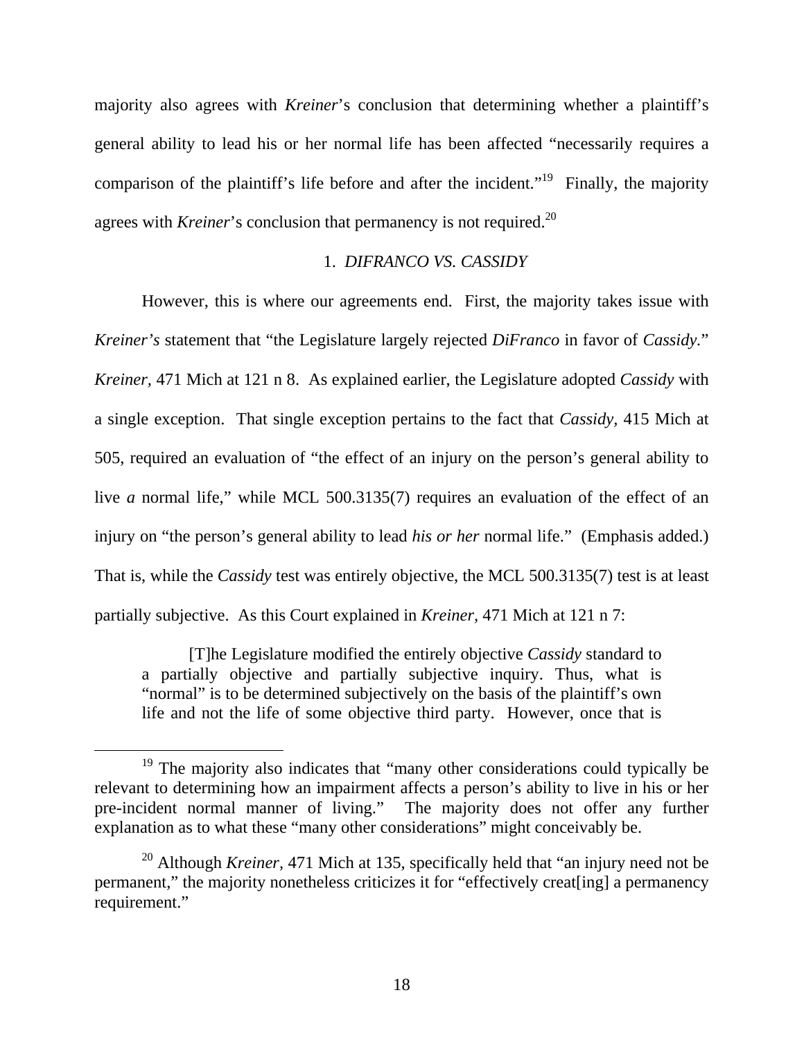majority also agrees with *Kreiner*'s conclusion that determining whether a plaintiff's general ability to lead his or her normal life has been affected "necessarily requires a comparison of the plaintiff's life before and after the incident."[19] Finally, the majority agrees with *Kreiner*'s conclusion that permanency is not required.[20]

### 1. *DIFRANCO VS. CASSIDY*

However, this is where our agreements end. First, the majority takes issue with *Kreiner's* statement that "the Legislature largely rejected *DiFranco* in favor of *Cassidy*." *Kreiner*, 471 Mich at 121 n 8. As explained earlier, the Legislature adopted *Cassidy* with a single exception. That single exception pertains to the fact that *Cassidy,* 415 Mich at 505, required an evaluation of "the effect of an injury on the person's general ability to live *a* normal life," while MCL 500.3135(7) requires an evaluation of the effect of an injury on "the person's general ability to lead *his or her* normal life." (Emphasis added.) That is, while the *Cassidy* test was entirely objective, the MCL 500.3135(7) test is at least partially subjective. As this Court explained in *Kreiner*, 471 Mich at 121 n 7:

> [T]he Legislature modified the entirely objective *Cassidy* standard to a partially objective and partially subjective inquiry. Thus, what is "normal" is to be determined subjectively on the basis of the plaintiff's own life and not the life of some objective third party. However, once that is

---

[19] The majority also indicates that "many other considerations could typically be relevant to determining how an impairment affects a person's ability to live in his or her pre-incident normal manner of living." The majority does not offer any further explanation as to what these "many other considerations" might conceivably be.

[20] Although *Kreiner,* 471 Mich at 135, specifically held that "an injury need not be permanent," the majority nonetheless criticizes it for "effectively creat[ing] a permanency requirement."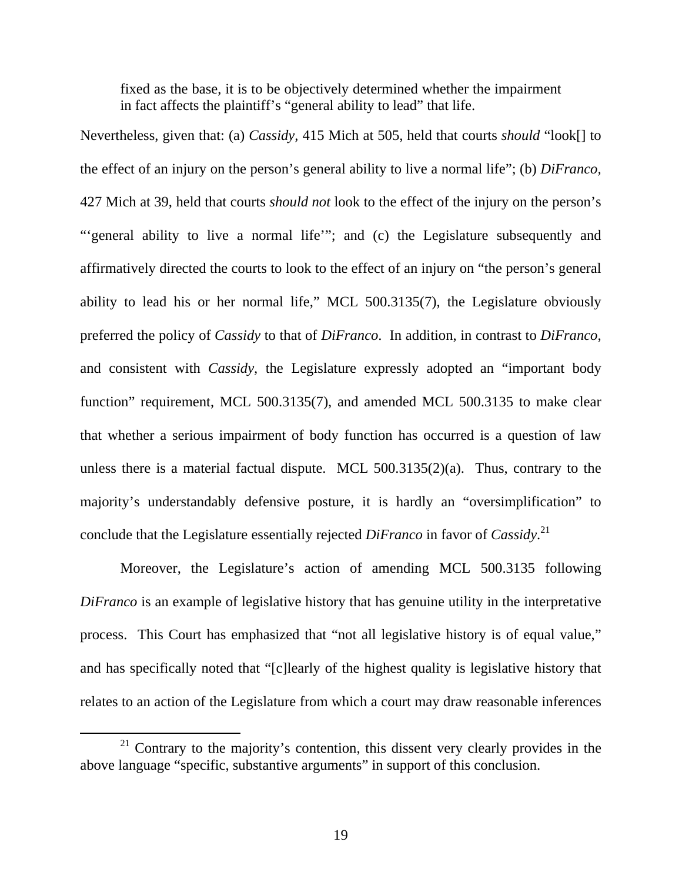> fixed as the base, it is to be objectively determined whether the impairment in fact affects the plaintiff's "general ability to lead" that life.

Nevertheless, given that: (a) *Cassidy*, 415 Mich at 505, held that courts *should* "look[] to the effect of an injury on the person's general ability to live a normal life"; (b) *DiFranco*, 427 Mich at 39, held that courts *should not* look to the effect of the injury on the person's "'general ability to live a normal life'"; and (c) the Legislature subsequently and affirmatively directed the courts to look to the effect of an injury on "the person's general ability to lead his or her normal life," MCL 500.3135(7), the Legislature obviously preferred the policy of *Cassidy* to that of *DiFranco*. In addition, in contrast to *DiFranco*, and consistent with *Cassidy*, the Legislature expressly adopted an "important body function" requirement, MCL 500.3135(7), and amended MCL 500.3135 to make clear that whether a serious impairment of body function has occurred is a question of law unless there is a material factual dispute. MCL 500.3135(2)(a). Thus, contrary to the majority's understandably defensive posture, it is hardly an "oversimplification" to conclude that the Legislature essentially rejected *DiFranco* in favor of *Cassidy*.[21]

Moreover, the Legislature's action of amending MCL 500.3135 following *DiFranco* is an example of legislative history that has genuine utility in the interpretative process. This Court has emphasized that "not all legislative history is of equal value," and has specifically noted that "[c]learly of the highest quality is legislative history that relates to an action of the Legislature from which a court may draw reasonable inferences

[21] Contrary to the majority's contention, this dissent very clearly provides in the above language "specific, substantive arguments" in support of this conclusion.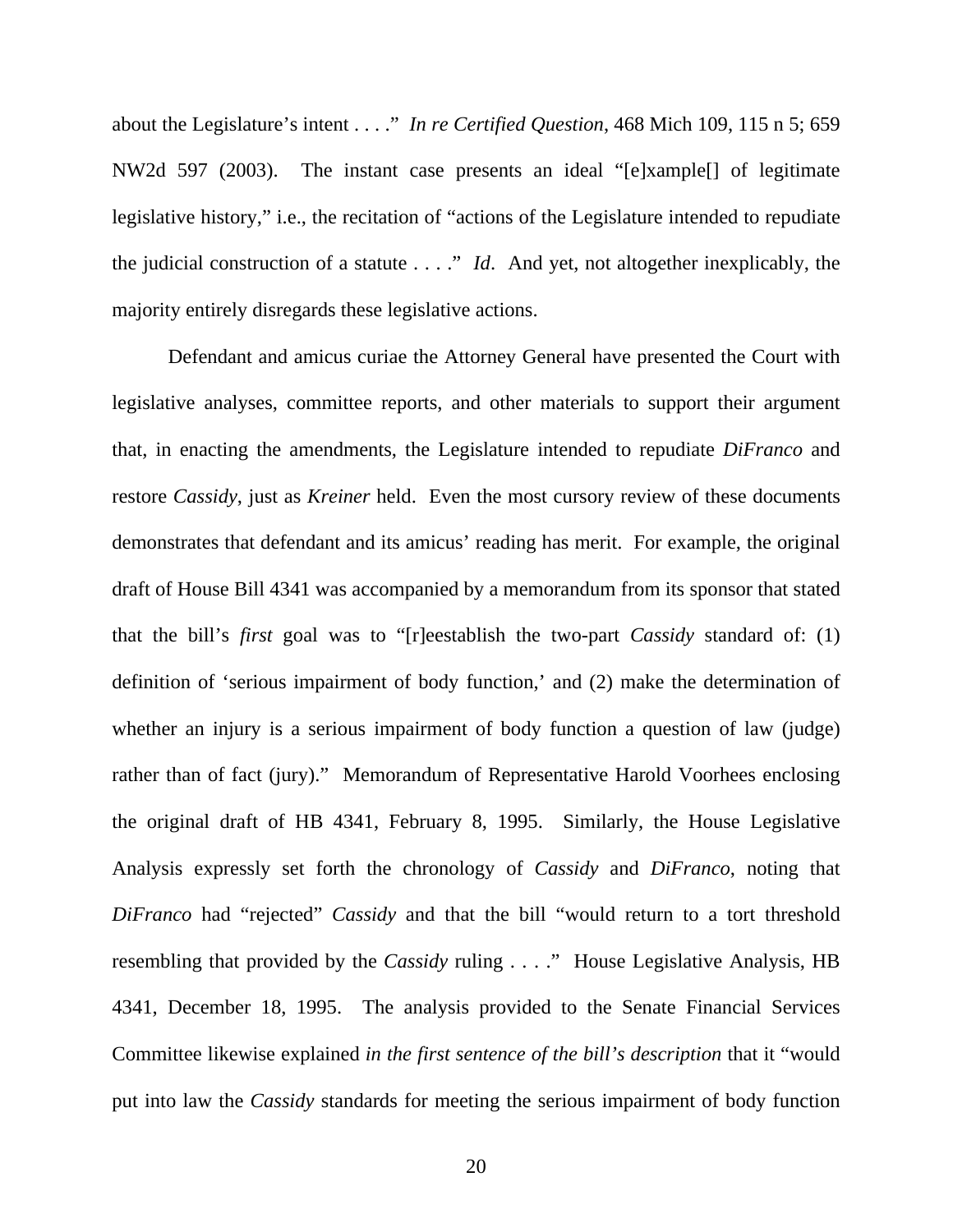about the Legislature's intent . . . ." *In re Certified Question*, 468 Mich 109, 115 n 5; 659 NW2d 597 (2003). The instant case presents an ideal "[e]xample[] of legitimate legislative history," i.e., the recitation of "actions of the Legislature intended to repudiate the judicial construction of a statute . . . ." *Id*. And yet, not altogether inexplicably, the majority entirely disregards these legislative actions.

Defendant and amicus curiae the Attorney General have presented the Court with legislative analyses, committee reports, and other materials to support their argument that, in enacting the amendments, the Legislature intended to repudiate *DiFranco* and restore *Cassidy*, just as *Kreiner* held. Even the most cursory review of these documents demonstrates that defendant and its amicus' reading has merit. For example, the original draft of House Bill 4341 was accompanied by a memorandum from its sponsor that stated that the bill's *first* goal was to "[r]eestablish the two-part *Cassidy* standard of: (1) definition of 'serious impairment of body function,' and (2) make the determination of whether an injury is a serious impairment of body function a question of law (judge) rather than of fact (jury)." Memorandum of Representative Harold Voorhees enclosing the original draft of HB 4341, February 8, 1995. Similarly, the House Legislative Analysis expressly set forth the chronology of *Cassidy* and *DiFranco*, noting that *DiFranco* had "rejected" *Cassidy* and that the bill "would return to a tort threshold resembling that provided by the *Cassidy* ruling . . . ." House Legislative Analysis, HB 4341, December 18, 1995. The analysis provided to the Senate Financial Services Committee likewise explained *in the first sentence of the bill's description* that it "would put into law the *Cassidy* standards for meeting the serious impairment of body function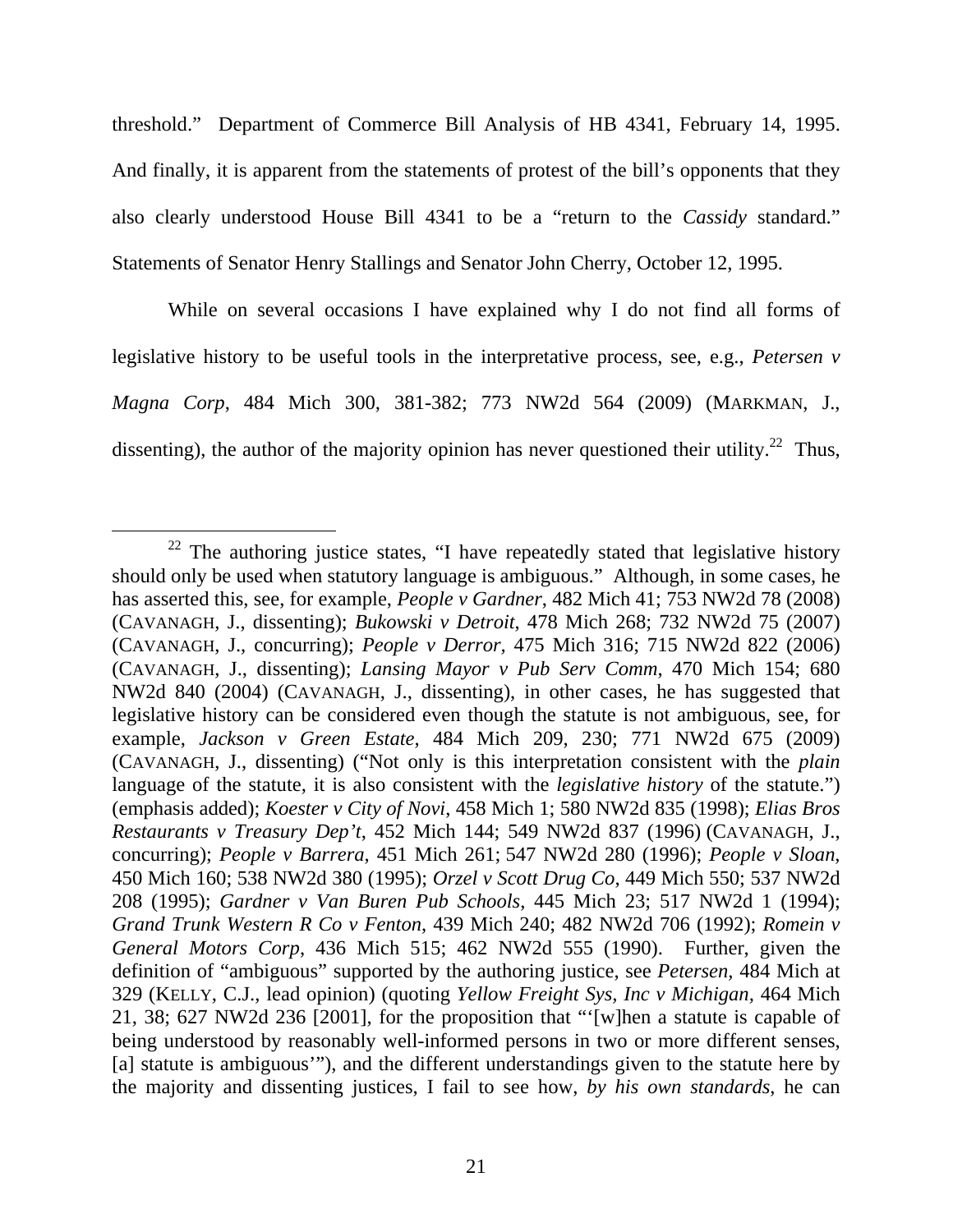threshold." Department of Commerce Bill Analysis of HB 4341, February 14, 1995. And finally, it is apparent from the statements of protest of the bill's opponents that they also clearly understood House Bill 4341 to be a "return to the *Cassidy* standard." Statements of Senator Henry Stallings and Senator John Cherry, October 12, 1995.

While on several occasions I have explained why I do not find all forms of legislative history to be useful tools in the interpretative process, see, e.g., *Petersen v Magna Corp*, 484 Mich 300, 381-382; 773 NW2d 564 (2009) (MARKMAN, J., dissenting), the author of the majority opinion has never questioned their utility.[22] Thus,

---

[22] The authoring justice states, "I have repeatedly stated that legislative history should only be used when statutory language is ambiguous." Although, in some cases, he has asserted this, see, for example, *People v Gardner*, 482 Mich 41; 753 NW2d 78 (2008) (CAVANAGH, J., dissenting); *Bukowski v Detroit*, 478 Mich 268; 732 NW2d 75 (2007) (CAVANAGH, J., concurring); *People v Derror*, 475 Mich 316; 715 NW2d 822 (2006) (CAVANAGH, J., dissenting); *Lansing Mayor v Pub Serv Comm*, 470 Mich 154; 680 NW2d 840 (2004) (CAVANAGH, J., dissenting), in other cases, he has suggested that legislative history can be considered even though the statute is not ambiguous, see, for example, *Jackson v Green Estate*, 484 Mich 209, 230; 771 NW2d 675 (2009) (CAVANAGH, J., dissenting) ("Not only is this interpretation consistent with the *plain* language of the statute, it is also consistent with the *legislative history* of the statute.") (emphasis added); *Koester v City of Novi*, 458 Mich 1; 580 NW2d 835 (1998); *Elias Bros Restaurants v Treasury Dep't*, 452 Mich 144; 549 NW2d 837 (1996) (CAVANAGH, J., concurring); *People v Barrera*, 451 Mich 261; 547 NW2d 280 (1996); *People v Sloan*, 450 Mich 160; 538 NW2d 380 (1995); *Orzel v Scott Drug Co*, 449 Mich 550; 537 NW2d 208 (1995); *Gardner v Van Buren Pub Schools*, 445 Mich 23; 517 NW2d 1 (1994); *Grand Trunk Western R Co v Fenton*, 439 Mich 240; 482 NW2d 706 (1992); *Romein v General Motors Corp*, 436 Mich 515; 462 NW2d 555 (1990). Further, given the definition of "ambiguous" supported by the authoring justice, see *Petersen*, 484 Mich at 329 (KELLY, C.J., lead opinion) (quoting *Yellow Freight Sys, Inc v Michigan*, 464 Mich 21, 38; 627 NW2d 236 [2001], for the proposition that "'[w]hen a statute is capable of being understood by reasonably well-informed persons in two or more different senses, [a] statute is ambiguous'"), and the different understandings given to the statute here by the majority and dissenting justices, I fail to see how, *by his own standards*, he can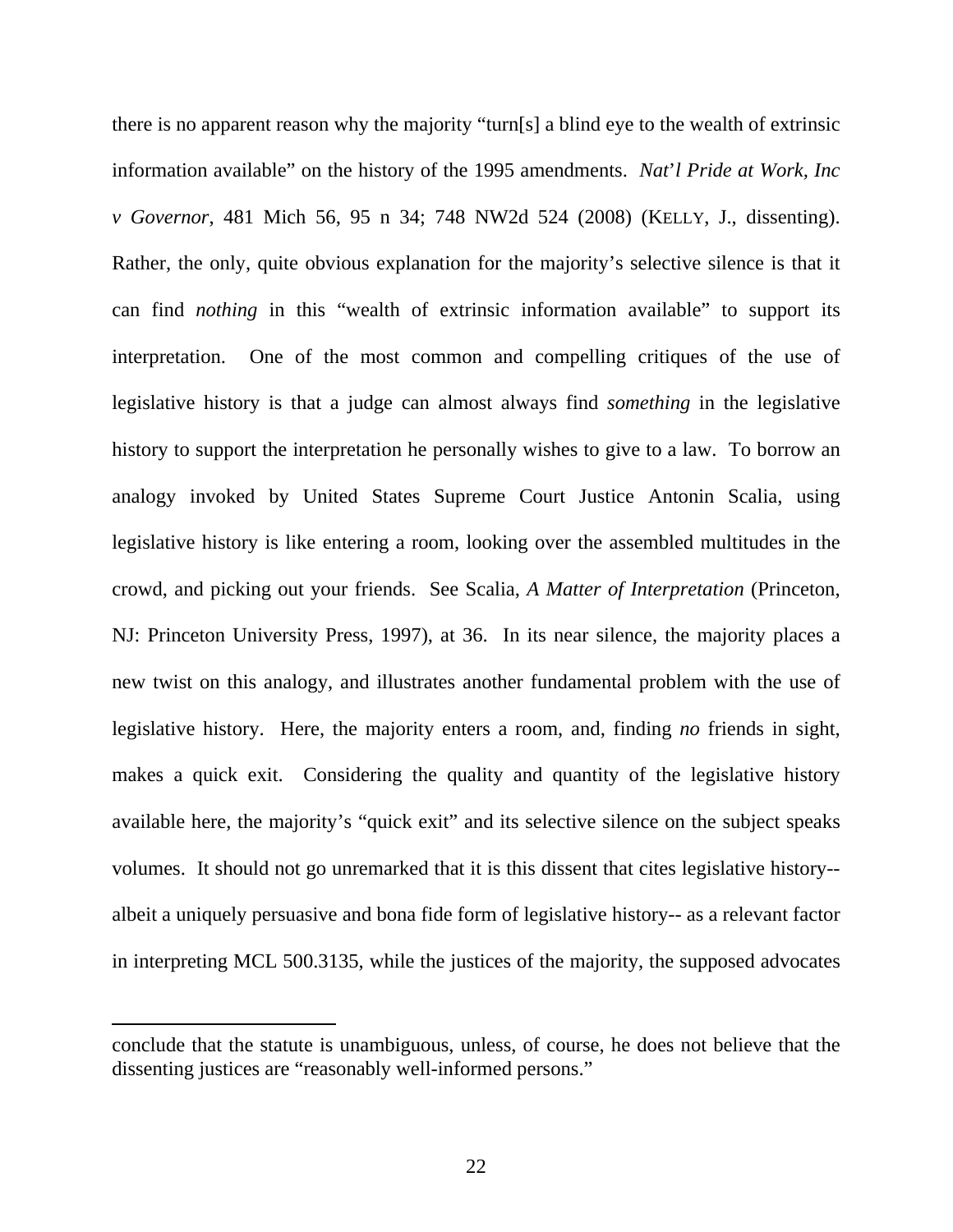there is no apparent reason why the majority "turn[s] a blind eye to the wealth of extrinsic information available" on the history of the 1995 amendments. *Nat'l Pride at Work, Inc v Governor*, 481 Mich 56, 95 n 34; 748 NW2d 524 (2008) (KELLY, J., dissenting). Rather, the only, quite obvious explanation for the majority's selective silence is that it can find *nothing* in this "wealth of extrinsic information available" to support its interpretation. One of the most common and compelling critiques of the use of legislative history is that a judge can almost always find *something* in the legislative history to support the interpretation he personally wishes to give to a law. To borrow an analogy invoked by United States Supreme Court Justice Antonin Scalia, using legislative history is like entering a room, looking over the assembled multitudes in the crowd, and picking out your friends. See Scalia, *A Matter of Interpretation* (Princeton, NJ: Princeton University Press, 1997), at 36. In its near silence, the majority places a new twist on this analogy, and illustrates another fundamental problem with the use of legislative history. Here, the majority enters a room, and, finding *no* friends in sight, makes a quick exit. Considering the quality and quantity of the legislative history available here, the majority's "quick exit" and its selective silence on the subject speaks volumes. It should not go unremarked that it is this dissent that cites legislative history-- albeit a uniquely persuasive and bona fide form of legislative history-- as a relevant factor in interpreting MCL 500.3135, while the justices of the majority, the supposed advocates

---

conclude that the statute is unambiguous, unless, of course, he does not believe that the dissenting justices are "reasonably well-informed persons."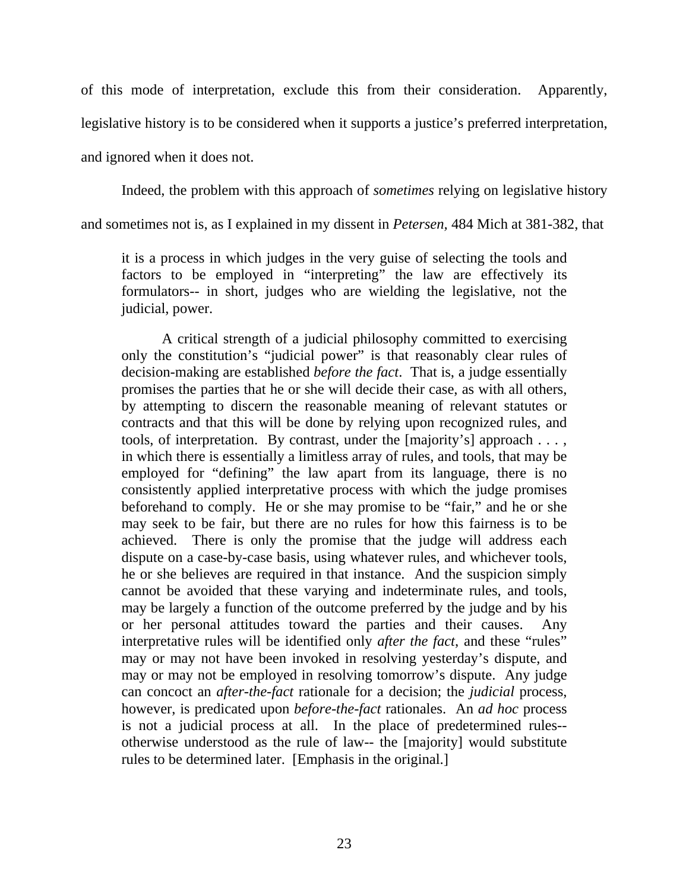of this mode of interpretation, exclude this from their consideration. Apparently, legislative history is to be considered when it supports a justice's preferred interpretation, and ignored when it does not.

Indeed, the problem with this approach of *sometimes* relying on legislative history and sometimes not is, as I explained in my dissent in *Petersen*, 484 Mich at 381-382, that

> it is a process in which judges in the very guise of selecting the tools and factors to be employed in "interpreting" the law are effectively its formulators-- in short, judges who are wielding the legislative, not the judicial, power.
>
> A critical strength of a judicial philosophy committed to exercising only the constitution's "judicial power" is that reasonably clear rules of decision-making are established *before the fact*. That is, a judge essentially promises the parties that he or she will decide their case, as with all others, by attempting to discern the reasonable meaning of relevant statutes or contracts and that this will be done by relying upon recognized rules, and tools, of interpretation. By contrast, under the [majority's] approach . . . , in which there is essentially a limitless array of rules, and tools, that may be employed for "defining" the law apart from its language, there is no consistently applied interpretative process with which the judge promises beforehand to comply. He or she may promise to be "fair," and he or she may seek to be fair, but there are no rules for how this fairness is to be achieved. There is only the promise that the judge will address each dispute on a case-by-case basis, using whatever rules, and whichever tools, he or she believes are required in that instance. And the suspicion simply cannot be avoided that these varying and indeterminate rules, and tools, may be largely a function of the outcome preferred by the judge and by his or her personal attitudes toward the parties and their causes. Any interpretative rules will be identified only *after the fact*, and these "rules" may or may not have been invoked in resolving yesterday's dispute, and may or may not be employed in resolving tomorrow's dispute. Any judge can concoct an *after-the-fact* rationale for a decision; the *judicial* process, however, is predicated upon *before-the-fact* rationales. An *ad hoc* process is not a judicial process at all. In the place of predetermined rules-- otherwise understood as the rule of law-- the [majority] would substitute rules to be determined later. [Emphasis in the original.]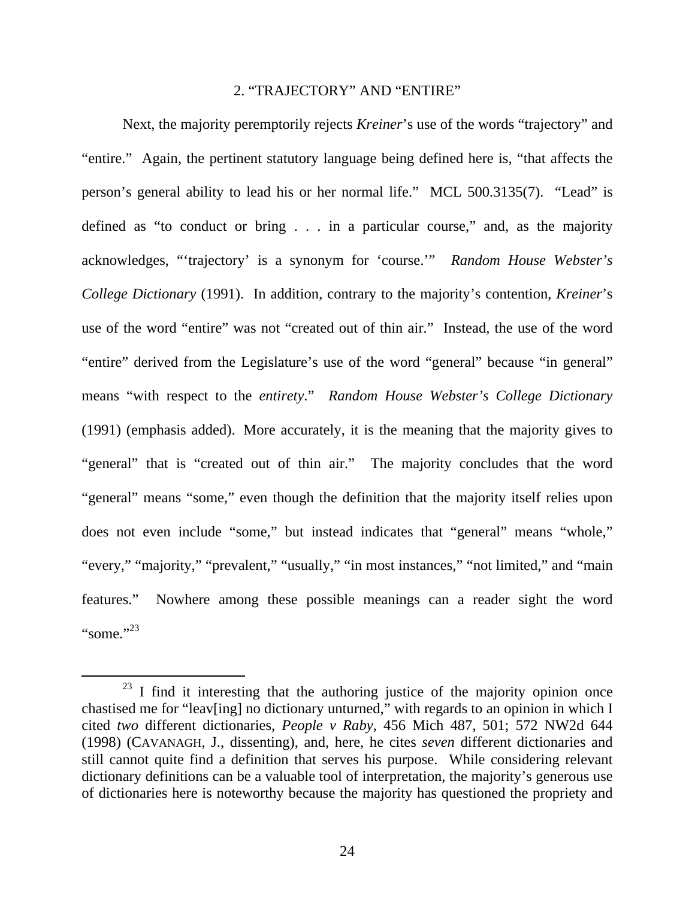### 2. "TRAJECTORY" AND "ENTIRE"

Next, the majority peremptorily rejects *Kreiner*'s use of the words "trajectory" and "entire." Again, the pertinent statutory language being defined here is, "that affects the person's general ability to lead his or her normal life." MCL 500.3135(7). "Lead" is defined as "to conduct or bring . . . in a particular course," and, as the majority acknowledges, "'trajectory' is a synonym for 'course.'" *Random House Webster's College Dictionary* (1991). In addition, contrary to the majority's contention, *Kreiner*'s use of the word "entire" was not "created out of thin air." Instead, the use of the word "entire" derived from the Legislature's use of the word "general" because "in general" means "with respect to the *entirety*." *Random House Webster's College Dictionary* (1991) (emphasis added). More accurately, it is the meaning that the majority gives to "general" that is "created out of thin air." The majority concludes that the word "general" means "some," even though the definition that the majority itself relies upon does not even include "some," but instead indicates that "general" means "whole," "every," "majority," "prevalent," "usually," "in most instances," "not limited," and "main features." Nowhere among these possible meanings can a reader sight the word "some."[23]

---

[23] I find it interesting that the authoring justice of the majority opinion once chastised me for "leav[ing] no dictionary unturned," with regards to an opinion in which I cited *two* different dictionaries, *People v Raby*, 456 Mich 487, 501; 572 NW2d 644 (1998) (CAVANAGH, J., dissenting), and, here, he cites *seven* different dictionaries and still cannot quite find a definition that serves his purpose. While considering relevant dictionary definitions can be a valuable tool of interpretation, the majority's generous use of dictionaries here is noteworthy because the majority has questioned the propriety and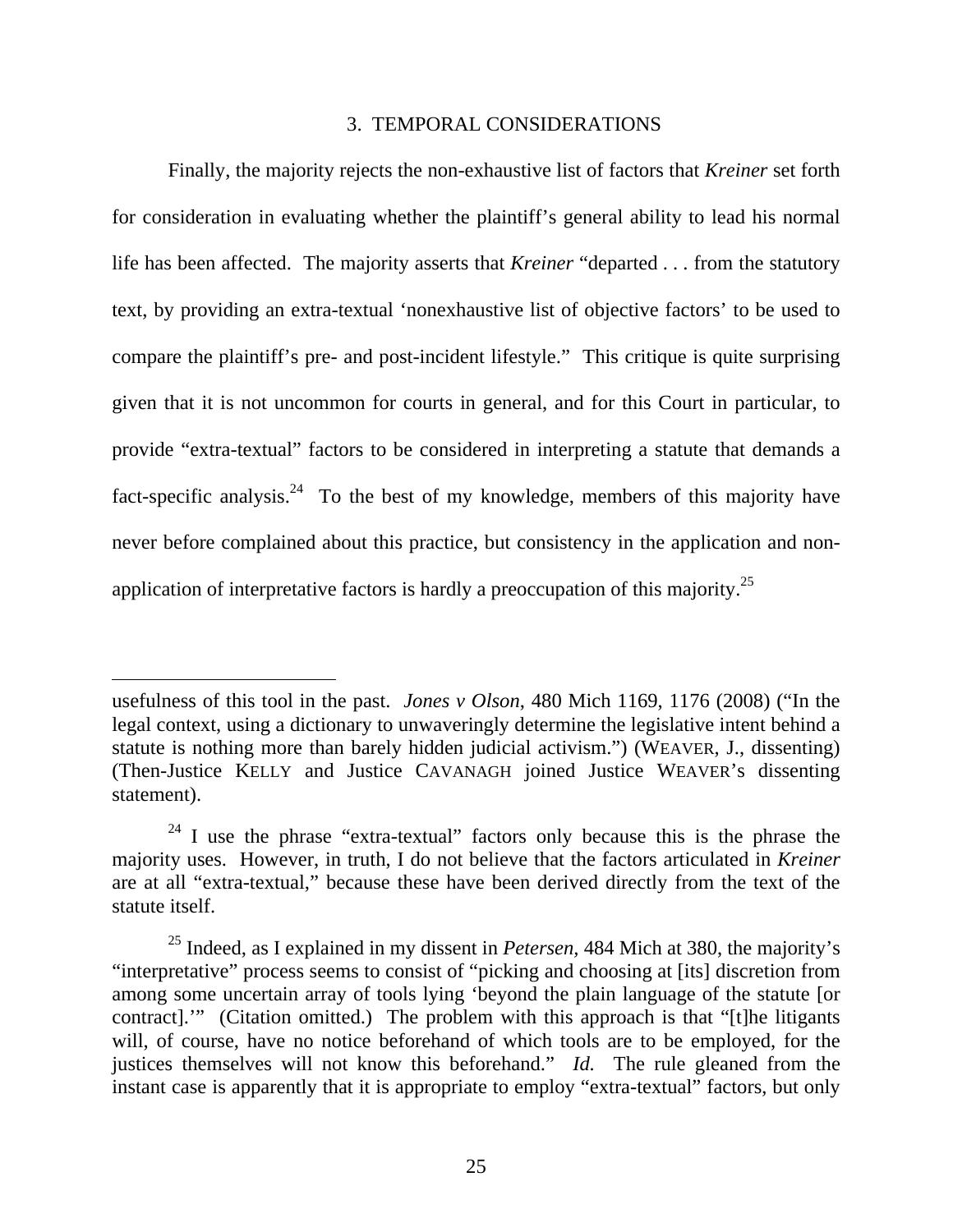### 3. TEMPORAL CONSIDERATIONS

Finally, the majority rejects the non-exhaustive list of factors that *Kreiner* set forth for consideration in evaluating whether the plaintiff's general ability to lead his normal life has been affected. The majority asserts that *Kreiner* "departed . . . from the statutory text, by providing an extra-textual 'nonexhaustive list of objective factors' to be used to compare the plaintiff's pre- and post-incident lifestyle." This critique is quite surprising given that it is not uncommon for courts in general, and for this Court in particular, to provide "extra-textual" factors to be considered in interpreting a statute that demands a fact-specific analysis.[24] To the best of my knowledge, members of this majority have never before complained about this practice, but consistency in the application and non-application of interpretative factors is hardly a preoccupation of this majority.[25]

---

usefulness of this tool in the past. *Jones v Olson*, 480 Mich 1169, 1176 (2008) ("In the legal context, using a dictionary to unwaveringly determine the legislative intent behind a statute is nothing more than barely hidden judicial activism.") (WEAVER, J., dissenting) (Then-Justice KELLY and Justice CAVANAGH joined Justice WEAVER's dissenting statement).

[24] I use the phrase "extra-textual" factors only because this is the phrase the majority uses. However, in truth, I do not believe that the factors articulated in *Kreiner* are at all "extra-textual," because these have been derived directly from the text of the statute itself.

[25] Indeed, as I explained in my dissent in *Petersen*, 484 Mich at 380, the majority's "interpretative" process seems to consist of "picking and choosing at [its] discretion from among some uncertain array of tools lying 'beyond the plain language of the statute [or contract].'" (Citation omitted.) The problem with this approach is that "[t]he litigants will, of course, have no notice beforehand of which tools are to be employed, for the justices themselves will not know this beforehand." *Id.* The rule gleaned from the instant case is apparently that it is appropriate to employ "extra-textual" factors, but only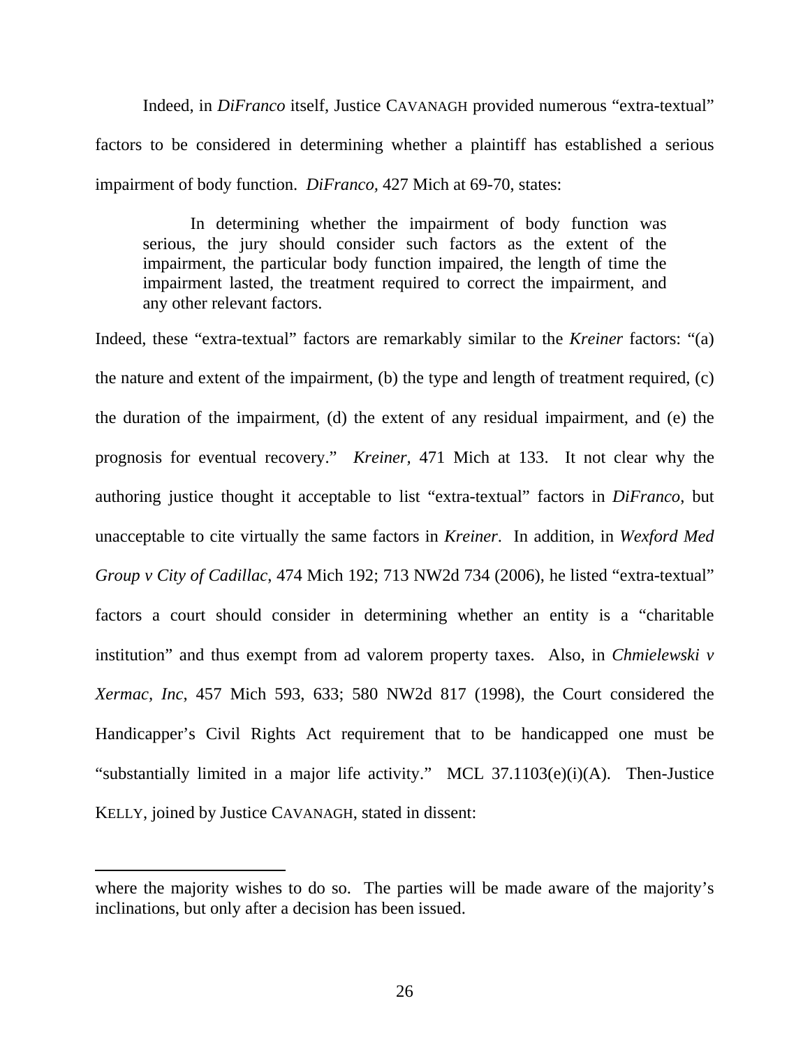Indeed, in *DiFranco* itself, Justice CAVANAGH provided numerous "extra-textual" factors to be considered in determining whether a plaintiff has established a serious impairment of body function. *DiFranco,* 427 Mich at 69-70, states:

> In determining whether the impairment of body function was serious, the jury should consider such factors as the extent of the impairment, the particular body function impaired, the length of time the impairment lasted, the treatment required to correct the impairment, and any other relevant factors.

Indeed, these "extra-textual" factors are remarkably similar to the *Kreiner* factors: "(a) the nature and extent of the impairment, (b) the type and length of treatment required, (c) the duration of the impairment, (d) the extent of any residual impairment, and (e) the prognosis for eventual recovery." *Kreiner,* 471 Mich at 133. It not clear why the authoring justice thought it acceptable to list "extra-textual" factors in *DiFranco*, but unacceptable to cite virtually the same factors in *Kreiner*. In addition, in *Wexford Med Group v City of Cadillac*, 474 Mich 192; 713 NW2d 734 (2006), he listed "extra-textual" factors a court should consider in determining whether an entity is a "charitable institution" and thus exempt from ad valorem property taxes. Also, in *Chmielewski v Xermac, Inc*, 457 Mich 593, 633; 580 NW2d 817 (1998), the Court considered the Handicapper's Civil Rights Act requirement that to be handicapped one must be "substantially limited in a major life activity." MCL 37.1103(e)(i)(A). Then-Justice KELLY, joined by Justice CAVANAGH, stated in dissent:

---

where the majority wishes to do so. The parties will be made aware of the majority's inclinations, but only after a decision has been issued.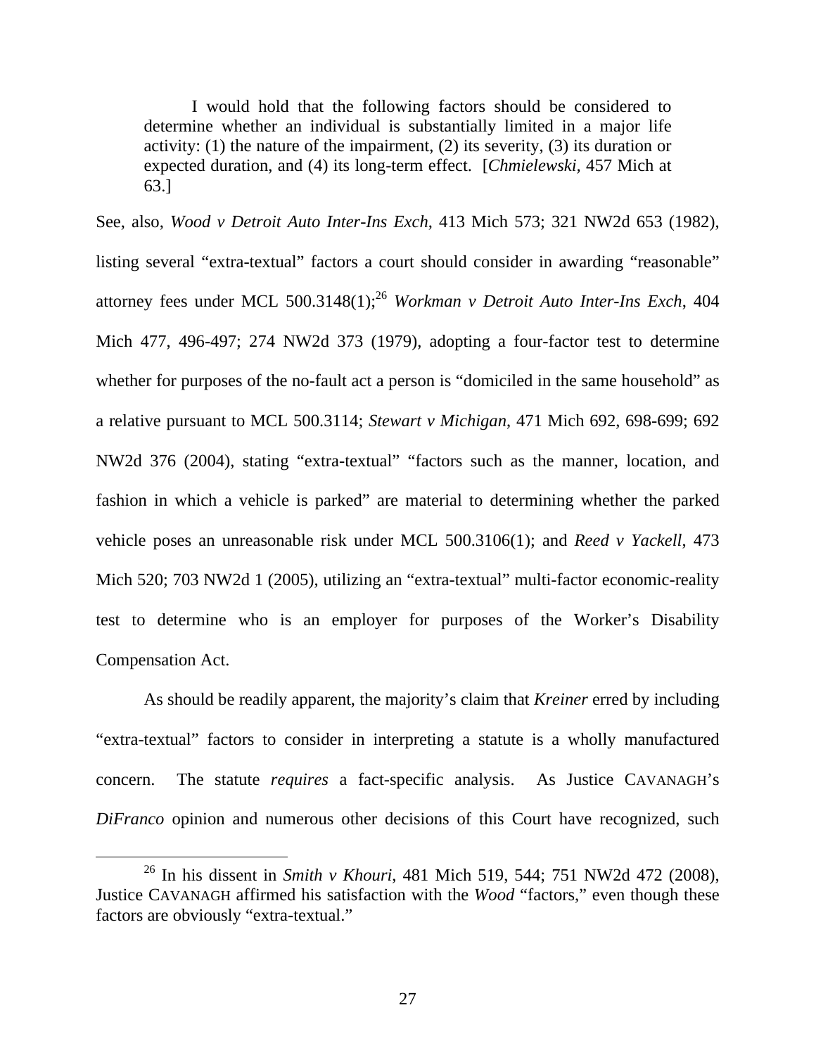> I would hold that the following factors should be considered to determine whether an individual is substantially limited in a major life activity: (1) the nature of the impairment, (2) its severity, (3) its duration or expected duration, and (4) its long-term effect. [*Chmielewski,* 457 Mich at 63.]

See, also, *Wood v Detroit Auto Inter-Ins Exch*, 413 Mich 573; 321 NW2d 653 (1982), listing several "extra-textual" factors a court should consider in awarding "reasonable" attorney fees under MCL 500.3148(1);[26] *Workman v Detroit Auto Inter-Ins Exch*, 404 Mich 477, 496-497; 274 NW2d 373 (1979), adopting a four-factor test to determine whether for purposes of the no-fault act a person is "domiciled in the same household" as a relative pursuant to MCL 500.3114; *Stewart v Michigan*, 471 Mich 692, 698-699; 692 NW2d 376 (2004), stating "extra-textual" "factors such as the manner, location, and fashion in which a vehicle is parked" are material to determining whether the parked vehicle poses an unreasonable risk under MCL 500.3106(1); and *Reed v Yackell*, 473 Mich 520; 703 NW2d 1 (2005), utilizing an "extra-textual" multi-factor economic-reality test to determine who is an employer for purposes of the Worker's Disability Compensation Act.

As should be readily apparent, the majority's claim that *Kreiner* erred by including "extra-textual" factors to consider in interpreting a statute is a wholly manufactured concern. The statute *requires* a fact-specific analysis. As Justice CAVANAGH's *DiFranco* opinion and numerous other decisions of this Court have recognized, such

---

[26] In his dissent in *Smith v Khouri*, 481 Mich 519, 544; 751 NW2d 472 (2008), Justice CAVANAGH affirmed his satisfaction with the *Wood* "factors," even though these factors are obviously "extra-textual."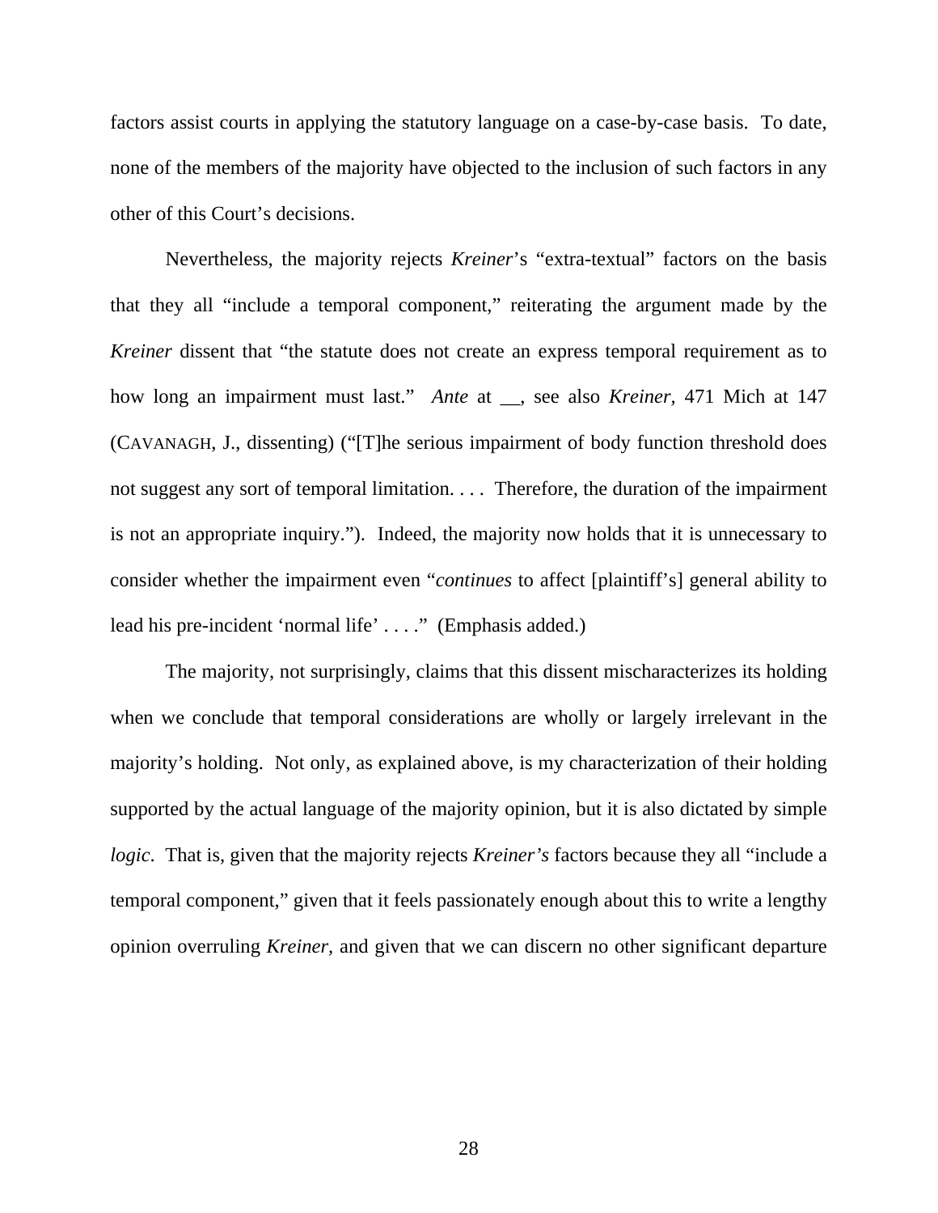factors assist courts in applying the statutory language on a case-by-case basis. To date, none of the members of the majority have objected to the inclusion of such factors in any other of this Court's decisions.

Nevertheless, the majority rejects *Kreiner*'s "extra-textual" factors on the basis that they all "include a temporal component," reiterating the argument made by the *Kreiner* dissent that "the statute does not create an express temporal requirement as to how long an impairment must last." *Ante* at __, see also *Kreiner*, 471 Mich at 147 (CAVANAGH, J., dissenting) ("[T]he serious impairment of body function threshold does not suggest any sort of temporal limitation. . . . Therefore, the duration of the impairment is not an appropriate inquiry."). Indeed, the majority now holds that it is unnecessary to consider whether the impairment even "*continues* to affect [plaintiff's] general ability to lead his pre-incident 'normal life' . . . ." (Emphasis added.)

The majority, not surprisingly, claims that this dissent mischaracterizes its holding when we conclude that temporal considerations are wholly or largely irrelevant in the majority's holding. Not only, as explained above, is my characterization of their holding supported by the actual language of the majority opinion, but it is also dictated by simple *logic*. That is, given that the majority rejects *Kreiner's* factors because they all "include a temporal component," given that it feels passionately enough about this to write a lengthy opinion overruling *Kreiner*, and given that we can discern no other significant departure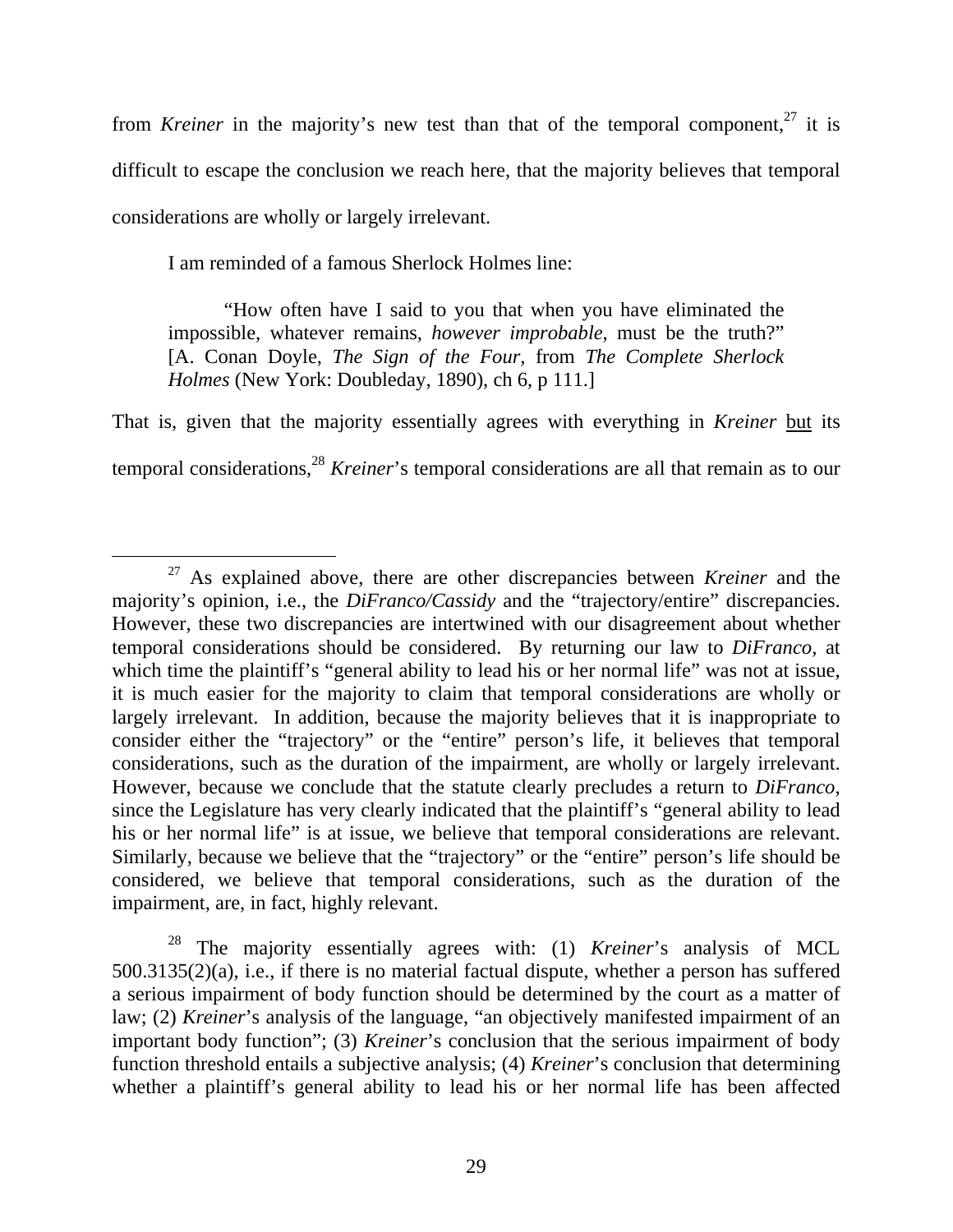from *Kreiner* in the majority's new test than that of the temporal component,[27] it is difficult to escape the conclusion we reach here, that the majority believes that temporal considerations are wholly or largely irrelevant.

I am reminded of a famous Sherlock Holmes line:

> "How often have I said to you that when you have eliminated the impossible, whatever remains, *however improbable*, must be the truth?" [A. Conan Doyle, *The Sign of the Four*, from *The Complete Sherlock Holmes* (New York: Doubleday, 1890), ch 6, p 111.]

That is, given that the majority essentially agrees with everything in *Kreiner* but its temporal considerations,[28] *Kreiner*'s temporal considerations are all that remain as to our

---

[27] As explained above, there are other discrepancies between *Kreiner* and the majority's opinion, i.e., the *DiFranco/Cassidy* and the "trajectory/entire" discrepancies. However, these two discrepancies are intertwined with our disagreement about whether temporal considerations should be considered. By returning our law to *DiFranco*, at which time the plaintiff's "general ability to lead his or her normal life" was not at issue, it is much easier for the majority to claim that temporal considerations are wholly or largely irrelevant. In addition, because the majority believes that it is inappropriate to consider either the "trajectory" or the "entire" person's life, it believes that temporal considerations, such as the duration of the impairment, are wholly or largely irrelevant. However, because we conclude that the statute clearly precludes a return to *DiFranco*, since the Legislature has very clearly indicated that the plaintiff's "general ability to lead his or her normal life" is at issue, we believe that temporal considerations are relevant. Similarly, because we believe that the "trajectory" or the "entire" person's life should be considered, we believe that temporal considerations, such as the duration of the impairment, are, in fact, highly relevant.

[28] The majority essentially agrees with: (1) *Kreiner*'s analysis of MCL 500.3135(2)(a), i.e., if there is no material factual dispute, whether a person has suffered a serious impairment of body function should be determined by the court as a matter of law; (2) *Kreiner*'s analysis of the language, "an objectively manifested impairment of an important body function"; (3) *Kreiner*'s conclusion that the serious impairment of body function threshold entails a subjective analysis; (4) *Kreiner*'s conclusion that determining whether a plaintiff's general ability to lead his or her normal life has been affected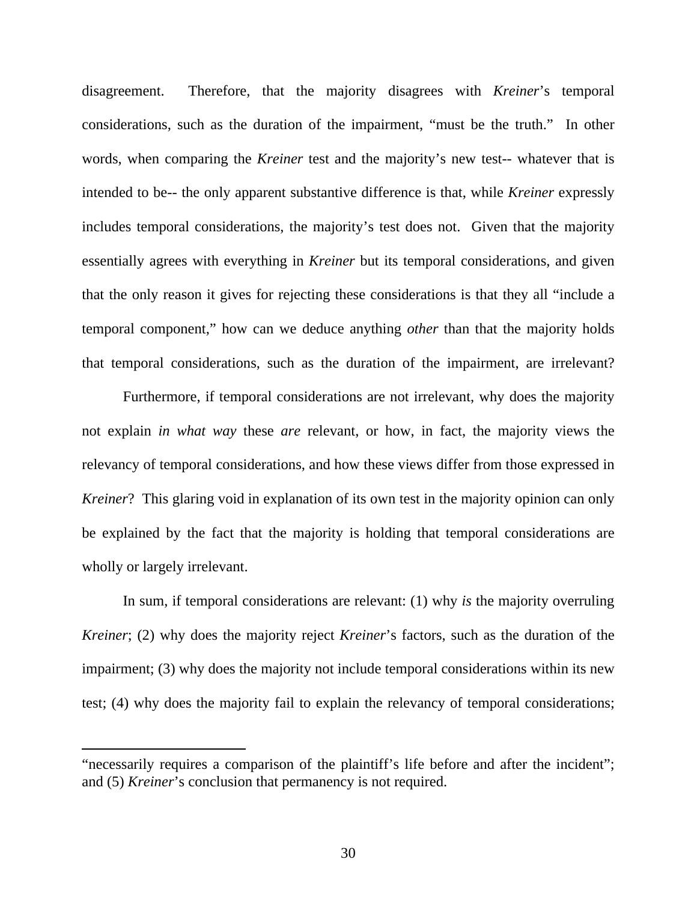disagreement. Therefore, that the majority disagrees with *Kreiner*'s temporal considerations, such as the duration of the impairment, "must be the truth." In other words, when comparing the *Kreiner* test and the majority's new test-- whatever that is intended to be-- the only apparent substantive difference is that, while *Kreiner* expressly includes temporal considerations, the majority's test does not. Given that the majority essentially agrees with everything in *Kreiner* but its temporal considerations, and given that the only reason it gives for rejecting these considerations is that they all "include a temporal component," how can we deduce anything *other* than that the majority holds that temporal considerations, such as the duration of the impairment, are irrelevant?

Furthermore, if temporal considerations are not irrelevant, why does the majority not explain *in what way* these *are* relevant, or how, in fact, the majority views the relevancy of temporal considerations, and how these views differ from those expressed in *Kreiner*? This glaring void in explanation of its own test in the majority opinion can only be explained by the fact that the majority is holding that temporal considerations are wholly or largely irrelevant.

In sum, if temporal considerations are relevant: (1) why *is* the majority overruling *Kreiner*; (2) why does the majority reject *Kreiner*'s factors, such as the duration of the impairment; (3) why does the majority not include temporal considerations within its new test; (4) why does the majority fail to explain the relevancy of temporal considerations;

---

"necessarily requires a comparison of the plaintiff's life before and after the incident"; and (5) *Kreiner*'s conclusion that permanency is not required.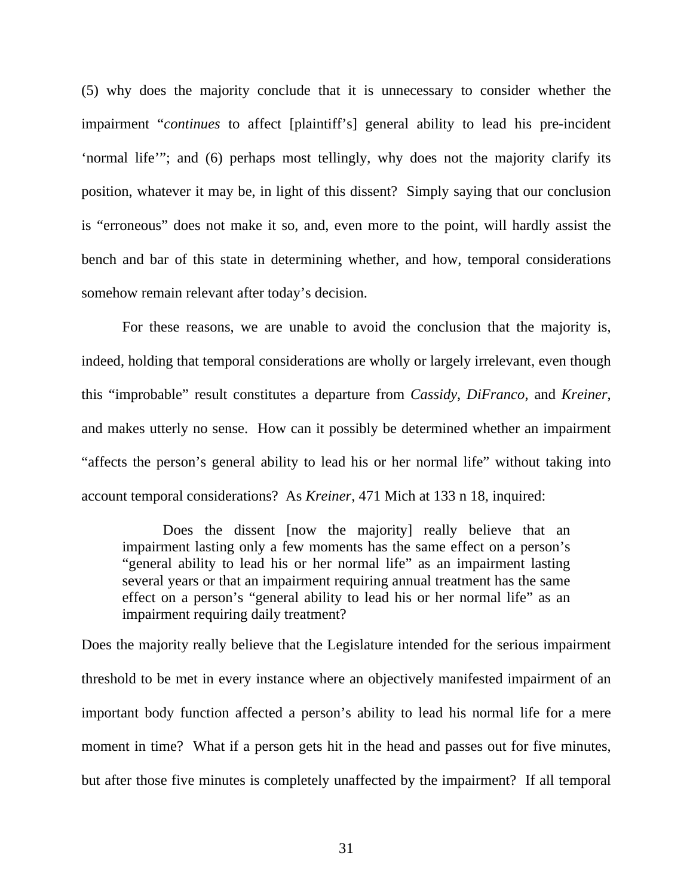(5) why does the majority conclude that it is unnecessary to consider whether the impairment "*continues* to affect [plaintiff's] general ability to lead his pre-incident 'normal life'"; and (6) perhaps most tellingly, why does not the majority clarify its position, whatever it may be, in light of this dissent? Simply saying that our conclusion is "erroneous" does not make it so, and, even more to the point, will hardly assist the bench and bar of this state in determining whether, and how, temporal considerations somehow remain relevant after today's decision.

For these reasons, we are unable to avoid the conclusion that the majority is, indeed, holding that temporal considerations are wholly or largely irrelevant, even though this "improbable" result constitutes a departure from *Cassidy*, *DiFranco*, and *Kreiner*, and makes utterly no sense. How can it possibly be determined whether an impairment "affects the person's general ability to lead his or her normal life" without taking into account temporal considerations? As *Kreiner*, 471 Mich at 133 n 18, inquired:

> Does the dissent [now the majority] really believe that an impairment lasting only a few moments has the same effect on a person's "general ability to lead his or her normal life" as an impairment lasting several years or that an impairment requiring annual treatment has the same effect on a person's "general ability to lead his or her normal life" as an impairment requiring daily treatment?

Does the majority really believe that the Legislature intended for the serious impairment threshold to be met in every instance where an objectively manifested impairment of an important body function affected a person's ability to lead his normal life for a mere moment in time? What if a person gets hit in the head and passes out for five minutes, but after those five minutes is completely unaffected by the impairment? If all temporal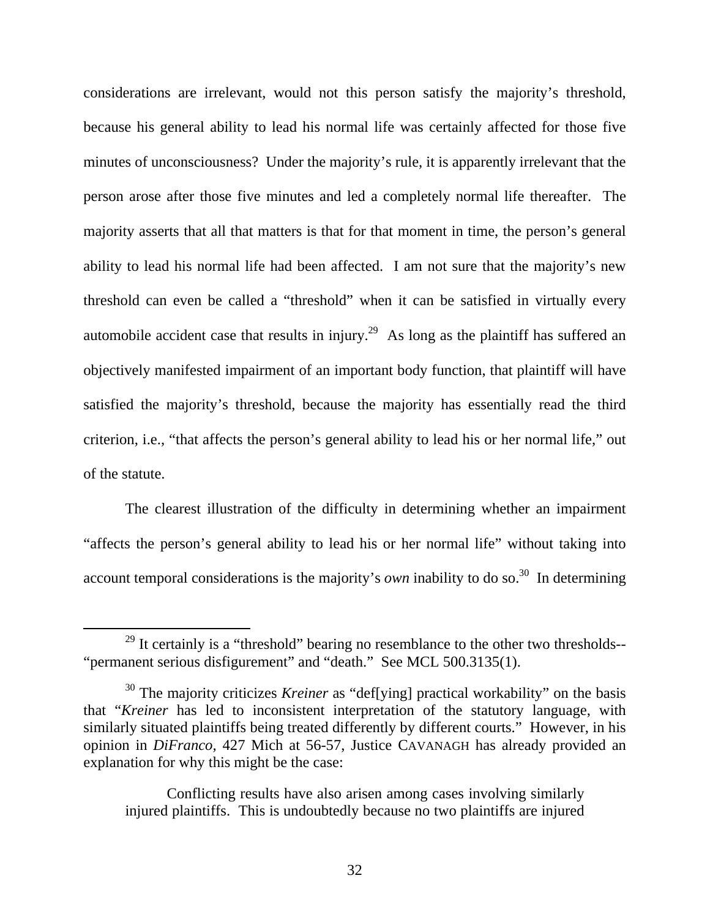considerations are irrelevant, would not this person satisfy the majority's threshold, because his general ability to lead his normal life was certainly affected for those five minutes of unconsciousness? Under the majority's rule, it is apparently irrelevant that the person arose after those five minutes and led a completely normal life thereafter. The majority asserts that all that matters is that for that moment in time, the person's general ability to lead his normal life had been affected. I am not sure that the majority's new threshold can even be called a "threshold" when it can be satisfied in virtually every automobile accident case that results in injury.[29] As long as the plaintiff has suffered an objectively manifested impairment of an important body function, that plaintiff will have satisfied the majority's threshold, because the majority has essentially read the third criterion, i.e., "that affects the person's general ability to lead his or her normal life," out of the statute.

The clearest illustration of the difficulty in determining whether an impairment "affects the person's general ability to lead his or her normal life" without taking into account temporal considerations is the majority's *own* inability to do so.[30] In determining

---

[29] It certainly is a "threshold" bearing no resemblance to the other two thresholds-- "permanent serious disfigurement" and "death." See MCL 500.3135(1).

[30] The majority criticizes *Kreiner* as "def[ying] practical workability" on the basis that "*Kreiner* has led to inconsistent interpretation of the statutory language, with similarly situated plaintiffs being treated differently by different courts." However, in his opinion in *DiFranco*, 427 Mich at 56-57, Justice CAVANAGH has already provided an explanation for why this might be the case:

> Conflicting results have also arisen among cases involving similarly injured plaintiffs. This is undoubtedly because no two plaintiffs are injured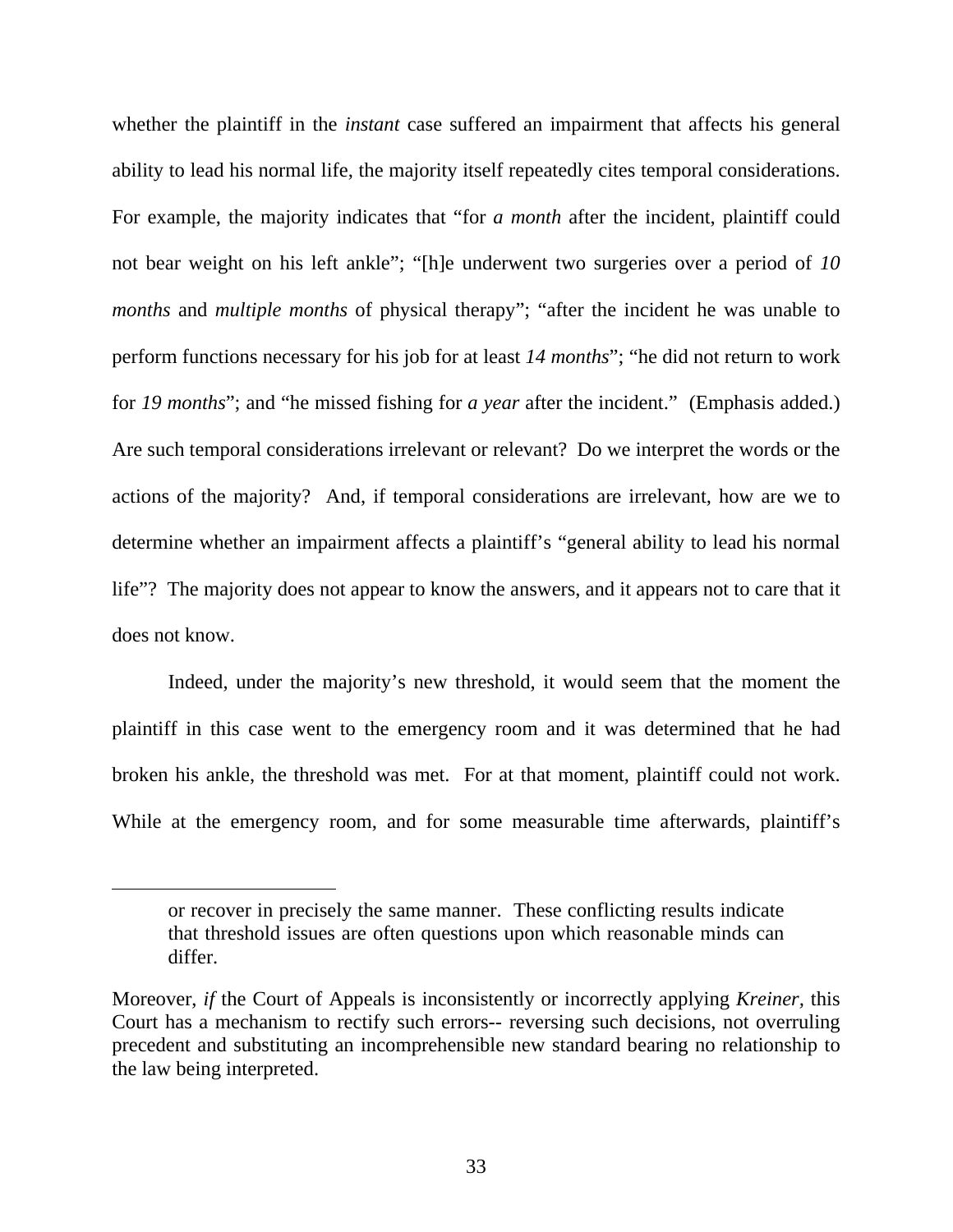whether the plaintiff in the *instant* case suffered an impairment that affects his general ability to lead his normal life, the majority itself repeatedly cites temporal considerations. For example, the majority indicates that "for *a month* after the incident, plaintiff could not bear weight on his left ankle"; "[h]e underwent two surgeries over a period of *10 months* and *multiple months* of physical therapy"; "after the incident he was unable to perform functions necessary for his job for at least *14 months*"; "he did not return to work for *19 months*"; and "he missed fishing for *a year* after the incident." (Emphasis added.) Are such temporal considerations irrelevant or relevant? Do we interpret the words or the actions of the majority? And, if temporal considerations are irrelevant, how are we to determine whether an impairment affects a plaintiff's "general ability to lead his normal life"? The majority does not appear to know the answers, and it appears not to care that it does not know.

Indeed, under the majority's new threshold, it would seem that the moment the plaintiff in this case went to the emergency room and it was determined that he had broken his ankle, the threshold was met. For at that moment, plaintiff could not work. While at the emergency room, and for some measurable time afterwards, plaintiff's

---

> or recover in precisely the same manner. These conflicting results indicate that threshold issues are often questions upon which reasonable minds can differ.

Moreover, *if* the Court of Appeals is inconsistently or incorrectly applying *Kreiner,* this Court has a mechanism to rectify such errors-- reversing such decisions, not overruling precedent and substituting an incomprehensible new standard bearing no relationship to the law being interpreted.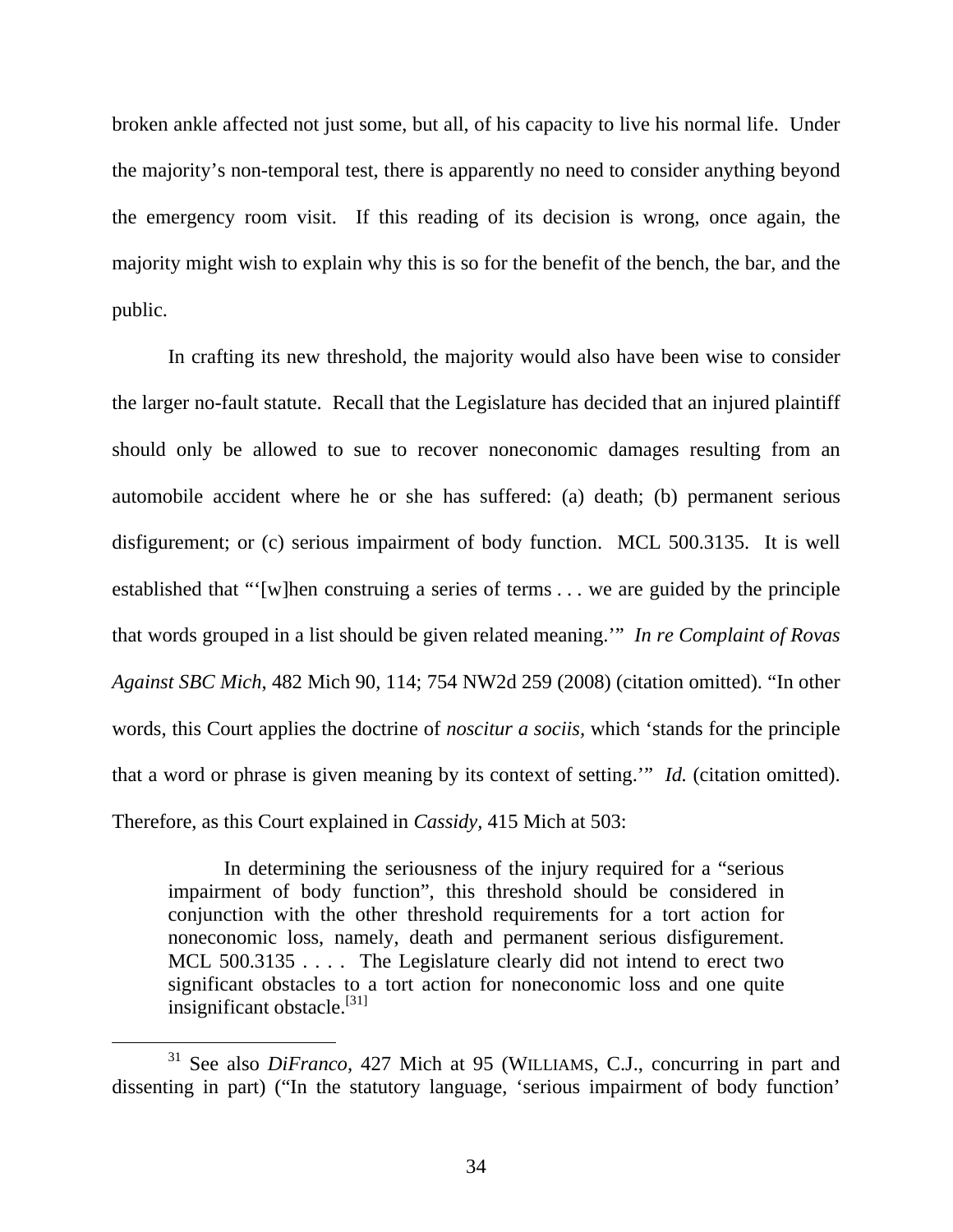broken ankle affected not just some, but all, of his capacity to live his normal life. Under the majority's non-temporal test, there is apparently no need to consider anything beyond the emergency room visit. If this reading of its decision is wrong, once again, the majority might wish to explain why this is so for the benefit of the bench, the bar, and the public.

In crafting its new threshold, the majority would also have been wise to consider the larger no-fault statute. Recall that the Legislature has decided that an injured plaintiff should only be allowed to sue to recover noneconomic damages resulting from an automobile accident where he or she has suffered: (a) death; (b) permanent serious disfigurement; or (c) serious impairment of body function. MCL 500.3135. It is well established that "'[w]hen construing a series of terms . . . we are guided by the principle that words grouped in a list should be given related meaning.'" *In re Complaint of Rovas Against SBC Mich*, 482 Mich 90, 114; 754 NW2d 259 (2008) (citation omitted). "In other words, this Court applies the doctrine of *noscitur a sociis*, which 'stands for the principle that a word or phrase is given meaning by its context of setting.'" *Id.* (citation omitted). Therefore, as this Court explained in *Cassidy*, 415 Mich at 503:

> In determining the seriousness of the injury required for a "serious impairment of body function", this threshold should be considered in conjunction with the other threshold requirements for a tort action for noneconomic loss, namely, death and permanent serious disfigurement. MCL 500.3135 . . . . The Legislature clearly did not intend to erect two significant obstacles to a tort action for noneconomic loss and one quite insignificant obstacle.[31]

---

[31] See also *DiFranco*, 427 Mich at 95 (WILLIAMS, C.J., concurring in part and dissenting in part) ("In the statutory language, 'serious impairment of body function'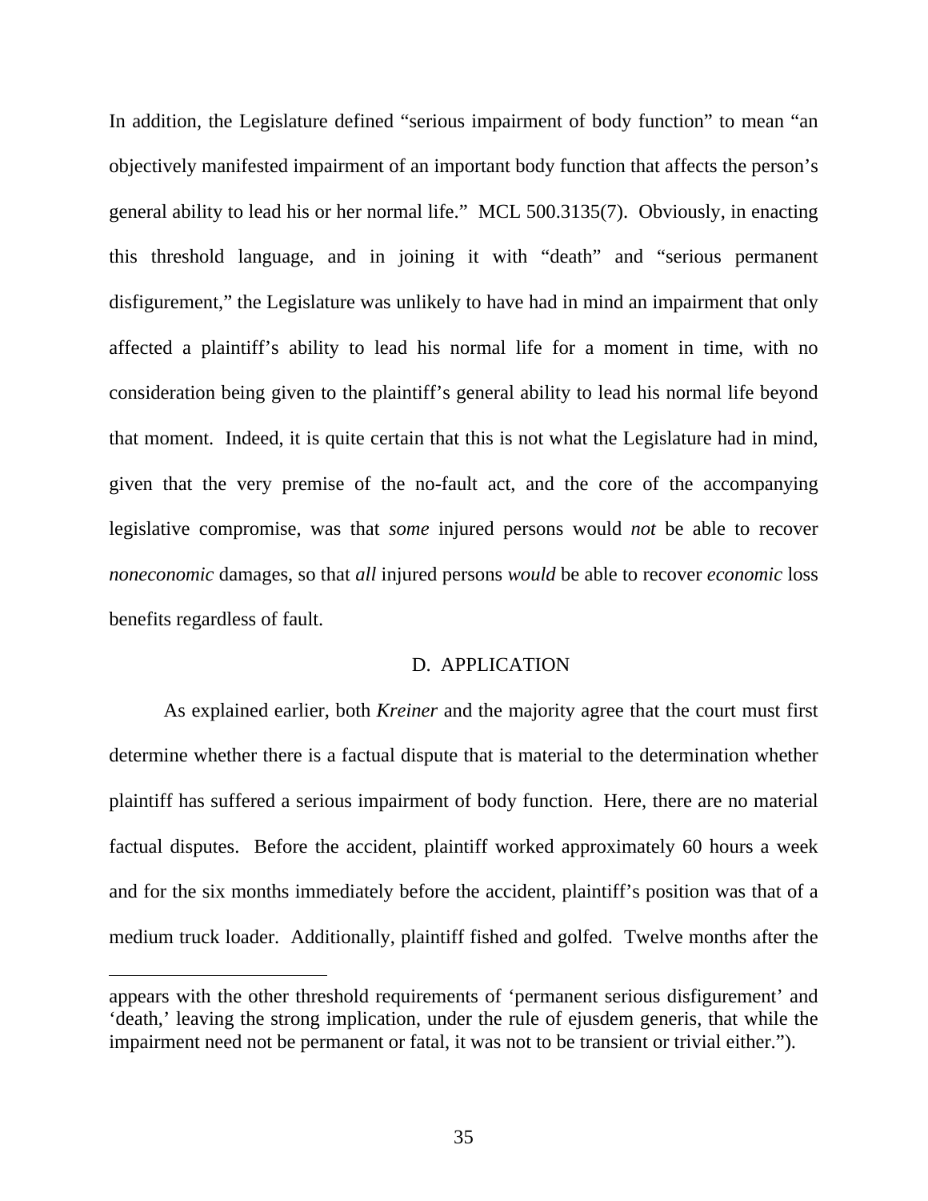In addition, the Legislature defined "serious impairment of body function" to mean "an objectively manifested impairment of an important body function that affects the person's general ability to lead his or her normal life." MCL 500.3135(7). Obviously, in enacting this threshold language, and in joining it with "death" and "serious permanent disfigurement," the Legislature was unlikely to have had in mind an impairment that only affected a plaintiff's ability to lead his normal life for a moment in time, with no consideration being given to the plaintiff's general ability to lead his normal life beyond that moment. Indeed, it is quite certain that this is not what the Legislature had in mind, given that the very premise of the no-fault act, and the core of the accompanying legislative compromise, was that *some* injured persons would *not* be able to recover *noneconomic* damages, so that *all* injured persons *would* be able to recover *economic* loss benefits regardless of fault.

### D. APPLICATION

As explained earlier, both *Kreiner* and the majority agree that the court must first determine whether there is a factual dispute that is material to the determination whether plaintiff has suffered a serious impairment of body function. Here, there are no material factual disputes. Before the accident, plaintiff worked approximately 60 hours a week and for the six months immediately before the accident, plaintiff's position was that of a medium truck loader. Additionally, plaintiff fished and golfed. Twelve months after the

---

appears with the other threshold requirements of 'permanent serious disfigurement' and 'death,' leaving the strong implication, under the rule of ejusdem generis, that while the impairment need not be permanent or fatal, it was not to be transient or trivial either.").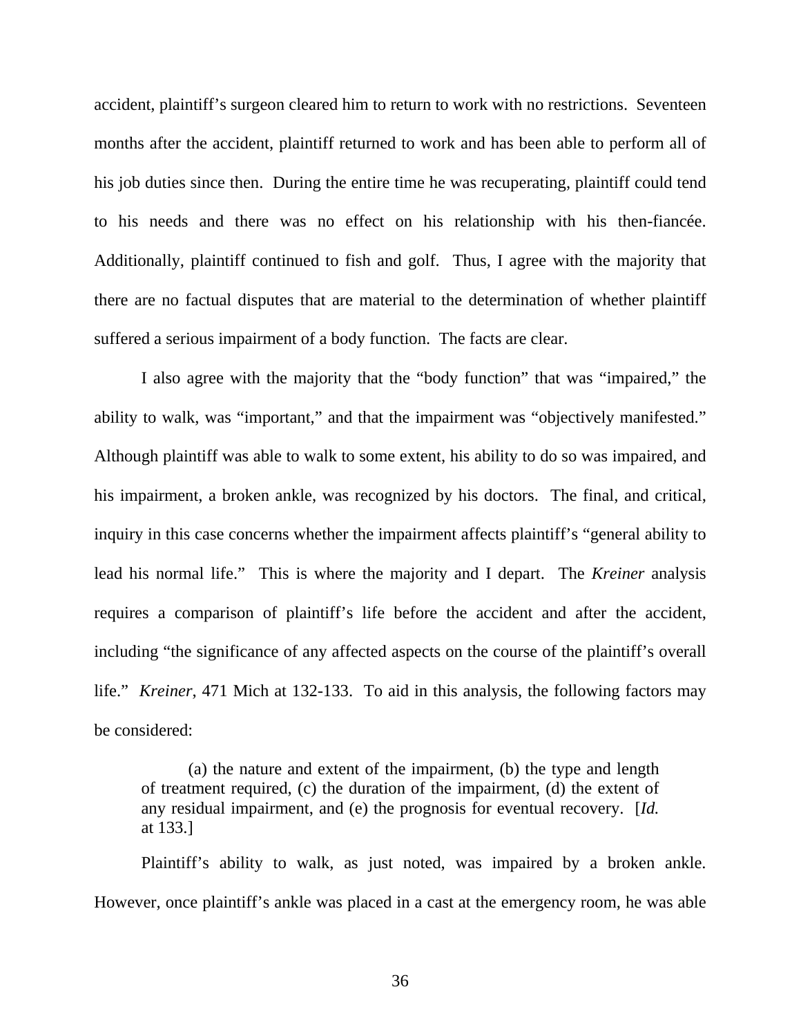accident, plaintiff's surgeon cleared him to return to work with no restrictions. Seventeen months after the accident, plaintiff returned to work and has been able to perform all of his job duties since then. During the entire time he was recuperating, plaintiff could tend to his needs and there was no effect on his relationship with his then-fiancée. Additionally, plaintiff continued to fish and golf. Thus, I agree with the majority that there are no factual disputes that are material to the determination of whether plaintiff suffered a serious impairment of a body function. The facts are clear.

I also agree with the majority that the "body function" that was "impaired," the ability to walk, was "important," and that the impairment was "objectively manifested." Although plaintiff was able to walk to some extent, his ability to do so was impaired, and his impairment, a broken ankle, was recognized by his doctors. The final, and critical, inquiry in this case concerns whether the impairment affects plaintiff's "general ability to lead his normal life." This is where the majority and I depart. The *Kreiner* analysis requires a comparison of plaintiff's life before the accident and after the accident, including "the significance of any affected aspects on the course of the plaintiff's overall life." *Kreiner*, 471 Mich at 132-133. To aid in this analysis, the following factors may be considered:

> (a) the nature and extent of the impairment, (b) the type and length of treatment required, (c) the duration of the impairment, (d) the extent of any residual impairment, and (e) the prognosis for eventual recovery. [*Id.* at 133.]

Plaintiff's ability to walk, as just noted, was impaired by a broken ankle. However, once plaintiff's ankle was placed in a cast at the emergency room, he was able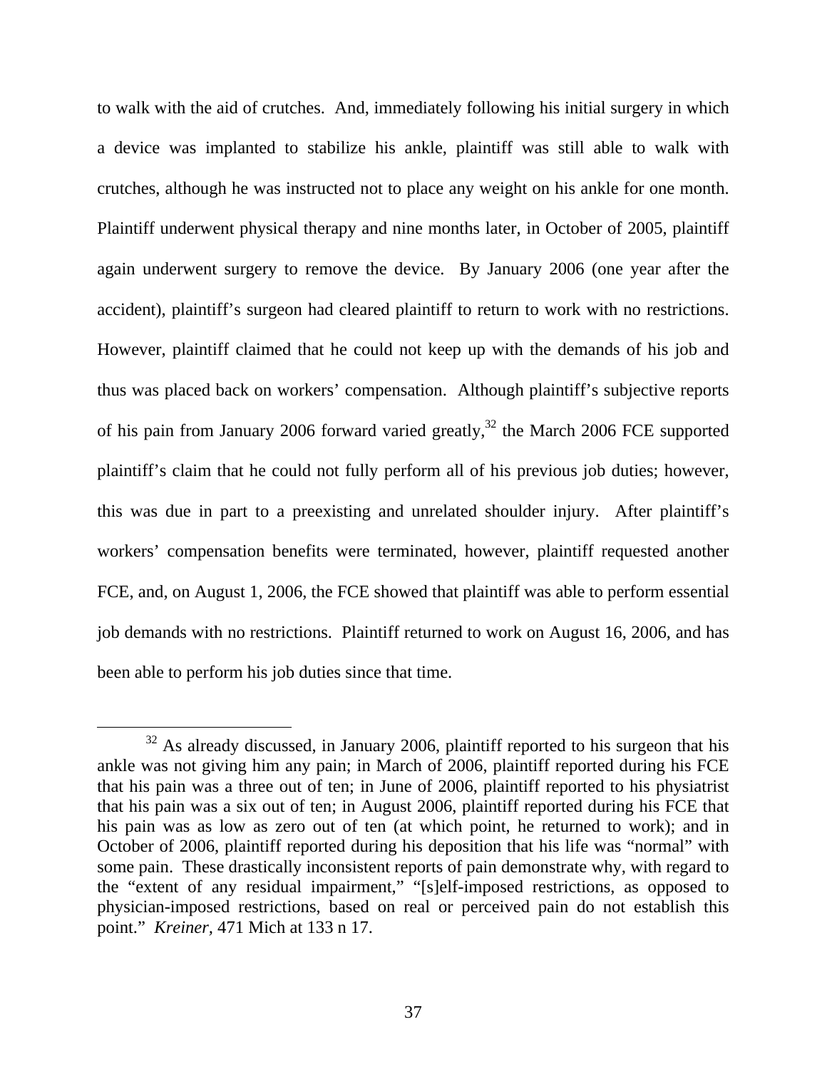to walk with the aid of crutches. And, immediately following his initial surgery in which a device was implanted to stabilize his ankle, plaintiff was still able to walk with crutches, although he was instructed not to place any weight on his ankle for one month. Plaintiff underwent physical therapy and nine months later, in October of 2005, plaintiff again underwent surgery to remove the device. By January 2006 (one year after the accident), plaintiff's surgeon had cleared plaintiff to return to work with no restrictions. However, plaintiff claimed that he could not keep up with the demands of his job and thus was placed back on workers' compensation. Although plaintiff's subjective reports of his pain from January 2006 forward varied greatly,[32] the March 2006 FCE supported plaintiff's claim that he could not fully perform all of his previous job duties; however, this was due in part to a preexisting and unrelated shoulder injury. After plaintiff's workers' compensation benefits were terminated, however, plaintiff requested another FCE, and, on August 1, 2006, the FCE showed that plaintiff was able to perform essential job demands with no restrictions. Plaintiff returned to work on August 16, 2006, and has been able to perform his job duties since that time.

[32] As already discussed, in January 2006, plaintiff reported to his surgeon that his ankle was not giving him any pain; in March of 2006, plaintiff reported during his FCE that his pain was a three out of ten; in June of 2006, plaintiff reported to his physiatrist that his pain was a six out of ten; in August 2006, plaintiff reported during his FCE that his pain was as low as zero out of ten (at which point, he returned to work); and in October of 2006, plaintiff reported during his deposition that his life was "normal" with some pain. These drastically inconsistent reports of pain demonstrate why, with regard to the "extent of any residual impairment," "[s]elf-imposed restrictions, as opposed to physician-imposed restrictions, based on real or perceived pain do not establish this point." *Kreiner*, 471 Mich at 133 n 17.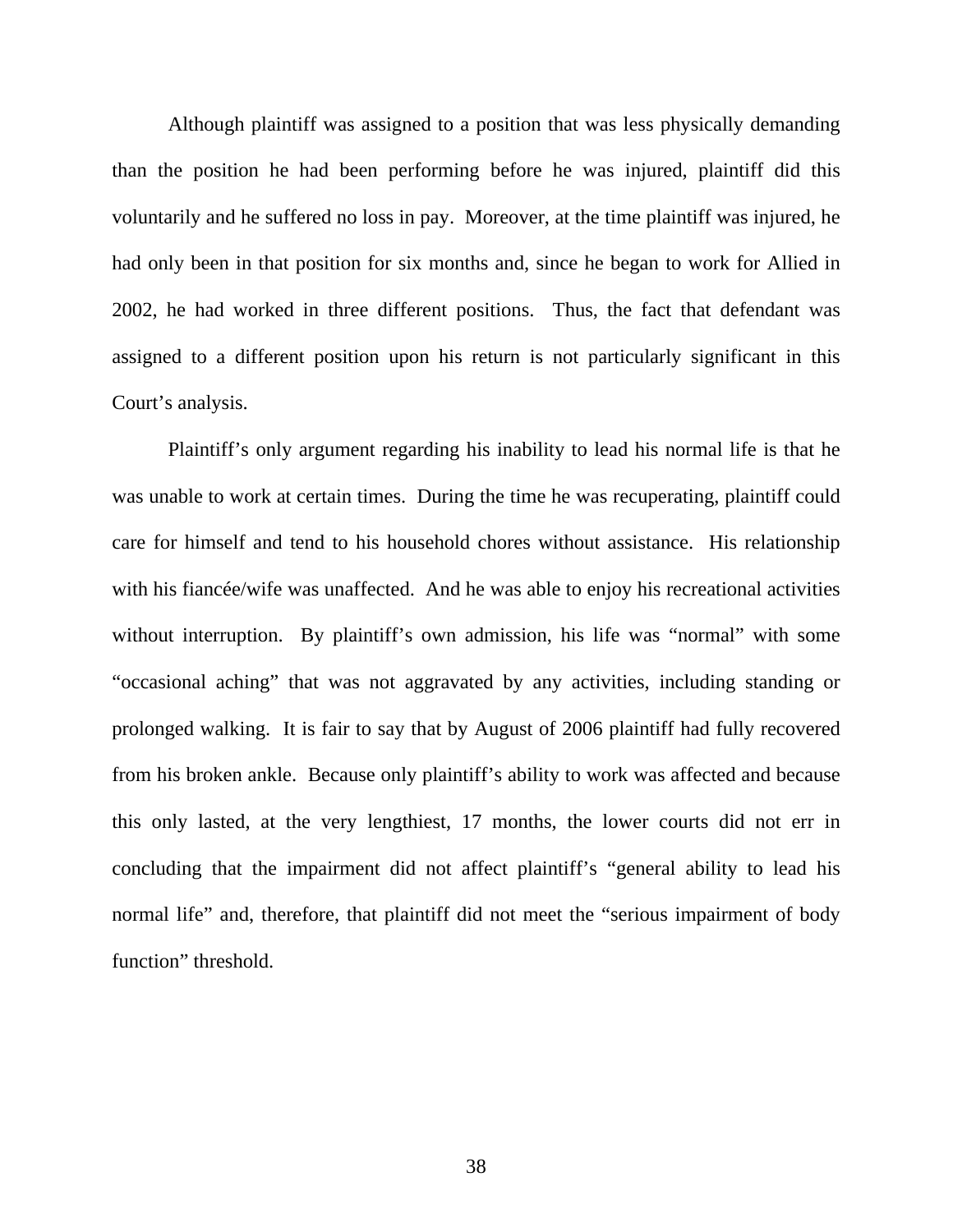Although plaintiff was assigned to a position that was less physically demanding than the position he had been performing before he was injured, plaintiff did this voluntarily and he suffered no loss in pay. Moreover, at the time plaintiff was injured, he had only been in that position for six months and, since he began to work for Allied in 2002, he had worked in three different positions. Thus, the fact that defendant was assigned to a different position upon his return is not particularly significant in this Court's analysis.

Plaintiff's only argument regarding his inability to lead his normal life is that he was unable to work at certain times. During the time he was recuperating, plaintiff could care for himself and tend to his household chores without assistance. His relationship with his fiancée/wife was unaffected. And he was able to enjoy his recreational activities without interruption. By plaintiff's own admission, his life was "normal" with some "occasional aching" that was not aggravated by any activities, including standing or prolonged walking. It is fair to say that by August of 2006 plaintiff had fully recovered from his broken ankle. Because only plaintiff's ability to work was affected and because this only lasted, at the very lengthiest, 17 months, the lower courts did not err in concluding that the impairment did not affect plaintiff's "general ability to lead his normal life" and, therefore, that plaintiff did not meet the "serious impairment of body function" threshold.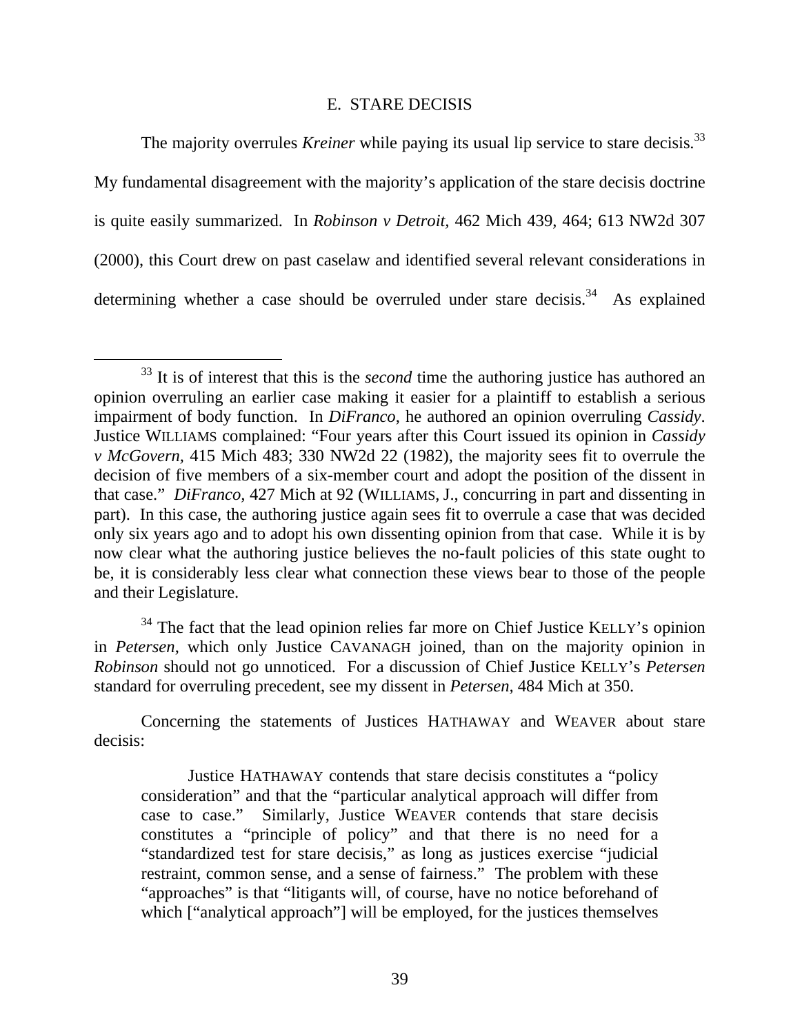## E. STARE DECISIS

The majority overrules *Kreiner* while paying its usual lip service to stare decisis.[33] My fundamental disagreement with the majority's application of the stare decisis doctrine is quite easily summarized. In *Robinson v Detroit*, 462 Mich 439, 464; 613 NW2d 307 (2000), this Court drew on past caselaw and identified several relevant considerations in determining whether a case should be overruled under stare decisis.[34] As explained

---

[33] It is of interest that this is the *second* time the authoring justice has authored an opinion overruling an earlier case making it easier for a plaintiff to establish a serious impairment of body function. In *DiFranco*, he authored an opinion overruling *Cassidy*. Justice WILLIAMS complained: "Four years after this Court issued its opinion in *Cassidy v McGovern*, 415 Mich 483; 330 NW2d 22 (1982), the majority sees fit to overrule the decision of five members of a six-member court and adopt the position of the dissent in that case." *DiFranco*, 427 Mich at 92 (WILLIAMS, J., concurring in part and dissenting in part). In this case, the authoring justice again sees fit to overrule a case that was decided only six years ago and to adopt his own dissenting opinion from that case. While it is by now clear what the authoring justice believes the no-fault policies of this state ought to be, it is considerably less clear what connection these views bear to those of the people and their Legislature.

[34] The fact that the lead opinion relies far more on Chief Justice KELLY's opinion in *Petersen*, which only Justice CAVANAGH joined, than on the majority opinion in *Robinson* should not go unnoticed. For a discussion of Chief Justice KELLY's *Petersen* standard for overruling precedent, see my dissent in *Petersen*, 484 Mich at 350.

Concerning the statements of Justices HATHAWAY and WEAVER about stare decisis:

> Justice HATHAWAY contends that stare decisis constitutes a "policy consideration" and that the "particular analytical approach will differ from case to case." Similarly, Justice WEAVER contends that stare decisis constitutes a "principle of policy" and that there is no need for a "standardized test for stare decisis," as long as justices exercise "judicial restraint, common sense, and a sense of fairness." The problem with these "approaches" is that "litigants will, of course, have no notice beforehand of which ["analytical approach"] will be employed, for the justices themselves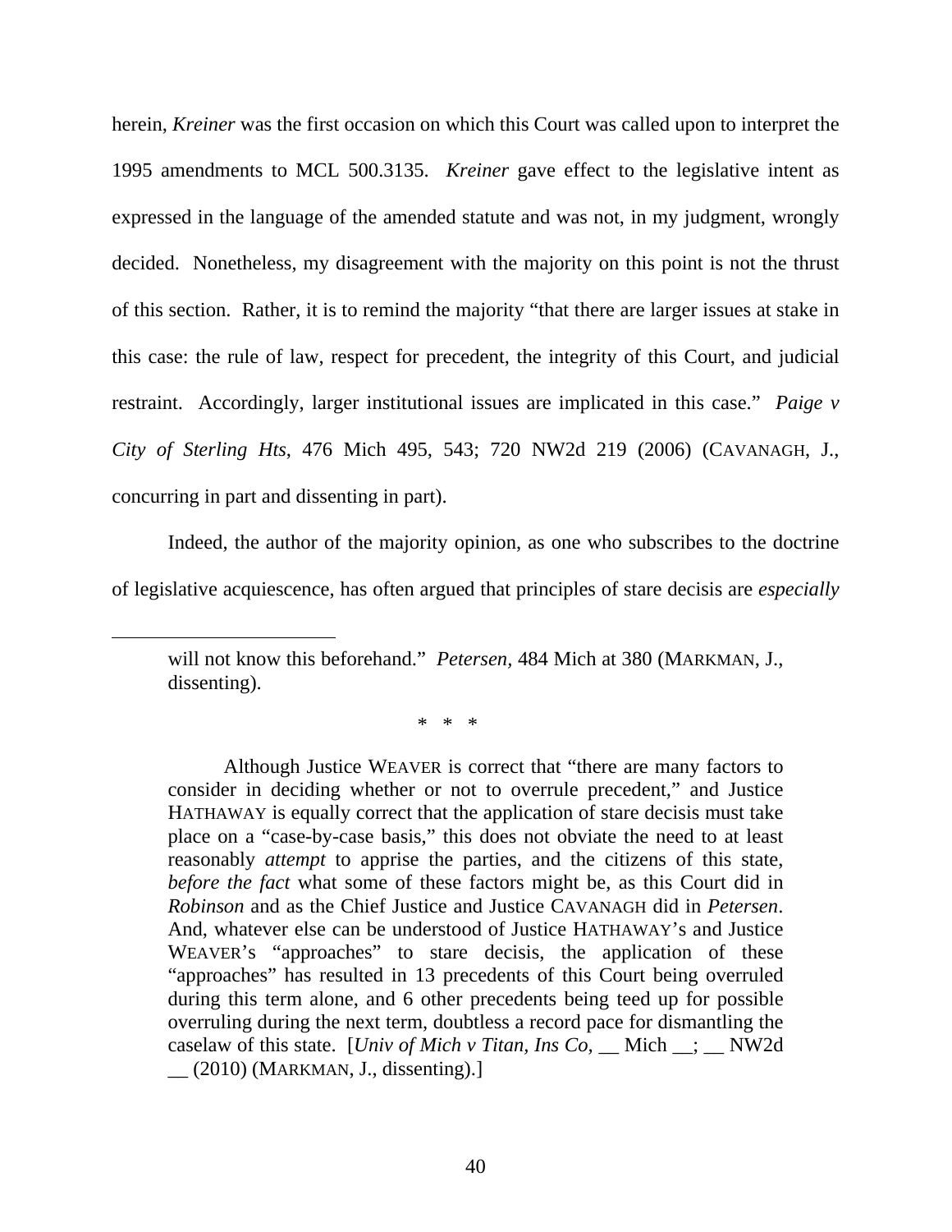herein, *Kreiner* was the first occasion on which this Court was called upon to interpret the 1995 amendments to MCL 500.3135. *Kreiner* gave effect to the legislative intent as expressed in the language of the amended statute and was not, in my judgment, wrongly decided. Nonetheless, my disagreement with the majority on this point is not the thrust of this section. Rather, it is to remind the majority "that there are larger issues at stake in this case: the rule of law, respect for precedent, the integrity of this Court, and judicial restraint. Accordingly, larger institutional issues are implicated in this case." *Paige v City of Sterling Hts*, 476 Mich 495, 543; 720 NW2d 219 (2006) (CAVANAGH, J., concurring in part and dissenting in part).

Indeed, the author of the majority opinion, as one who subscribes to the doctrine of legislative acquiescence, has often argued that principles of stare decisis are *especially*

---

will not know this beforehand." *Petersen*, 484 Mich at 380 (MARKMAN, J., dissenting).

\* \* \*

Although Justice WEAVER is correct that "there are many factors to consider in deciding whether or not to overrule precedent," and Justice HATHAWAY is equally correct that the application of stare decisis must take place on a "case-by-case basis," this does not obviate the need to at least reasonably *attempt* to apprise the parties, and the citizens of this state, *before the fact* what some of these factors might be, as this Court did in *Robinson* and as the Chief Justice and Justice CAVANAGH did in *Petersen*. And, whatever else can be understood of Justice HATHAWAY's and Justice WEAVER's "approaches" to stare decisis, the application of these "approaches" has resulted in 13 precedents of this Court being overruled during this term alone, and 6 other precedents being teed up for possible overruling during the next term, doubtless a record pace for dismantling the caselaw of this state. [*Univ of Mich v Titan, Ins Co,* __ Mich __; __ NW2d __ (2010) (MARKMAN, J., dissenting).]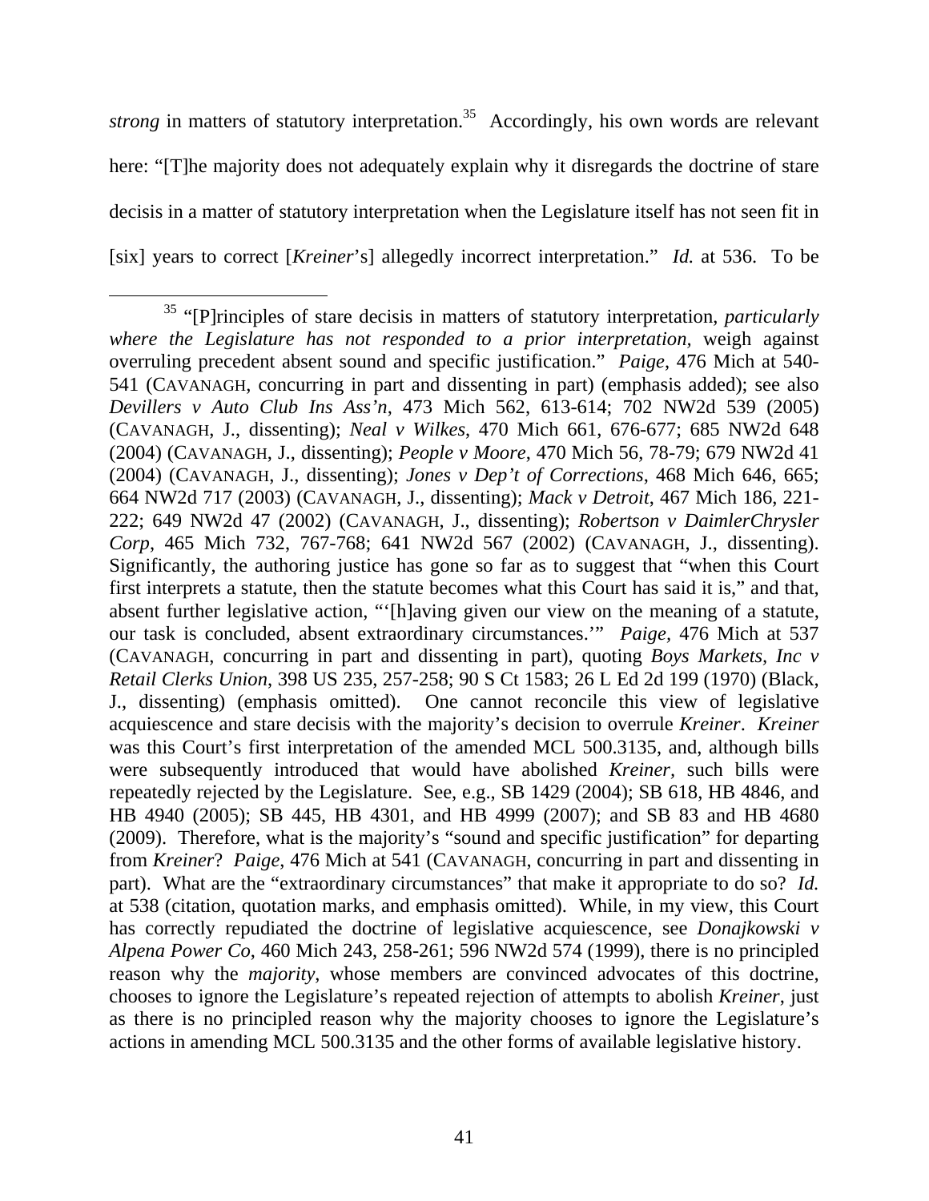*strong* in matters of statutory interpretation.[35] Accordingly, his own words are relevant here: "[T]he majority does not adequately explain why it disregards the doctrine of stare decisis in a matter of statutory interpretation when the Legislature itself has not seen fit in [six] years to correct [*Kreiner*'s] allegedly incorrect interpretation." *Id.* at 536. To be

---

[35] "[P]rinciples of stare decisis in matters of statutory interpretation, *particularly where the Legislature has not responded to a prior interpretation*, weigh against overruling precedent absent sound and specific justification." *Paige*, 476 Mich at 540-541 (CAVANAGH, concurring in part and dissenting in part) (emphasis added); see also *Devillers v Auto Club Ins Ass'n*, 473 Mich 562, 613-614; 702 NW2d 539 (2005) (CAVANAGH, J., dissenting); *Neal v Wilkes*, 470 Mich 661, 676-677; 685 NW2d 648 (2004) (CAVANAGH, J., dissenting); *People v Moore*, 470 Mich 56, 78-79; 679 NW2d 41 (2004) (CAVANAGH, J., dissenting); *Jones v Dep't of Corrections*, 468 Mich 646, 665; 664 NW2d 717 (2003) (CAVANAGH, J., dissenting); *Mack v Detroit*, 467 Mich 186, 221-222; 649 NW2d 47 (2002) (CAVANAGH, J., dissenting); *Robertson v DaimlerChrysler Corp*, 465 Mich 732, 767-768; 641 NW2d 567 (2002) (CAVANAGH, J., dissenting). Significantly, the authoring justice has gone so far as to suggest that "when this Court first interprets a statute, then the statute becomes what this Court has said it is," and that, absent further legislative action, "'[h]aving given our view on the meaning of a statute, our task is concluded, absent extraordinary circumstances.'" *Paige*, 476 Mich at 537 (CAVANAGH, concurring in part and dissenting in part), quoting *Boys Markets, Inc v Retail Clerks Union*, 398 US 235, 257-258; 90 S Ct 1583; 26 L Ed 2d 199 (1970) (Black, J., dissenting) (emphasis omitted). One cannot reconcile this view of legislative acquiescence and stare decisis with the majority's decision to overrule *Kreiner*. *Kreiner* was this Court's first interpretation of the amended MCL 500.3135, and, although bills were subsequently introduced that would have abolished *Kreiner*, such bills were repeatedly rejected by the Legislature. See, e.g., SB 1429 (2004); SB 618, HB 4846, and HB 4940 (2005); SB 445, HB 4301, and HB 4999 (2007); and SB 83 and HB 4680 (2009). Therefore, what is the majority's "sound and specific justification" for departing from *Kreiner*? *Paige*, 476 Mich at 541 (CAVANAGH, concurring in part and dissenting in part). What are the "extraordinary circumstances" that make it appropriate to do so? *Id.* at 538 (citation, quotation marks, and emphasis omitted). While, in my view, this Court has correctly repudiated the doctrine of legislative acquiescence, see *Donajkowski v Alpena Power Co*, 460 Mich 243, 258-261; 596 NW2d 574 (1999), there is no principled reason why the *majority*, whose members are convinced advocates of this doctrine, chooses to ignore the Legislature's repeated rejection of attempts to abolish *Kreiner*, just as there is no principled reason why the majority chooses to ignore the Legislature's actions in amending MCL 500.3135 and the other forms of available legislative history.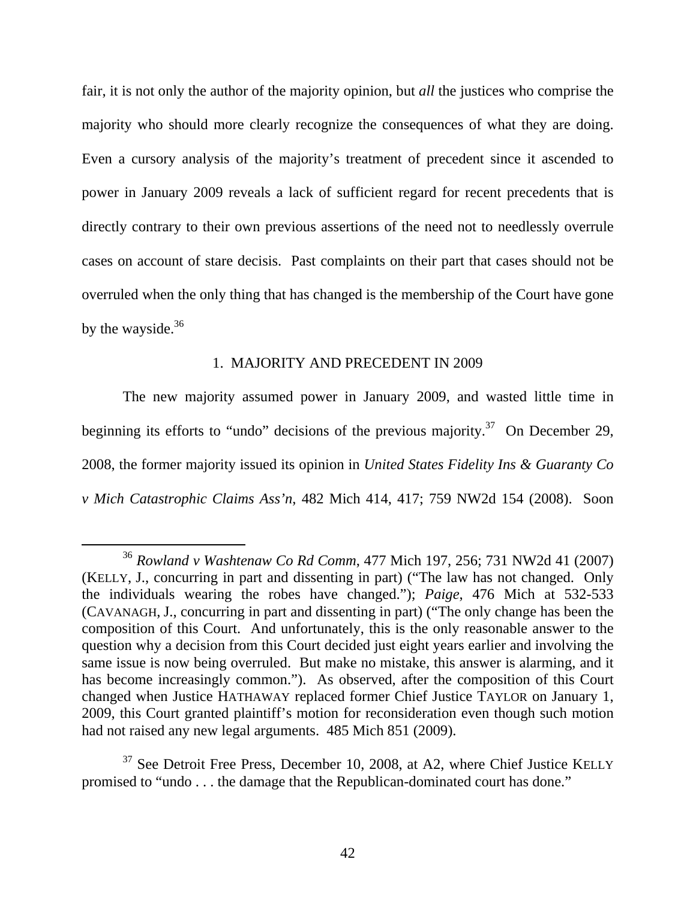fair, it is not only the author of the majority opinion, but *all* the justices who comprise the majority who should more clearly recognize the consequences of what they are doing. Even a cursory analysis of the majority's treatment of precedent since it ascended to power in January 2009 reveals a lack of sufficient regard for recent precedents that is directly contrary to their own previous assertions of the need not to needlessly overrule cases on account of stare decisis. Past complaints on their part that cases should not be overruled when the only thing that has changed is the membership of the Court have gone by the wayside.[36]

### 1. MAJORITY AND PRECEDENT IN 2009

The new majority assumed power in January 2009, and wasted little time in beginning its efforts to "undo" decisions of the previous majority.[37] On December 29, 2008, the former majority issued its opinion in *United States Fidelity Ins & Guaranty Co v Mich Catastrophic Claims Ass'n*, 482 Mich 414, 417; 759 NW2d 154 (2008). Soon

---

[36] *Rowland v Washtenaw Co Rd Comm*, 477 Mich 197, 256; 731 NW2d 41 (2007) (KELLY, J., concurring in part and dissenting in part) ("The law has not changed. Only the individuals wearing the robes have changed."); *Paige*, 476 Mich at 532-533 (CAVANAGH, J., concurring in part and dissenting in part) ("The only change has been the composition of this Court. And unfortunately, this is the only reasonable answer to the question why a decision from this Court decided just eight years earlier and involving the same issue is now being overruled. But make no mistake, this answer is alarming, and it has become increasingly common."). As observed, after the composition of this Court changed when Justice HATHAWAY replaced former Chief Justice TAYLOR on January 1, 2009, this Court granted plaintiff's motion for reconsideration even though such motion had not raised any new legal arguments. 485 Mich 851 (2009).

[37] See Detroit Free Press, December 10, 2008, at A2, where Chief Justice KELLY promised to "undo . . . the damage that the Republican-dominated court has done."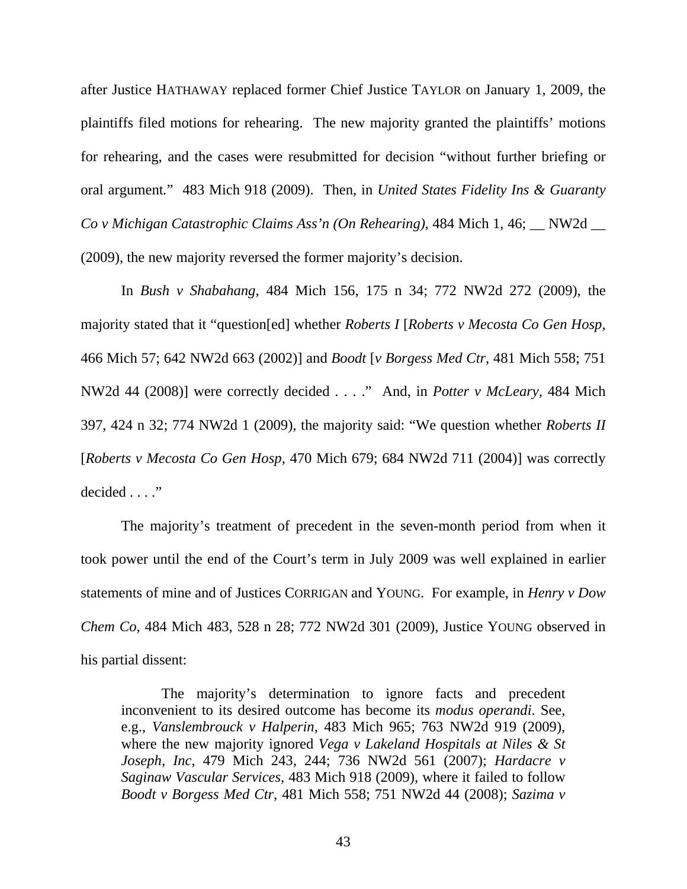after Justice HATHAWAY replaced former Chief Justice TAYLOR on January 1, 2009, the plaintiffs filed motions for rehearing. The new majority granted the plaintiffs' motions for rehearing, and the cases were resubmitted for decision "without further briefing or oral argument." 483 Mich 918 (2009). Then, in *United States Fidelity Ins & Guaranty Co v Michigan Catastrophic Claims Ass'n (On Rehearing)*, 484 Mich 1, 46; __ NW2d __ (2009), the new majority reversed the former majority's decision.

In *Bush v Shabahang*, 484 Mich 156, 175 n 34; 772 NW2d 272 (2009), the majority stated that it "question[ed] whether *Roberts I* [*Roberts v Mecosta Co Gen Hosp*, 466 Mich 57; 642 NW2d 663 (2002)] and *Boodt* [*v Borgess Med Ctr*, 481 Mich 558; 751 NW2d 44 (2008)] were correctly decided . . . ." And, in *Potter v McLeary*, 484 Mich 397, 424 n 32; 774 NW2d 1 (2009), the majority said: "We question whether *Roberts II* [*Roberts v Mecosta Co Gen Hosp*, 470 Mich 679; 684 NW2d 711 (2004)] was correctly decided . . . ."

The majority's treatment of precedent in the seven-month period from when it took power until the end of the Court's term in July 2009 was well explained in earlier statements of mine and of Justices CORRIGAN and YOUNG. For example, in *Henry v Dow Chem Co*, 484 Mich 483, 528 n 28; 772 NW2d 301 (2009), Justice YOUNG observed in his partial dissent:

> The majority's determination to ignore facts and precedent inconvenient to its desired outcome has become its *modus operandi*. See, e.g., *Vanslembrouck v Halperin*, 483 Mich 965; 763 NW2d 919 (2009), where the new majority ignored *Vega v Lakeland Hospitals at Niles & St Joseph, Inc*, 479 Mich 243, 244; 736 NW2d 561 (2007); *Hardacre v Saginaw Vascular Services*, 483 Mich 918 (2009), where it failed to follow *Boodt v Borgess Med Ctr*, 481 Mich 558; 751 NW2d 44 (2008); *Sazima v*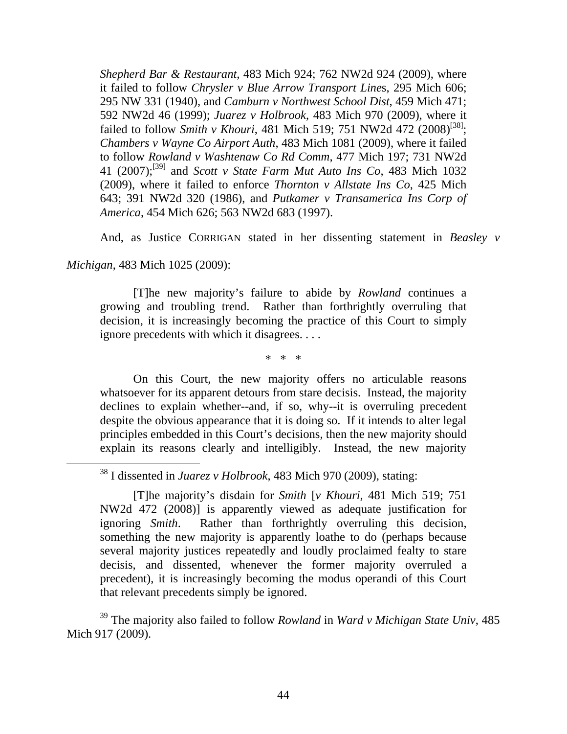*Shepherd Bar & Restaurant*, 483 Mich 924; 762 NW2d 924 (2009), where it failed to follow *Chrysler v Blue Arrow Transport Lines*, 295 Mich 606; 295 NW 331 (1940), and *Camburn v Northwest School Dist*, 459 Mich 471; 592 NW2d 46 (1999); *Juarez v Holbrook*, 483 Mich 970 (2009), where it failed to follow *Smith v Khouri*, 481 Mich 519; 751 NW2d 472 (2008)[38]; *Chambers v Wayne Co Airport Auth*, 483 Mich 1081 (2009), where it failed to follow *Rowland v Washtenaw Co Rd Comm*, 477 Mich 197; 731 NW2d 41 (2007);[39] and *Scott v State Farm Mut Auto Ins Co*, 483 Mich 1032 (2009), where it failed to enforce *Thornton v Allstate Ins Co*, 425 Mich 643; 391 NW2d 320 (1986), and *Putkamer v Transamerica Ins Corp of America*, 454 Mich 626; 563 NW2d 683 (1997).

And, as Justice CORRIGAN stated in her dissenting statement in *Beasley v Michigan*, 483 Mich 1025 (2009):

> [T]he new majority's failure to abide by *Rowland* continues a growing and troubling trend. Rather than forthrightly overruling that decision, it is increasingly becoming the practice of this Court to simply ignore precedents with which it disagrees. . . .
>
> \* \* \*
>
> On this Court, the new majority offers no articulable reasons whatsoever for its apparent detours from stare decisis. Instead, the majority declines to explain whether--and, if so, why--it is overruling precedent despite the obvious appearance that it is doing so. If it intends to alter legal principles embedded in this Court's decisions, then the new majority should explain its reasons clearly and intelligibly. Instead, the new majority

---

[38] I dissented in *Juarez v Holbrook*, 483 Mich 970 (2009), stating:

> [T]he majority's disdain for *Smith* [*v Khouri*, 481 Mich 519; 751 NW2d 472 (2008)] is apparently viewed as adequate justification for ignoring *Smith*. Rather than forthrightly overruling this decision, something the new majority is apparently loathe to do (perhaps because several majority justices repeatedly and loudly proclaimed fealty to stare decisis, and dissented, whenever the former majority overruled a precedent), it is increasingly becoming the modus operandi of this Court that relevant precedents simply be ignored.

[39] The majority also failed to follow *Rowland* in *Ward v Michigan State Univ*, 485 Mich 917 (2009).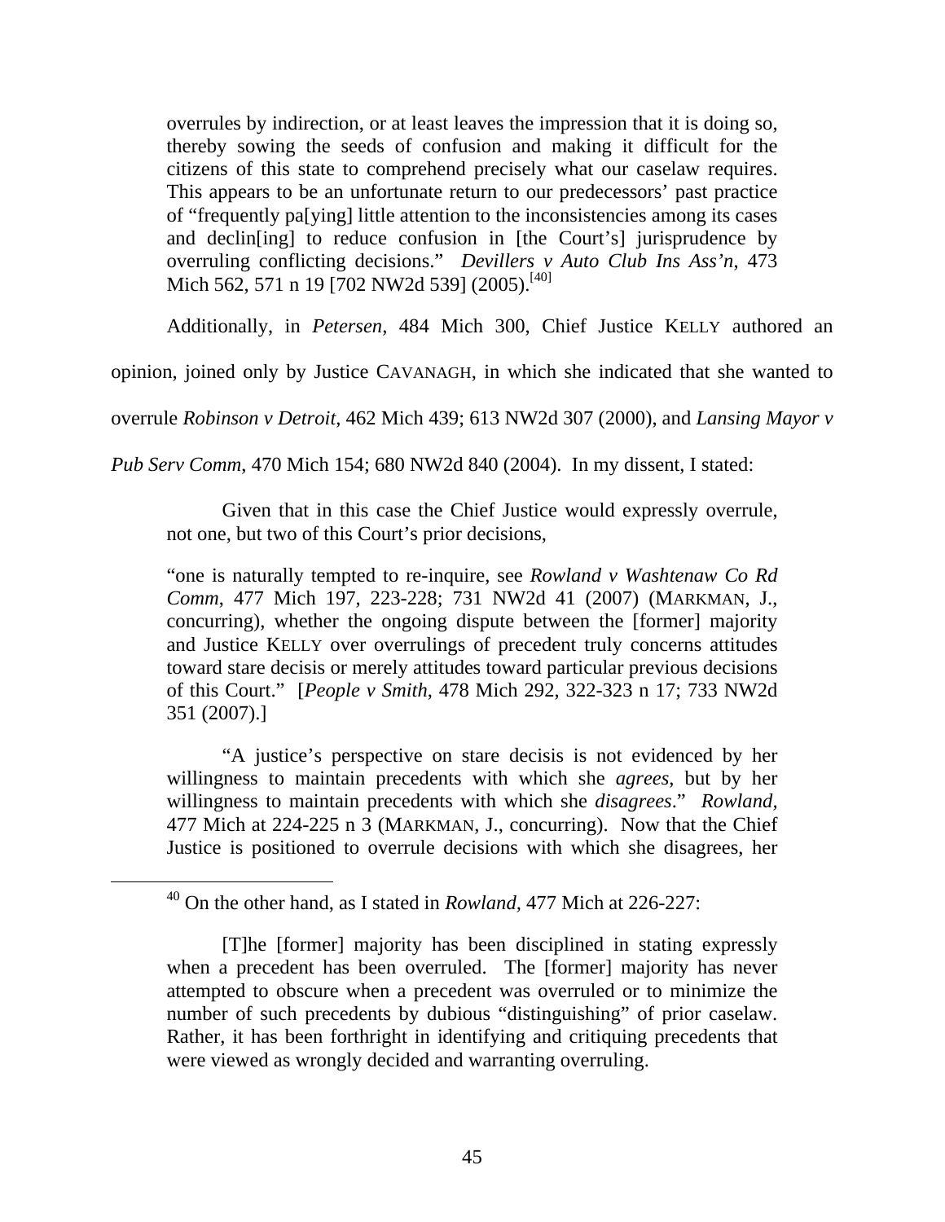> overrules by indirection, or at least leaves the impression that it is doing so, thereby sowing the seeds of confusion and making it difficult for the citizens of this state to comprehend precisely what our caselaw requires. This appears to be an unfortunate return to our predecessors' past practice of "frequently pa[ying] little attention to the inconsistencies among its cases and declin[ing] to reduce confusion in [the Court's] jurisprudence by overruling conflicting decisions." *Devillers v Auto Club Ins Ass'n*, 473 Mich 562, 571 n 19 [702 NW2d 539] (2005).[40]

Additionally, in *Petersen*, 484 Mich 300, Chief Justice KELLY authored an opinion, joined only by Justice CAVANAGH, in which she indicated that she wanted to overrule *Robinson v Detroit*, 462 Mich 439; 613 NW2d 307 (2000), and *Lansing Mayor v Pub Serv Comm*, 470 Mich 154; 680 NW2d 840 (2004). In my dissent, I stated:

> Given that in this case the Chief Justice would expressly overrule, not one, but two of this Court's prior decisions,
>
> "one is naturally tempted to re-inquire, see *Rowland v Washtenaw Co Rd Comm*, 477 Mich 197, 223-228; 731 NW2d 41 (2007) (MARKMAN, J., concurring), whether the ongoing dispute between the [former] majority and Justice KELLY over overrulings of precedent truly concerns attitudes toward stare decisis or merely attitudes toward particular previous decisions of this Court." [*People v Smith*, 478 Mich 292, 322-323 n 17; 733 NW2d 351 (2007).]
>
> "A justice's perspective on stare decisis is not evidenced by her willingness to maintain precedents with which she *agrees*, but by her willingness to maintain precedents with which she *disagrees*." *Rowland*, 477 Mich at 224-225 n 3 (MARKMAN, J., concurring). Now that the Chief Justice is positioned to overrule decisions with which she disagrees, her

---

[40] On the other hand, as I stated in *Rowland*, 477 Mich at 226-227:

> [T]he [former] majority has been disciplined in stating expressly when a precedent has been overruled. The [former] majority has never attempted to obscure when a precedent was overruled or to minimize the number of such precedents by dubious "distinguishing" of prior caselaw. Rather, it has been forthright in identifying and critiquing precedents that were viewed as wrongly decided and warranting overruling.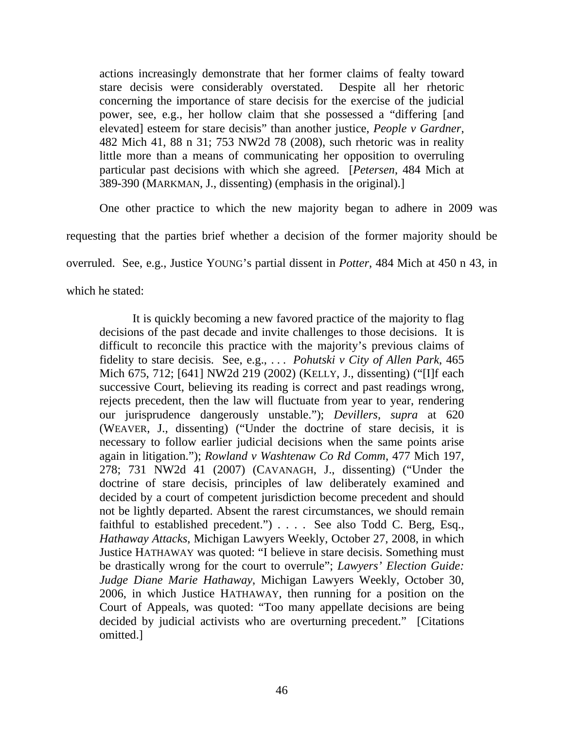> actions increasingly demonstrate that her former claims of fealty toward stare decisis were considerably overstated. Despite all her rhetoric concerning the importance of stare decisis for the exercise of the judicial power, see, e.g., her hollow claim that she possessed a "differing [and elevated] esteem for stare decisis" than another justice, *People v Gardner*, 482 Mich 41, 88 n 31; 753 NW2d 78 (2008), such rhetoric was in reality little more than a means of communicating her opposition to overruling particular past decisions with which she agreed. [*Petersen*, 484 Mich at 389-390 (MARKMAN, J., dissenting) (emphasis in the original).]

One other practice to which the new majority began to adhere in 2009 was requesting that the parties brief whether a decision of the former majority should be overruled. See, e.g., Justice YOUNG's partial dissent in *Potter*, 484 Mich at 450 n 43, in which he stated:

> It is quickly becoming a new favored practice of the majority to flag decisions of the past decade and invite challenges to those decisions. It is difficult to reconcile this practice with the majority's previous claims of fidelity to stare decisis. See, e.g., . . . *Pohutski v City of Allen Park*, 465 Mich 675, 712; [641] NW2d 219 (2002) (KELLY, J., dissenting) ("[I]f each successive Court, believing its reading is correct and past readings wrong, rejects precedent, then the law will fluctuate from year to year, rendering our jurisprudence dangerously unstable."); *Devillers, supra* at 620 (WEAVER, J., dissenting) ("Under the doctrine of stare decisis, it is necessary to follow earlier judicial decisions when the same points arise again in litigation."); *Rowland v Washtenaw Co Rd Comm*, 477 Mich 197, 278; 731 NW2d 41 (2007) (CAVANAGH, J., dissenting) ("Under the doctrine of stare decisis, principles of law deliberately examined and decided by a court of competent jurisdiction become precedent and should not be lightly departed. Absent the rarest circumstances, we should remain faithful to established precedent.") . . . . See also Todd C. Berg, Esq., *Hathaway Attacks*, Michigan Lawyers Weekly, October 27, 2008, in which Justice HATHAWAY was quoted: "I believe in stare decisis. Something must be drastically wrong for the court to overrule"; *Lawyers' Election Guide: Judge Diane Marie Hathaway*, Michigan Lawyers Weekly, October 30, 2006, in which Justice HATHAWAY, then running for a position on the Court of Appeals, was quoted: "Too many appellate decisions are being decided by judicial activists who are overturning precedent." [Citations omitted.]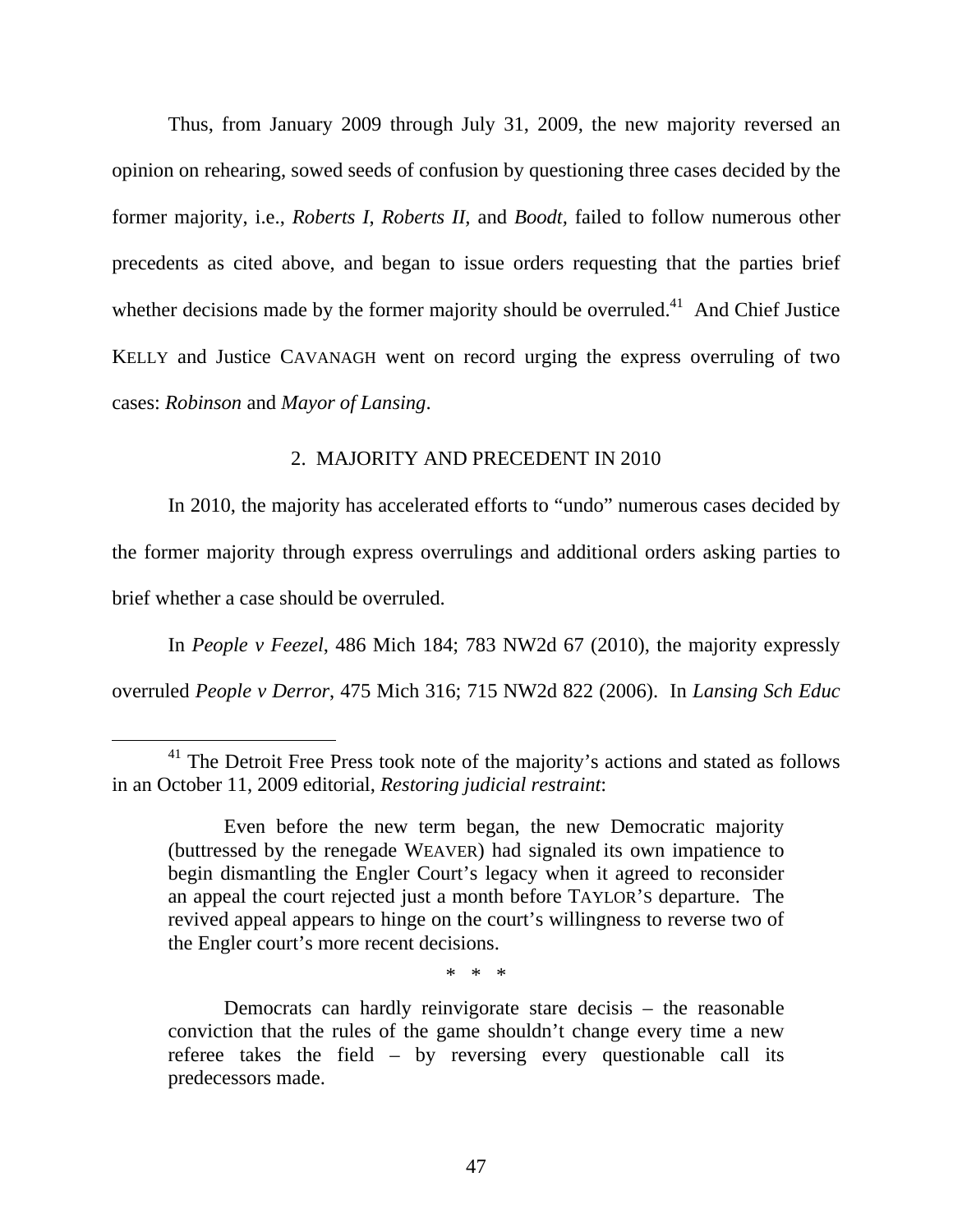Thus, from January 2009 through July 31, 2009, the new majority reversed an opinion on rehearing, sowed seeds of confusion by questioning three cases decided by the former majority, i.e., *Roberts I*, *Roberts II,* and *Boodt,* failed to follow numerous other precedents as cited above, and began to issue orders requesting that the parties brief whether decisions made by the former majority should be overruled.[41] And Chief Justice KELLY and Justice CAVANAGH went on record urging the express overruling of two cases: *Robinson* and *Mayor of Lansing*.

2. MAJORITY AND PRECEDENT IN 2010

In 2010, the majority has accelerated efforts to "undo" numerous cases decided by the former majority through express overrulings and additional orders asking parties to brief whether a case should be overruled.

In *People v Feezel*, 486 Mich 184; 783 NW2d 67 (2010), the majority expressly overruled *People v Derror*, 475 Mich 316; 715 NW2d 822 (2006). In *Lansing Sch Educ*

---

[41] The Detroit Free Press took note of the majority's actions and stated as follows in an October 11, 2009 editorial, *Restoring judicial restraint*:

> Even before the new term began, the new Democratic majority (buttressed by the renegade WEAVER) had signaled its own impatience to begin dismantling the Engler Court's legacy when it agreed to reconsider an appeal the court rejected just a month before TAYLOR'S departure. The revived appeal appears to hinge on the court's willingness to reverse two of the Engler court's more recent decisions.
>
> \* \* \*
>
> Democrats can hardly reinvigorate stare decisis – the reasonable conviction that the rules of the game shouldn't change every time a new referee takes the field – by reversing every questionable call its predecessors made.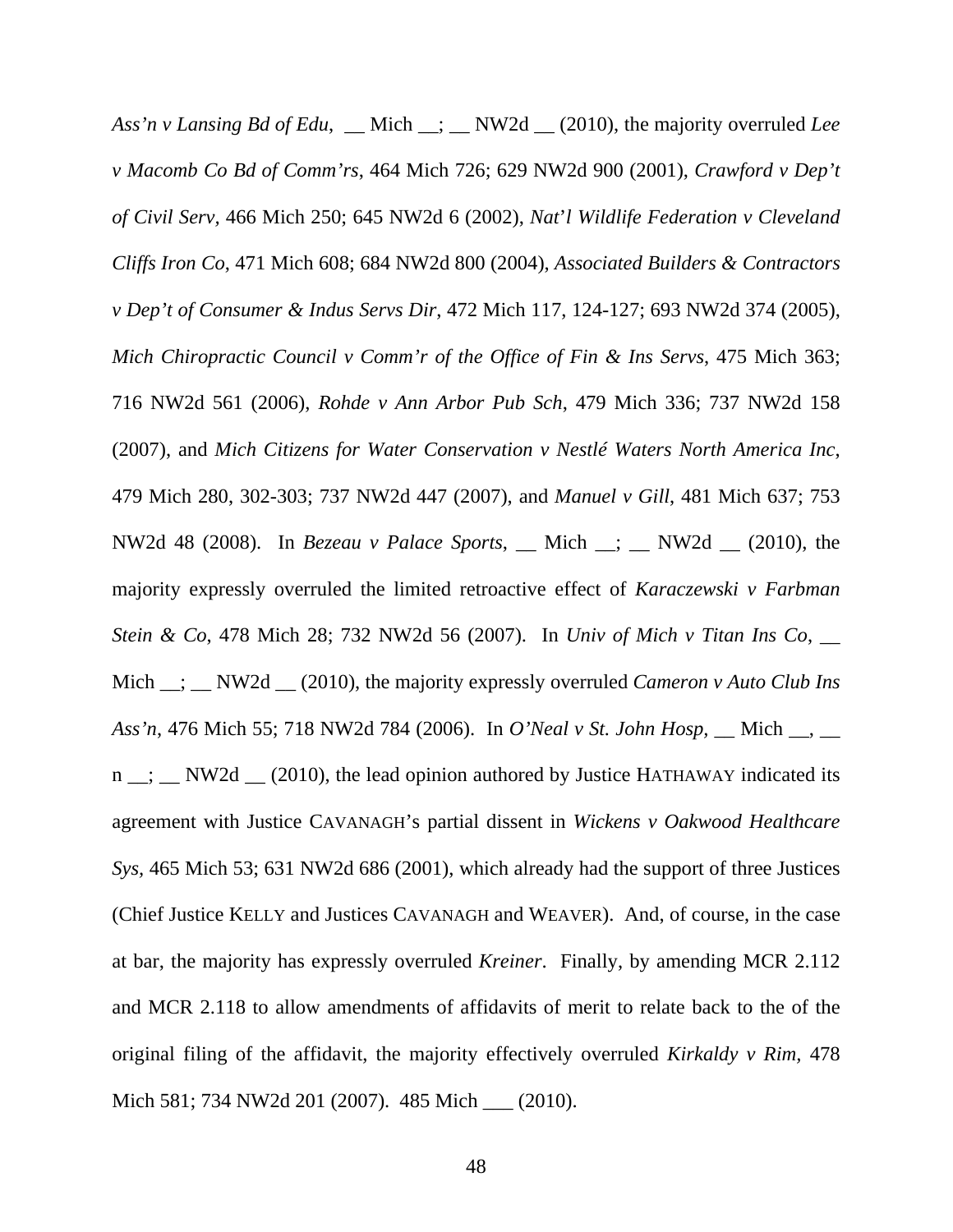*Ass'n v Lansing Bd of Edu*, __ Mich __; __ NW2d __ (2010), the majority overruled *Lee v Macomb Co Bd of Comm'rs*, 464 Mich 726; 629 NW2d 900 (2001), *Crawford v Dep't of Civil Serv*, 466 Mich 250; 645 NW2d 6 (2002), *Nat'l Wildlife Federation v Cleveland Cliffs Iron Co*, 471 Mich 608; 684 NW2d 800 (2004), *Associated Builders & Contractors v Dep't of Consumer & Indus Servs Dir*, 472 Mich 117, 124-127; 693 NW2d 374 (2005), *Mich Chiropractic Council v Comm'r of the Office of Fin & Ins Servs*, 475 Mich 363; 716 NW2d 561 (2006), *Rohde v Ann Arbor Pub Sch*, 479 Mich 336; 737 NW2d 158 (2007), and *Mich Citizens for Water Conservation v Nestlé Waters North America Inc*, 479 Mich 280, 302-303; 737 NW2d 447 (2007), and *Manuel v Gill*, 481 Mich 637; 753 NW2d 48 (2008). In *Bezeau v Palace Sports*, __ Mich __; __ NW2d __ (2010), the majority expressly overruled the limited retroactive effect of *Karaczewski v Farbman Stein & Co*, 478 Mich 28; 732 NW2d 56 (2007). In *Univ of Mich v Titan Ins Co*, __ Mich __; __ NW2d __ (2010), the majority expressly overruled *Cameron v Auto Club Ins Ass'n*, 476 Mich 55; 718 NW2d 784 (2006). In *O'Neal v St. John Hosp*, __ Mich __, __ n __; __ NW2d __ (2010), the lead opinion authored by Justice HATHAWAY indicated its agreement with Justice CAVANAGH's partial dissent in *Wickens v Oakwood Healthcare Sys*, 465 Mich 53; 631 NW2d 686 (2001), which already had the support of three Justices (Chief Justice KELLY and Justices CAVANAGH and WEAVER). And, of course, in the case at bar, the majority has expressly overruled *Kreiner*. Finally, by amending MCR 2.112 and MCR 2.118 to allow amendments of affidavits of merit to relate back to the of the original filing of the affidavit, the majority effectively overruled *Kirkaldy v Rim*, 478 Mich 581; 734 NW2d 201 (2007). 485 Mich ___ (2010).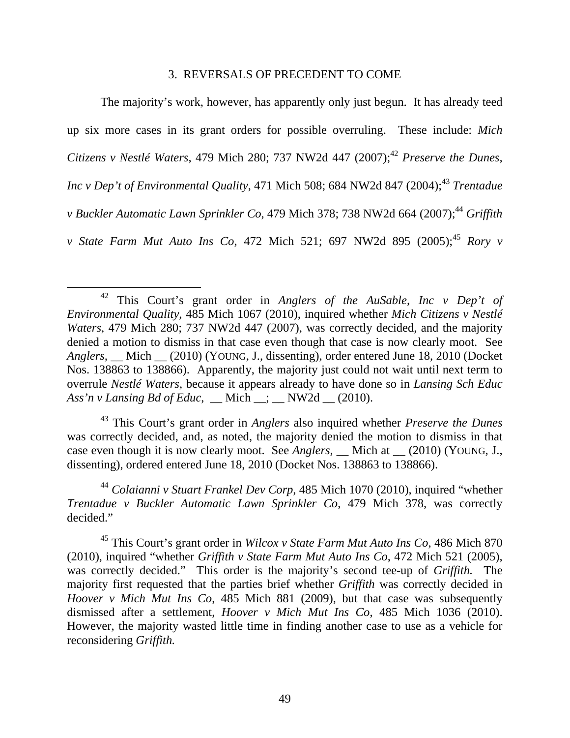### 3. REVERSALS OF PRECEDENT TO COME

The majority's work, however, has apparently only just begun. It has already teed up six more cases in its grant orders for possible overruling. These include: *Mich Citizens v Nestlé Waters*, 479 Mich 280; 737 NW2d 447 (2007);[42] *Preserve the Dunes, Inc v Dep't of Environmental Quality*, 471 Mich 508; 684 NW2d 847 (2004);[43] *Trentadue v Buckler Automatic Lawn Sprinkler Co*, 479 Mich 378; 738 NW2d 664 (2007);[44] *Griffith v State Farm Mut Auto Ins Co*, 472 Mich 521; 697 NW2d 895 (2005);[45] *Rory v*

---

[42] This Court's grant order in *Anglers of the AuSable, Inc v Dep't of Environmental Quality*, 485 Mich 1067 (2010), inquired whether *Mich Citizens v Nestlé Waters*, 479 Mich 280; 737 NW2d 447 (2007), was correctly decided, and the majority denied a motion to dismiss in that case even though that case is now clearly moot. See *Anglers*, __ Mich __ (2010) (YOUNG, J., dissenting), order entered June 18, 2010 (Docket Nos. 138863 to 138866). Apparently, the majority just could not wait until next term to overrule *Nestlé Waters*, because it appears already to have done so in *Lansing Sch Educ Ass'n v Lansing Bd of Educ*, __ Mich __; __ NW2d __ (2010).

[43] This Court's grant order in *Anglers* also inquired whether *Preserve the Dunes* was correctly decided, and, as noted, the majority denied the motion to dismiss in that case even though it is now clearly moot. See *Anglers*, __ Mich at __ (2010) (YOUNG, J., dissenting), ordered entered June 18, 2010 (Docket Nos. 138863 to 138866).

[44] *Colaianni v Stuart Frankel Dev Corp*, 485 Mich 1070 (2010), inquired "whether *Trentadue v Buckler Automatic Lawn Sprinkler Co*, 479 Mich 378, was correctly decided."

[45] This Court's grant order in *Wilcox v State Farm Mut Auto Ins Co*, 486 Mich 870 (2010), inquired "whether *Griffith v State Farm Mut Auto Ins Co*, 472 Mich 521 (2005), was correctly decided." This order is the majority's second tee-up of *Griffith.* The majority first requested that the parties brief whether *Griffith* was correctly decided in *Hoover v Mich Mut Ins Co*, 485 Mich 881 (2009), but that case was subsequently dismissed after a settlement, *Hoover v Mich Mut Ins Co*, 485 Mich 1036 (2010). However, the majority wasted little time in finding another case to use as a vehicle for reconsidering *Griffith.*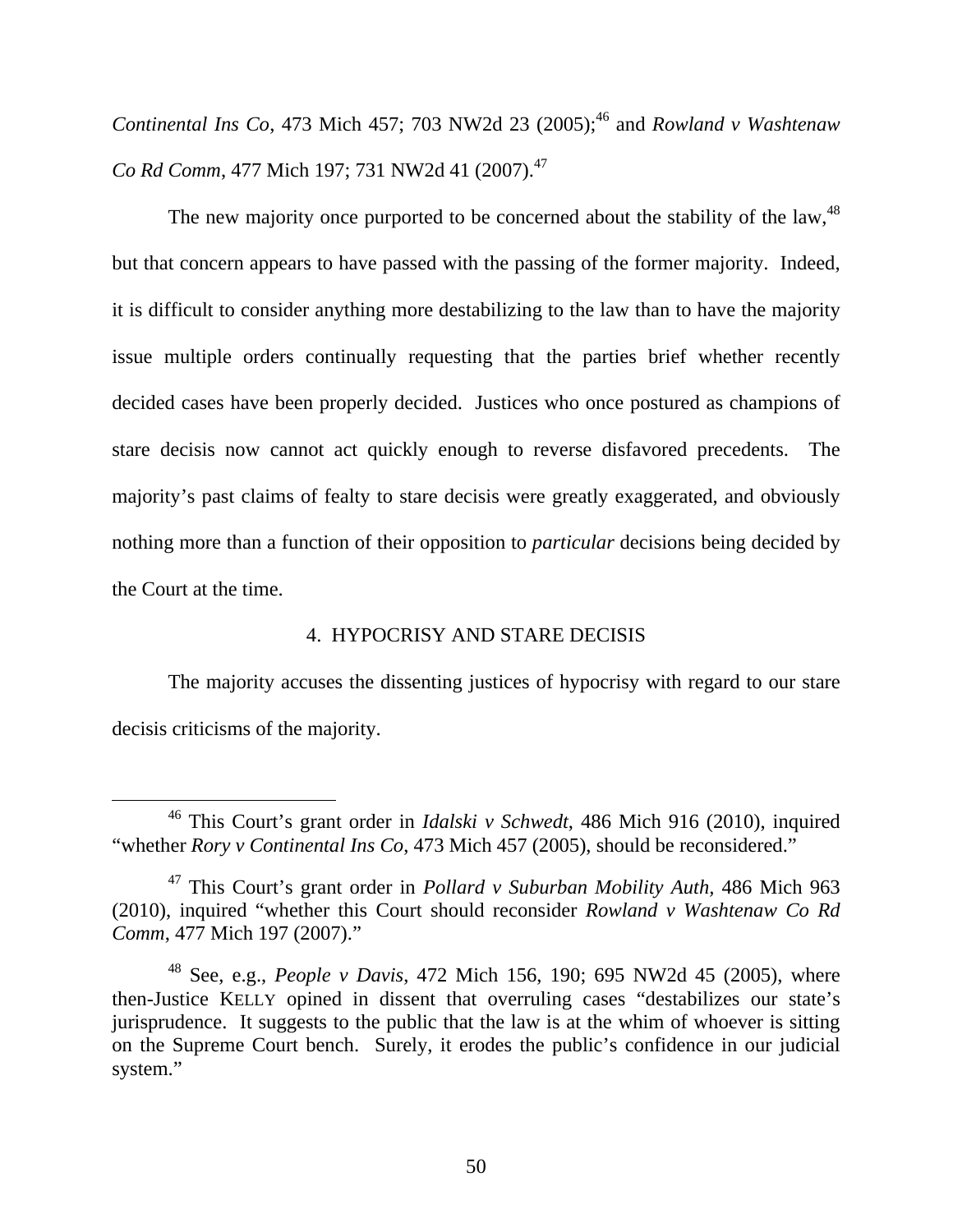*Continental Ins Co*, 473 Mich 457; 703 NW2d 23 (2005);[46] and *Rowland v Washtenaw Co Rd Comm*, 477 Mich 197; 731 NW2d 41 (2007).[47]

The new majority once purported to be concerned about the stability of the law,[48] but that concern appears to have passed with the passing of the former majority. Indeed, it is difficult to consider anything more destabilizing to the law than to have the majority issue multiple orders continually requesting that the parties brief whether recently decided cases have been properly decided. Justices who once postured as champions of stare decisis now cannot act quickly enough to reverse disfavored precedents. The majority's past claims of fealty to stare decisis were greatly exaggerated, and obviously nothing more than a function of their opposition to *particular* decisions being decided by the Court at the time.

### 4. HYPOCRISY AND STARE DECISIS

The majority accuses the dissenting justices of hypocrisy with regard to our stare decisis criticisms of the majority.

---

[46] This Court's grant order in *Idalski v Schwedt*, 486 Mich 916 (2010), inquired "whether *Rory v Continental Ins Co*, 473 Mich 457 (2005), should be reconsidered."

[47] This Court's grant order in *Pollard v Suburban Mobility Auth*, 486 Mich 963 (2010), inquired "whether this Court should reconsider *Rowland v Washtenaw Co Rd Comm*, 477 Mich 197 (2007)."

[48] See, e.g., *People v Davis*, 472 Mich 156, 190; 695 NW2d 45 (2005), where then-Justice KELLY opined in dissent that overruling cases "destabilizes our state's jurisprudence. It suggests to the public that the law is at the whim of whoever is sitting on the Supreme Court bench. Surely, it erodes the public's confidence in our judicial system."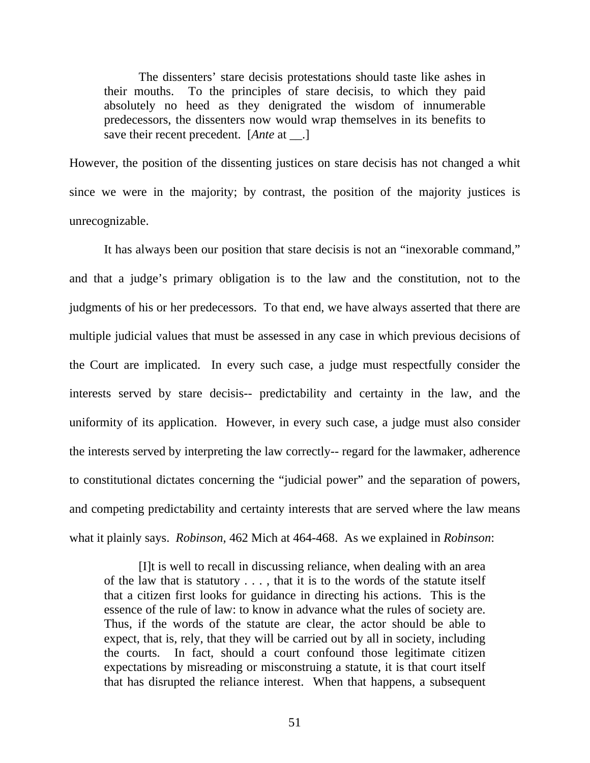> The dissenters' stare decisis protestations should taste like ashes in their mouths. To the principles of stare decisis, to which they paid absolutely no heed as they denigrated the wisdom of innumerable predecessors, the dissenters now would wrap themselves in its benefits to save their recent precedent. [*Ante* at __.]

However, the position of the dissenting justices on stare decisis has not changed a whit since we were in the majority; by contrast, the position of the majority justices is unrecognizable.

It has always been our position that stare decisis is not an "inexorable command," and that a judge's primary obligation is to the law and the constitution, not to the judgments of his or her predecessors. To that end, we have always asserted that there are multiple judicial values that must be assessed in any case in which previous decisions of the Court are implicated. In every such case, a judge must respectfully consider the interests served by stare decisis-- predictability and certainty in the law, and the uniformity of its application. However, in every such case, a judge must also consider the interests served by interpreting the law correctly-- regard for the lawmaker, adherence to constitutional dictates concerning the "judicial power" and the separation of powers, and competing predictability and certainty interests that are served where the law means what it plainly says. *Robinson,* 462 Mich at 464-468. As we explained in *Robinson*:

> [I]t is well to recall in discussing reliance, when dealing with an area of the law that is statutory . . . , that it is to the words of the statute itself that a citizen first looks for guidance in directing his actions. This is the essence of the rule of law: to know in advance what the rules of society are. Thus, if the words of the statute are clear, the actor should be able to expect, that is, rely, that they will be carried out by all in society, including the courts. In fact, should a court confound those legitimate citizen expectations by misreading or misconstruing a statute, it is that court itself that has disrupted the reliance interest. When that happens, a subsequent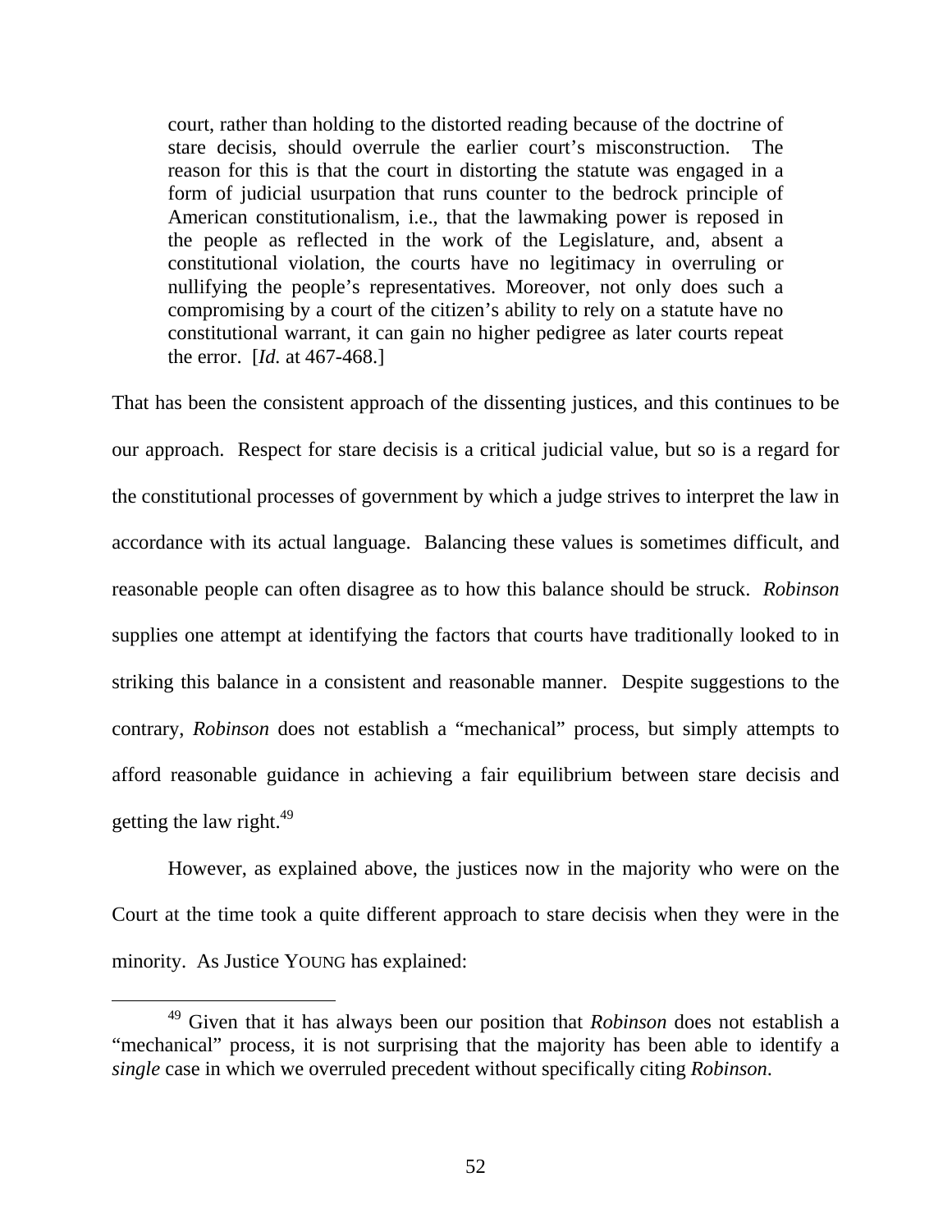> court, rather than holding to the distorted reading because of the doctrine of stare decisis, should overrule the earlier court's misconstruction. The reason for this is that the court in distorting the statute was engaged in a form of judicial usurpation that runs counter to the bedrock principle of American constitutionalism, i.e., that the lawmaking power is reposed in the people as reflected in the work of the Legislature, and, absent a constitutional violation, the courts have no legitimacy in overruling or nullifying the people's representatives. Moreover, not only does such a compromising by a court of the citizen's ability to rely on a statute have no constitutional warrant, it can gain no higher pedigree as later courts repeat the error. [*Id.* at 467-468.]

That has been the consistent approach of the dissenting justices, and this continues to be our approach. Respect for stare decisis is a critical judicial value, but so is a regard for the constitutional processes of government by which a judge strives to interpret the law in accordance with its actual language. Balancing these values is sometimes difficult, and reasonable people can often disagree as to how this balance should be struck. *Robinson* supplies one attempt at identifying the factors that courts have traditionally looked to in striking this balance in a consistent and reasonable manner. Despite suggestions to the contrary, *Robinson* does not establish a "mechanical" process, but simply attempts to afford reasonable guidance in achieving a fair equilibrium between stare decisis and getting the law right.[49]

However, as explained above, the justices now in the majority who were on the Court at the time took a quite different approach to stare decisis when they were in the minority. As Justice YOUNG has explained:

[49] Given that it has always been our position that *Robinson* does not establish a "mechanical" process, it is not surprising that the majority has been able to identify a *single* case in which we overruled precedent without specifically citing *Robinson*.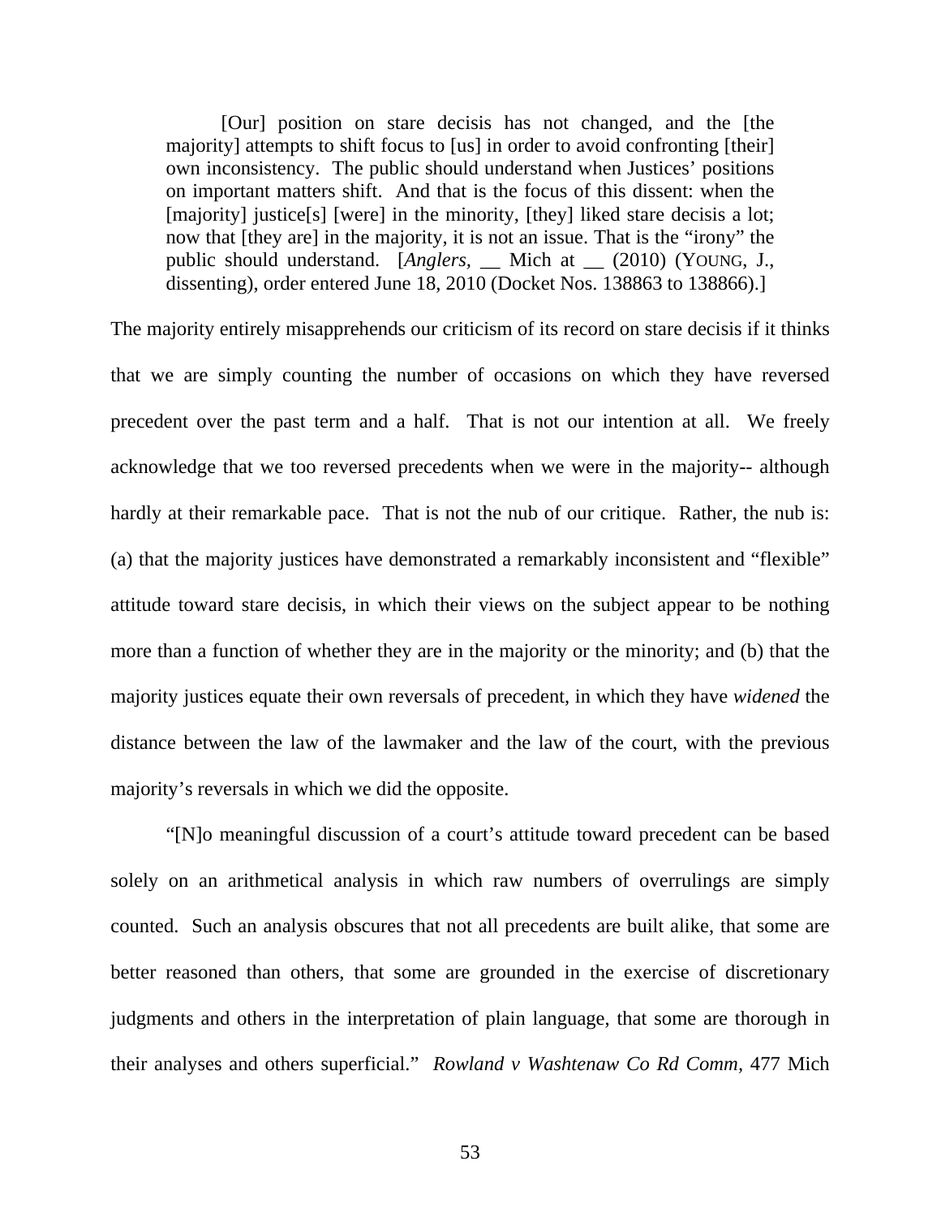> [Our] position on stare decisis has not changed, and the [the majority] attempts to shift focus to [us] in order to avoid confronting [their] own inconsistency. The public should understand when Justices' positions on important matters shift. And that is the focus of this dissent: when the [majority] justice[s] [were] in the minority, [they] liked stare decisis a lot; now that [they are] in the majority, it is not an issue. That is the "irony" the public should understand. [*Anglers*, __ Mich at __ (2010) (YOUNG, J., dissenting), order entered June 18, 2010 (Docket Nos. 138863 to 138866).]

The majority entirely misapprehends our criticism of its record on stare decisis if it thinks that we are simply counting the number of occasions on which they have reversed precedent over the past term and a half. That is not our intention at all. We freely acknowledge that we too reversed precedents when we were in the majority-- although hardly at their remarkable pace. That is not the nub of our critique. Rather, the nub is: (a) that the majority justices have demonstrated a remarkably inconsistent and "flexible" attitude toward stare decisis, in which their views on the subject appear to be nothing more than a function of whether they are in the majority or the minority; and (b) that the majority justices equate their own reversals of precedent, in which they have *widened* the distance between the law of the lawmaker and the law of the court, with the previous majority's reversals in which we did the opposite.

"[N]o meaningful discussion of a court's attitude toward precedent can be based solely on an arithmetical analysis in which raw numbers of overrulings are simply counted. Such an analysis obscures that not all precedents are built alike, that some are better reasoned than others, that some are grounded in the exercise of discretionary judgments and others in the interpretation of plain language, that some are thorough in their analyses and others superficial." *Rowland v Washtenaw Co Rd Comm*, 477 Mich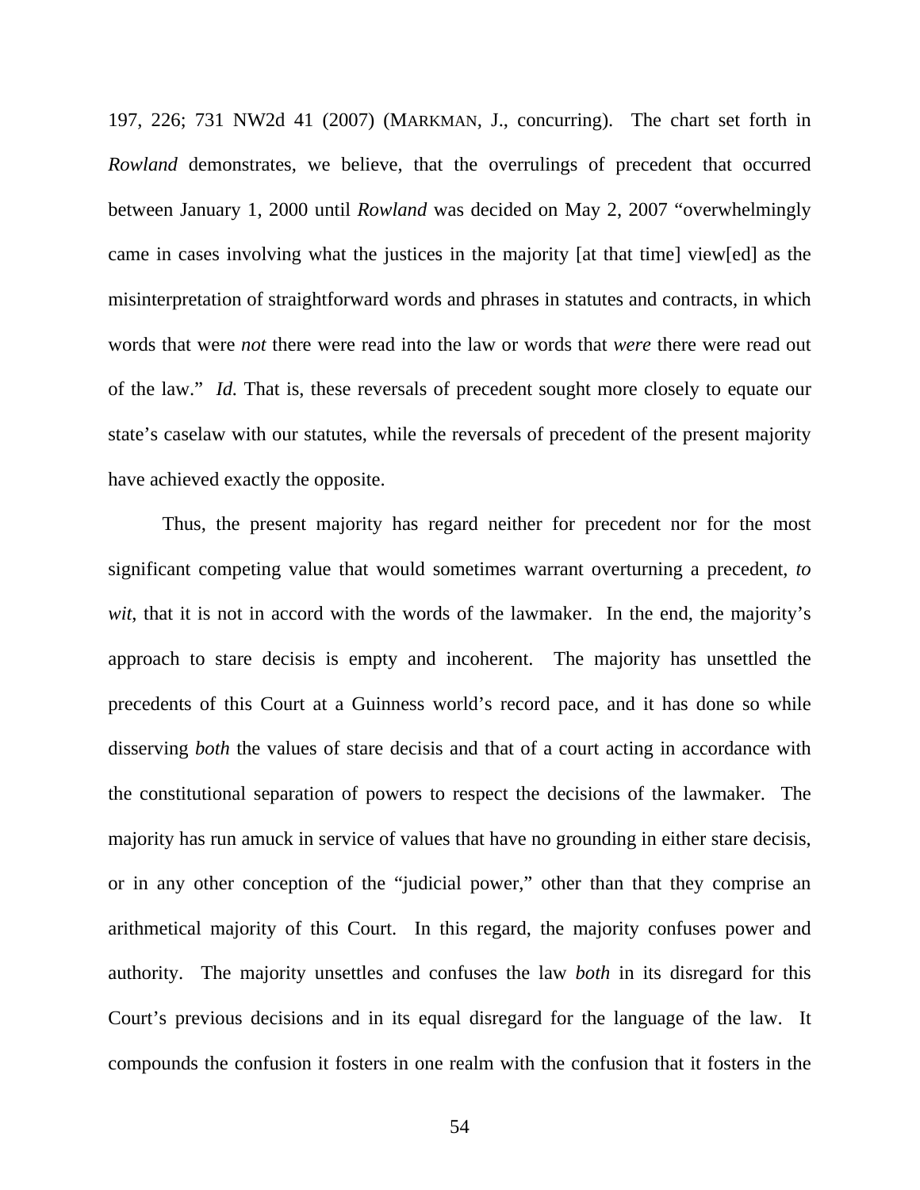197, 226; 731 NW2d 41 (2007) (MARKMAN, J., concurring). The chart set forth in *Rowland* demonstrates, we believe, that the overrulings of precedent that occurred between January 1, 2000 until *Rowland* was decided on May 2, 2007 "overwhelmingly came in cases involving what the justices in the majority [at that time] view[ed] as the misinterpretation of straightforward words and phrases in statutes and contracts, in which words that were *not* there were read into the law or words that *were* there were read out of the law." *Id.* That is, these reversals of precedent sought more closely to equate our state's caselaw with our statutes, while the reversals of precedent of the present majority have achieved exactly the opposite.

Thus, the present majority has regard neither for precedent nor for the most significant competing value that would sometimes warrant overturning a precedent, *to wit*, that it is not in accord with the words of the lawmaker. In the end, the majority's approach to stare decisis is empty and incoherent. The majority has unsettled the precedents of this Court at a Guinness world's record pace, and it has done so while disserving *both* the values of stare decisis and that of a court acting in accordance with the constitutional separation of powers to respect the decisions of the lawmaker. The majority has run amuck in service of values that have no grounding in either stare decisis, or in any other conception of the "judicial power," other than that they comprise an arithmetical majority of this Court. In this regard, the majority confuses power and authority. The majority unsettles and confuses the law *both* in its disregard for this Court's previous decisions and in its equal disregard for the language of the law. It compounds the confusion it fosters in one realm with the confusion that it fosters in the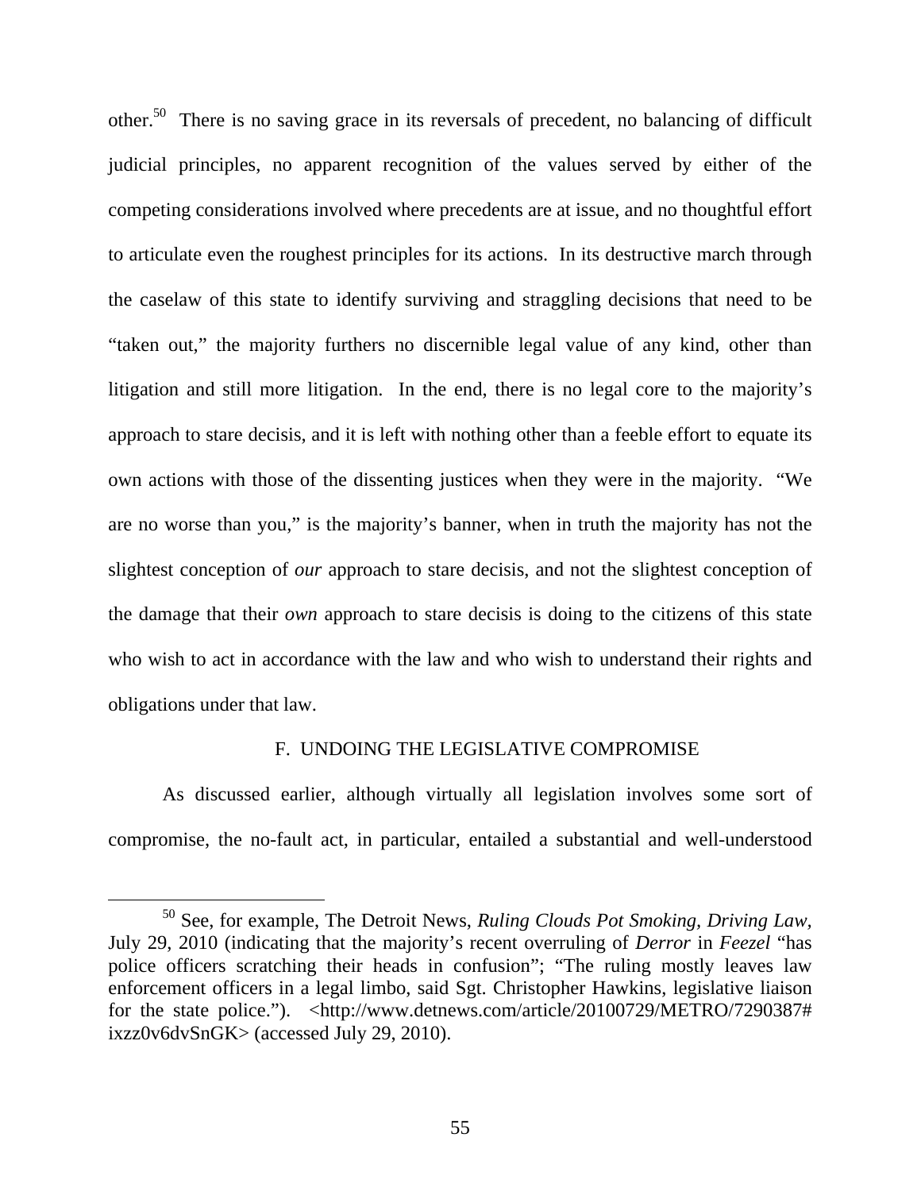other.[50] There is no saving grace in its reversals of precedent, no balancing of difficult judicial principles, no apparent recognition of the values served by either of the competing considerations involved where precedents are at issue, and no thoughtful effort to articulate even the roughest principles for its actions. In its destructive march through the caselaw of this state to identify surviving and straggling decisions that need to be "taken out," the majority furthers no discernible legal value of any kind, other than litigation and still more litigation. In the end, there is no legal core to the majority's approach to stare decisis, and it is left with nothing other than a feeble effort to equate its own actions with those of the dissenting justices when they were in the majority. "We are no worse than you," is the majority's banner, when in truth the majority has not the slightest conception of *our* approach to stare decisis, and not the slightest conception of the damage that their *own* approach to stare decisis is doing to the citizens of this state who wish to act in accordance with the law and who wish to understand their rights and obligations under that law.

### F. UNDOING THE LEGISLATIVE COMPROMISE

As discussed earlier, although virtually all legislation involves some sort of compromise, the no-fault act, in particular, entailed a substantial and well-understood

---

[50] See, for example, The Detroit News, *Ruling Clouds Pot Smoking, Driving Law,* July 29, 2010 (indicating that the majority's recent overruling of *Derror* in *Feezel* "has police officers scratching their heads in confusion"; "The ruling mostly leaves law enforcement officers in a legal limbo, said Sgt. Christopher Hawkins, legislative liaison for the state police."). <http://www.detnews.com/article/20100729/METRO/7290387#ixzz0v6dvSnGK> (accessed July 29, 2010).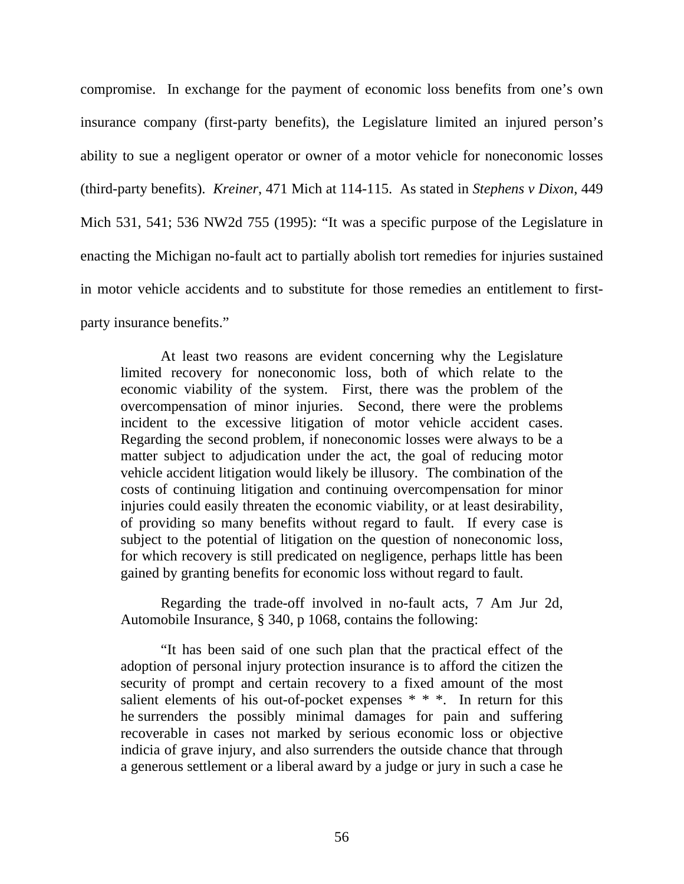compromise. In exchange for the payment of economic loss benefits from one's own insurance company (first-party benefits), the Legislature limited an injured person's ability to sue a negligent operator or owner of a motor vehicle for noneconomic losses (third-party benefits). *Kreiner*, 471 Mich at 114-115. As stated in *Stephens v Dixon*, 449 Mich 531, 541; 536 NW2d 755 (1995): "It was a specific purpose of the Legislature in enacting the Michigan no-fault act to partially abolish tort remedies for injuries sustained in motor vehicle accidents and to substitute for those remedies an entitlement to first-party insurance benefits."

> At least two reasons are evident concerning why the Legislature limited recovery for noneconomic loss, both of which relate to the economic viability of the system. First, there was the problem of the overcompensation of minor injuries. Second, there were the problems incident to the excessive litigation of motor vehicle accident cases. Regarding the second problem, if noneconomic losses were always to be a matter subject to adjudication under the act, the goal of reducing motor vehicle accident litigation would likely be illusory. The combination of the costs of continuing litigation and continuing overcompensation for minor injuries could easily threaten the economic viability, or at least desirability, of providing so many benefits without regard to fault. If every case is subject to the potential of litigation on the question of noneconomic loss, for which recovery is still predicated on negligence, perhaps little has been gained by granting benefits for economic loss without regard to fault.
>
> Regarding the trade-off involved in no-fault acts, 7 Am Jur 2d, Automobile Insurance, § 340, p 1068, contains the following:
>
> "It has been said of one such plan that the practical effect of the adoption of personal injury protection insurance is to afford the citizen the security of prompt and certain recovery to a fixed amount of the most salient elements of his out-of-pocket expenses * * *. In return for this he surrenders the possibly minimal damages for pain and suffering recoverable in cases not marked by serious economic loss or objective indicia of grave injury, and also surrenders the outside chance that through a generous settlement or a liberal award by a judge or jury in such a case he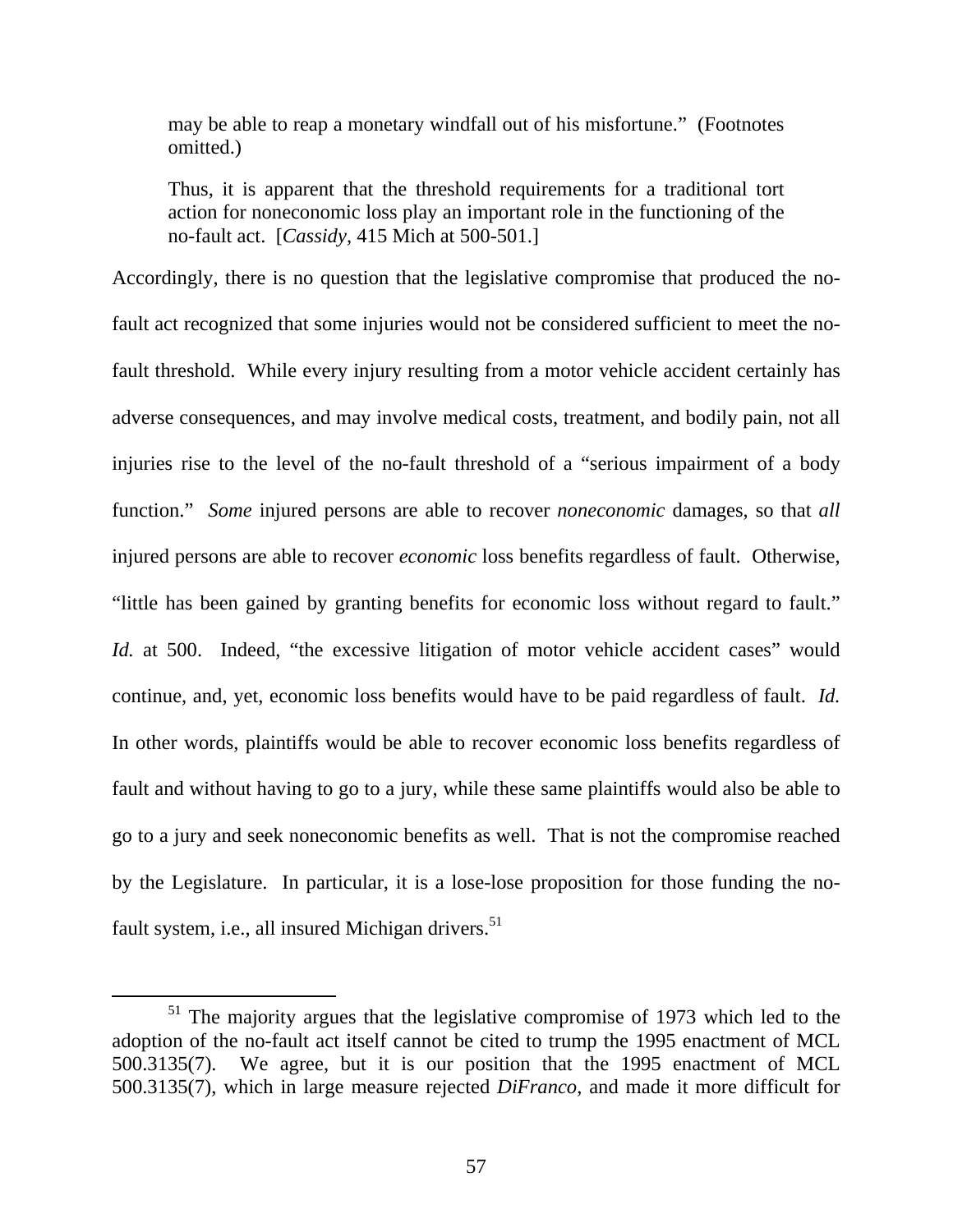> may be able to reap a monetary windfall out of his misfortune." (Footnotes omitted.)
>
> Thus, it is apparent that the threshold requirements for a traditional tort action for noneconomic loss play an important role in the functioning of the no-fault act. [*Cassidy*, 415 Mich at 500-501.]

Accordingly, there is no question that the legislative compromise that produced the no-fault act recognized that some injuries would not be considered sufficient to meet the no-fault threshold. While every injury resulting from a motor vehicle accident certainly has adverse consequences, and may involve medical costs, treatment, and bodily pain, not all injuries rise to the level of the no-fault threshold of a "serious impairment of a body function." *Some* injured persons are able to recover *noneconomic* damages, so that *all* injured persons are able to recover *economic* loss benefits regardless of fault. Otherwise, "little has been gained by granting benefits for economic loss without regard to fault." *Id.* at 500. Indeed, "the excessive litigation of motor vehicle accident cases" would continue, and, yet, economic loss benefits would have to be paid regardless of fault. *Id.* In other words, plaintiffs would be able to recover economic loss benefits regardless of fault and without having to go to a jury, while these same plaintiffs would also be able to go to a jury and seek noneconomic benefits as well. That is not the compromise reached by the Legislature. In particular, it is a lose-lose proposition for those funding the no-fault system, i.e., all insured Michigan drivers.[51]

[51] The majority argues that the legislative compromise of 1973 which led to the adoption of the no-fault act itself cannot be cited to trump the 1995 enactment of MCL 500.3135(7). We agree, but it is our position that the 1995 enactment of MCL 500.3135(7), which in large measure rejected *DiFranco*, and made it more difficult for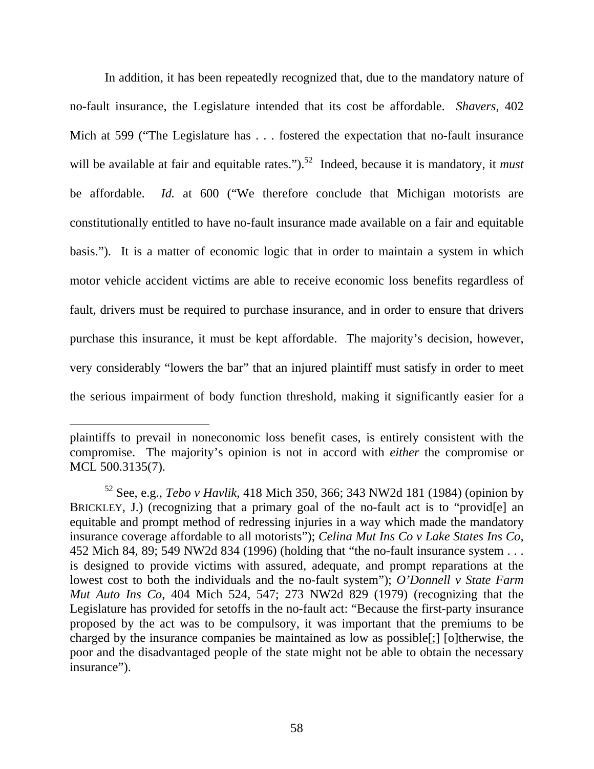In addition, it has been repeatedly recognized that, due to the mandatory nature of no-fault insurance, the Legislature intended that its cost be affordable. *Shavers*, 402 Mich at 599 ("The Legislature has . . . fostered the expectation that no-fault insurance will be available at fair and equitable rates.").[52] Indeed, because it is mandatory, it *must* be affordable. *Id.* at 600 ("We therefore conclude that Michigan motorists are constitutionally entitled to have no-fault insurance made available on a fair and equitable basis."). It is a matter of economic logic that in order to maintain a system in which motor vehicle accident victims are able to receive economic loss benefits regardless of fault, drivers must be required to purchase insurance, and in order to ensure that drivers purchase this insurance, it must be kept affordable. The majority's decision, however, very considerably "lowers the bar" that an injured plaintiff must satisfy in order to meet the serious impairment of body function threshold, making it significantly easier for a

---

plaintiffs to prevail in noneconomic loss benefit cases, is entirely consistent with the compromise. The majority's opinion is not in accord with *either* the compromise or MCL 500.3135(7).

[52] See, e.g., *Tebo v Havlik*, 418 Mich 350, 366; 343 NW2d 181 (1984) (opinion by BRICKLEY, J.) (recognizing that a primary goal of the no-fault act is to "provid[e] an equitable and prompt method of redressing injuries in a way which made the mandatory insurance coverage affordable to all motorists"); *Celina Mut Ins Co v Lake States Ins Co*, 452 Mich 84, 89; 549 NW2d 834 (1996) (holding that "the no-fault insurance system . . . is designed to provide victims with assured, adequate, and prompt reparations at the lowest cost to both the individuals and the no-fault system"); *O'Donnell v State Farm Mut Auto Ins Co*, 404 Mich 524, 547; 273 NW2d 829 (1979) (recognizing that the Legislature has provided for setoffs in the no-fault act: "Because the first-party insurance proposed by the act was to be compulsory, it was important that the premiums to be charged by the insurance companies be maintained as low as possible[;] [o]therwise, the poor and the disadvantaged people of the state might not be able to obtain the necessary insurance").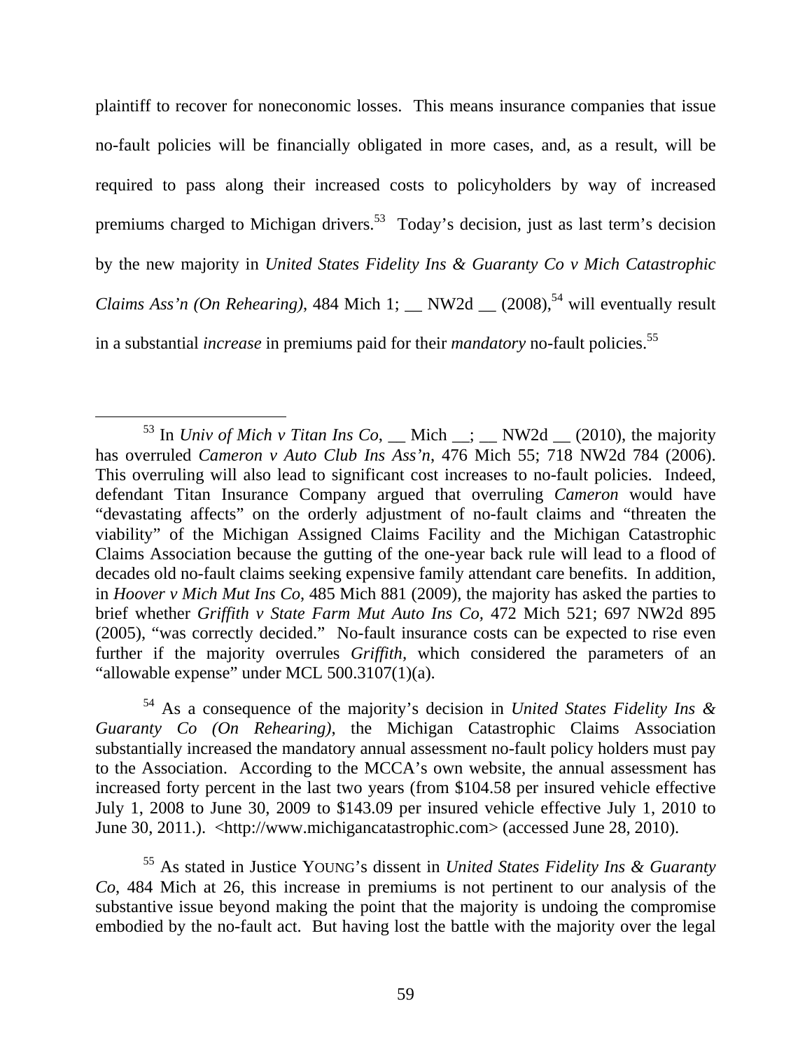plaintiff to recover for noneconomic losses. This means insurance companies that issue no-fault policies will be financially obligated in more cases, and, as a result, will be required to pass along their increased costs to policyholders by way of increased premiums charged to Michigan drivers.[53] Today's decision, just as last term's decision by the new majority in *United States Fidelity Ins & Guaranty Co v Mich Catastrophic Claims Ass'n (On Rehearing)*, 484 Mich 1; __ NW2d __ (2008),[54] will eventually result in a substantial *increase* in premiums paid for their *mandatory* no-fault policies.[55]

---

[53] In *Univ of Mich v Titan Ins Co*, __ Mich __; __ NW2d __ (2010), the majority has overruled *Cameron v Auto Club Ins Ass'n*, 476 Mich 55; 718 NW2d 784 (2006). This overruling will also lead to significant cost increases to no-fault policies. Indeed, defendant Titan Insurance Company argued that overruling *Cameron* would have "devastating affects" on the orderly adjustment of no-fault claims and "threaten the viability" of the Michigan Assigned Claims Facility and the Michigan Catastrophic Claims Association because the gutting of the one-year back rule will lead to a flood of decades old no-fault claims seeking expensive family attendant care benefits. In addition, in *Hoover v Mich Mut Ins Co*, 485 Mich 881 (2009), the majority has asked the parties to brief whether *Griffith v State Farm Mut Auto Ins Co*, 472 Mich 521; 697 NW2d 895 (2005), "was correctly decided." No-fault insurance costs can be expected to rise even further if the majority overrules *Griffith*, which considered the parameters of an "allowable expense" under MCL 500.3107(1)(a).

[54] As a consequence of the majority's decision in *United States Fidelity Ins & Guaranty Co (On Rehearing)*, the Michigan Catastrophic Claims Association substantially increased the mandatory annual assessment no-fault policy holders must pay to the Association. According to the MCCA's own website, the annual assessment has increased forty percent in the last two years (from $104.58 per insured vehicle effective July 1, 2008 to June 30, 2009 to $143.09 per insured vehicle effective July 1, 2010 to June 30, 2011.). <http://www.michigancatastrophic.com> (accessed June 28, 2010).

[55] As stated in Justice YOUNG's dissent in *United States Fidelity Ins & Guaranty Co*, 484 Mich at 26, this increase in premiums is not pertinent to our analysis of the substantive issue beyond making the point that the majority is undoing the compromise embodied by the no-fault act. But having lost the battle with the majority over the legal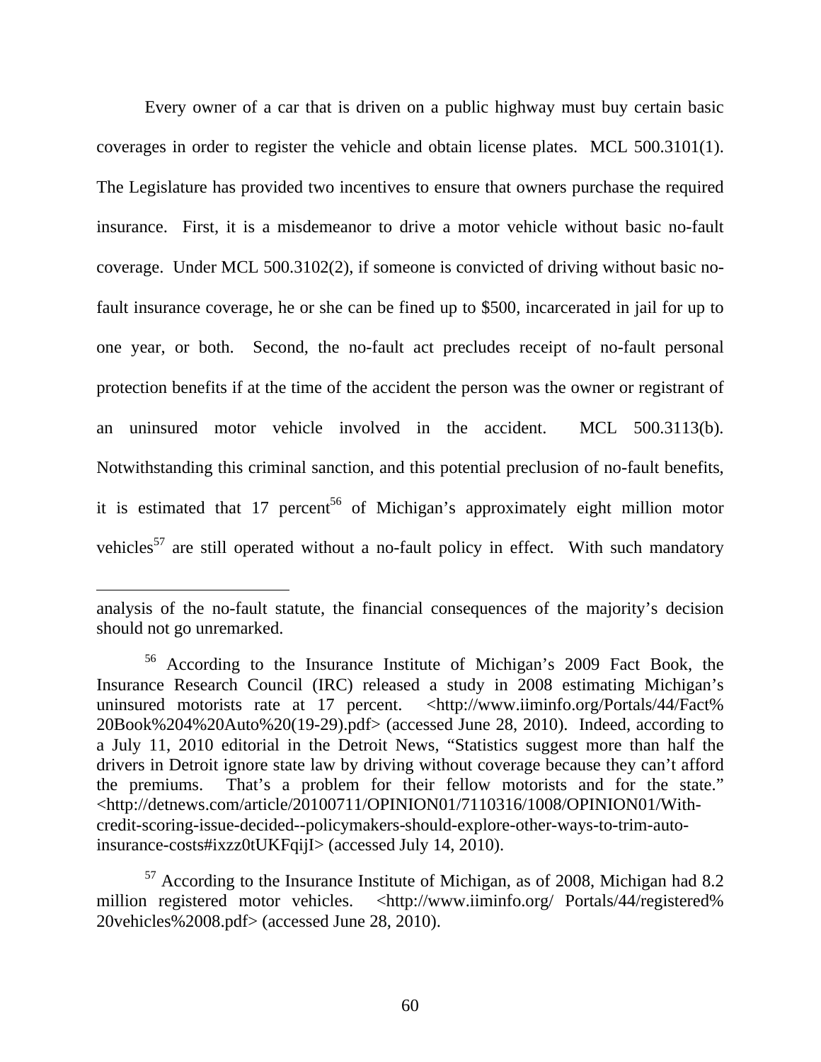Every owner of a car that is driven on a public highway must buy certain basic coverages in order to register the vehicle and obtain license plates. MCL 500.3101(1). The Legislature has provided two incentives to ensure that owners purchase the required insurance. First, it is a misdemeanor to drive a motor vehicle without basic no-fault coverage. Under MCL 500.3102(2), if someone is convicted of driving without basic no-fault insurance coverage, he or she can be fined up to $500, incarcerated in jail for up to one year, or both. Second, the no-fault act precludes receipt of no-fault personal protection benefits if at the time of the accident the person was the owner or registrant of an uninsured motor vehicle involved in the accident. MCL 500.3113(b). Notwithstanding this criminal sanction, and this potential preclusion of no-fault benefits, it is estimated that 17 percent[56] of Michigan's approximately eight million motor vehicles[57] are still operated without a no-fault policy in effect. With such mandatory

---

analysis of the no-fault statute, the financial consequences of the majority's decision should not go unremarked.

[56] According to the Insurance Institute of Michigan's 2009 Fact Book, the Insurance Research Council (IRC) released a study in 2008 estimating Michigan's uninsured motorists rate at 17 percent. <http://www.iiminfo.org/Portals/44/Fact%20Book%204%20Auto%20(19-29).pdf> (accessed June 28, 2010). Indeed, according to a July 11, 2010 editorial in the Detroit News, "Statistics suggest more than half the drivers in Detroit ignore state law by driving without coverage because they can't afford the premiums. That's a problem for their fellow motorists and for the state." <http://detnews.com/article/20100711/OPINION01/7110316/1008/OPINION01/With-credit-scoring-issue-decided--policymakers-should-explore-other-ways-to-trim-auto-insurance-costs#ixzz0tUKFqijI> (accessed July 14, 2010).

[57] According to the Insurance Institute of Michigan, as of 2008, Michigan had 8.2 million registered motor vehicles. <http://www.iiminfo.org/ Portals/44/registered%20vehicles%2008.pdf> (accessed June 28, 2010).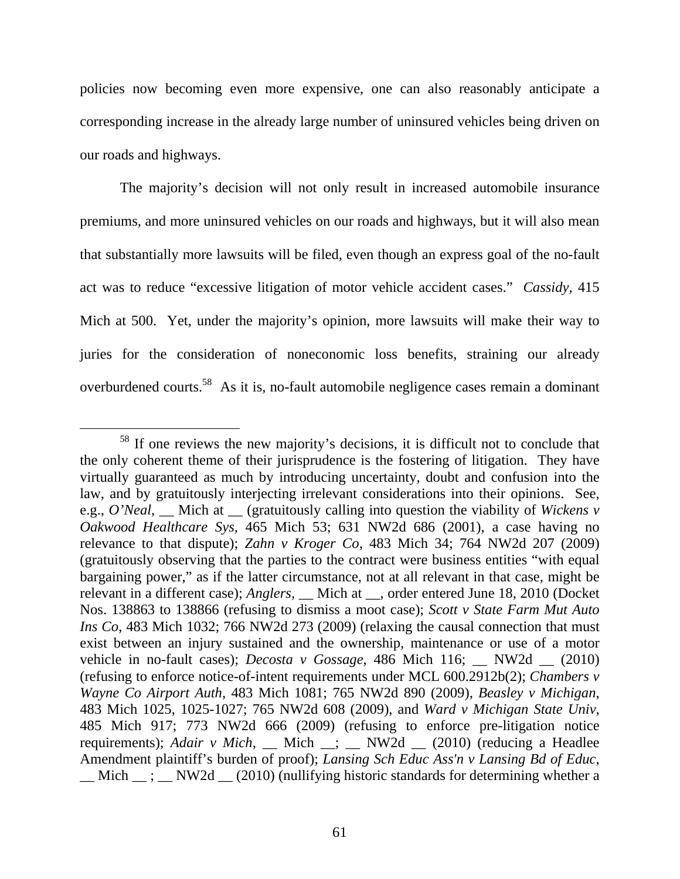policies now becoming even more expensive, one can also reasonably anticipate a corresponding increase in the already large number of uninsured vehicles being driven on our roads and highways.

The majority's decision will not only result in increased automobile insurance premiums, and more uninsured vehicles on our roads and highways, but it will also mean that substantially more lawsuits will be filed, even though an express goal of the no-fault act was to reduce "excessive litigation of motor vehicle accident cases." *Cassidy*, 415 Mich at 500. Yet, under the majority's opinion, more lawsuits will make their way to juries for the consideration of noneconomic loss benefits, straining our already overburdened courts.[58] As it is, no-fault automobile negligence cases remain a dominant

---

[58] If one reviews the new majority's decisions, it is difficult not to conclude that the only coherent theme of their jurisprudence is the fostering of litigation. They have virtually guaranteed as much by introducing uncertainty, doubt and confusion into the law, and by gratuitously interjecting irrelevant considerations into their opinions. See, e.g., *O'Neal*, __ Mich at __ (gratuitously calling into question the viability of *Wickens v Oakwood Healthcare Sys*, 465 Mich 53; 631 NW2d 686 (2001), a case having no relevance to that dispute); *Zahn v Kroger Co*, 483 Mich 34; 764 NW2d 207 (2009) (gratuitously observing that the parties to the contract were business entities "with equal bargaining power," as if the latter circumstance, not at all relevant in that case, might be relevant in a different case); *Anglers*, __ Mich at __, order entered June 18, 2010 (Docket Nos. 138863 to 138866 (refusing to dismiss a moot case); *Scott v State Farm Mut Auto Ins Co*, 483 Mich 1032; 766 NW2d 273 (2009) (relaxing the causal connection that must exist between an injury sustained and the ownership, maintenance or use of a motor vehicle in no-fault cases); *Decosta v Gossage*, 486 Mich 116; __ NW2d __ (2010) (refusing to enforce notice-of-intent requirements under MCL 600.2912b(2); *Chambers v Wayne Co Airport Auth*, 483 Mich 1081; 765 NW2d 890 (2009), *Beasley v Michigan*, 483 Mich 1025, 1025-1027; 765 NW2d 608 (2009), and *Ward v Michigan State Univ*, 485 Mich 917; 773 NW2d 666 (2009) (refusing to enforce pre-litigation notice requirements); *Adair v Mich*, __ Mich __; __ NW2d __ (2010) (reducing a Headlee Amendment plaintiff's burden of proof); *Lansing Sch Educ Ass'n v Lansing Bd of Educ*, __ Mich __ ; __ NW2d __ (2010) (nullifying historic standards for determining whether a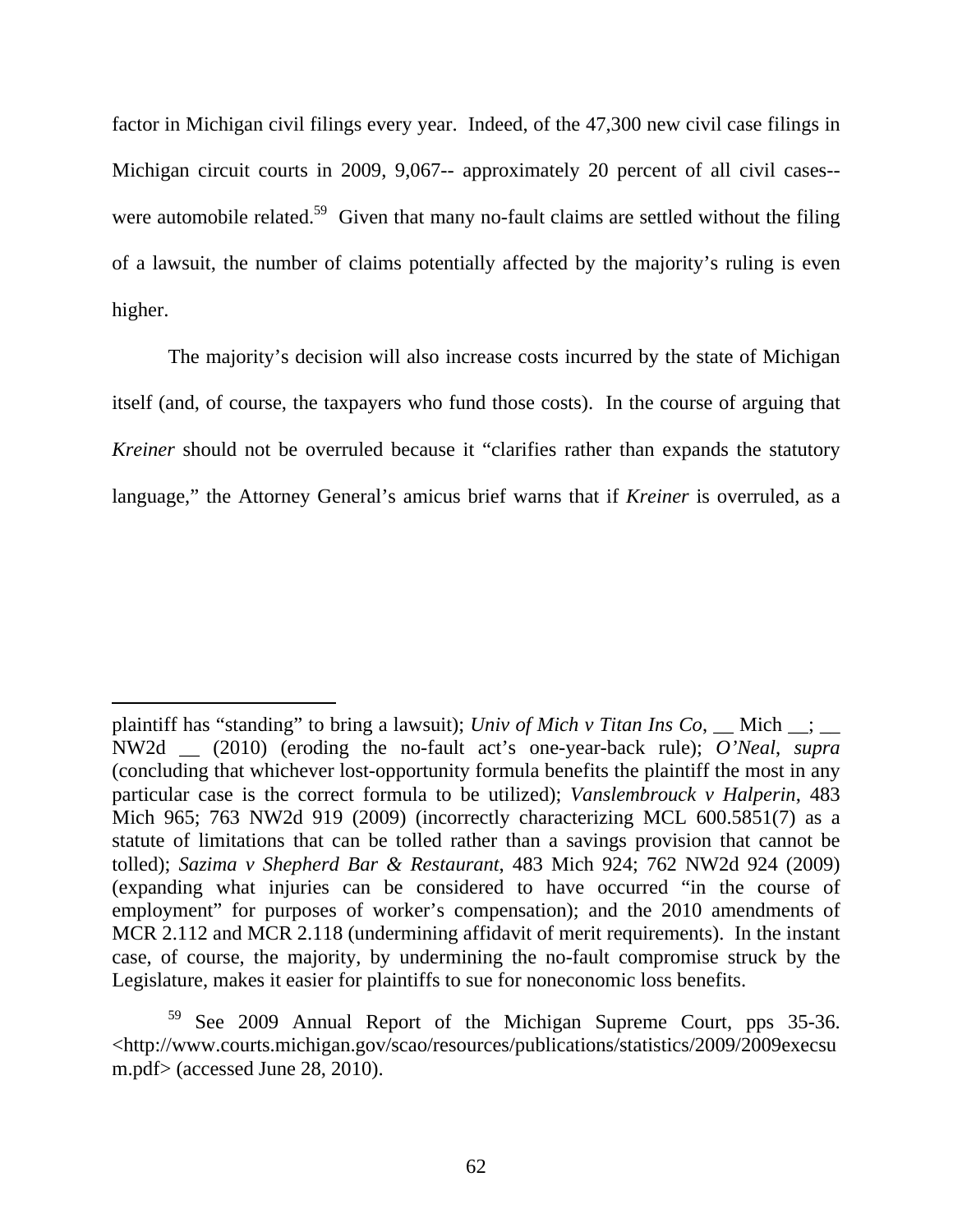factor in Michigan civil filings every year. Indeed, of the 47,300 new civil case filings in Michigan circuit courts in 2009, 9,067-- approximately 20 percent of all civil cases-- were automobile related.[59] Given that many no-fault claims are settled without the filing of a lawsuit, the number of claims potentially affected by the majority's ruling is even higher.

The majority's decision will also increase costs incurred by the state of Michigan itself (and, of course, the taxpayers who fund those costs). In the course of arguing that *Kreiner* should not be overruled because it "clarifies rather than expands the statutory language," the Attorney General's amicus brief warns that if *Kreiner* is overruled, as a

---

plaintiff has "standing" to bring a lawsuit); *Univ of Mich v Titan Ins Co*, __ Mich __; __ NW2d __ (2010) (eroding the no-fault act's one-year-back rule); *O'Neal*, *supra* (concluding that whichever lost-opportunity formula benefits the plaintiff the most in any particular case is the correct formula to be utilized); *Vanslembrouck v Halperin*, 483 Mich 965; 763 NW2d 919 (2009) (incorrectly characterizing MCL 600.5851(7) as a statute of limitations that can be tolled rather than a savings provision that cannot be tolled); *Sazima v Shepherd Bar & Restaurant*, 483 Mich 924; 762 NW2d 924 (2009) (expanding what injuries can be considered to have occurred "in the course of employment" for purposes of worker's compensation); and the 2010 amendments of MCR 2.112 and MCR 2.118 (undermining affidavit of merit requirements). In the instant case, of course, the majority, by undermining the no-fault compromise struck by the Legislature, makes it easier for plaintiffs to sue for noneconomic loss benefits.

[59] See 2009 Annual Report of the Michigan Supreme Court, pps 35-36. <http://www.courts.michigan.gov/scao/resources/publications/statistics/2009/2009execsum.pdf> (accessed June 28, 2010).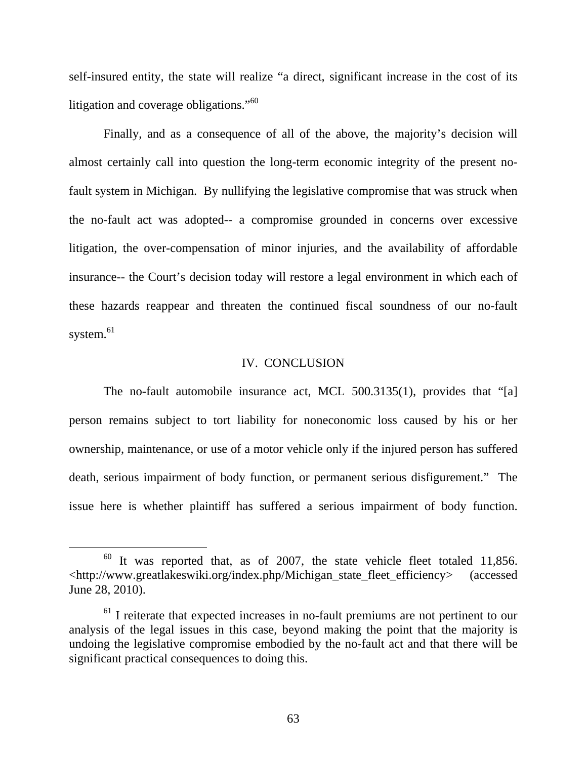self-insured entity, the state will realize "a direct, significant increase in the cost of its litigation and coverage obligations."[60]

Finally, and as a consequence of all of the above, the majority's decision will almost certainly call into question the long-term economic integrity of the present no-fault system in Michigan. By nullifying the legislative compromise that was struck when the no-fault act was adopted-- a compromise grounded in concerns over excessive litigation, the over-compensation of minor injuries, and the availability of affordable insurance-- the Court's decision today will restore a legal environment in which each of these hazards reappear and threaten the continued fiscal soundness of our no-fault system.[61]

## IV. CONCLUSION

The no-fault automobile insurance act, MCL 500.3135(1), provides that "[a] person remains subject to tort liability for noneconomic loss caused by his or her ownership, maintenance, or use of a motor vehicle only if the injured person has suffered death, serious impairment of body function, or permanent serious disfigurement." The issue here is whether plaintiff has suffered a serious impairment of body function.

---

[60] It was reported that, as of 2007, the state vehicle fleet totaled 11,856. <http://www.greatlakeswiki.org/index.php/Michigan_state_fleet_efficiency> (accessed June 28, 2010).

[61] I reiterate that expected increases in no-fault premiums are not pertinent to our analysis of the legal issues in this case, beyond making the point that the majority is undoing the legislative compromise embodied by the no-fault act and that there will be significant practical consequences to doing this.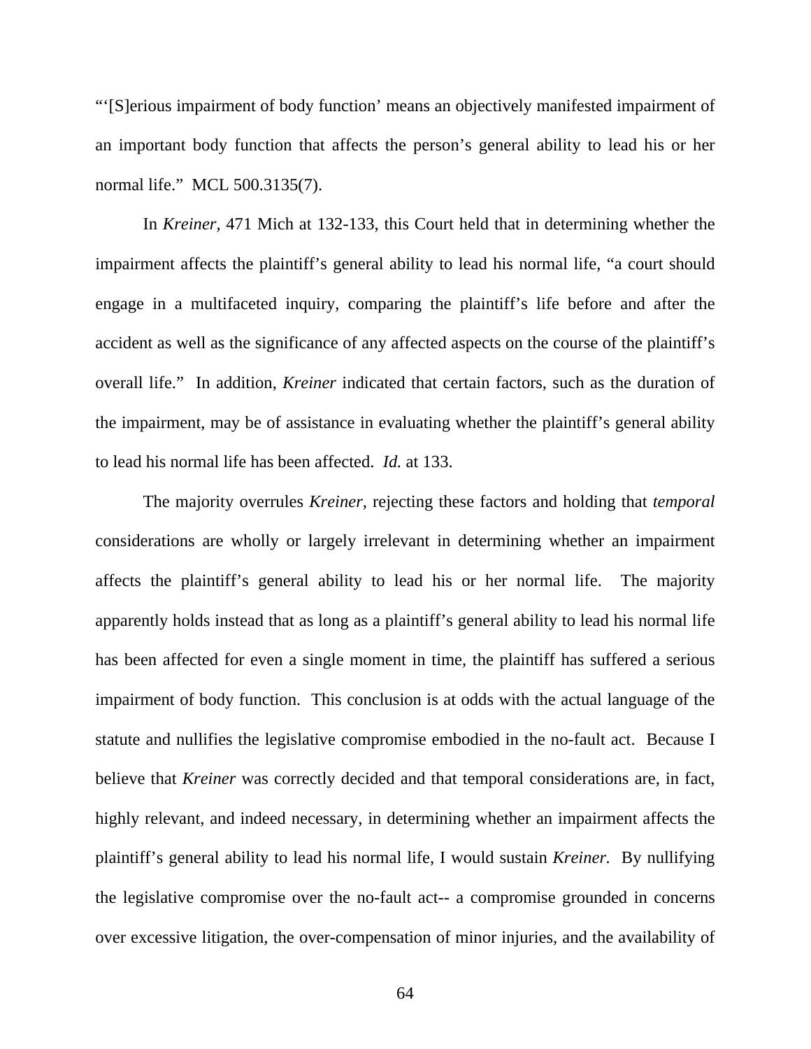"'[S]erious impairment of body function' means an objectively manifested impairment of an important body function that affects the person's general ability to lead his or her normal life." MCL 500.3135(7).

In *Kreiner*, 471 Mich at 132-133, this Court held that in determining whether the impairment affects the plaintiff's general ability to lead his normal life, "a court should engage in a multifaceted inquiry, comparing the plaintiff's life before and after the accident as well as the significance of any affected aspects on the course of the plaintiff's overall life." In addition, *Kreiner* indicated that certain factors, such as the duration of the impairment, may be of assistance in evaluating whether the plaintiff's general ability to lead his normal life has been affected. *Id.* at 133.

The majority overrules *Kreiner*, rejecting these factors and holding that *temporal* considerations are wholly or largely irrelevant in determining whether an impairment affects the plaintiff's general ability to lead his or her normal life. The majority apparently holds instead that as long as a plaintiff's general ability to lead his normal life has been affected for even a single moment in time, the plaintiff has suffered a serious impairment of body function. This conclusion is at odds with the actual language of the statute and nullifies the legislative compromise embodied in the no-fault act. Because I believe that *Kreiner* was correctly decided and that temporal considerations are, in fact, highly relevant, and indeed necessary, in determining whether an impairment affects the plaintiff's general ability to lead his normal life, I would sustain *Kreiner.* By nullifying the legislative compromise over the no-fault act-- a compromise grounded in concerns over excessive litigation, the over-compensation of minor injuries, and the availability of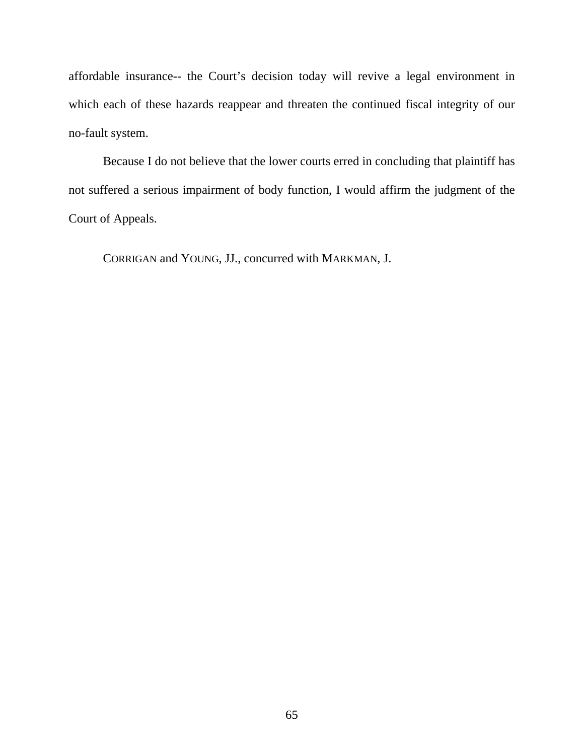affordable insurance-- the Court's decision today will revive a legal environment in which each of these hazards reappear and threaten the continued fiscal integrity of our no-fault system.

Because I do not believe that the lower courts erred in concluding that plaintiff has not suffered a serious impairment of body function, I would affirm the judgment of the Court of Appeals.

CORRIGAN and YOUNG, JJ., concurred with MARKMAN, J.